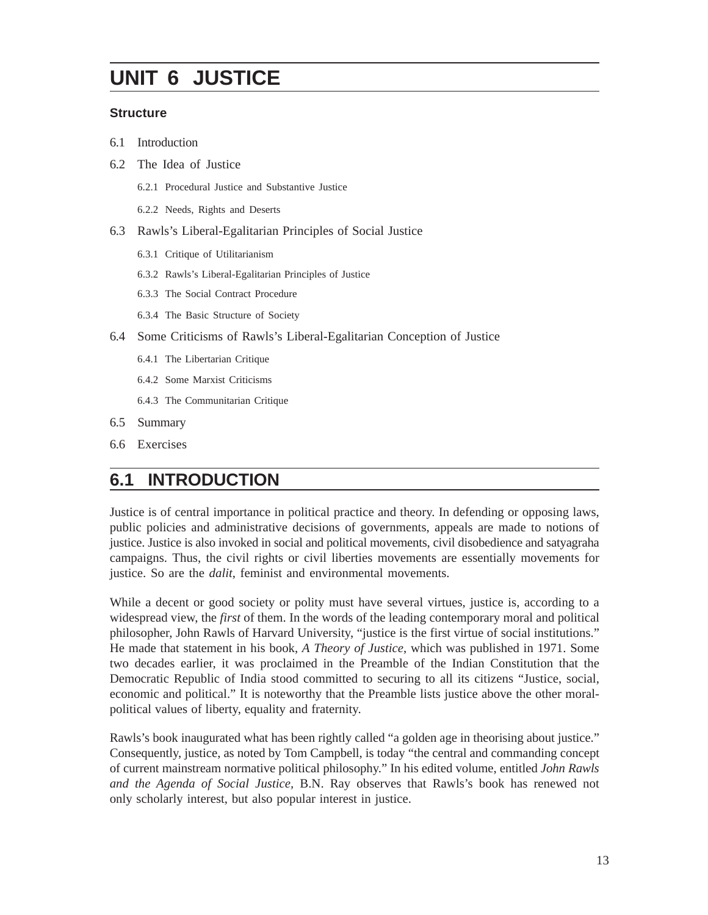# UNIT 6 JUSTICE

**Structure**

6.1 Introduction

6.2 The Idea of Justice

- 6.2.1 Procedural Justice and Substantive Justice
- 6.2.2 Needs, Rights and Deserts

6.3 Rawls's Liberal-Egalitarian Principles of Social Justice

- 6.3.1 Critique of Utilitarianism
- 6.3.2 Rawls's Liberal-Egalitarian Principles of Justice
- 6.3.3 The Social Contract Procedure
- 6.3.4 The Basic Structure of Society

6.4 Some Criticisms of Rawls's Liberal-Egalitarian Conception of Justice

- 6.4.1 The Libertarian Critique
- 6.4.2 Some Marxist Criticisms
- 6.4.3 The Communitarian Critique

6.5 Summary

6.6 Exercises

## 6.1 INTRODUCTION

Justice is of central importance in political practice and theory. In defending or opposing laws, public policies and administrative decisions of governments, appeals are made to notions of justice. Justice is also invoked in social and political movements, civil disobedience and satyagraha campaigns. Thus, the civil rights or civil liberties movements are essentially movements for justice. So are the *dalit*, feminist and environmental movements.

While a decent or good society or polity must have several virtues, justice is, according to a widespread view, the *first* of them. In the words of the leading contemporary moral and political philosopher, John Rawls of Harvard University, "justice is the first virtue of social institutions." He made that statement in his book, *A Theory of Justice*, which was published in 1971. Some two decades earlier, it was proclaimed in the Preamble of the Indian Constitution that the Democratic Republic of India stood committed to securing to all its citizens "Justice, social, economic and political." It is noteworthy that the Preamble lists justice above the other moral-political values of liberty, equality and fraternity.

Rawls's book inaugurated what has been rightly called "a golden age in theorising about justice." Consequently, justice, as noted by Tom Campbell, is today "the central and commanding concept of current mainstream normative political philosophy." In his edited volume, entitled *John Rawls and the Agenda of Social Justice,* B.N. Ray observes that Rawls's book has renewed not only scholarly interest, but also popular interest in justice.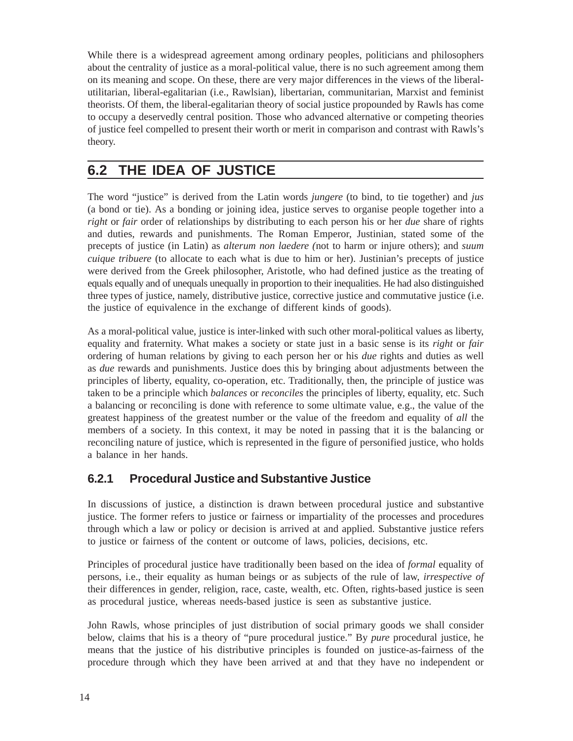While there is a widespread agreement among ordinary peoples, politicians and philosophers about the centrality of justice as a moral-political value, there is no such agreement among them on its meaning and scope. On these, there are very major differences in the views of the liberal-utilitarian, liberal-egalitarian (i.e., Rawlsian), libertarian, communitarian, Marxist and feminist theorists. Of them, the liberal-egalitarian theory of social justice propounded by Rawls has come to occupy a deservedly central position. Those who advanced alternative or competing theories of justice feel compelled to present their worth or merit in comparison and contrast with Rawls's theory.

## 6.2 THE IDEA OF JUSTICE

The word "justice" is derived from the Latin words *jungere* (to bind, to tie together) and *jus* (a bond or tie). As a bonding or joining idea, justice serves to organise people together into a *right* or *fair* order of relationships by distributing to each person his or her *due* share of rights and duties, rewards and punishments. The Roman Emperor, Justinian, stated some of the precepts of justice (in Latin) as *alterum non laedere (*not to harm or injure others); and *suum cuique tribuere* (to allocate to each what is due to him or her). Justinian's precepts of justice were derived from the Greek philosopher, Aristotle, who had defined justice as the treating of equals equally and of unequals unequally in proportion to their inequalities. He had also distinguished three types of justice, namely, distributive justice, corrective justice and commutative justice (i.e. the justice of equivalence in the exchange of different kinds of goods).

As a moral-political value, justice is inter-linked with such other moral-political values as liberty, equality and fraternity. What makes a society or state just in a basic sense is its *right* or *fair* ordering of human relations by giving to each person her or his *due* rights and duties as well as *due* rewards and punishments. Justice does this by bringing about adjustments between the principles of liberty, equality, co-operation, etc. Traditionally, then, the principle of justice was taken to be a principle which *balances* or *reconciles* the principles of liberty, equality, etc. Such a balancing or reconciling is done with reference to some ultimate value, e.g., the value of the greatest happiness of the greatest number or the value of the freedom and equality of *all* the members of a society. In this context, it may be noted in passing that it is the balancing or reconciling nature of justice, which is represented in the figure of personified justice, who holds a balance in her hands.

### 6.2.1 Procedural Justice and Substantive Justice

In discussions of justice, a distinction is drawn between procedural justice and substantive justice. The former refers to justice or fairness or impartiality of the processes and procedures through which a law or policy or decision is arrived at and applied. Substantive justice refers to justice or fairness of the content or outcome of laws, policies, decisions, etc.

Principles of procedural justice have traditionally been based on the idea of *formal* equality of persons, i.e., their equality as human beings or as subjects of the rule of law, *irrespective of* their differences in gender, religion, race, caste, wealth, etc. Often, rights-based justice is seen as procedural justice, whereas needs-based justice is seen as substantive justice.

John Rawls, whose principles of just distribution of social primary goods we shall consider below, claims that his is a theory of "pure procedural justice." By *pure* procedural justice, he means that the justice of his distributive principles is founded on justice-as-fairness of the procedure through which they have been arrived at and that they have no independent or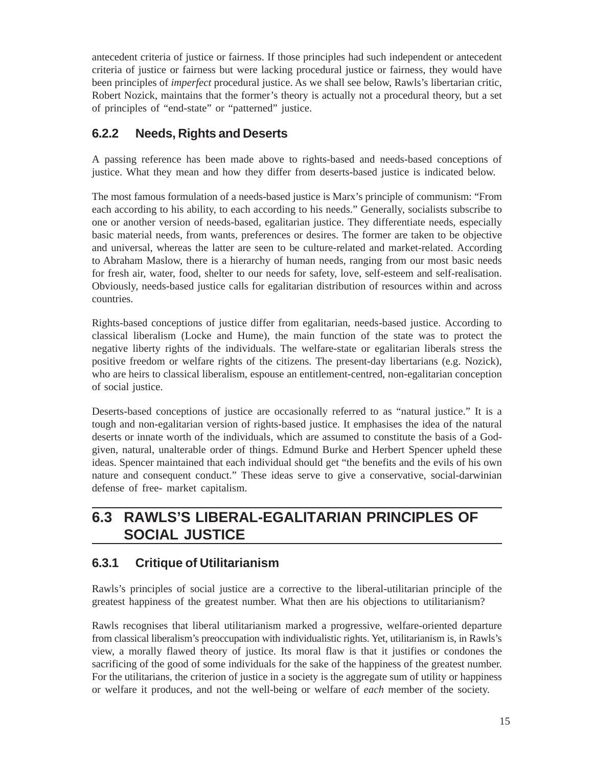antecedent criteria of justice or fairness. If those principles had such independent or antecedent criteria of justice or fairness but were lacking procedural justice or fairness, they would have been principles of *imperfect* procedural justice. As we shall see below, Rawls's libertarian critic, Robert Nozick, maintains that the former's theory is actually not a procedural theory, but a set of principles of "end-state" or "patterned" justice.

### 6.2.2 Needs, Rights and Deserts

A passing reference has been made above to rights-based and needs-based conceptions of justice. What they mean and how they differ from deserts-based justice is indicated below.

The most famous formulation of a needs-based justice is Marx's principle of communism: "From each according to his ability, to each according to his needs." Generally, socialists subscribe to one or another version of needs-based, egalitarian justice. They differentiate needs, especially basic material needs, from wants, preferences or desires. The former are taken to be objective and universal, whereas the latter are seen to be culture-related and market-related. According to Abraham Maslow, there is a hierarchy of human needs, ranging from our most basic needs for fresh air, water, food, shelter to our needs for safety, love, self-esteem and self-realisation. Obviously, needs-based justice calls for egalitarian distribution of resources within and across countries.

Rights-based conceptions of justice differ from egalitarian, needs-based justice. According to classical liberalism (Locke and Hume), the main function of the state was to protect the negative liberty rights of the individuals. The welfare-state or egalitarian liberals stress the positive freedom or welfare rights of the citizens. The present-day libertarians (e.g. Nozick), who are heirs to classical liberalism, espouse an entitlement-centred, non-egalitarian conception of social justice.

Deserts-based conceptions of justice are occasionally referred to as "natural justice." It is a tough and non-egalitarian version of rights-based justice. It emphasises the idea of the natural deserts or innate worth of the individuals, which are assumed to constitute the basis of a God-given, natural, unalterable order of things. Edmund Burke and Herbert Spencer upheld these ideas. Spencer maintained that each individual should get "the benefits and the evils of his own nature and consequent conduct." These ideas serve to give a conservative, social-darwinian defense of free- market capitalism.

## 6.3 RAWLS'S LIBERAL-EGALITARIAN PRINCIPLES OF SOCIAL JUSTICE

### 6.3.1 Critique of Utilitarianism

Rawls's principles of social justice are a corrective to the liberal-utilitarian principle of the greatest happiness of the greatest number. What then are his objections to utilitarianism?

Rawls recognises that liberal utilitarianism marked a progressive, welfare-oriented departure from classical liberalism's preoccupation with individualistic rights. Yet, utilitarianism is, in Rawls's view, a morally flawed theory of justice. Its moral flaw is that it justifies or condones the sacrificing of the good of some individuals for the sake of the happiness of the greatest number. For the utilitarians, the criterion of justice in a society is the aggregate sum of utility or happiness or welfare it produces, and not the well-being or welfare of *each* member of the society.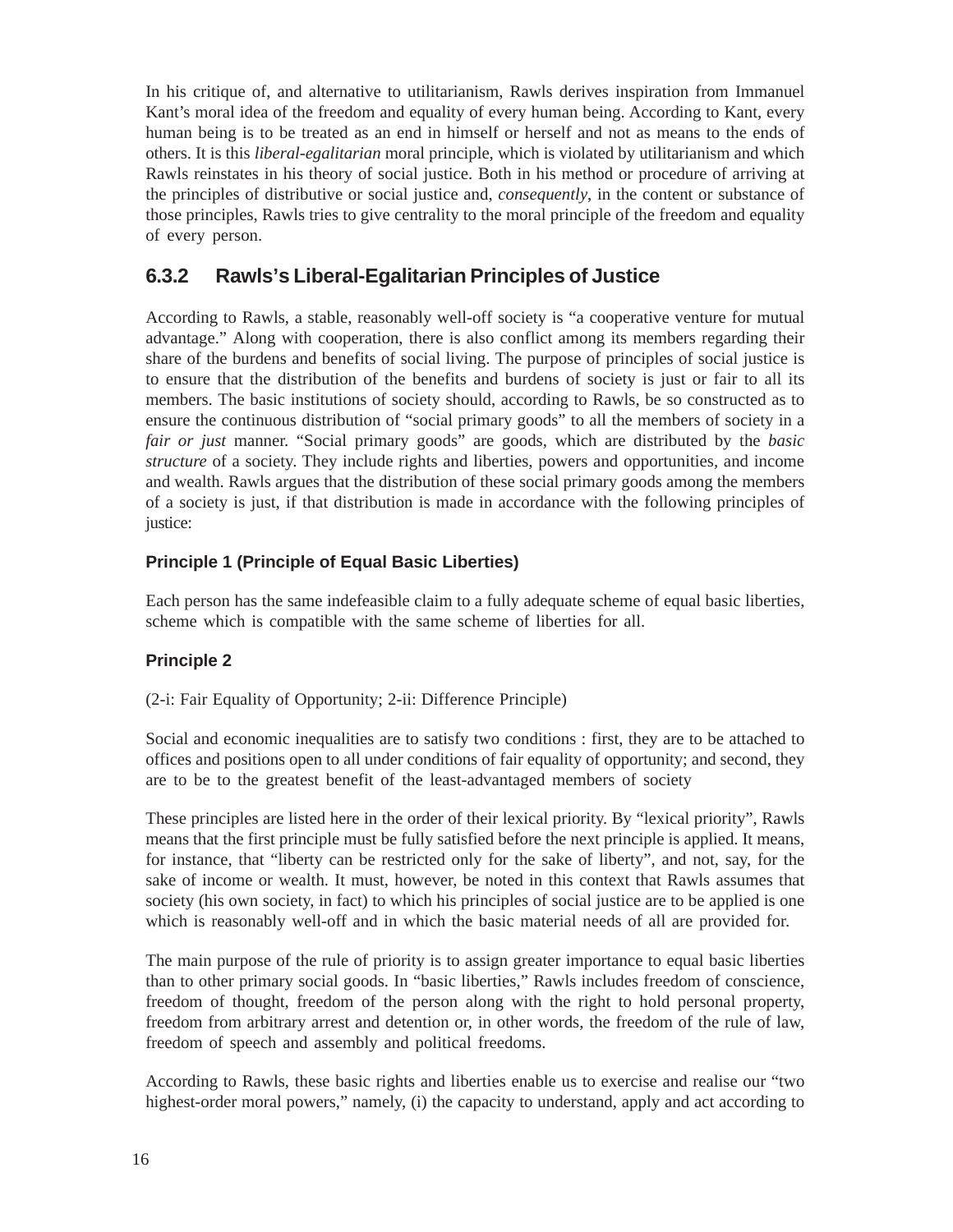In his critique of, and alternative to utilitarianism, Rawls derives inspiration from Immanuel Kant's moral idea of the freedom and equality of every human being. According to Kant, every human being is to be treated as an end in himself or herself and not as means to the ends of others. It is this *liberal-egalitarian* moral principle, which is violated by utilitarianism and which Rawls reinstates in his theory of social justice. Both in his method or procedure of arriving at the principles of distributive or social justice and, *consequently*, in the content or substance of those principles, Rawls tries to give centrality to the moral principle of the freedom and equality of every person.

### 6.3.2 Rawls's Liberal-Egalitarian Principles of Justice

According to Rawls, a stable, reasonably well-off society is "a cooperative venture for mutual advantage." Along with cooperation, there is also conflict among its members regarding their share of the burdens and benefits of social living. The purpose of principles of social justice is to ensure that the distribution of the benefits and burdens of society is just or fair to all its members. The basic institutions of society should, according to Rawls, be so constructed as to ensure the continuous distribution of "social primary goods" to all the members of society in a *fair or just* manner. "Social primary goods" are goods, which are distributed by the *basic structure* of a society. They include rights and liberties, powers and opportunities, and income and wealth. Rawls argues that the distribution of these social primary goods among the members of a society is just, if that distribution is made in accordance with the following principles of justice:

#### Principle 1 (Principle of Equal Basic Liberties)

Each person has the same indefeasible claim to a fully adequate scheme of equal basic liberties, scheme which is compatible with the same scheme of liberties for all.

#### Principle 2

(2-i: Fair Equality of Opportunity; 2-ii: Difference Principle)

Social and economic inequalities are to satisfy two conditions : first, they are to be attached to offices and positions open to all under conditions of fair equality of opportunity; and second, they are to be to the greatest benefit of the least-advantaged members of society

These principles are listed here in the order of their lexical priority. By "lexical priority", Rawls means that the first principle must be fully satisfied before the next principle is applied. It means, for instance, that "liberty can be restricted only for the sake of liberty", and not, say, for the sake of income or wealth. It must, however, be noted in this context that Rawls assumes that society (his own society, in fact) to which his principles of social justice are to be applied is one which is reasonably well-off and in which the basic material needs of all are provided for.

The main purpose of the rule of priority is to assign greater importance to equal basic liberties than to other primary social goods. In "basic liberties," Rawls includes freedom of conscience, freedom of thought, freedom of the person along with the right to hold personal property, freedom from arbitrary arrest and detention or, in other words, the freedom of the rule of law, freedom of speech and assembly and political freedoms.

According to Rawls, these basic rights and liberties enable us to exercise and realise our "two highest-order moral powers," namely, (i) the capacity to understand, apply and act according to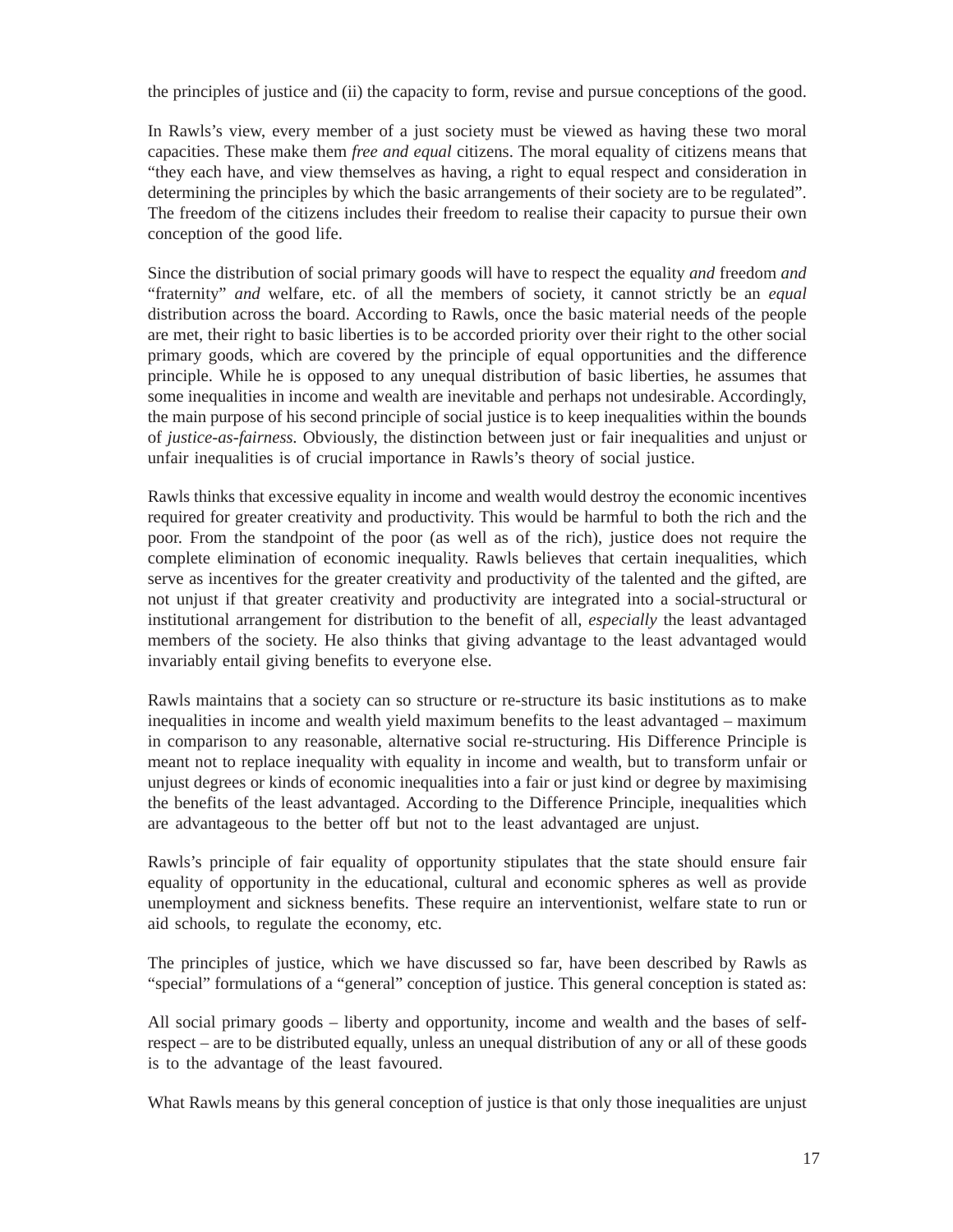the principles of justice and (ii) the capacity to form, revise and pursue conceptions of the good.

In Rawls's view, every member of a just society must be viewed as having these two moral capacities. These make them *free and equal* citizens. The moral equality of citizens means that "they each have, and view themselves as having, a right to equal respect and consideration in determining the principles by which the basic arrangements of their society are to be regulated". The freedom of the citizens includes their freedom to realise their capacity to pursue their own conception of the good life.

Since the distribution of social primary goods will have to respect the equality *and* freedom *and* "fraternity" *and* welfare, etc. of all the members of society, it cannot strictly be an *equal* distribution across the board. According to Rawls, once the basic material needs of the people are met, their right to basic liberties is to be accorded priority over their right to the other social primary goods, which are covered by the principle of equal opportunities and the difference principle. While he is opposed to any unequal distribution of basic liberties, he assumes that some inequalities in income and wealth are inevitable and perhaps not undesirable. Accordingly, the main purpose of his second principle of social justice is to keep inequalities within the bounds of *justice-as-fairness*. Obviously, the distinction between just or fair inequalities and unjust or unfair inequalities is of crucial importance in Rawls's theory of social justice.

Rawls thinks that excessive equality in income and wealth would destroy the economic incentives required for greater creativity and productivity. This would be harmful to both the rich and the poor. From the standpoint of the poor (as well as of the rich), justice does not require the complete elimination of economic inequality. Rawls believes that certain inequalities, which serve as incentives for the greater creativity and productivity of the talented and the gifted, are not unjust if that greater creativity and productivity are integrated into a social-structural or institutional arrangement for distribution to the benefit of all, *especially* the least advantaged members of the society. He also thinks that giving advantage to the least advantaged would invariably entail giving benefits to everyone else.

Rawls maintains that a society can so structure or re-structure its basic institutions as to make inequalities in income and wealth yield maximum benefits to the least advantaged – maximum in comparison to any reasonable, alternative social re-structuring. His Difference Principle is meant not to replace inequality with equality in income and wealth, but to transform unfair or unjust degrees or kinds of economic inequalities into a fair or just kind or degree by maximising the benefits of the least advantaged. According to the Difference Principle, inequalities which are advantageous to the better off but not to the least advantaged are unjust.

Rawls's principle of fair equality of opportunity stipulates that the state should ensure fair equality of opportunity in the educational, cultural and economic spheres as well as provide unemployment and sickness benefits. These require an interventionist, welfare state to run or aid schools, to regulate the economy, etc.

The principles of justice, which we have discussed so far, have been described by Rawls as "special" formulations of a "general" conception of justice. This general conception is stated as:

All social primary goods – liberty and opportunity, income and wealth and the bases of self-respect – are to be distributed equally, unless an unequal distribution of any or all of these goods is to the advantage of the least favoured.

What Rawls means by this general conception of justice is that only those inequalities are unjust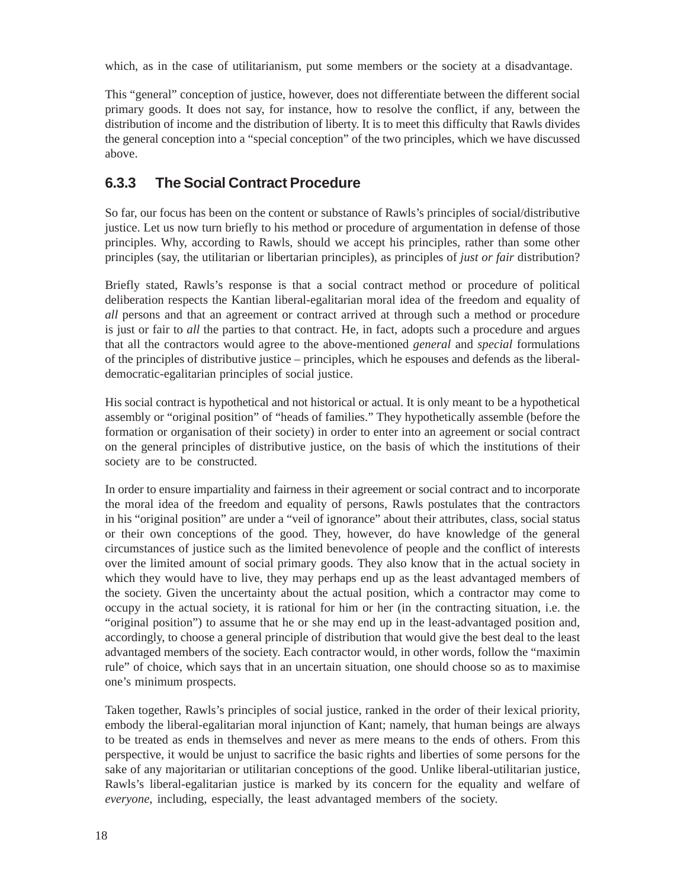which, as in the case of utilitarianism, put some members or the society at a disadvantage.

This "general" conception of justice, however, does not differentiate between the different social primary goods. It does not say, for instance, how to resolve the conflict, if any, between the distribution of income and the distribution of liberty. It is to meet this difficulty that Rawls divides the general conception into a "special conception" of the two principles, which we have discussed above.

### 6.3.3 The Social Contract Procedure

So far, our focus has been on the content or substance of Rawls's principles of social/distributive justice. Let us now turn briefly to his method or procedure of argumentation in defense of those principles. Why, according to Rawls, should we accept his principles, rather than some other principles (say, the utilitarian or libertarian principles), as principles of *just or fair* distribution?

Briefly stated, Rawls's response is that a social contract method or procedure of political deliberation respects the Kantian liberal-egalitarian moral idea of the freedom and equality of *all* persons and that an agreement or contract arrived at through such a method or procedure is just or fair to *all* the parties to that contract. He, in fact, adopts such a procedure and argues that all the contractors would agree to the above-mentioned *general* and *special* formulations of the principles of distributive justice – principles, which he espouses and defends as the liberal-democratic-egalitarian principles of social justice.

His social contract is hypothetical and not historical or actual. It is only meant to be a hypothetical assembly or "original position" of "heads of families." They hypothetically assemble (before the formation or organisation of their society) in order to enter into an agreement or social contract on the general principles of distributive justice, on the basis of which the institutions of their society are to be constructed.

In order to ensure impartiality and fairness in their agreement or social contract and to incorporate the moral idea of the freedom and equality of persons, Rawls postulates that the contractors in his "original position" are under a "veil of ignorance" about their attributes, class, social status or their own conceptions of the good. They, however, do have knowledge of the general circumstances of justice such as the limited benevolence of people and the conflict of interests over the limited amount of social primary goods. They also know that in the actual society in which they would have to live, they may perhaps end up as the least advantaged members of the society. Given the uncertainty about the actual position, which a contractor may come to occupy in the actual society, it is rational for him or her (in the contracting situation, i.e. the "original position") to assume that he or she may end up in the least-advantaged position and, accordingly, to choose a general principle of distribution that would give the best deal to the least advantaged members of the society. Each contractor would, in other words, follow the "maximin rule" of choice, which says that in an uncertain situation, one should choose so as to maximise one's minimum prospects.

Taken together, Rawls's principles of social justice, ranked in the order of their lexical priority, embody the liberal-egalitarian moral injunction of Kant; namely, that human beings are always to be treated as ends in themselves and never as mere means to the ends of others. From this perspective, it would be unjust to sacrifice the basic rights and liberties of some persons for the sake of any majoritarian or utilitarian conceptions of the good. Unlike liberal-utilitarian justice, Rawls's liberal-egalitarian justice is marked by its concern for the equality and welfare of *everyone*, including, especially, the least advantaged members of the society.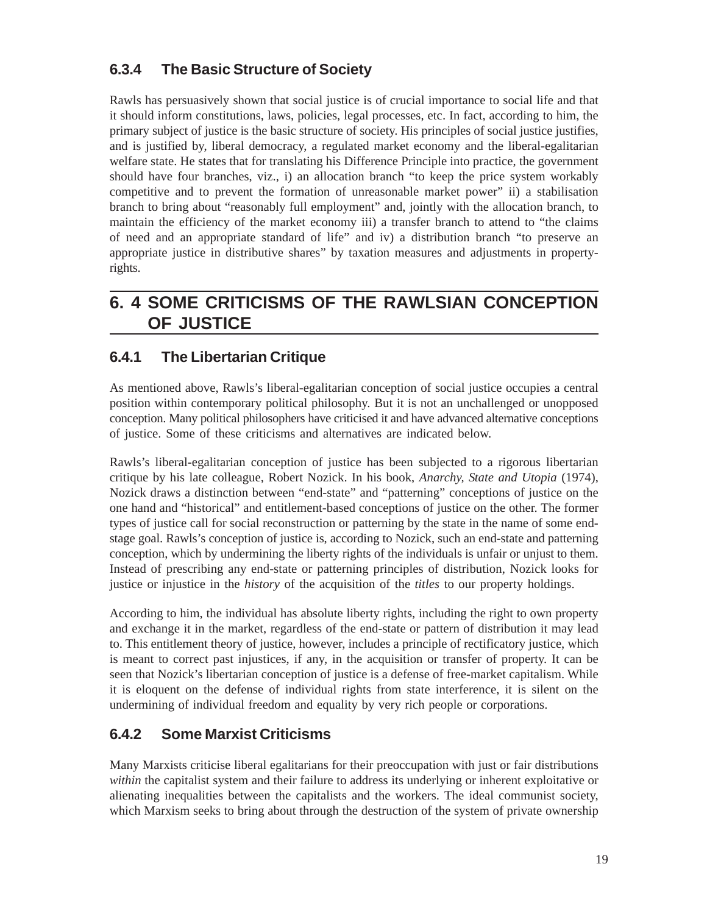### 6.3.4 The Basic Structure of Society

Rawls has persuasively shown that social justice is of crucial importance to social life and that it should inform constitutions, laws, policies, legal processes, etc. In fact, according to him, the primary subject of justice is the basic structure of society. His principles of social justice justifies, and is justified by, liberal democracy, a regulated market economy and the liberal-egalitarian welfare state. He states that for translating his Difference Principle into practice, the government should have four branches, viz., i) an allocation branch "to keep the price system workably competitive and to prevent the formation of unreasonable market power" ii) a stabilisation branch to bring about "reasonably full employment" and, jointly with the allocation branch, to maintain the efficiency of the market economy iii) a transfer branch to attend to "the claims of need and an appropriate standard of life" and iv) a distribution branch "to preserve an appropriate justice in distributive shares" by taxation measures and adjustments in property-rights.

## 6. 4 SOME CRITICISMS OF THE RAWLSIAN CONCEPTION OF JUSTICE

### 6.4.1 The Libertarian Critique

As mentioned above, Rawls's liberal-egalitarian conception of social justice occupies a central position within contemporary political philosophy. But it is not an unchallenged or unopposed conception. Many political philosophers have criticised it and have advanced alternative conceptions of justice. Some of these criticisms and alternatives are indicated below.

Rawls's liberal-egalitarian conception of justice has been subjected to a rigorous libertarian critique by his late colleague, Robert Nozick. In his book, *Anarchy, State and Utopia* (1974), Nozick draws a distinction between "end-state" and "patterning" conceptions of justice on the one hand and "historical" and entitlement-based conceptions of justice on the other. The former types of justice call for social reconstruction or patterning by the state in the name of some end-stage goal. Rawls's conception of justice is, according to Nozick, such an end-state and patterning conception, which by undermining the liberty rights of the individuals is unfair or unjust to them. Instead of prescribing any end-state or patterning principles of distribution, Nozick looks for justice or injustice in the *history* of the acquisition of the *titles* to our property holdings.

According to him, the individual has absolute liberty rights, including the right to own property and exchange it in the market, regardless of the end-state or pattern of distribution it may lead to. This entitlement theory of justice, however, includes a principle of rectificatory justice, which is meant to correct past injustices, if any, in the acquisition or transfer of property. It can be seen that Nozick's libertarian conception of justice is a defense of free-market capitalism. While it is eloquent on the defense of individual rights from state interference, it is silent on the undermining of individual freedom and equality by very rich people or corporations.

### 6.4.2 Some Marxist Criticisms

Many Marxists criticise liberal egalitarians for their preoccupation with just or fair distributions *within* the capitalist system and their failure to address its underlying or inherent exploitative or alienating inequalities between the capitalists and the workers. The ideal communist society, which Marxism seeks to bring about through the destruction of the system of private ownership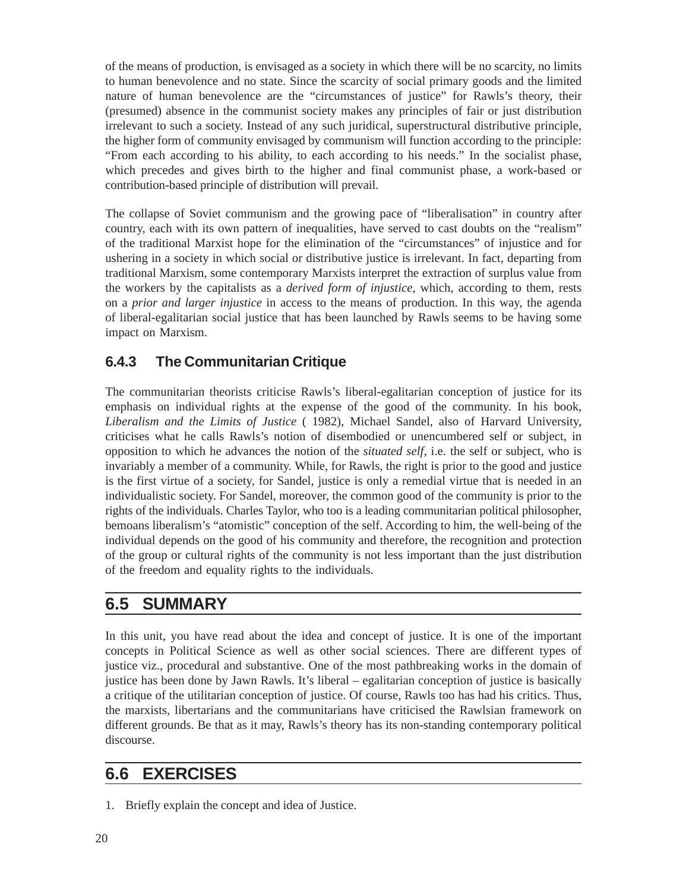of the means of production, is envisaged as a society in which there will be no scarcity, no limits to human benevolence and no state. Since the scarcity of social primary goods and the limited nature of human benevolence are the "circumstances of justice" for Rawls's theory, their (presumed) absence in the communist society makes any principles of fair or just distribution irrelevant to such a society. Instead of any such juridical, superstructural distributive principle, the higher form of community envisaged by communism will function according to the principle: "From each according to his ability, to each according to his needs." In the socialist phase, which precedes and gives birth to the higher and final communist phase, a work-based or contribution-based principle of distribution will prevail.

The collapse of Soviet communism and the growing pace of "liberalisation" in country after country, each with its own pattern of inequalities, have served to cast doubts on the "realism" of the traditional Marxist hope for the elimination of the "circumstances" of injustice and for ushering in a society in which social or distributive justice is irrelevant. In fact, departing from traditional Marxism, some contemporary Marxists interpret the extraction of surplus value from the workers by the capitalists as a *derived form of injustice*, which, according to them, rests on a *prior and larger injustice* in access to the means of production. In this way, the agenda of liberal-egalitarian social justice that has been launched by Rawls seems to be having some impact on Marxism.

### 6.4.3 The Communitarian Critique

The communitarian theorists criticise Rawls's liberal-egalitarian conception of justice for its emphasis on individual rights at the expense of the good of the community. In his book, *Liberalism and the Limits of Justice* ( 1982), Michael Sandel, also of Harvard University, criticises what he calls Rawls's notion of disembodied or unencumbered self or subject, in opposition to which he advances the notion of the *situated self*, i.e. the self or subject, who is invariably a member of a community. While, for Rawls, the right is prior to the good and justice is the first virtue of a society, for Sandel, justice is only a remedial virtue that is needed in an individualistic society. For Sandel, moreover, the common good of the community is prior to the rights of the individuals. Charles Taylor, who too is a leading communitarian political philosopher, bemoans liberalism's "atomistic" conception of the self. According to him, the well-being of the individual depends on the good of his community and therefore, the recognition and protection of the group or cultural rights of the community is not less important than the just distribution of the freedom and equality rights to the individuals.

## 6.5 SUMMARY

In this unit, you have read about the idea and concept of justice. It is one of the important concepts in Political Science as well as other social sciences. There are different types of justice viz., procedural and substantive. One of the most pathbreaking works in the domain of justice has been done by Jawn Rawls. It's liberal – egalitarian conception of justice is basically a critique of the utilitarian conception of justice. Of course, Rawls too has had his critics. Thus, the marxists, libertarians and the communitarians have criticised the Rawlsian framework on different grounds. Be that as it may, Rawls's theory has its non-standing contemporary political discourse.

## 6.6 EXERCISES

1. Briefly explain the concept and idea of Justice.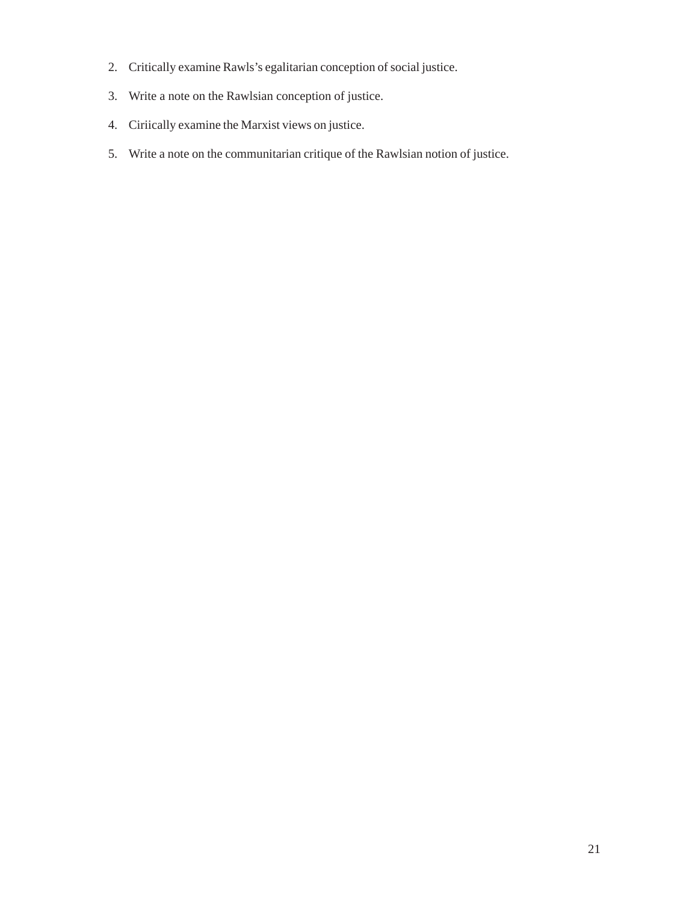2. Critically examine Rawls's egalitarian conception of social justice.
3. Write a note on the Rawlsian conception of justice.
4. Ciriically examine the Marxist views on justice.
5. Write a note on the communitarian critique of the Rawlsian notion of justice.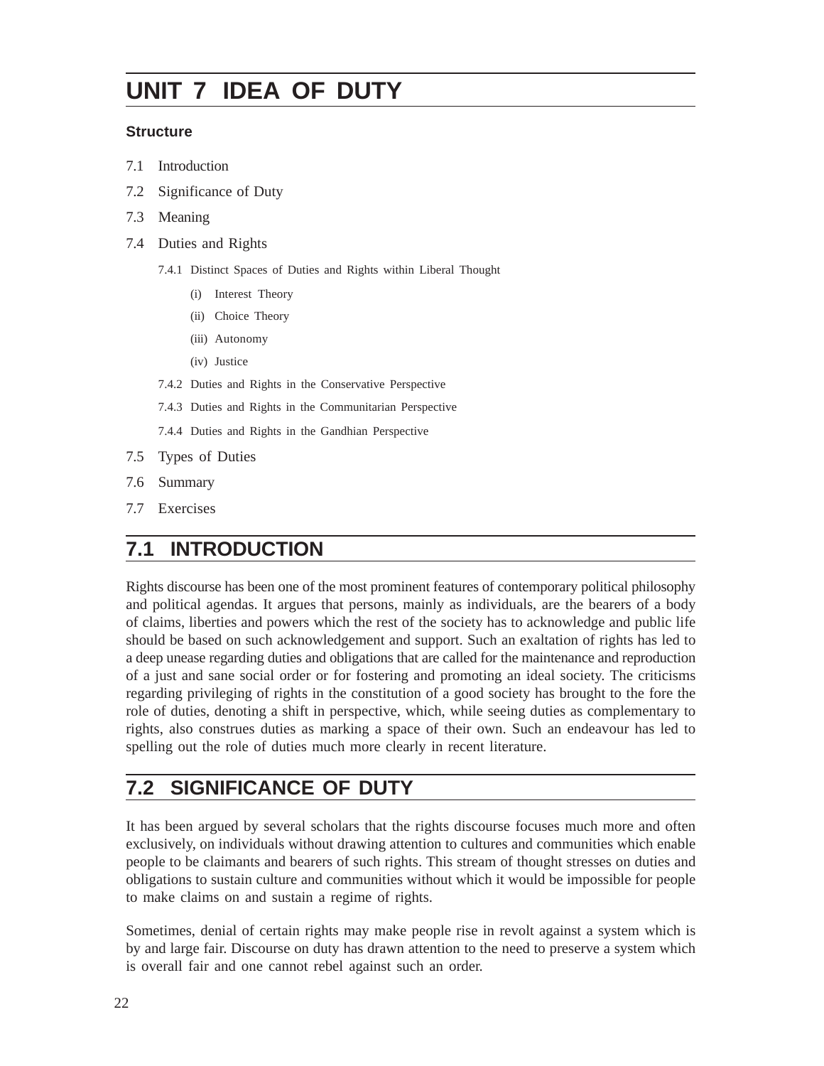# UNIT 7 IDEA OF DUTY

**Structure**

7.1 Introduction

7.2 Significance of Duty

7.3 Meaning

7.4 Duties and Rights

- 7.4.1 Distinct Spaces of Duties and Rights within Liberal Thought
  - (i) Interest Theory
  - (ii) Choice Theory
  - (iii) Autonomy
  - (iv) Justice
- 7.4.2 Duties and Rights in the Conservative Perspective
- 7.4.3 Duties and Rights in the Communitarian Perspective
- 7.4.4 Duties and Rights in the Gandhian Perspective

7.5 Types of Duties

7.6 Summary

7.7 Exercises

## 7.1 INTRODUCTION

Rights discourse has been one of the most prominent features of contemporary political philosophy and political agendas. It argues that persons, mainly as individuals, are the bearers of a body of claims, liberties and powers which the rest of the society has to acknowledge and public life should be based on such acknowledgement and support. Such an exaltation of rights has led to a deep unease regarding duties and obligations that are called for the maintenance and reproduction of a just and sane social order or for fostering and promoting an ideal society. The criticisms regarding privileging of rights in the constitution of a good society has brought to the fore the role of duties, denoting a shift in perspective, which, while seeing duties as complementary to rights, also construes duties as marking a space of their own. Such an endeavour has led to spelling out the role of duties much more clearly in recent literature.

## 7.2 SIGNIFICANCE OF DUTY

It has been argued by several scholars that the rights discourse focuses much more and often exclusively, on individuals without drawing attention to cultures and communities which enable people to be claimants and bearers of such rights. This stream of thought stresses on duties and obligations to sustain culture and communities without which it would be impossible for people to make claims on and sustain a regime of rights.

Sometimes, denial of certain rights may make people rise in revolt against a system which is by and large fair. Discourse on duty has drawn attention to the need to preserve a system which is overall fair and one cannot rebel against such an order.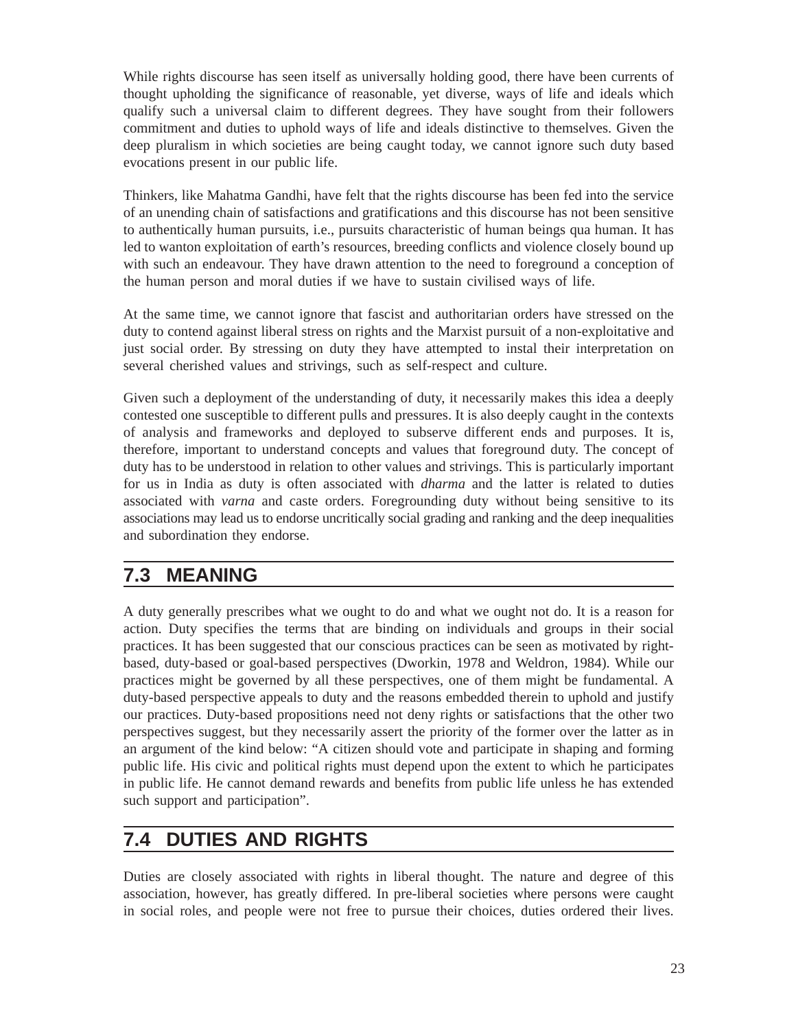While rights discourse has seen itself as universally holding good, there have been currents of thought upholding the significance of reasonable, yet diverse, ways of life and ideals which qualify such a universal claim to different degrees. They have sought from their followers commitment and duties to uphold ways of life and ideals distinctive to themselves. Given the deep pluralism in which societies are being caught today, we cannot ignore such duty based evocations present in our public life.

Thinkers, like Mahatma Gandhi, have felt that the rights discourse has been fed into the service of an unending chain of satisfactions and gratifications and this discourse has not been sensitive to authentically human pursuits, i.e., pursuits characteristic of human beings qua human. It has led to wanton exploitation of earth's resources, breeding conflicts and violence closely bound up with such an endeavour. They have drawn attention to the need to foreground a conception of the human person and moral duties if we have to sustain civilised ways of life.

At the same time, we cannot ignore that fascist and authoritarian orders have stressed on the duty to contend against liberal stress on rights and the Marxist pursuit of a non-exploitative and just social order. By stressing on duty they have attempted to instal their interpretation on several cherished values and strivings, such as self-respect and culture.

Given such a deployment of the understanding of duty, it necessarily makes this idea a deeply contested one susceptible to different pulls and pressures. It is also deeply caught in the contexts of analysis and frameworks and deployed to subserve different ends and purposes. It is, therefore, important to understand concepts and values that foreground duty. The concept of duty has to be understood in relation to other values and strivings. This is particularly important for us in India as duty is often associated with *dharma* and the latter is related to duties associated with *varna* and caste orders. Foregrounding duty without being sensitive to its associations may lead us to endorse uncritically social grading and ranking and the deep inequalities and subordination they endorse.

## 7.3 MEANING

A duty generally prescribes what we ought to do and what we ought not do. It is a reason for action. Duty specifies the terms that are binding on individuals and groups in their social practices. It has been suggested that our conscious practices can be seen as motivated by right-based, duty-based or goal-based perspectives (Dworkin, 1978 and Weldron, 1984). While our practices might be governed by all these perspectives, one of them might be fundamental. A duty-based perspective appeals to duty and the reasons embedded therein to uphold and justify our practices. Duty-based propositions need not deny rights or satisfactions that the other two perspectives suggest, but they necessarily assert the priority of the former over the latter as in an argument of the kind below: "A citizen should vote and participate in shaping and forming public life. His civic and political rights must depend upon the extent to which he participates in public life. He cannot demand rewards and benefits from public life unless he has extended such support and participation".

## 7.4 DUTIES AND RIGHTS

Duties are closely associated with rights in liberal thought. The nature and degree of this association, however, has greatly differed. In pre-liberal societies where persons were caught in social roles, and people were not free to pursue their choices, duties ordered their lives.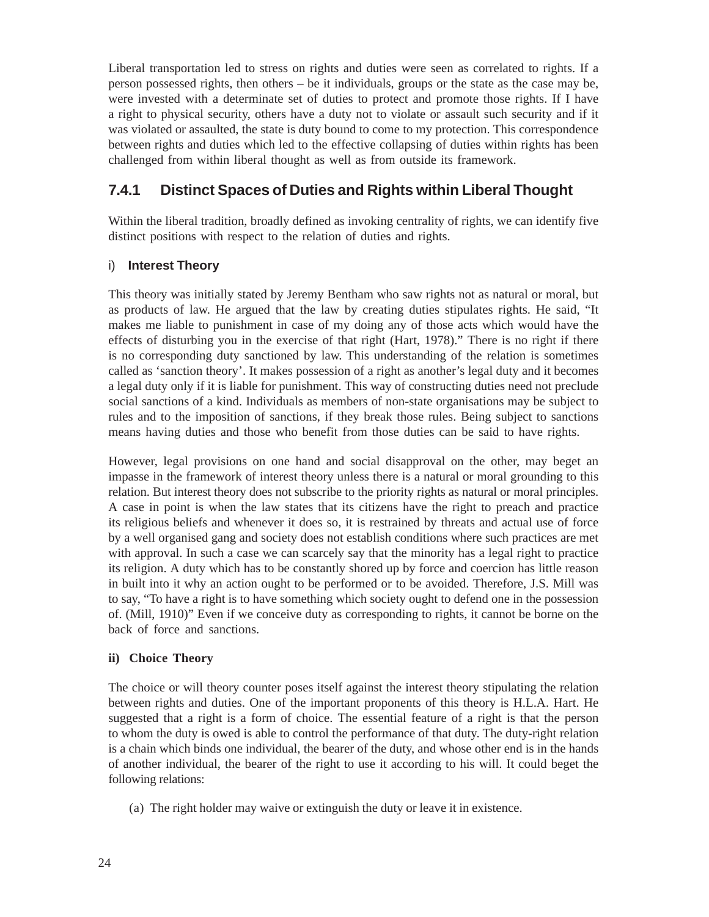Liberal transportation led to stress on rights and duties were seen as correlated to rights. If a person possessed rights, then others – be it individuals, groups or the state as the case may be, were invested with a determinate set of duties to protect and promote those rights. If I have a right to physical security, others have a duty not to violate or assault such security and if it was violated or assaulted, the state is duty bound to come to my protection. This correspondence between rights and duties which led to the effective collapsing of duties within rights has been challenged from within liberal thought as well as from outside its framework.

### 7.4.1 Distinct Spaces of Duties and Rights within Liberal Thought

Within the liberal tradition, broadly defined as invoking centrality of rights, we can identify five distinct positions with respect to the relation of duties and rights.

**i) Interest Theory**

This theory was initially stated by Jeremy Bentham who saw rights not as natural or moral, but as products of law. He argued that the law by creating duties stipulates rights. He said, "It makes me liable to punishment in case of my doing any of those acts which would have the effects of disturbing you in the exercise of that right (Hart, 1978)." There is no right if there is no corresponding duty sanctioned by law. This understanding of the relation is sometimes called as 'sanction theory'. It makes possession of a right as another's legal duty and it becomes a legal duty only if it is liable for punishment. This way of constructing duties need not preclude social sanctions of a kind. Individuals as members of non-state organisations may be subject to rules and to the imposition of sanctions, if they break those rules. Being subject to sanctions means having duties and those who benefit from those duties can be said to have rights.

However, legal provisions on one hand and social disapproval on the other, may beget an impasse in the framework of interest theory unless there is a natural or moral grounding to this relation. But interest theory does not subscribe to the priority rights as natural or moral principles. A case in point is when the law states that its citizens have the right to preach and practice its religious beliefs and whenever it does so, it is restrained by threats and actual use of force by a well organised gang and society does not establish conditions where such practices are met with approval. In such a case we can scarcely say that the minority has a legal right to practice its religion. A duty which has to be constantly shored up by force and coercion has little reason in built into it why an action ought to be performed or to be avoided. Therefore, J.S. Mill was to say, "To have a right is to have something which society ought to defend one in the possession of. (Mill, 1910)" Even if we conceive duty as corresponding to rights, it cannot be borne on the back of force and sanctions.

**ii) Choice Theory**

The choice or will theory counter poses itself against the interest theory stipulating the relation between rights and duties. One of the important proponents of this theory is H.L.A. Hart. He suggested that a right is a form of choice. The essential feature of a right is that the person to whom the duty is owed is able to control the performance of that duty. The duty-right relation is a chain which binds one individual, the bearer of the duty, and whose other end is in the hands of another individual, the bearer of the right to use it according to his will. It could beget the following relations:

(a) The right holder may waive or extinguish the duty or leave it in existence.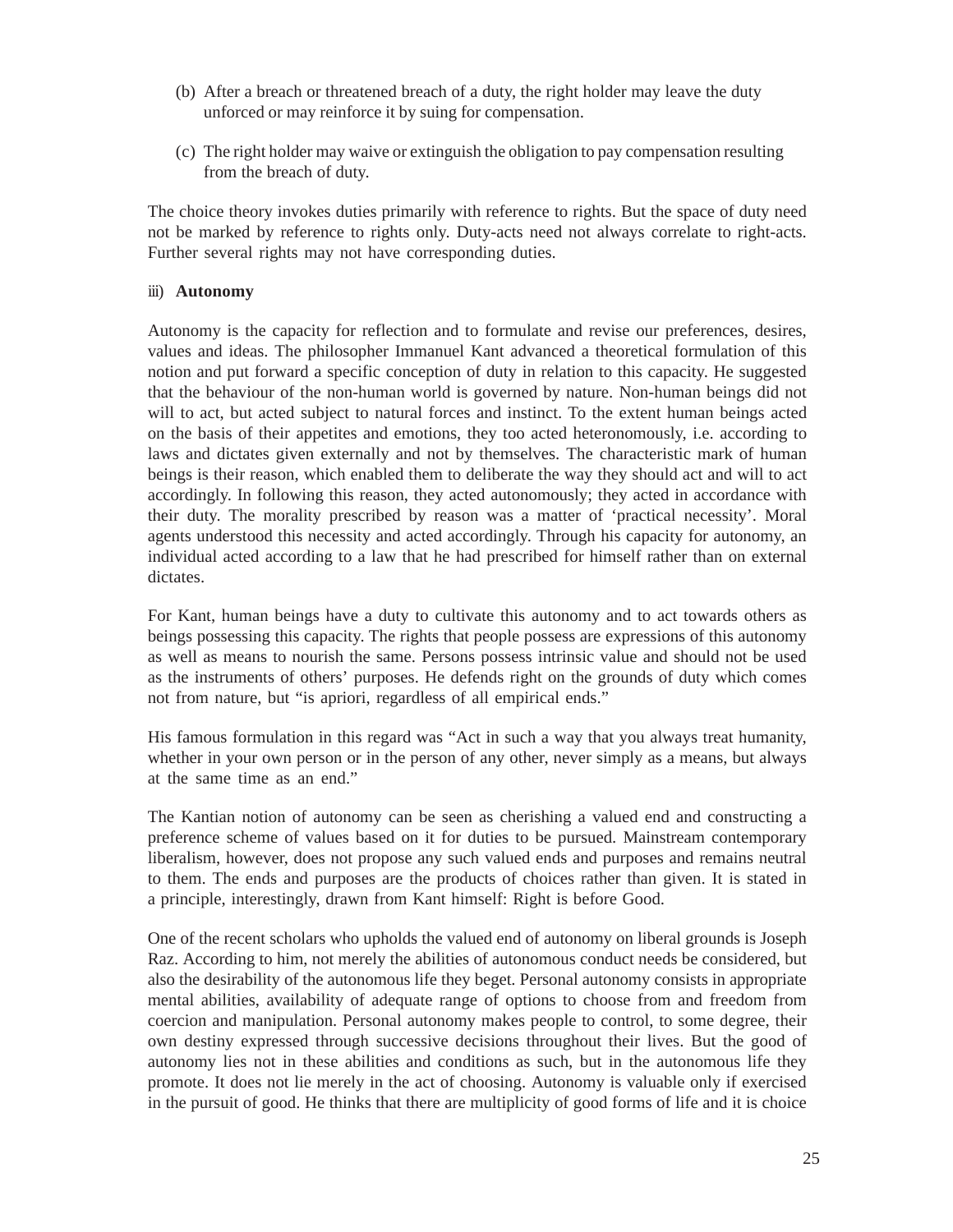(b) After a breach or threatened breach of a duty, the right holder may leave the duty unforced or may reinforce it by suing for compensation.

(c) The right holder may waive or extinguish the obligation to pay compensation resulting from the breach of duty.

The choice theory invokes duties primarily with reference to rights. But the space of duty need not be marked by reference to rights only. Duty-acts need not always correlate to right-acts. Further several rights may not have corresponding duties.

### iii) Autonomy

Autonomy is the capacity for reflection and to formulate and revise our preferences, desires, values and ideas. The philosopher Immanuel Kant advanced a theoretical formulation of this notion and put forward a specific conception of duty in relation to this capacity. He suggested that the behaviour of the non-human world is governed by nature. Non-human beings did not will to act, but acted subject to natural forces and instinct. To the extent human beings acted on the basis of their appetites and emotions, they too acted heteronomously, i.e. according to laws and dictates given externally and not by themselves. The characteristic mark of human beings is their reason, which enabled them to deliberate the way they should act and will to act accordingly. In following this reason, they acted autonomously; they acted in accordance with their duty. The morality prescribed by reason was a matter of 'practical necessity'. Moral agents understood this necessity and acted accordingly. Through his capacity for autonomy, an individual acted according to a law that he had prescribed for himself rather than on external dictates.

For Kant, human beings have a duty to cultivate this autonomy and to act towards others as beings possessing this capacity. The rights that people possess are expressions of this autonomy as well as means to nourish the same. Persons possess intrinsic value and should not be used as the instruments of others' purposes. He defends right on the grounds of duty which comes not from nature, but "is apriori, regardless of all empirical ends."

His famous formulation in this regard was "Act in such a way that you always treat humanity, whether in your own person or in the person of any other, never simply as a means, but always at the same time as an end."

The Kantian notion of autonomy can be seen as cherishing a valued end and constructing a preference scheme of values based on it for duties to be pursued. Mainstream contemporary liberalism, however, does not propose any such valued ends and purposes and remains neutral to them. The ends and purposes are the products of choices rather than given. It is stated in a principle, interestingly, drawn from Kant himself: Right is before Good.

One of the recent scholars who upholds the valued end of autonomy on liberal grounds is Joseph Raz. According to him, not merely the abilities of autonomous conduct needs be considered, but also the desirability of the autonomous life they beget. Personal autonomy consists in appropriate mental abilities, availability of adequate range of options to choose from and freedom from coercion and manipulation. Personal autonomy makes people to control, to some degree, their own destiny expressed through successive decisions throughout their lives. But the good of autonomy lies not in these abilities and conditions as such, but in the autonomous life they promote. It does not lie merely in the act of choosing. Autonomy is valuable only if exercised in the pursuit of good. He thinks that there are multiplicity of good forms of life and it is choice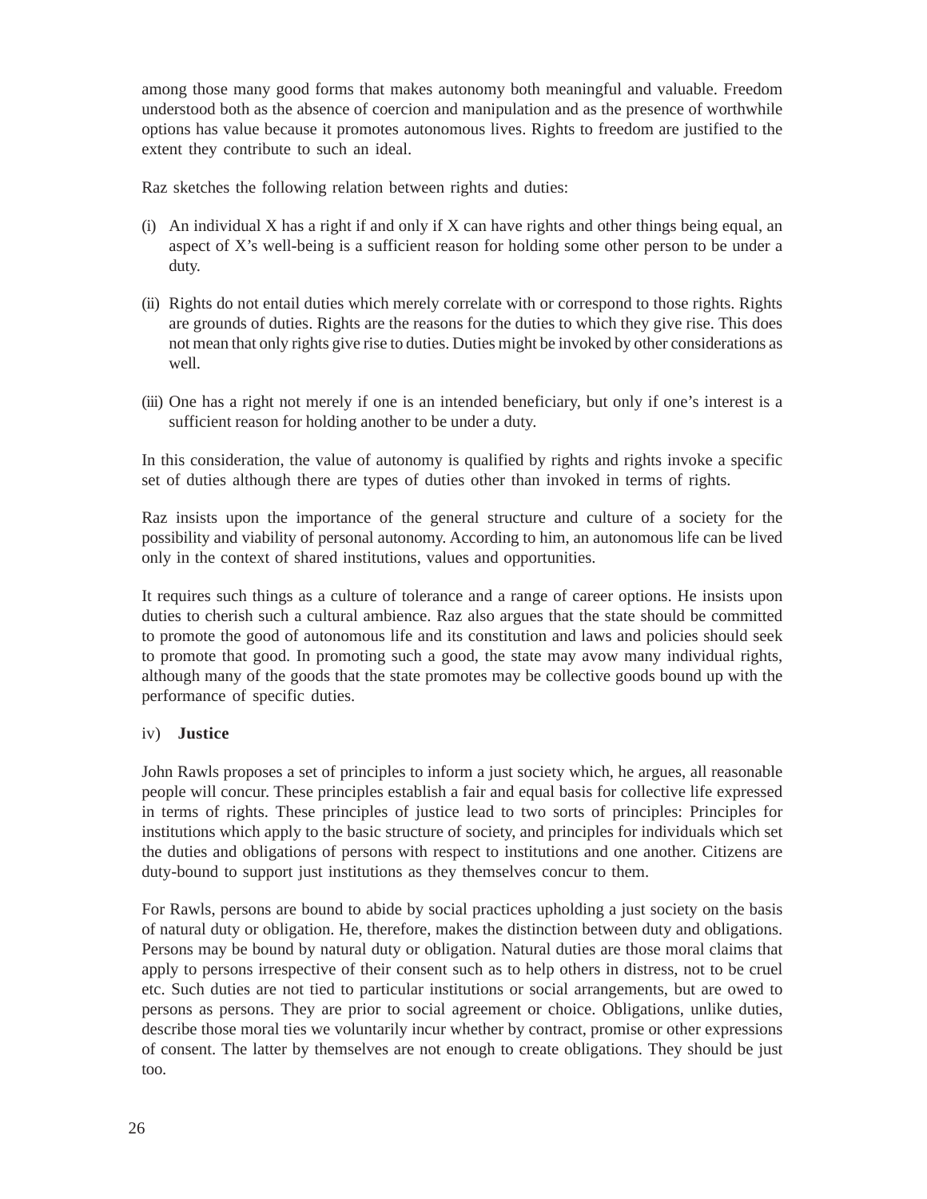among those many good forms that makes autonomy both meaningful and valuable. Freedom understood both as the absence of coercion and manipulation and as the presence of worthwhile options has value because it promotes autonomous lives. Rights to freedom are justified to the extent they contribute to such an ideal.

Raz sketches the following relation between rights and duties:

(i) An individual X has a right if and only if X can have rights and other things being equal, an aspect of X's well-being is a sufficient reason for holding some other person to be under a duty.

(ii) Rights do not entail duties which merely correlate with or correspond to those rights. Rights are grounds of duties. Rights are the reasons for the duties to which they give rise. This does not mean that only rights give rise to duties. Duties might be invoked by other considerations as well.

(iii) One has a right not merely if one is an intended beneficiary, but only if one's interest is a sufficient reason for holding another to be under a duty.

In this consideration, the value of autonomy is qualified by rights and rights invoke a specific set of duties although there are types of duties other than invoked in terms of rights.

Raz insists upon the importance of the general structure and culture of a society for the possibility and viability of personal autonomy. According to him, an autonomous life can be lived only in the context of shared institutions, values and opportunities.

It requires such things as a culture of tolerance and a range of career options. He insists upon duties to cherish such a cultural ambience. Raz also argues that the state should be committed to promote the good of autonomous life and its constitution and laws and policies should seek to promote that good. In promoting such a good, the state may avow many individual rights, although many of the goods that the state promotes may be collective goods bound up with the performance of specific duties.

iv) **Justice**

John Rawls proposes a set of principles to inform a just society which, he argues, all reasonable people will concur. These principles establish a fair and equal basis for collective life expressed in terms of rights. These principles of justice lead to two sorts of principles: Principles for institutions which apply to the basic structure of society, and principles for individuals which set the duties and obligations of persons with respect to institutions and one another. Citizens are duty-bound to support just institutions as they themselves concur to them.

For Rawls, persons are bound to abide by social practices upholding a just society on the basis of natural duty or obligation. He, therefore, makes the distinction between duty and obligations. Persons may be bound by natural duty or obligation. Natural duties are those moral claims that apply to persons irrespective of their consent such as to help others in distress, not to be cruel etc. Such duties are not tied to particular institutions or social arrangements, but are owed to persons as persons. They are prior to social agreement or choice. Obligations, unlike duties, describe those moral ties we voluntarily incur whether by contract, promise or other expressions of consent. The latter by themselves are not enough to create obligations. They should be just too.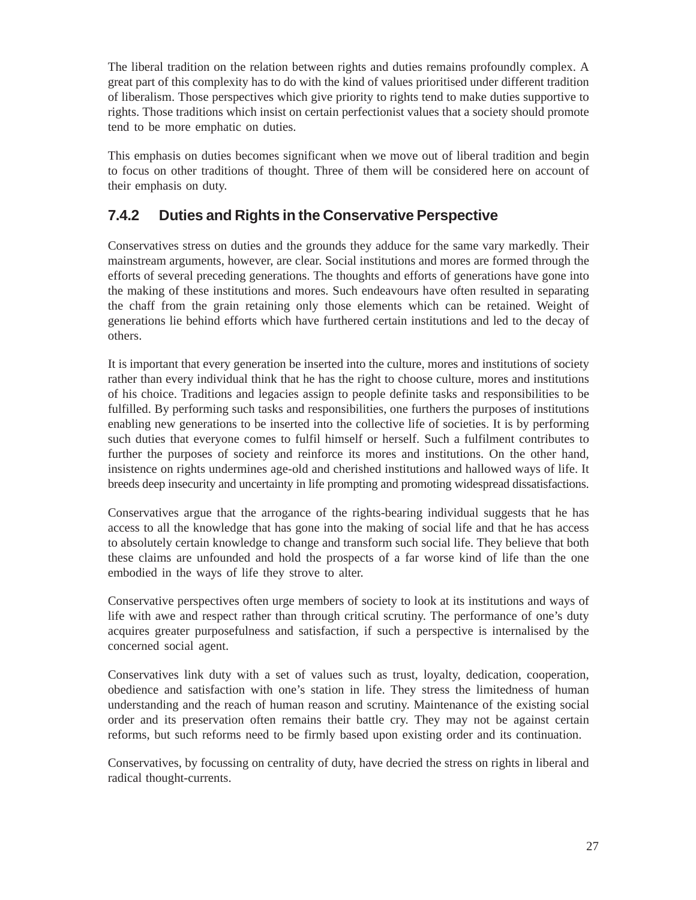The liberal tradition on the relation between rights and duties remains profoundly complex. A great part of this complexity has to do with the kind of values prioritised under different tradition of liberalism. Those perspectives which give priority to rights tend to make duties supportive to rights. Those traditions which insist on certain perfectionist values that a society should promote tend to be more emphatic on duties.

This emphasis on duties becomes significant when we move out of liberal tradition and begin to focus on other traditions of thought. Three of them will be considered here on account of their emphasis on duty.

### 7.4.2 Duties and Rights in the Conservative Perspective

Conservatives stress on duties and the grounds they adduce for the same vary markedly. Their mainstream arguments, however, are clear. Social institutions and mores are formed through the efforts of several preceding generations. The thoughts and efforts of generations have gone into the making of these institutions and mores. Such endeavours have often resulted in separating the chaff from the grain retaining only those elements which can be retained. Weight of generations lie behind efforts which have furthered certain institutions and led to the decay of others.

It is important that every generation be inserted into the culture, mores and institutions of society rather than every individual think that he has the right to choose culture, mores and institutions of his choice. Traditions and legacies assign to people definite tasks and responsibilities to be fulfilled. By performing such tasks and responsibilities, one furthers the purposes of institutions enabling new generations to be inserted into the collective life of societies. It is by performing such duties that everyone comes to fulfil himself or herself. Such a fulfilment contributes to further the purposes of society and reinforce its mores and institutions. On the other hand, insistence on rights undermines age-old and cherished institutions and hallowed ways of life. It breeds deep insecurity and uncertainty in life prompting and promoting widespread dissatisfactions.

Conservatives argue that the arrogance of the rights-bearing individual suggests that he has access to all the knowledge that has gone into the making of social life and that he has access to absolutely certain knowledge to change and transform such social life. They believe that both these claims are unfounded and hold the prospects of a far worse kind of life than the one embodied in the ways of life they strove to alter.

Conservative perspectives often urge members of society to look at its institutions and ways of life with awe and respect rather than through critical scrutiny. The performance of one's duty acquires greater purposefulness and satisfaction, if such a perspective is internalised by the concerned social agent.

Conservatives link duty with a set of values such as trust, loyalty, dedication, cooperation, obedience and satisfaction with one's station in life. They stress the limitedness of human understanding and the reach of human reason and scrutiny. Maintenance of the existing social order and its preservation often remains their battle cry. They may not be against certain reforms, but such reforms need to be firmly based upon existing order and its continuation.

Conservatives, by focussing on centrality of duty, have decried the stress on rights in liberal and radical thought-currents.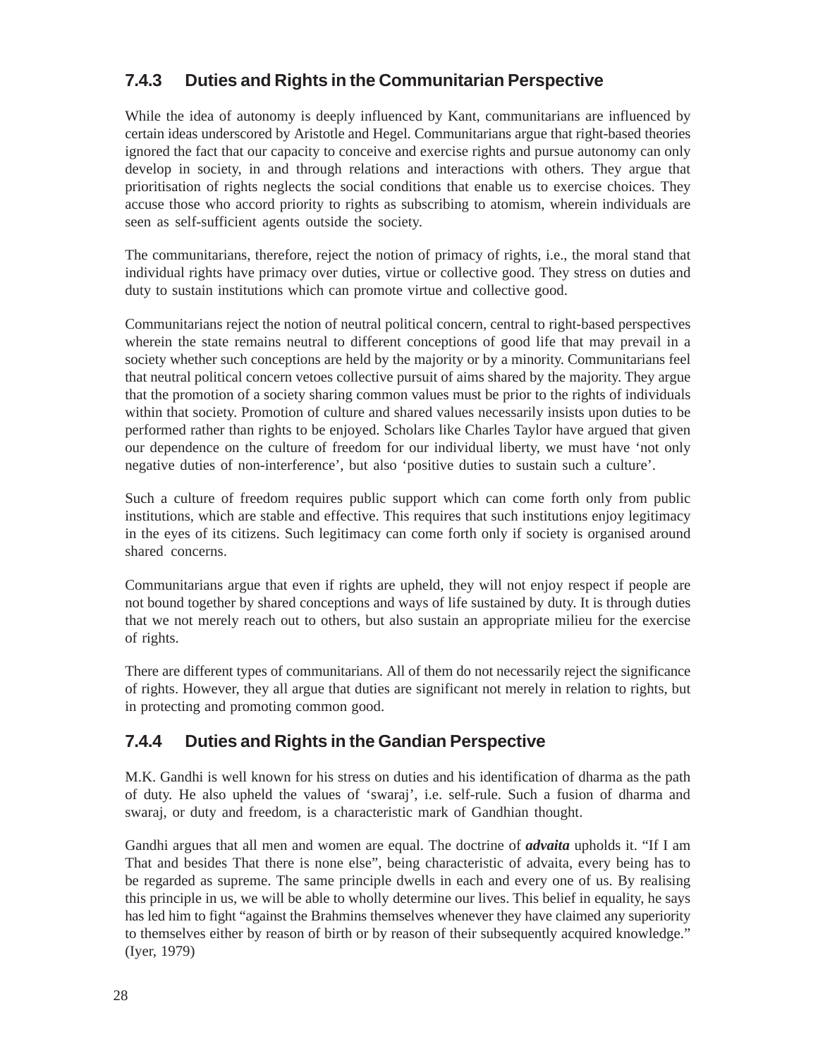### 7.4.3 Duties and Rights in the Communitarian Perspective

While the idea of autonomy is deeply influenced by Kant, communitarians are influenced by certain ideas underscored by Aristotle and Hegel. Communitarians argue that right-based theories ignored the fact that our capacity to conceive and exercise rights and pursue autonomy can only develop in society, in and through relations and interactions with others. They argue that prioritisation of rights neglects the social conditions that enable us to exercise choices. They accuse those who accord priority to rights as subscribing to atomism, wherein individuals are seen as self-sufficient agents outside the society.

The communitarians, therefore, reject the notion of primacy of rights, i.e., the moral stand that individual rights have primacy over duties, virtue or collective good. They stress on duties and duty to sustain institutions which can promote virtue and collective good.

Communitarians reject the notion of neutral political concern, central to right-based perspectives wherein the state remains neutral to different conceptions of good life that may prevail in a society whether such conceptions are held by the majority or by a minority. Communitarians feel that neutral political concern vetoes collective pursuit of aims shared by the majority. They argue that the promotion of a society sharing common values must be prior to the rights of individuals within that society. Promotion of culture and shared values necessarily insists upon duties to be performed rather than rights to be enjoyed. Scholars like Charles Taylor have argued that given our dependence on the culture of freedom for our individual liberty, we must have 'not only negative duties of non-interference', but also 'positive duties to sustain such a culture'.

Such a culture of freedom requires public support which can come forth only from public institutions, which are stable and effective. This requires that such institutions enjoy legitimacy in the eyes of its citizens. Such legitimacy can come forth only if society is organised around shared concerns.

Communitarians argue that even if rights are upheld, they will not enjoy respect if people are not bound together by shared conceptions and ways of life sustained by duty. It is through duties that we not merely reach out to others, but also sustain an appropriate milieu for the exercise of rights.

There are different types of communitarians. All of them do not necessarily reject the significance of rights. However, they all argue that duties are significant not merely in relation to rights, but in protecting and promoting common good.

### 7.4.4 Duties and Rights in the Gandian Perspective

M.K. Gandhi is well known for his stress on duties and his identification of dharma as the path of duty. He also upheld the values of 'swaraj', i.e. self-rule. Such a fusion of dharma and swaraj, or duty and freedom, is a characteristic mark of Gandhian thought.

Gandhi argues that all men and women are equal. The doctrine of ***advaita*** upholds it. "If I am That and besides That there is none else", being characteristic of advaita, every being has to be regarded as supreme. The same principle dwells in each and every one of us. By realising this principle in us, we will be able to wholly determine our lives. This belief in equality, he says has led him to fight "against the Brahmins themselves whenever they have claimed any superiority to themselves either by reason of birth or by reason of their subsequently acquired knowledge." (Iyer, 1979)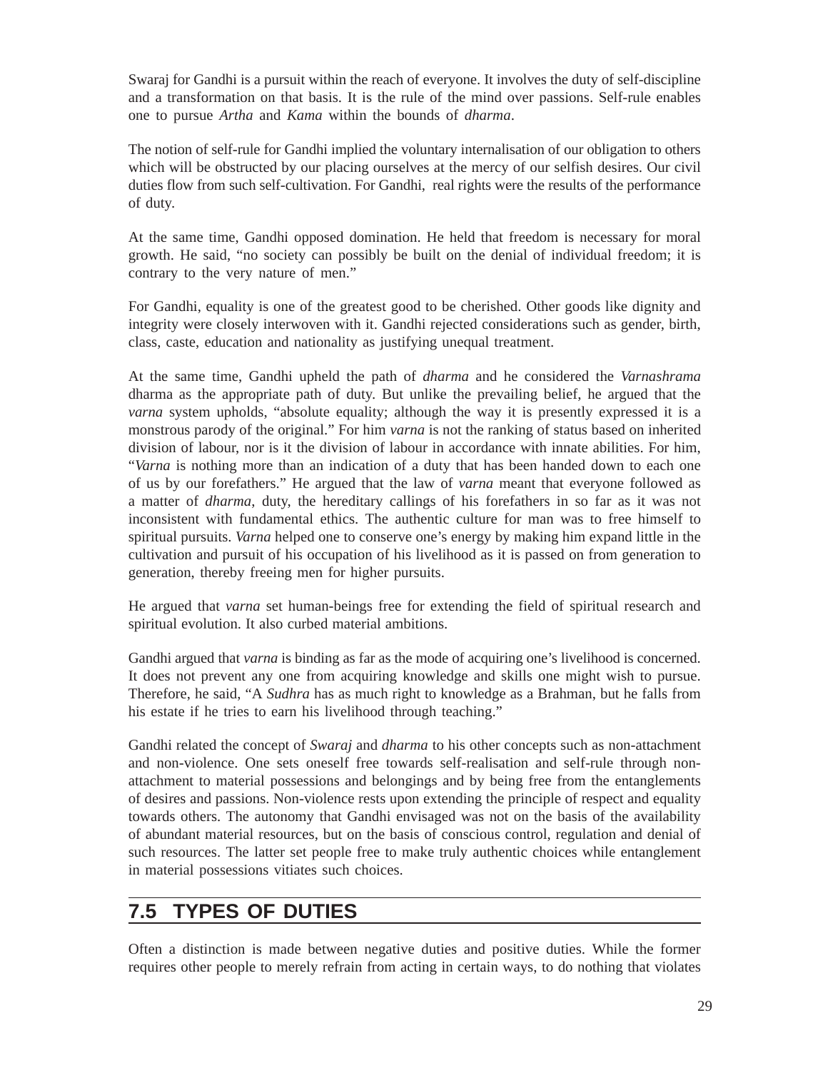Swaraj for Gandhi is a pursuit within the reach of everyone. It involves the duty of self-discipline and a transformation on that basis. It is the rule of the mind over passions. Self-rule enables one to pursue *Artha* and *Kama* within the bounds of *dharma*.

The notion of self-rule for Gandhi implied the voluntary internalisation of our obligation to others which will be obstructed by our placing ourselves at the mercy of our selfish desires. Our civil duties flow from such self-cultivation. For Gandhi, real rights were the results of the performance of duty.

At the same time, Gandhi opposed domination. He held that freedom is necessary for moral growth. He said, "no society can possibly be built on the denial of individual freedom; it is contrary to the very nature of men."

For Gandhi, equality is one of the greatest good to be cherished. Other goods like dignity and integrity were closely interwoven with it. Gandhi rejected considerations such as gender, birth, class, caste, education and nationality as justifying unequal treatment.

At the same time, Gandhi upheld the path of *dharma* and he considered the *Varnashrama* dharma as the appropriate path of duty. But unlike the prevailing belief, he argued that the *varna* system upholds, "absolute equality; although the way it is presently expressed it is a monstrous parody of the original." For him *varna* is not the ranking of status based on inherited division of labour, nor is it the division of labour in accordance with innate abilities. For him, "*Varna* is nothing more than an indication of a duty that has been handed down to each one of us by our forefathers." He argued that the law of *varna* meant that everyone followed as a matter of *dharma*, duty, the hereditary callings of his forefathers in so far as it was not inconsistent with fundamental ethics. The authentic culture for man was to free himself to spiritual pursuits. *Varna* helped one to conserve one's energy by making him expand little in the cultivation and pursuit of his occupation of his livelihood as it is passed on from generation to generation, thereby freeing men for higher pursuits.

He argued that *varna* set human-beings free for extending the field of spiritual research and spiritual evolution. It also curbed material ambitions.

Gandhi argued that *varna* is binding as far as the mode of acquiring one's livelihood is concerned. It does not prevent any one from acquiring knowledge and skills one might wish to pursue. Therefore, he said, "A *Sudhra* has as much right to knowledge as a Brahman, but he falls from his estate if he tries to earn his livelihood through teaching."

Gandhi related the concept of *Swaraj* and *dharma* to his other concepts such as non-attachment and non-violence. One sets oneself free towards self-realisation and self-rule through non-attachment to material possessions and belongings and by being free from the entanglements of desires and passions. Non-violence rests upon extending the principle of respect and equality towards others. The autonomy that Gandhi envisaged was not on the basis of the availability of abundant material resources, but on the basis of conscious control, regulation and denial of such resources. The latter set people free to make truly authentic choices while entanglement in material possessions vitiates such choices.

## 7.5 TYPES OF DUTIES

Often a distinction is made between negative duties and positive duties. While the former requires other people to merely refrain from acting in certain ways, to do nothing that violates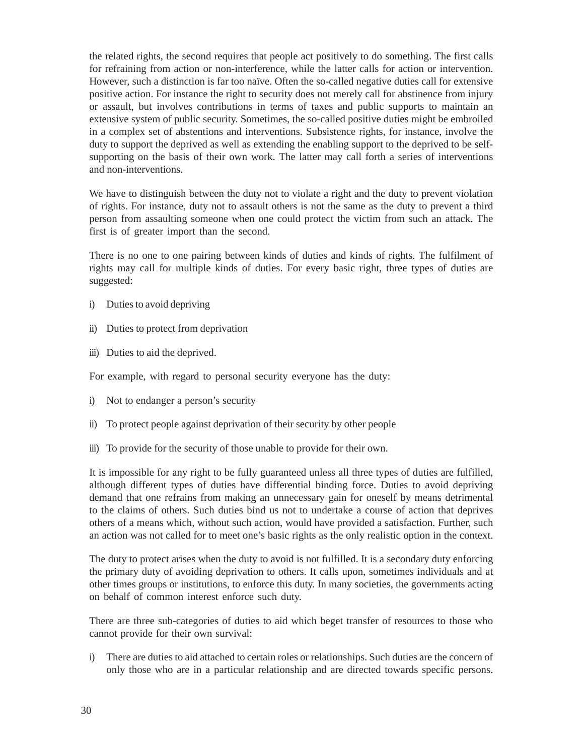the related rights, the second requires that people act positively to do something. The first calls for refraining from action or non-interference, while the latter calls for action or intervention. However, such a distinction is far too naïve. Often the so-called negative duties call for extensive positive action. For instance the right to security does not merely call for abstinence from injury or assault, but involves contributions in terms of taxes and public supports to maintain an extensive system of public security. Sometimes, the so-called positive duties might be embroiled in a complex set of abstentions and interventions. Subsistence rights, for instance, involve the duty to support the deprived as well as extending the enabling support to the deprived to be self-supporting on the basis of their own work. The latter may call forth a series of interventions and non-interventions.

We have to distinguish between the duty not to violate a right and the duty to prevent violation of rights. For instance, duty not to assault others is not the same as the duty to prevent a third person from assaulting someone when one could protect the victim from such an attack. The first is of greater import than the second.

There is no one to one pairing between kinds of duties and kinds of rights. The fulfilment of rights may call for multiple kinds of duties. For every basic right, three types of duties are suggested:

i) Duties to avoid depriving

ii) Duties to protect from deprivation

iii) Duties to aid the deprived.

For example, with regard to personal security everyone has the duty:

i) Not to endanger a person's security

ii) To protect people against deprivation of their security by other people

iii) To provide for the security of those unable to provide for their own.

It is impossible for any right to be fully guaranteed unless all three types of duties are fulfilled, although different types of duties have differential binding force. Duties to avoid depriving demand that one refrains from making an unnecessary gain for oneself by means detrimental to the claims of others. Such duties bind us not to undertake a course of action that deprives others of a means which, without such action, would have provided a satisfaction. Further, such an action was not called for to meet one's basic rights as the only realistic option in the context.

The duty to protect arises when the duty to avoid is not fulfilled. It is a secondary duty enforcing the primary duty of avoiding deprivation to others. It calls upon, sometimes individuals and at other times groups or institutions, to enforce this duty. In many societies, the governments acting on behalf of common interest enforce such duty.

There are three sub-categories of duties to aid which beget transfer of resources to those who cannot provide for their own survival:

i) There are duties to aid attached to certain roles or relationships. Such duties are the concern of only those who are in a particular relationship and are directed towards specific persons.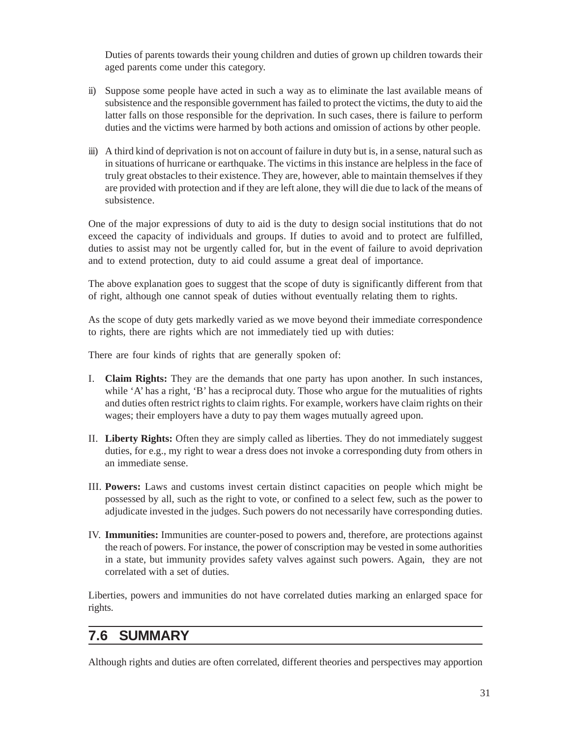Duties of parents towards their young children and duties of grown up children towards their aged parents come under this category.

ii) Suppose some people have acted in such a way as to eliminate the last available means of subsistence and the responsible government has failed to protect the victims, the duty to aid the latter falls on those responsible for the deprivation. In such cases, there is failure to perform duties and the victims were harmed by both actions and omission of actions by other people.

iii) A third kind of deprivation is not on account of failure in duty but is, in a sense, natural such as in situations of hurricane or earthquake. The victims in this instance are helpless in the face of truly great obstacles to their existence. They are, however, able to maintain themselves if they are provided with protection and if they are left alone, they will die due to lack of the means of subsistence.

One of the major expressions of duty to aid is the duty to design social institutions that do not exceed the capacity of individuals and groups. If duties to avoid and to protect are fulfilled, duties to assist may not be urgently called for, but in the event of failure to avoid deprivation and to extend protection, duty to aid could assume a great deal of importance.

The above explanation goes to suggest that the scope of duty is significantly different from that of right, although one cannot speak of duties without eventually relating them to rights.

As the scope of duty gets markedly varied as we move beyond their immediate correspondence to rights, there are rights which are not immediately tied up with duties:

There are four kinds of rights that are generally spoken of:

I. **Claim Rights:** They are the demands that one party has upon another. In such instances, while 'A' has a right, 'B' has a reciprocal duty. Those who argue for the mutualities of rights and duties often restrict rights to claim rights. For example, workers have claim rights on their wages; their employers have a duty to pay them wages mutually agreed upon.

II. **Liberty Rights:** Often they are simply called as liberties. They do not immediately suggest duties, for e.g., my right to wear a dress does not invoke a corresponding duty from others in an immediate sense.

III. **Powers:** Laws and customs invest certain distinct capacities on people which might be possessed by all, such as the right to vote, or confined to a select few, such as the power to adjudicate invested in the judges. Such powers do not necessarily have corresponding duties.

IV. **Immunities:** Immunities are counter-posed to powers and, therefore, are protections against the reach of powers. For instance, the power of conscription may be vested in some authorities in a state, but immunity provides safety valves against such powers. Again, they are not correlated with a set of duties.

Liberties, powers and immunities do not have correlated duties marking an enlarged space for rights.

## 7.6 SUMMARY

Although rights and duties are often correlated, different theories and perspectives may apportion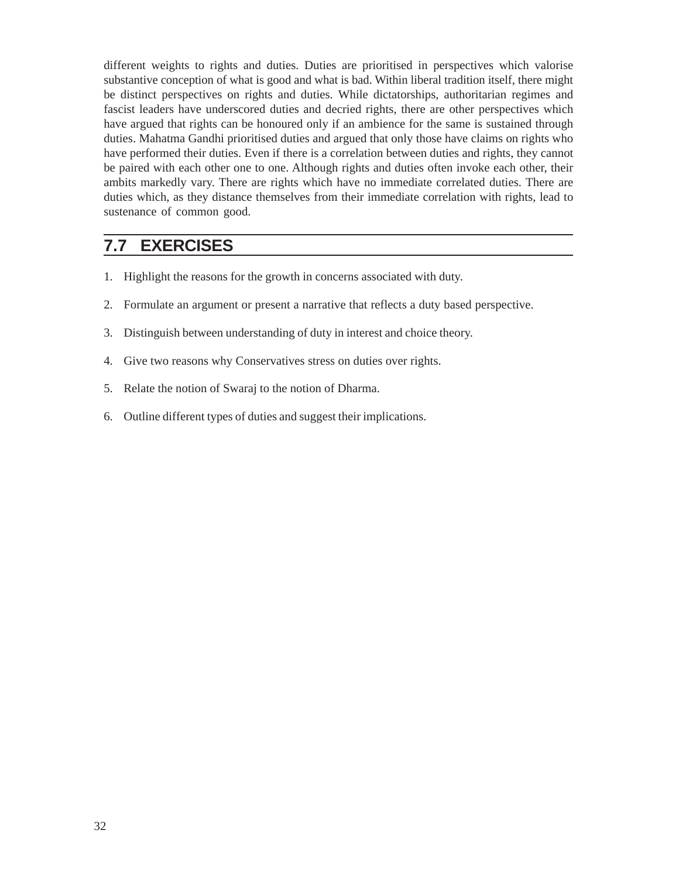different weights to rights and duties. Duties are prioritised in perspectives which valorise substantive conception of what is good and what is bad. Within liberal tradition itself, there might be distinct perspectives on rights and duties. While dictatorships, authoritarian regimes and fascist leaders have underscored duties and decried rights, there are other perspectives which have argued that rights can be honoured only if an ambience for the same is sustained through duties. Mahatma Gandhi prioritised duties and argued that only those have claims on rights who have performed their duties. Even if there is a correlation between duties and rights, they cannot be paired with each other one to one. Although rights and duties often invoke each other, their ambits markedly vary. There are rights which have no immediate correlated duties. There are duties which, as they distance themselves from their immediate correlation with rights, lead to sustenance of common good.

## 7.7 EXERCISES

1. Highlight the reasons for the growth in concerns associated with duty.

2. Formulate an argument or present a narrative that reflects a duty based perspective.

3. Distinguish between understanding of duty in interest and choice theory.

4. Give two reasons why Conservatives stress on duties over rights.

5. Relate the notion of Swaraj to the notion of Dharma.

6. Outline different types of duties and suggest their implications.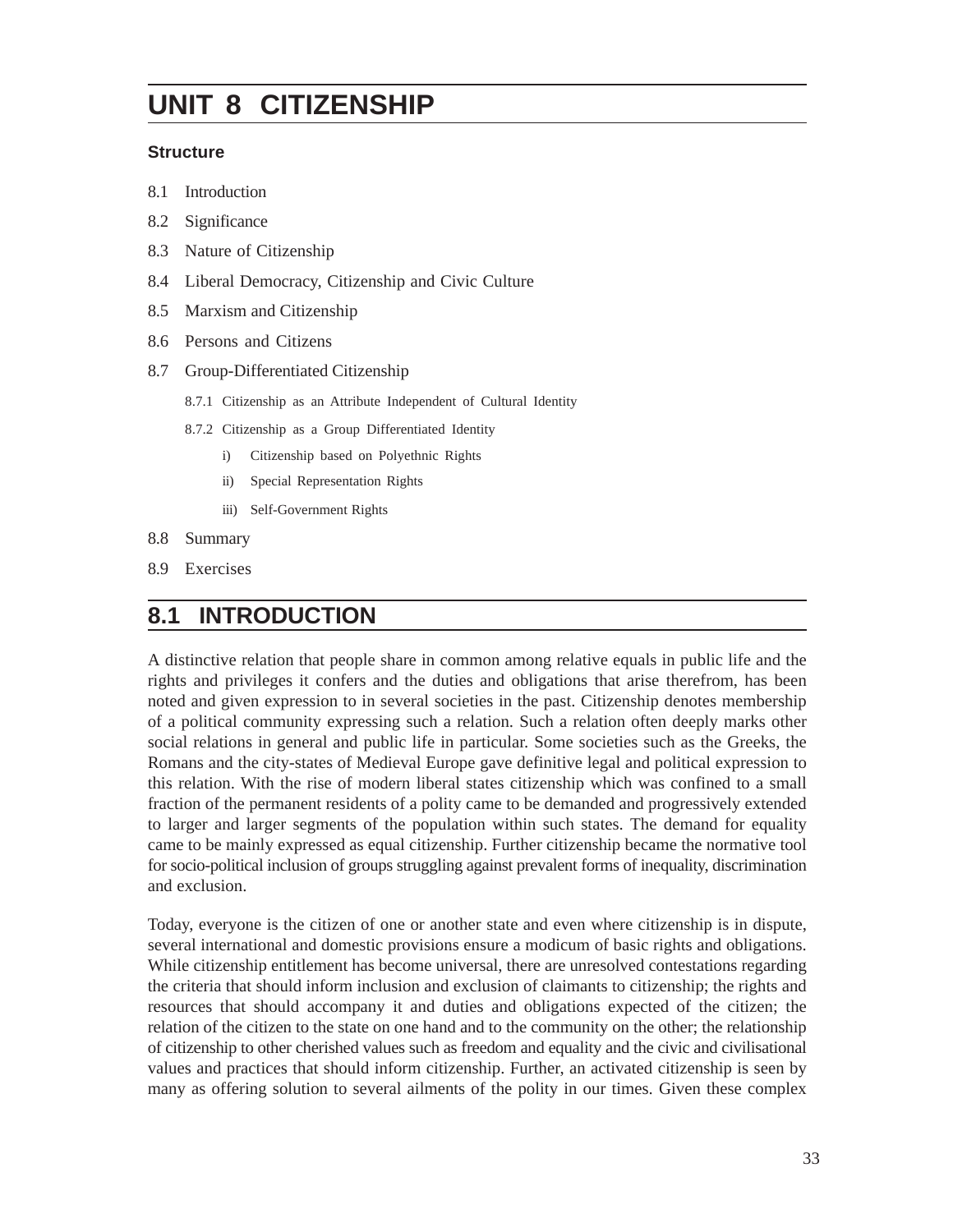# UNIT 8 CITIZENSHIP

**Structure**

8.1 Introduction

8.2 Significance

8.3 Nature of Citizenship

8.4 Liberal Democracy, Citizenship and Civic Culture

8.5 Marxism and Citizenship

8.6 Persons and Citizens

8.7 Group-Differentiated Citizenship

- 8.7.1 Citizenship as an Attribute Independent of Cultural Identity
- 8.7.2 Citizenship as a Group Differentiated Identity
  - i) Citizenship based on Polyethnic Rights
  - ii) Special Representation Rights
  - iii) Self-Government Rights

8.8 Summary

8.9 Exercises

## 8.1 INTRODUCTION

A distinctive relation that people share in common among relative equals in public life and the rights and privileges it confers and the duties and obligations that arise therefrom, has been noted and given expression to in several societies in the past. Citizenship denotes membership of a political community expressing such a relation. Such a relation often deeply marks other social relations in general and public life in particular. Some societies such as the Greeks, the Romans and the city-states of Medieval Europe gave definitive legal and political expression to this relation. With the rise of modern liberal states citizenship which was confined to a small fraction of the permanent residents of a polity came to be demanded and progressively extended to larger and larger segments of the population within such states. The demand for equality came to be mainly expressed as equal citizenship. Further citizenship became the normative tool for socio-political inclusion of groups struggling against prevalent forms of inequality, discrimination and exclusion.

Today, everyone is the citizen of one or another state and even where citizenship is in dispute, several international and domestic provisions ensure a modicum of basic rights and obligations. While citizenship entitlement has become universal, there are unresolved contestations regarding the criteria that should inform inclusion and exclusion of claimants to citizenship; the rights and resources that should accompany it and duties and obligations expected of the citizen; the relation of the citizen to the state on one hand and to the community on the other; the relationship of citizenship to other cherished values such as freedom and equality and the civic and civilisational values and practices that should inform citizenship. Further, an activated citizenship is seen by many as offering solution to several ailments of the polity in our times. Given these complex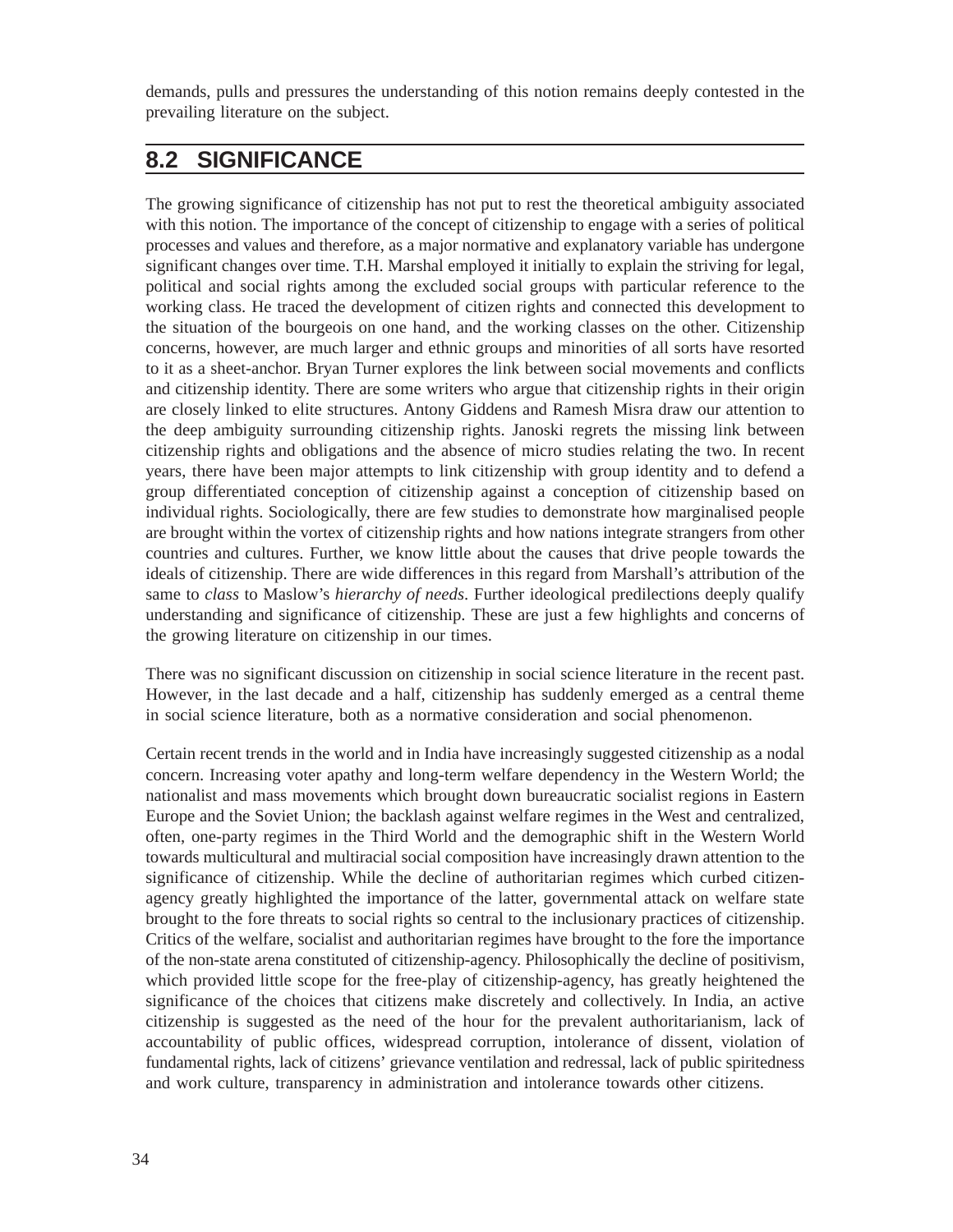demands, pulls and pressures the understanding of this notion remains deeply contested in the prevailing literature on the subject.

## 8.2 SIGNIFICANCE

The growing significance of citizenship has not put to rest the theoretical ambiguity associated with this notion. The importance of the concept of citizenship to engage with a series of political processes and values and therefore, as a major normative and explanatory variable has undergone significant changes over time. T.H. Marshal employed it initially to explain the striving for legal, political and social rights among the excluded social groups with particular reference to the working class. He traced the development of citizen rights and connected this development to the situation of the bourgeois on one hand, and the working classes on the other. Citizenship concerns, however, are much larger and ethnic groups and minorities of all sorts have resorted to it as a sheet-anchor. Bryan Turner explores the link between social movements and conflicts and citizenship identity. There are some writers who argue that citizenship rights in their origin are closely linked to elite structures. Antony Giddens and Ramesh Misra draw our attention to the deep ambiguity surrounding citizenship rights. Janoski regrets the missing link between citizenship rights and obligations and the absence of micro studies relating the two. In recent years, there have been major attempts to link citizenship with group identity and to defend a group differentiated conception of citizenship against a conception of citizenship based on individual rights. Sociologically, there are few studies to demonstrate how marginalised people are brought within the vortex of citizenship rights and how nations integrate strangers from other countries and cultures. Further, we know little about the causes that drive people towards the ideals of citizenship. There are wide differences in this regard from Marshall's attribution of the same to *class* to Maslow's *hierarchy of needs*. Further ideological predilections deeply qualify understanding and significance of citizenship. These are just a few highlights and concerns of the growing literature on citizenship in our times.

There was no significant discussion on citizenship in social science literature in the recent past. However, in the last decade and a half, citizenship has suddenly emerged as a central theme in social science literature, both as a normative consideration and social phenomenon.

Certain recent trends in the world and in India have increasingly suggested citizenship as a nodal concern. Increasing voter apathy and long-term welfare dependency in the Western World; the nationalist and mass movements which brought down bureaucratic socialist regions in Eastern Europe and the Soviet Union; the backlash against welfare regimes in the West and centralized, often, one-party regimes in the Third World and the demographic shift in the Western World towards multicultural and multiracial social composition have increasingly drawn attention to the significance of citizenship. While the decline of authoritarian regimes which curbed citizen-agency greatly highlighted the importance of the latter, governmental attack on welfare state brought to the fore threats to social rights so central to the inclusionary practices of citizenship. Critics of the welfare, socialist and authoritarian regimes have brought to the fore the importance of the non-state arena constituted of citizenship-agency. Philosophically the decline of positivism, which provided little scope for the free-play of citizenship-agency, has greatly heightened the significance of the choices that citizens make discretely and collectively. In India, an active citizenship is suggested as the need of the hour for the prevalent authoritarianism, lack of accountability of public offices, widespread corruption, intolerance of dissent, violation of fundamental rights, lack of citizens' grievance ventilation and redressal, lack of public spiritedness and work culture, transparency in administration and intolerance towards other citizens.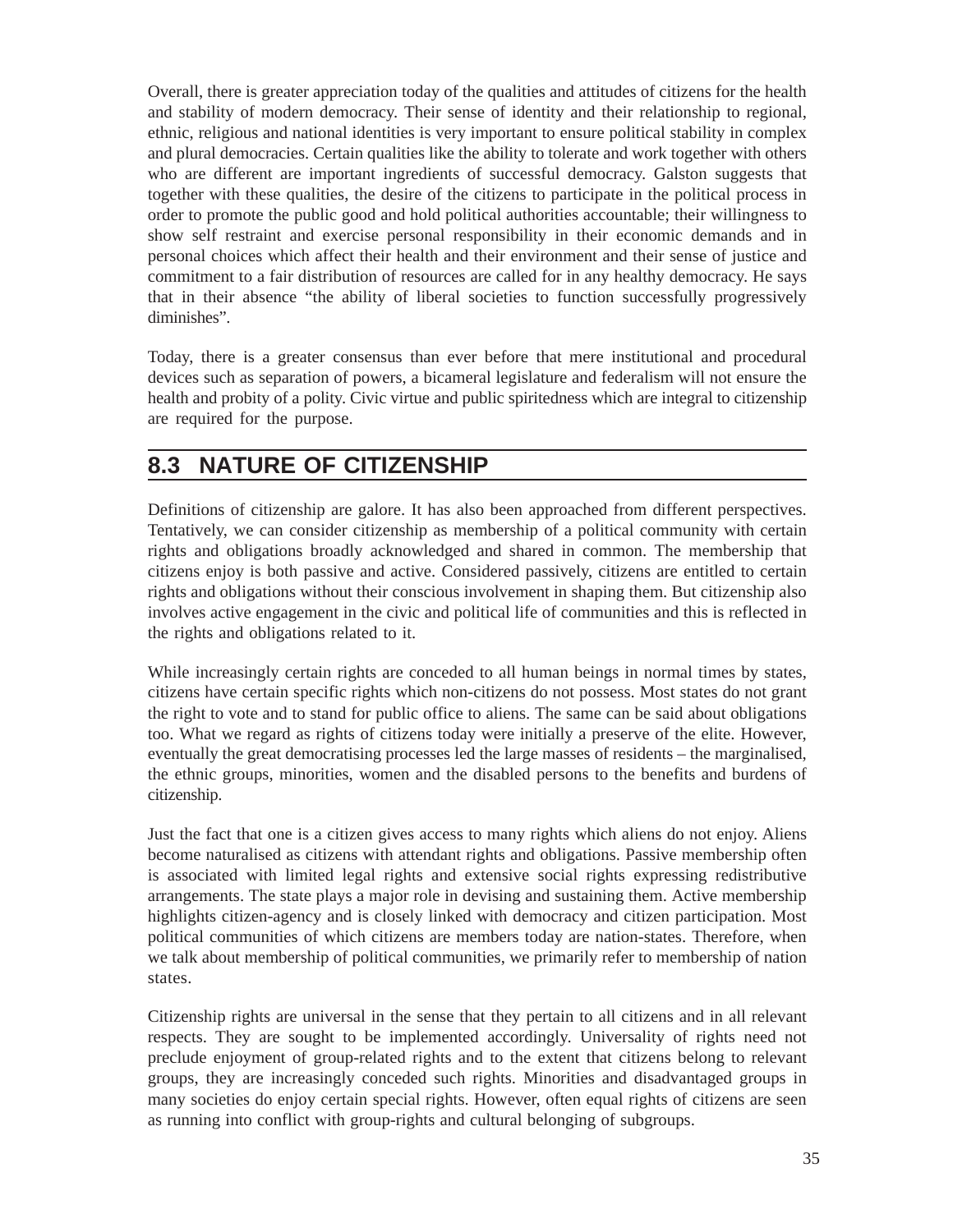Overall, there is greater appreciation today of the qualities and attitudes of citizens for the health and stability of modern democracy. Their sense of identity and their relationship to regional, ethnic, religious and national identities is very important to ensure political stability in complex and plural democracies. Certain qualities like the ability to tolerate and work together with others who are different are important ingredients of successful democracy. Galston suggests that together with these qualities, the desire of the citizens to participate in the political process in order to promote the public good and hold political authorities accountable; their willingness to show self restraint and exercise personal responsibility in their economic demands and in personal choices which affect their health and their environment and their sense of justice and commitment to a fair distribution of resources are called for in any healthy democracy. He says that in their absence "the ability of liberal societies to function successfully progressively diminishes".

Today, there is a greater consensus than ever before that mere institutional and procedural devices such as separation of powers, a bicameral legislature and federalism will not ensure the health and probity of a polity. Civic virtue and public spiritedness which are integral to citizenship are required for the purpose.

## 8.3 NATURE OF CITIZENSHIP

Definitions of citizenship are galore. It has also been approached from different perspectives. Tentatively, we can consider citizenship as membership of a political community with certain rights and obligations broadly acknowledged and shared in common. The membership that citizens enjoy is both passive and active. Considered passively, citizens are entitled to certain rights and obligations without their conscious involvement in shaping them. But citizenship also involves active engagement in the civic and political life of communities and this is reflected in the rights and obligations related to it.

While increasingly certain rights are conceded to all human beings in normal times by states, citizens have certain specific rights which non-citizens do not possess. Most states do not grant the right to vote and to stand for public office to aliens. The same can be said about obligations too. What we regard as rights of citizens today were initially a preserve of the elite. However, eventually the great democratising processes led the large masses of residents – the marginalised, the ethnic groups, minorities, women and the disabled persons to the benefits and burdens of citizenship.

Just the fact that one is a citizen gives access to many rights which aliens do not enjoy. Aliens become naturalised as citizens with attendant rights and obligations. Passive membership often is associated with limited legal rights and extensive social rights expressing redistributive arrangements. The state plays a major role in devising and sustaining them. Active membership highlights citizen-agency and is closely linked with democracy and citizen participation. Most political communities of which citizens are members today are nation-states. Therefore, when we talk about membership of political communities, we primarily refer to membership of nation states.

Citizenship rights are universal in the sense that they pertain to all citizens and in all relevant respects. They are sought to be implemented accordingly. Universality of rights need not preclude enjoyment of group-related rights and to the extent that citizens belong to relevant groups, they are increasingly conceded such rights. Minorities and disadvantaged groups in many societies do enjoy certain special rights. However, often equal rights of citizens are seen as running into conflict with group-rights and cultural belonging of subgroups.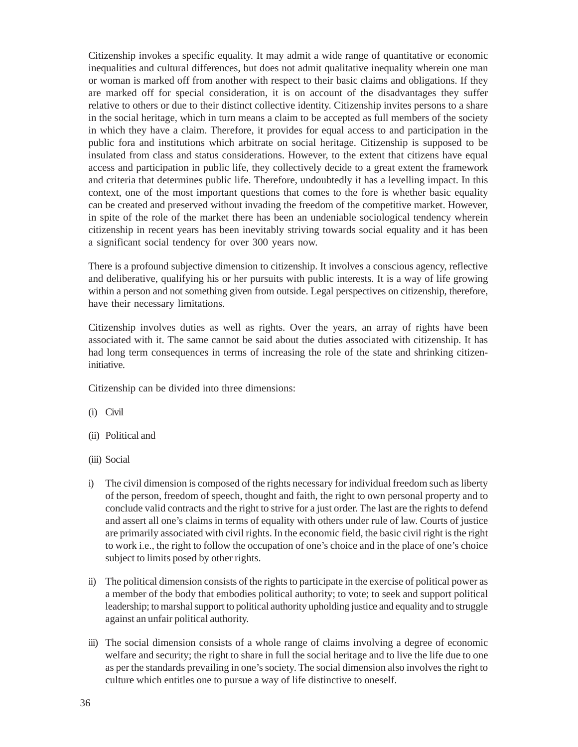Citizenship invokes a specific equality. It may admit a wide range of quantitative or economic inequalities and cultural differences, but does not admit qualitative inequality wherein one man or woman is marked off from another with respect to their basic claims and obligations. If they are marked off for special consideration, it is on account of the disadvantages they suffer relative to others or due to their distinct collective identity. Citizenship invites persons to a share in the social heritage, which in turn means a claim to be accepted as full members of the society in which they have a claim. Therefore, it provides for equal access to and participation in the public fora and institutions which arbitrate on social heritage. Citizenship is supposed to be insulated from class and status considerations. However, to the extent that citizens have equal access and participation in public life, they collectively decide to a great extent the framework and criteria that determines public life. Therefore, undoubtedly it has a levelling impact. In this context, one of the most important questions that comes to the fore is whether basic equality can be created and preserved without invading the freedom of the competitive market. However, in spite of the role of the market there has been an undeniable sociological tendency wherein citizenship in recent years has been inevitably striving towards social equality and it has been a significant social tendency for over 300 years now.

There is a profound subjective dimension to citizenship. It involves a conscious agency, reflective and deliberative, qualifying his or her pursuits with public interests. It is a way of life growing within a person and not something given from outside. Legal perspectives on citizenship, therefore, have their necessary limitations.

Citizenship involves duties as well as rights. Over the years, an array of rights have been associated with it. The same cannot be said about the duties associated with citizenship. It has had long term consequences in terms of increasing the role of the state and shrinking citizen-initiative.

Citizenship can be divided into three dimensions:

(i) Civil

(ii) Political and

(iii) Social

i) The civil dimension is composed of the rights necessary for individual freedom such as liberty of the person, freedom of speech, thought and faith, the right to own personal property and to conclude valid contracts and the right to strive for a just order. The last are the rights to defend and assert all one's claims in terms of equality with others under rule of law. Courts of justice are primarily associated with civil rights. In the economic field, the basic civil right is the right to work i.e., the right to follow the occupation of one's choice and in the place of one's choice subject to limits posed by other rights.

ii) The political dimension consists of the rights to participate in the exercise of political power as a member of the body that embodies political authority; to vote; to seek and support political leadership; to marshal support to political authority upholding justice and equality and to struggle against an unfair political authority.

iii) The social dimension consists of a whole range of claims involving a degree of economic welfare and security; the right to share in full the social heritage and to live the life due to one as per the standards prevailing in one's society. The social dimension also involves the right to culture which entitles one to pursue a way of life distinctive to oneself.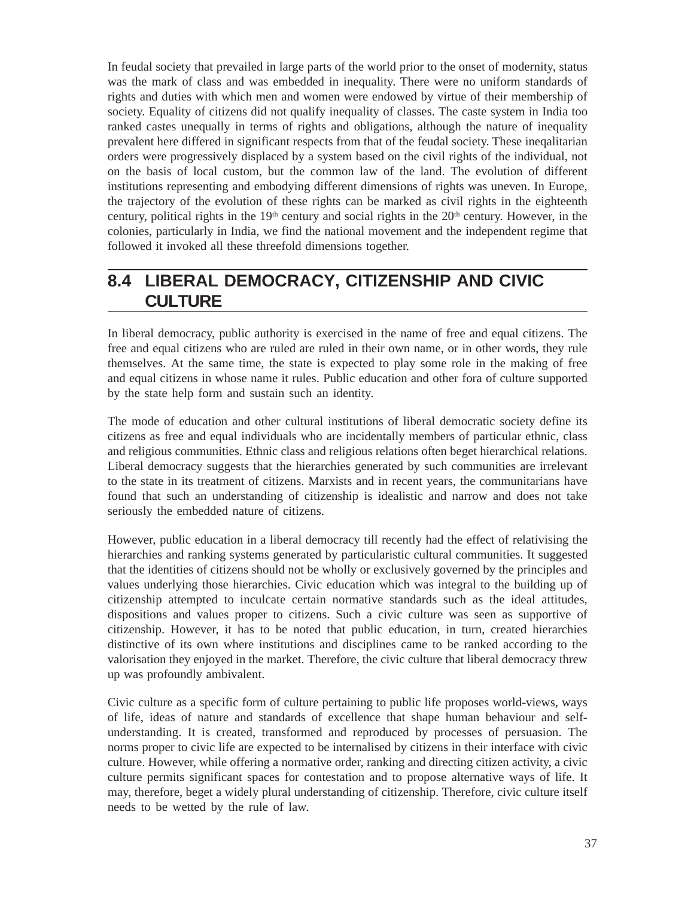In feudal society that prevailed in large parts of the world prior to the onset of modernity, status was the mark of class and was embedded in inequality. There were no uniform standards of rights and duties with which men and women were endowed by virtue of their membership of society. Equality of citizens did not qualify inequality of classes. The caste system in India too ranked castes unequally in terms of rights and obligations, although the nature of inequality prevalent here differed in significant respects from that of the feudal society. These ineqalitarian orders were progressively displaced by a system based on the civil rights of the individual, not on the basis of local custom, but the common law of the land. The evolution of different institutions representing and embodying different dimensions of rights was uneven. In Europe, the trajectory of the evolution of these rights can be marked as civil rights in the eighteenth century, political rights in the 19th century and social rights in the 20th century. However, in the colonies, particularly in India, we find the national movement and the independent regime that followed it invoked all these threefold dimensions together.

## 8.4 LIBERAL DEMOCRACY, CITIZENSHIP AND CIVIC CULTURE

In liberal democracy, public authority is exercised in the name of free and equal citizens. The free and equal citizens who are ruled are ruled in their own name, or in other words, they rule themselves. At the same time, the state is expected to play some role in the making of free and equal citizens in whose name it rules. Public education and other fora of culture supported by the state help form and sustain such an identity.

The mode of education and other cultural institutions of liberal democratic society define its citizens as free and equal individuals who are incidentally members of particular ethnic, class and religious communities. Ethnic class and religious relations often beget hierarchical relations. Liberal democracy suggests that the hierarchies generated by such communities are irrelevant to the state in its treatment of citizens. Marxists and in recent years, the communitarians have found that such an understanding of citizenship is idealistic and narrow and does not take seriously the embedded nature of citizens.

However, public education in a liberal democracy till recently had the effect of relativising the hierarchies and ranking systems generated by particularistic cultural communities. It suggested that the identities of citizens should not be wholly or exclusively governed by the principles and values underlying those hierarchies. Civic education which was integral to the building up of citizenship attempted to inculcate certain normative standards such as the ideal attitudes, dispositions and values proper to citizens. Such a civic culture was seen as supportive of citizenship. However, it has to be noted that public education, in turn, created hierarchies distinctive of its own where institutions and disciplines came to be ranked according to the valorisation they enjoyed in the market. Therefore, the civic culture that liberal democracy threw up was profoundly ambivalent.

Civic culture as a specific form of culture pertaining to public life proposes world-views, ways of life, ideas of nature and standards of excellence that shape human behaviour and self-understanding. It is created, transformed and reproduced by processes of persuasion. The norms proper to civic life are expected to be internalised by citizens in their interface with civic culture. However, while offering a normative order, ranking and directing citizen activity, a civic culture permits significant spaces for contestation and to propose alternative ways of life. It may, therefore, beget a widely plural understanding of citizenship. Therefore, civic culture itself needs to be wetted by the rule of law.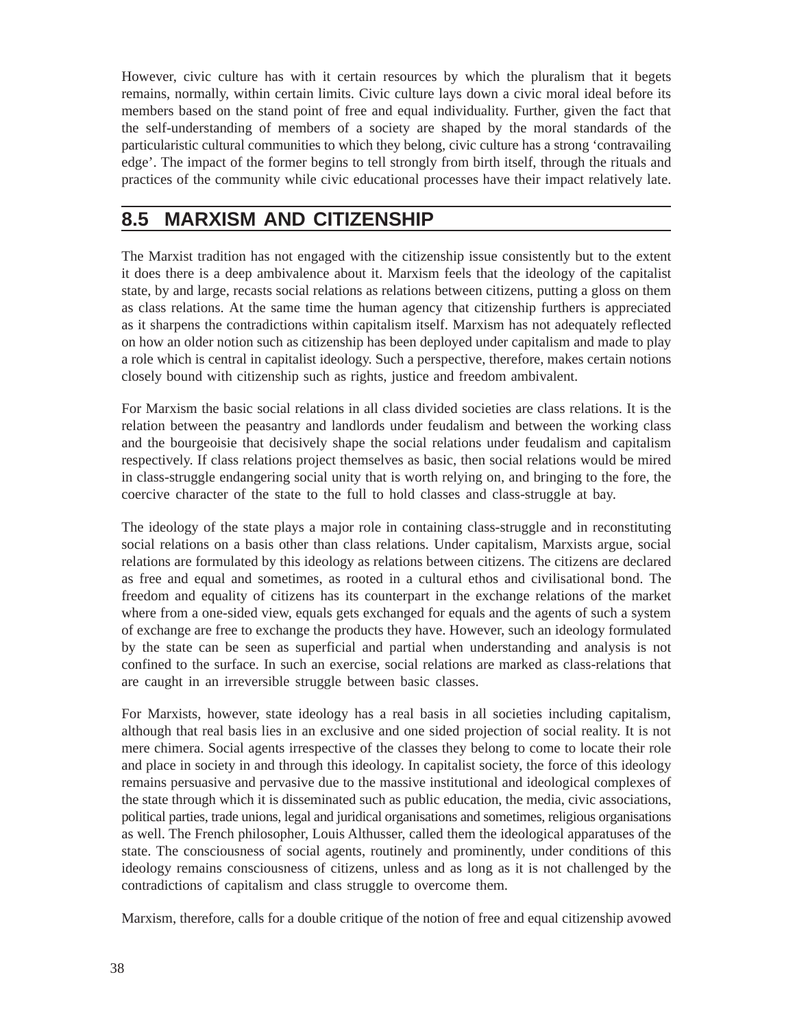However, civic culture has with it certain resources by which the pluralism that it begets remains, normally, within certain limits. Civic culture lays down a civic moral ideal before its members based on the stand point of free and equal individuality. Further, given the fact that the self-understanding of members of a society are shaped by the moral standards of the particularistic cultural communities to which they belong, civic culture has a strong 'contravailing edge'. The impact of the former begins to tell strongly from birth itself, through the rituals and practices of the community while civic educational processes have their impact relatively late.

## 8.5 MARXISM AND CITIZENSHIP

The Marxist tradition has not engaged with the citizenship issue consistently but to the extent it does there is a deep ambivalence about it. Marxism feels that the ideology of the capitalist state, by and large, recasts social relations as relations between citizens, putting a gloss on them as class relations. At the same time the human agency that citizenship furthers is appreciated as it sharpens the contradictions within capitalism itself. Marxism has not adequately reflected on how an older notion such as citizenship has been deployed under capitalism and made to play a role which is central in capitalist ideology. Such a perspective, therefore, makes certain notions closely bound with citizenship such as rights, justice and freedom ambivalent.

For Marxism the basic social relations in all class divided societies are class relations. It is the relation between the peasantry and landlords under feudalism and between the working class and the bourgeoisie that decisively shape the social relations under feudalism and capitalism respectively. If class relations project themselves as basic, then social relations would be mired in class-struggle endangering social unity that is worth relying on, and bringing to the fore, the coercive character of the state to the full to hold classes and class-struggle at bay.

The ideology of the state plays a major role in containing class-struggle and in reconstituting social relations on a basis other than class relations. Under capitalism, Marxists argue, social relations are formulated by this ideology as relations between citizens. The citizens are declared as free and equal and sometimes, as rooted in a cultural ethos and civilisational bond. The freedom and equality of citizens has its counterpart in the exchange relations of the market where from a one-sided view, equals gets exchanged for equals and the agents of such a system of exchange are free to exchange the products they have. However, such an ideology formulated by the state can be seen as superficial and partial when understanding and analysis is not confined to the surface. In such an exercise, social relations are marked as class-relations that are caught in an irreversible struggle between basic classes.

For Marxists, however, state ideology has a real basis in all societies including capitalism, although that real basis lies in an exclusive and one sided projection of social reality. It is not mere chimera. Social agents irrespective of the classes they belong to come to locate their role and place in society in and through this ideology. In capitalist society, the force of this ideology remains persuasive and pervasive due to the massive institutional and ideological complexes of the state through which it is disseminated such as public education, the media, civic associations, political parties, trade unions, legal and juridical organisations and sometimes, religious organisations as well. The French philosopher, Louis Althusser, called them the ideological apparatuses of the state. The consciousness of social agents, routinely and prominently, under conditions of this ideology remains consciousness of citizens, unless and as long as it is not challenged by the contradictions of capitalism and class struggle to overcome them.

Marxism, therefore, calls for a double critique of the notion of free and equal citizenship avowed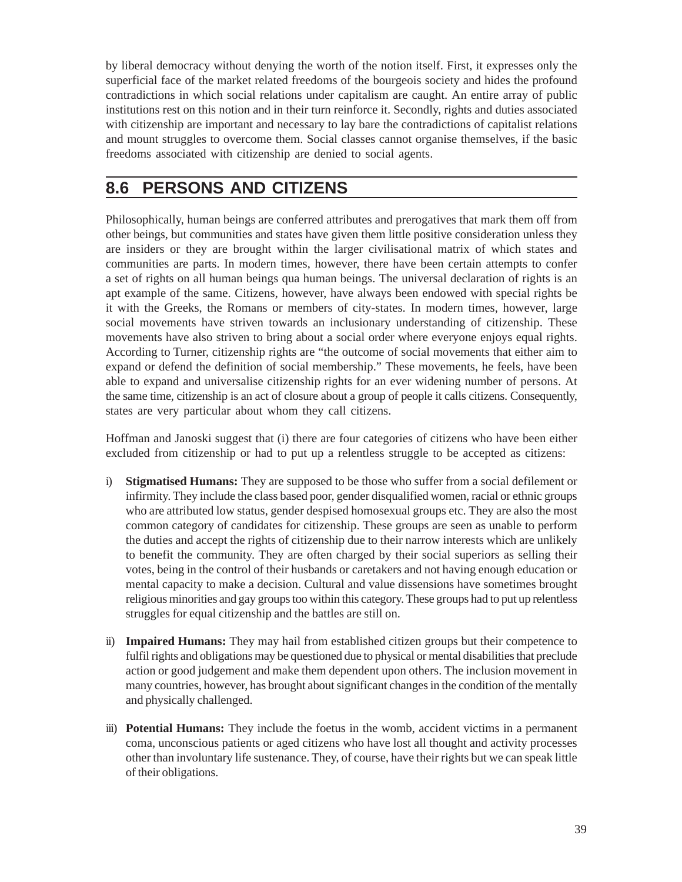by liberal democracy without denying the worth of the notion itself. First, it expresses only the superficial face of the market related freedoms of the bourgeois society and hides the profound contradictions in which social relations under capitalism are caught. An entire array of public institutions rest on this notion and in their turn reinforce it. Secondly, rights and duties associated with citizenship are important and necessary to lay bare the contradictions of capitalist relations and mount struggles to overcome them. Social classes cannot organise themselves, if the basic freedoms associated with citizenship are denied to social agents.

## 8.6 PERSONS AND CITIZENS

Philosophically, human beings are conferred attributes and prerogatives that mark them off from other beings, but communities and states have given them little positive consideration unless they are insiders or they are brought within the larger civilisational matrix of which states and communities are parts. In modern times, however, there have been certain attempts to confer a set of rights on all human beings qua human beings. The universal declaration of rights is an apt example of the same. Citizens, however, have always been endowed with special rights be it with the Greeks, the Romans or members of city-states. In modern times, however, large social movements have striven towards an inclusionary understanding of citizenship. These movements have also striven to bring about a social order where everyone enjoys equal rights. According to Turner, citizenship rights are "the outcome of social movements that either aim to expand or defend the definition of social membership." These movements, he feels, have been able to expand and universalise citizenship rights for an ever widening number of persons. At the same time, citizenship is an act of closure about a group of people it calls citizens. Consequently, states are very particular about whom they call citizens.

Hoffman and Janoski suggest that (i) there are four categories of citizens who have been either excluded from citizenship or had to put up a relentless struggle to be accepted as citizens:

i) **Stigmatised Humans:** They are supposed to be those who suffer from a social defilement or infirmity. They include the class based poor, gender disqualified women, racial or ethnic groups who are attributed low status, gender despised homosexual groups etc. They are also the most common category of candidates for citizenship. These groups are seen as unable to perform the duties and accept the rights of citizenship due to their narrow interests which are unlikely to benefit the community. They are often charged by their social superiors as selling their votes, being in the control of their husbands or caretakers and not having enough education or mental capacity to make a decision. Cultural and value dissensions have sometimes brought religious minorities and gay groups too within this category. These groups had to put up relentless struggles for equal citizenship and the battles are still on.

ii) **Impaired Humans:** They may hail from established citizen groups but their competence to fulfil rights and obligations may be questioned due to physical or mental disabilities that preclude action or good judgement and make them dependent upon others. The inclusion movement in many countries, however, has brought about significant changes in the condition of the mentally and physically challenged.

iii) **Potential Humans:** They include the foetus in the womb, accident victims in a permanent coma, unconscious patients or aged citizens who have lost all thought and activity processes other than involuntary life sustenance. They, of course, have their rights but we can speak little of their obligations.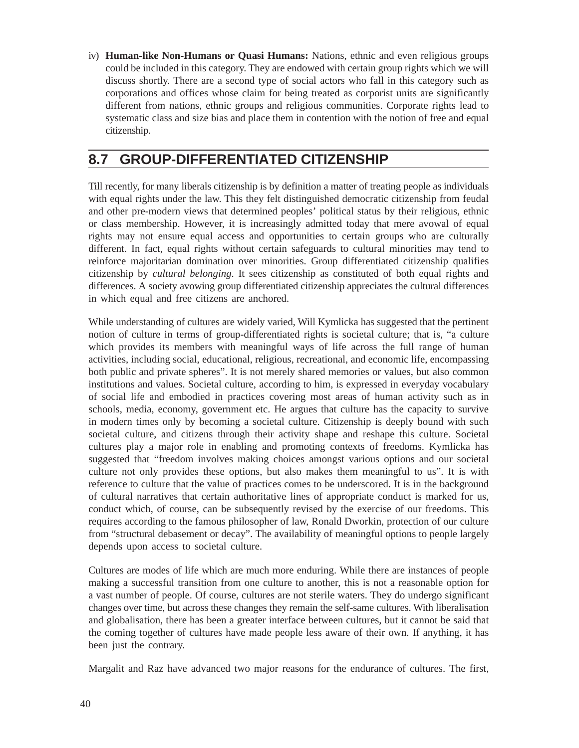iv) **Human-like Non-Humans or Quasi Humans:** Nations, ethnic and even religious groups could be included in this category. They are endowed with certain group rights which we will discuss shortly. There are a second type of social actors who fall in this category such as corporations and offices whose claim for being treated as corporist units are significantly different from nations, ethnic groups and religious communities. Corporate rights lead to systematic class and size bias and place them in contention with the notion of free and equal citizenship.

## 8.7 GROUP-DIFFERENTIATED CITIZENSHIP

Till recently, for many liberals citizenship is by definition a matter of treating people as individuals with equal rights under the law. This they felt distinguished democratic citizenship from feudal and other pre-modern views that determined peoples' political status by their religious, ethnic or class membership. However, it is increasingly admitted today that mere avowal of equal rights may not ensure equal access and opportunities to certain groups who are culturally different. In fact, equal rights without certain safeguards to cultural minorities may tend to reinforce majoritarian domination over minorities. Group differentiated citizenship qualifies citizenship by *cultural belonging*. It sees citizenship as constituted of both equal rights and differences. A society avowing group differentiated citizenship appreciates the cultural differences in which equal and free citizens are anchored.

While understanding of cultures are widely varied, Will Kymlicka has suggested that the pertinent notion of culture in terms of group-differentiated rights is societal culture; that is, "a culture which provides its members with meaningful ways of life across the full range of human activities, including social, educational, religious, recreational, and economic life, encompassing both public and private spheres". It is not merely shared memories or values, but also common institutions and values. Societal culture, according to him, is expressed in everyday vocabulary of social life and embodied in practices covering most areas of human activity such as in schools, media, economy, government etc. He argues that culture has the capacity to survive in modern times only by becoming a societal culture. Citizenship is deeply bound with such societal culture, and citizens through their activity shape and reshape this culture. Societal cultures play a major role in enabling and promoting contexts of freedoms. Kymlicka has suggested that "freedom involves making choices amongst various options and our societal culture not only provides these options, but also makes them meaningful to us". It is with reference to culture that the value of practices comes to be underscored. It is in the background of cultural narratives that certain authoritative lines of appropriate conduct is marked for us, conduct which, of course, can be subsequently revised by the exercise of our freedoms. This requires according to the famous philosopher of law, Ronald Dworkin, protection of our culture from "structural debasement or decay". The availability of meaningful options to people largely depends upon access to societal culture.

Cultures are modes of life which are much more enduring. While there are instances of people making a successful transition from one culture to another, this is not a reasonable option for a vast number of people. Of course, cultures are not sterile waters. They do undergo significant changes over time, but across these changes they remain the self-same cultures. With liberalisation and globalisation, there has been a greater interface between cultures, but it cannot be said that the coming together of cultures have made people less aware of their own. If anything, it has been just the contrary.

Margalit and Raz have advanced two major reasons for the endurance of cultures. The first,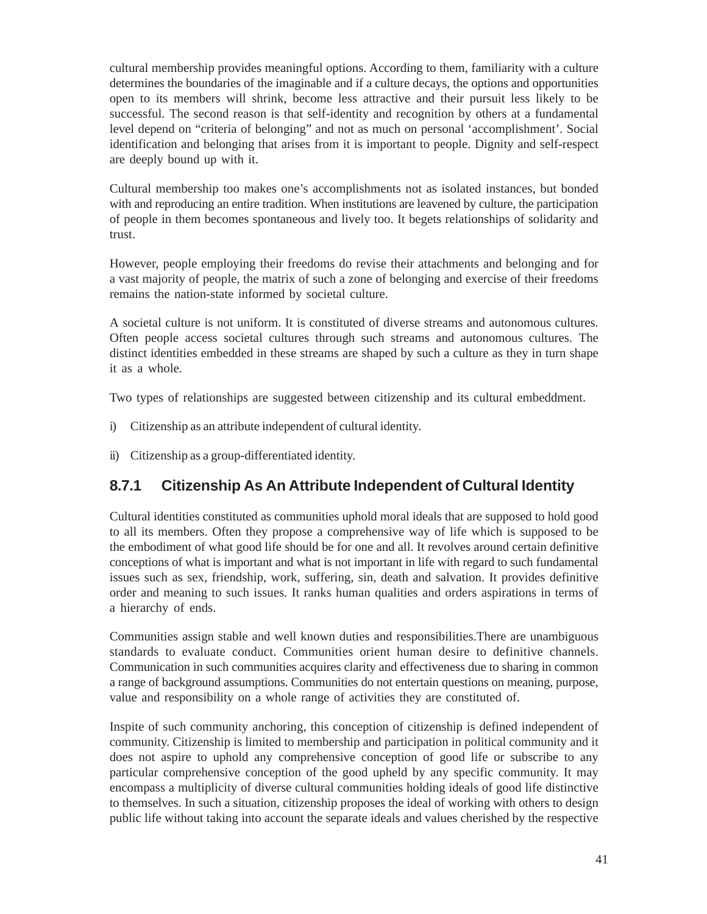cultural membership provides meaningful options. According to them, familiarity with a culture determines the boundaries of the imaginable and if a culture decays, the options and opportunities open to its members will shrink, become less attractive and their pursuit less likely to be successful. The second reason is that self-identity and recognition by others at a fundamental level depend on "criteria of belonging" and not as much on personal 'accomplishment'. Social identification and belonging that arises from it is important to people. Dignity and self-respect are deeply bound up with it.

Cultural membership too makes one's accomplishments not as isolated instances, but bonded with and reproducing an entire tradition. When institutions are leavened by culture, the participation of people in them becomes spontaneous and lively too. It begets relationships of solidarity and trust.

However, people employing their freedoms do revise their attachments and belonging and for a vast majority of people, the matrix of such a zone of belonging and exercise of their freedoms remains the nation-state informed by societal culture.

A societal culture is not uniform. It is constituted of diverse streams and autonomous cultures. Often people access societal cultures through such streams and autonomous cultures. The distinct identities embedded in these streams are shaped by such a culture as they in turn shape it as a whole.

Two types of relationships are suggested between citizenship and its cultural embeddment.

i) Citizenship as an attribute independent of cultural identity.

ii) Citizenship as a group-differentiated identity.

### 8.7.1 Citizenship As An Attribute Independent of Cultural Identity

Cultural identities constituted as communities uphold moral ideals that are supposed to hold good to all its members. Often they propose a comprehensive way of life which is supposed to be the embodiment of what good life should be for one and all. It revolves around certain definitive conceptions of what is important and what is not important in life with regard to such fundamental issues such as sex, friendship, work, suffering, sin, death and salvation. It provides definitive order and meaning to such issues. It ranks human qualities and orders aspirations in terms of a hierarchy of ends.

Communities assign stable and well known duties and responsibilities.There are unambiguous standards to evaluate conduct. Communities orient human desire to definitive channels. Communication in such communities acquires clarity and effectiveness due to sharing in common a range of background assumptions. Communities do not entertain questions on meaning, purpose, value and responsibility on a whole range of activities they are constituted of.

Inspite of such community anchoring, this conception of citizenship is defined independent of community. Citizenship is limited to membership and participation in political community and it does not aspire to uphold any comprehensive conception of good life or subscribe to any particular comprehensive conception of the good upheld by any specific community. It may encompass a multiplicity of diverse cultural communities holding ideals of good life distinctive to themselves. In such a situation, citizenship proposes the ideal of working with others to design public life without taking into account the separate ideals and values cherished by the respective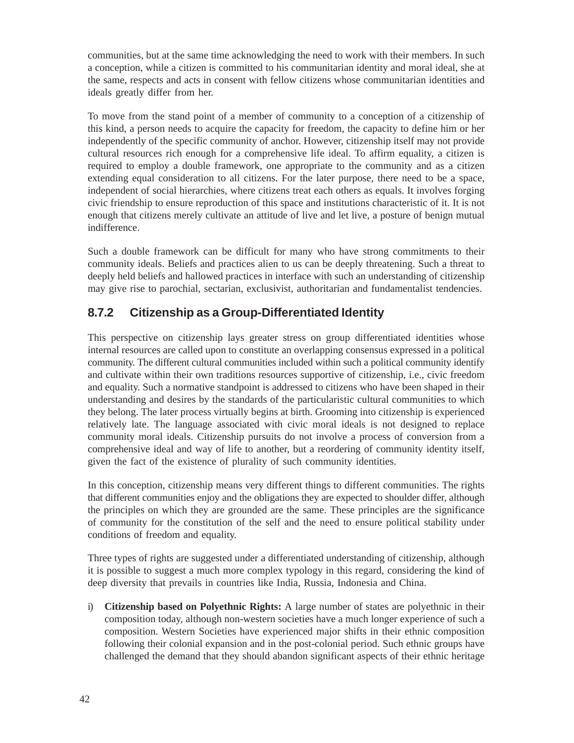communities, but at the same time acknowledging the need to work with their members. In such a conception, while a citizen is committed to his communitarian identity and moral ideal, she at the same, respects and acts in consent with fellow citizens whose communitarian identities and ideals greatly differ from her.

To move from the stand point of a member of community to a conception of a citizenship of this kind, a person needs to acquire the capacity for freedom, the capacity to define him or her independently of the specific community of anchor. However, citizenship itself may not provide cultural resources rich enough for a comprehensive life ideal. To affirm equality, a citizen is required to employ a double framework, one appropriate to the community and as a citizen extending equal consideration to all citizens. For the later purpose, there need to be a space, independent of social hierarchies, where citizens treat each others as equals. It involves forging civic friendship to ensure reproduction of this space and institutions characteristic of it. It is not enough that citizens merely cultivate an attitude of live and let live, a posture of benign mutual indifference.

Such a double framework can be difficult for many who have strong commitments to their community ideals. Beliefs and practices alien to us can be deeply threatening. Such a threat to deeply held beliefs and hallowed practices in interface with such an understanding of citizenship may give rise to parochial, sectarian, exclusivist, authoritarian and fundamentalist tendencies.

### 8.7.2 Citizenship as a Group-Differentiated Identity

This perspective on citizenship lays greater stress on group differentiated identities whose internal resources are called upon to constitute an overlapping consensus expressed in a political community. The different cultural communities included within such a political community identify and cultivate within their own traditions resources supportive of citizenship, i.e., civic freedom and equality. Such a normative standpoint is addressed to citizens who have been shaped in their understanding and desires by the standards of the particularistic cultural communities to which they belong. The later process virtually begins at birth. Grooming into citizenship is experienced relatively late. The language associated with civic moral ideals is not designed to replace community moral ideals. Citizenship pursuits do not involve a process of conversion from a comprehensive ideal and way of life to another, but a reordering of community identity itself, given the fact of the existence of plurality of such community identities.

In this conception, citizenship means very different things to different communities. The rights that different communities enjoy and the obligations they are expected to shoulder differ, although the principles on which they are grounded are the same. These principles are the significance of community for the constitution of the self and the need to ensure political stability under conditions of freedom and equality.

Three types of rights are suggested under a differentiated understanding of citizenship, although it is possible to suggest a much more complex typology in this regard, considering the kind of deep diversity that prevails in countries like India, Russia, Indonesia and China.

i) **Citizenship based on Polyethnic Rights:** A large number of states are polyethnic in their composition today, although non-western societies have a much longer experience of such a composition. Western Societies have experienced major shifts in their ethnic composition following their colonial expansion and in the post-colonial period. Such ethnic groups have challenged the demand that they should abandon significant aspects of their ethnic heritage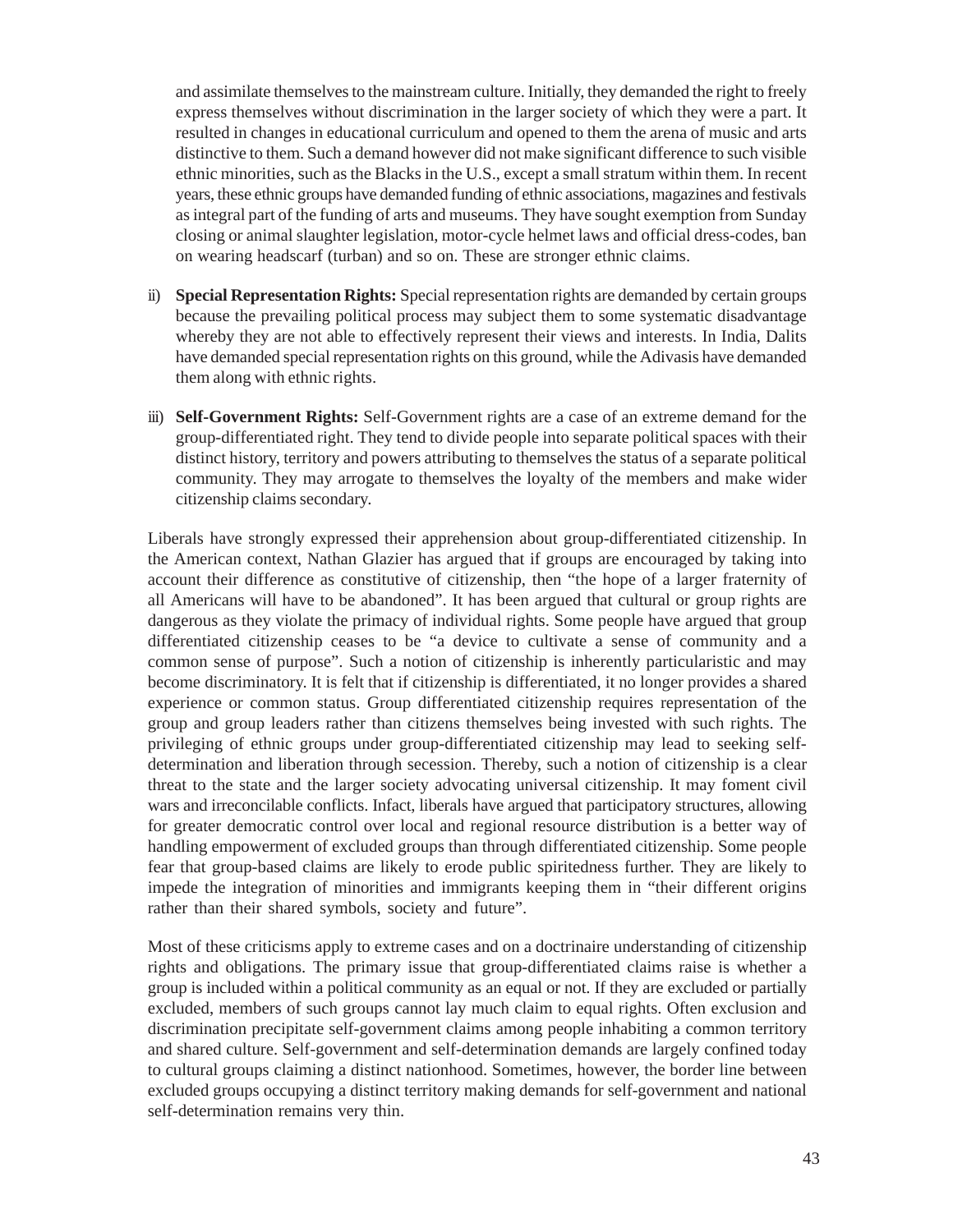and assimilate themselves to the mainstream culture. Initially, they demanded the right to freely express themselves without discrimination in the larger society of which they were a part. It resulted in changes in educational curriculum and opened to them the arena of music and arts distinctive to them. Such a demand however did not make significant difference to such visible ethnic minorities, such as the Blacks in the U.S., except a small stratum within them. In recent years, these ethnic groups have demanded funding of ethnic associations, magazines and festivals as integral part of the funding of arts and museums. They have sought exemption from Sunday closing or animal slaughter legislation, motor-cycle helmet laws and official dress-codes, ban on wearing headscarf (turban) and so on. These are stronger ethnic claims.

ii) **Special Representation Rights:** Special representation rights are demanded by certain groups because the prevailing political process may subject them to some systematic disadvantage whereby they are not able to effectively represent their views and interests. In India, Dalits have demanded special representation rights on this ground, while the Adivasis have demanded them along with ethnic rights.

iii) **Self-Government Rights:** Self-Government rights are a case of an extreme demand for the group-differentiated right. They tend to divide people into separate political spaces with their distinct history, territory and powers attributing to themselves the status of a separate political community. They may arrogate to themselves the loyalty of the members and make wider citizenship claims secondary.

Liberals have strongly expressed their apprehension about group-differentiated citizenship. In the American context, Nathan Glazier has argued that if groups are encouraged by taking into account their difference as constitutive of citizenship, then "the hope of a larger fraternity of all Americans will have to be abandoned". It has been argued that cultural or group rights are dangerous as they violate the primacy of individual rights. Some people have argued that group differentiated citizenship ceases to be "a device to cultivate a sense of community and a common sense of purpose". Such a notion of citizenship is inherently particularistic and may become discriminatory. It is felt that if citizenship is differentiated, it no longer provides a shared experience or common status. Group differentiated citizenship requires representation of the group and group leaders rather than citizens themselves being invested with such rights. The privileging of ethnic groups under group-differentiated citizenship may lead to seeking self-determination and liberation through secession. Thereby, such a notion of citizenship is a clear threat to the state and the larger society advocating universal citizenship. It may foment civil wars and irreconcilable conflicts. Infact, liberals have argued that participatory structures, allowing for greater democratic control over local and regional resource distribution is a better way of handling empowerment of excluded groups than through differentiated citizenship. Some people fear that group-based claims are likely to erode public spiritedness further. They are likely to impede the integration of minorities and immigrants keeping them in "their different origins rather than their shared symbols, society and future".

Most of these criticisms apply to extreme cases and on a doctrinaire understanding of citizenship rights and obligations. The primary issue that group-differentiated claims raise is whether a group is included within a political community as an equal or not. If they are excluded or partially excluded, members of such groups cannot lay much claim to equal rights. Often exclusion and discrimination precipitate self-government claims among people inhabiting a common territory and shared culture. Self-government and self-determination demands are largely confined today to cultural groups claiming a distinct nationhood. Sometimes, however, the border line between excluded groups occupying a distinct territory making demands for self-government and national self-determination remains very thin.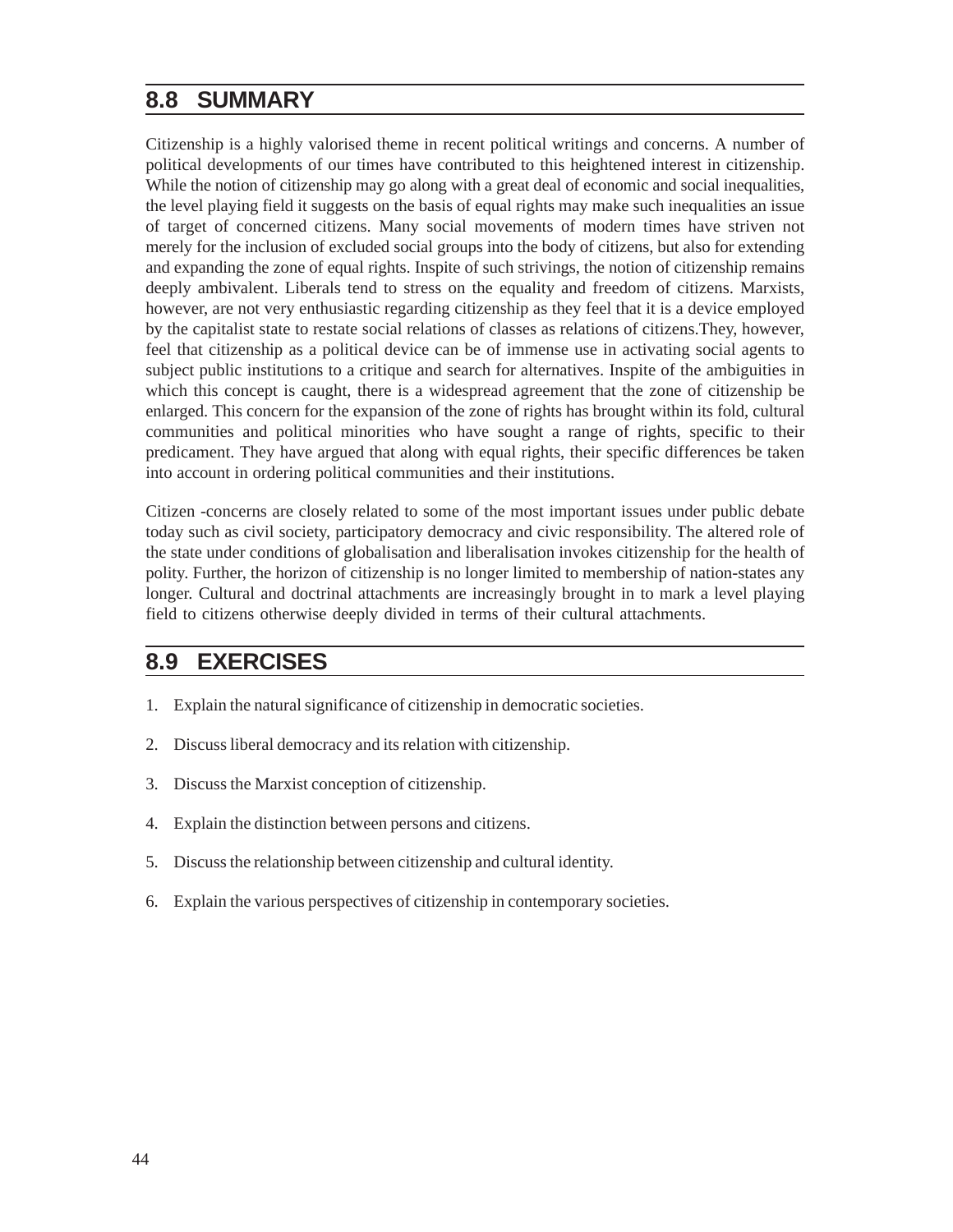## 8.8 SUMMARY

Citizenship is a highly valorised theme in recent political writings and concerns. A number of political developments of our times have contributed to this heightened interest in citizenship. While the notion of citizenship may go along with a great deal of economic and social inequalities, the level playing field it suggests on the basis of equal rights may make such inequalities an issue of target of concerned citizens. Many social movements of modern times have striven not merely for the inclusion of excluded social groups into the body of citizens, but also for extending and expanding the zone of equal rights. Inspite of such strivings, the notion of citizenship remains deeply ambivalent. Liberals tend to stress on the equality and freedom of citizens. Marxists, however, are not very enthusiastic regarding citizenship as they feel that it is a device employed by the capitalist state to restate social relations of classes as relations of citizens.They, however, feel that citizenship as a political device can be of immense use in activating social agents to subject public institutions to a critique and search for alternatives. Inspite of the ambiguities in which this concept is caught, there is a widespread agreement that the zone of citizenship be enlarged. This concern for the expansion of the zone of rights has brought within its fold, cultural communities and political minorities who have sought a range of rights, specific to their predicament. They have argued that along with equal rights, their specific differences be taken into account in ordering political communities and their institutions.

Citizen -concerns are closely related to some of the most important issues under public debate today such as civil society, participatory democracy and civic responsibility. The altered role of the state under conditions of globalisation and liberalisation invokes citizenship for the health of polity. Further, the horizon of citizenship is no longer limited to membership of nation-states any longer. Cultural and doctrinal attachments are increasingly brought in to mark a level playing field to citizens otherwise deeply divided in terms of their cultural attachments.

## 8.9 EXERCISES

1. Explain the natural significance of citizenship in democratic societies.
2. Discuss liberal democracy and its relation with citizenship.
3. Discuss the Marxist conception of citizenship.
4. Explain the distinction between persons and citizens.
5. Discuss the relationship between citizenship and cultural identity.
6. Explain the various perspectives of citizenship in contemporary societies.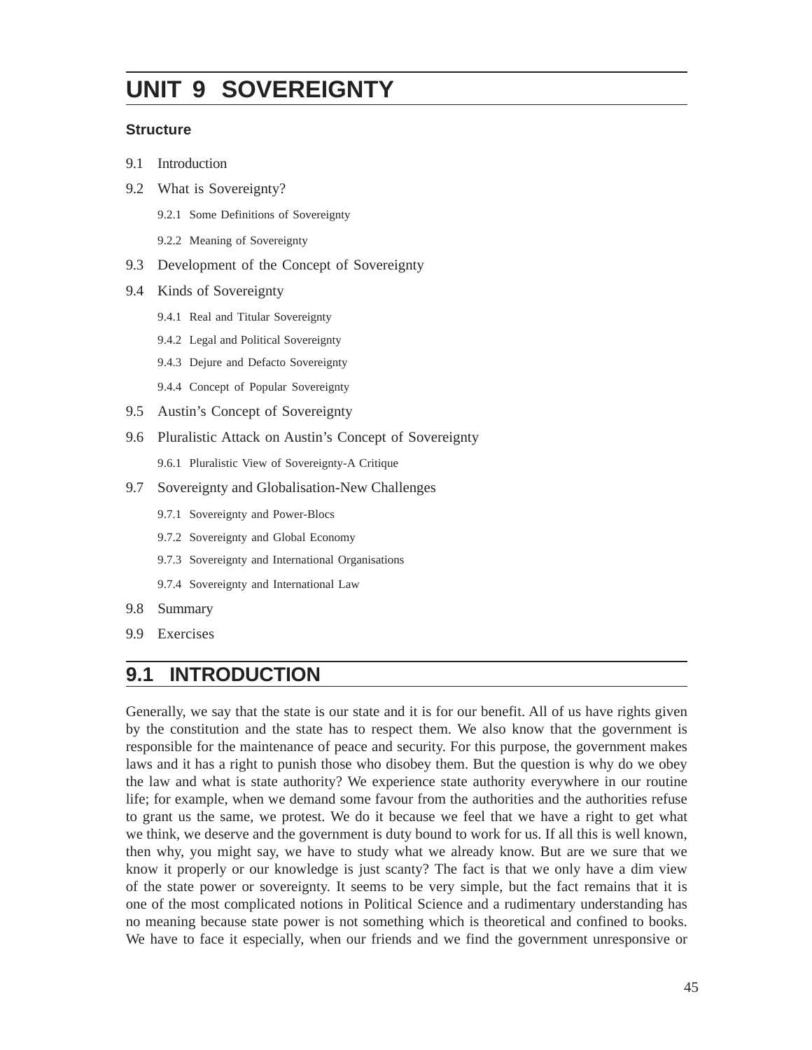# UNIT 9 SOVEREIGNTY

**Structure**

- 9.1 Introduction
- 9.2 What is Sovereignty?
  - 9.2.1 Some Definitions of Sovereignty
  - 9.2.2 Meaning of Sovereignty
- 9.3 Development of the Concept of Sovereignty
- 9.4 Kinds of Sovereignty
  - 9.4.1 Real and Titular Sovereignty
  - 9.4.2 Legal and Political Sovereignty
  - 9.4.3 Dejure and Defacto Sovereignty
  - 9.4.4 Concept of Popular Sovereignty
- 9.5 Austin's Concept of Sovereignty
- 9.6 Pluralistic Attack on Austin's Concept of Sovereignty
  - 9.6.1 Pluralistic View of Sovereignty-A Critique
- 9.7 Sovereignty and Globalisation-New Challenges
  - 9.7.1 Sovereignty and Power-Blocs
  - 9.7.2 Sovereignty and Global Economy
  - 9.7.3 Sovereignty and International Organisations
  - 9.7.4 Sovereignty and International Law
- 9.8 Summary
- 9.9 Exercises

## 9.1 INTRODUCTION

Generally, we say that the state is our state and it is for our benefit. All of us have rights given by the constitution and the state has to respect them. We also know that the government is responsible for the maintenance of peace and security. For this purpose, the government makes laws and it has a right to punish those who disobey them. But the question is why do we obey the law and what is state authority? We experience state authority everywhere in our routine life; for example, when we demand some favour from the authorities and the authorities refuse to grant us the same, we protest. We do it because we feel that we have a right to get what we think, we deserve and the government is duty bound to work for us. If all this is well known, then why, you might say, we have to study what we already know. But are we sure that we know it properly or our knowledge is just scanty? The fact is that we only have a dim view of the state power or sovereignty. It seems to be very simple, but the fact remains that it is one of the most complicated notions in Political Science and a rudimentary understanding has no meaning because state power is not something which is theoretical and confined to books. We have to face it especially, when our friends and we find the government unresponsive or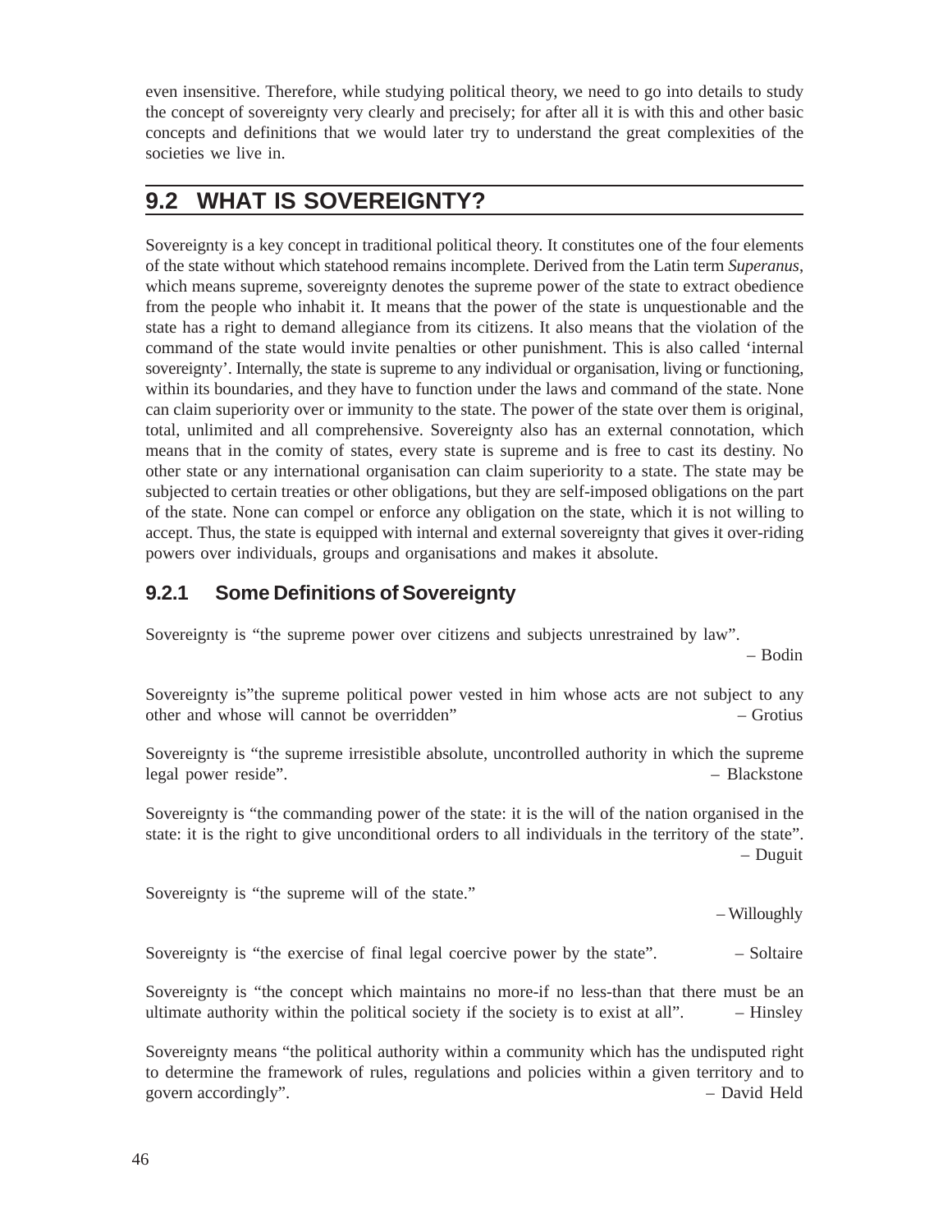even insensitive. Therefore, while studying political theory, we need to go into details to study the concept of sovereignty very clearly and precisely; for after all it is with this and other basic concepts and definitions that we would later try to understand the great complexities of the societies we live in.

## 9.2 WHAT IS SOVEREIGNTY?

Sovereignty is a key concept in traditional political theory. It constitutes one of the four elements of the state without which statehood remains incomplete. Derived from the Latin term *Superanus*, which means supreme, sovereignty denotes the supreme power of the state to extract obedience from the people who inhabit it. It means that the power of the state is unquestionable and the state has a right to demand allegiance from its citizens. It also means that the violation of the command of the state would invite penalties or other punishment. This is also called 'internal sovereignty'. Internally, the state is supreme to any individual or organisation, living or functioning, within its boundaries, and they have to function under the laws and command of the state. None can claim superiority over or immunity to the state. The power of the state over them is original, total, unlimited and all comprehensive. Sovereignty also has an external connotation, which means that in the comity of states, every state is supreme and is free to cast its destiny. No other state or any international organisation can claim superiority to a state. The state may be subjected to certain treaties or other obligations, but they are self-imposed obligations on the part of the state. None can compel or enforce any obligation on the state, which it is not willing to accept. Thus, the state is equipped with internal and external sovereignty that gives it over-riding powers over individuals, groups and organisations and makes it absolute.

### 9.2.1 Some Definitions of Sovereignty

Sovereignty is "the supreme power over citizens and subjects unrestrained by law".

– Bodin

Sovereignty is"the supreme political power vested in him whose acts are not subject to any other and whose will cannot be overridden" – Grotius

Sovereignty is "the supreme irresistible absolute, uncontrolled authority in which the supreme legal power reside". – Blackstone

Sovereignty is "the commanding power of the state: it is the will of the nation organised in the state: it is the right to give unconditional orders to all individuals in the territory of the state".

– Duguit

Sovereignty is "the supreme will of the state."

– Willoughly

Sovereignty is "the exercise of final legal coercive power by the state". – Soltaire

Sovereignty is "the concept which maintains no more-if no less-than that there must be an ultimate authority within the political society if the society is to exist at all". – Hinsley

Sovereignty means "the political authority within a community which has the undisputed right to determine the framework of rules, regulations and policies within a given territory and to govern accordingly". – David Held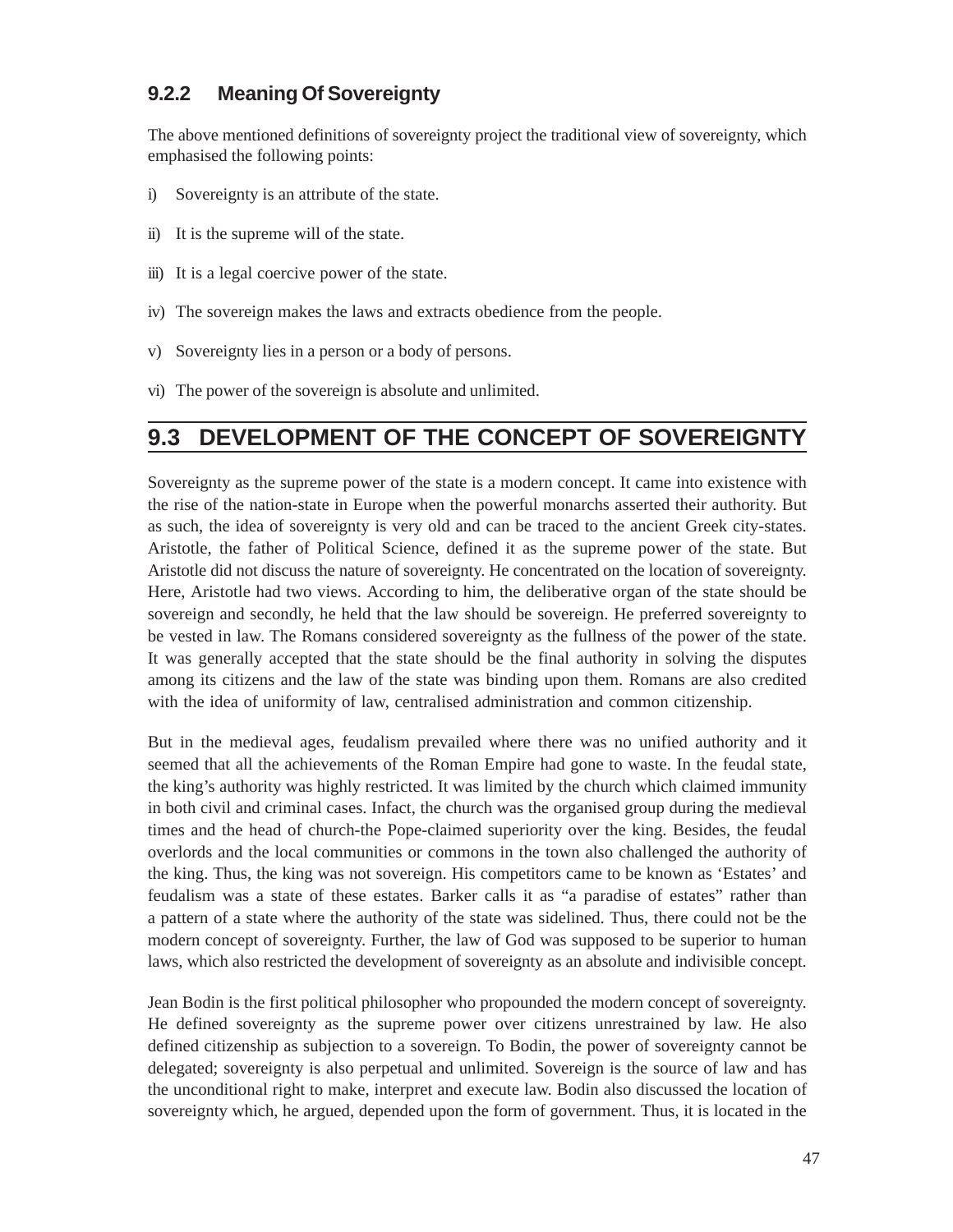### 9.2.2 Meaning Of Sovereignty

The above mentioned definitions of sovereignty project the traditional view of sovereignty, which emphasised the following points:

i) Sovereignty is an attribute of the state.

ii) It is the supreme will of the state.

iii) It is a legal coercive power of the state.

iv) The sovereign makes the laws and extracts obedience from the people.

v) Sovereignty lies in a person or a body of persons.

vi) The power of the sovereign is absolute and unlimited.

## 9.3 DEVELOPMENT OF THE CONCEPT OF SOVEREIGNTY

Sovereignty as the supreme power of the state is a modern concept. It came into existence with the rise of the nation-state in Europe when the powerful monarchs asserted their authority. But as such, the idea of sovereignty is very old and can be traced to the ancient Greek city-states. Aristotle, the father of Political Science, defined it as the supreme power of the state. But Aristotle did not discuss the nature of sovereignty. He concentrated on the location of sovereignty. Here, Aristotle had two views. According to him, the deliberative organ of the state should be sovereign and secondly, he held that the law should be sovereign. He preferred sovereignty to be vested in law. The Romans considered sovereignty as the fullness of the power of the state. It was generally accepted that the state should be the final authority in solving the disputes among its citizens and the law of the state was binding upon them. Romans are also credited with the idea of uniformity of law, centralised administration and common citizenship.

But in the medieval ages, feudalism prevailed where there was no unified authority and it seemed that all the achievements of the Roman Empire had gone to waste. In the feudal state, the king's authority was highly restricted. It was limited by the church which claimed immunity in both civil and criminal cases. Infact, the church was the organised group during the medieval times and the head of church-the Pope-claimed superiority over the king. Besides, the feudal overlords and the local communities or commons in the town also challenged the authority of the king. Thus, the king was not sovereign. His competitors came to be known as 'Estates' and feudalism was a state of these estates. Barker calls it as "a paradise of estates" rather than a pattern of a state where the authority of the state was sidelined. Thus, there could not be the modern concept of sovereignty. Further, the law of God was supposed to be superior to human laws, which also restricted the development of sovereignty as an absolute and indivisible concept.

Jean Bodin is the first political philosopher who propounded the modern concept of sovereignty. He defined sovereignty as the supreme power over citizens unrestrained by law. He also defined citizenship as subjection to a sovereign. To Bodin, the power of sovereignty cannot be delegated; sovereignty is also perpetual and unlimited. Sovereign is the source of law and has the unconditional right to make, interpret and execute law. Bodin also discussed the location of sovereignty which, he argued, depended upon the form of government. Thus, it is located in the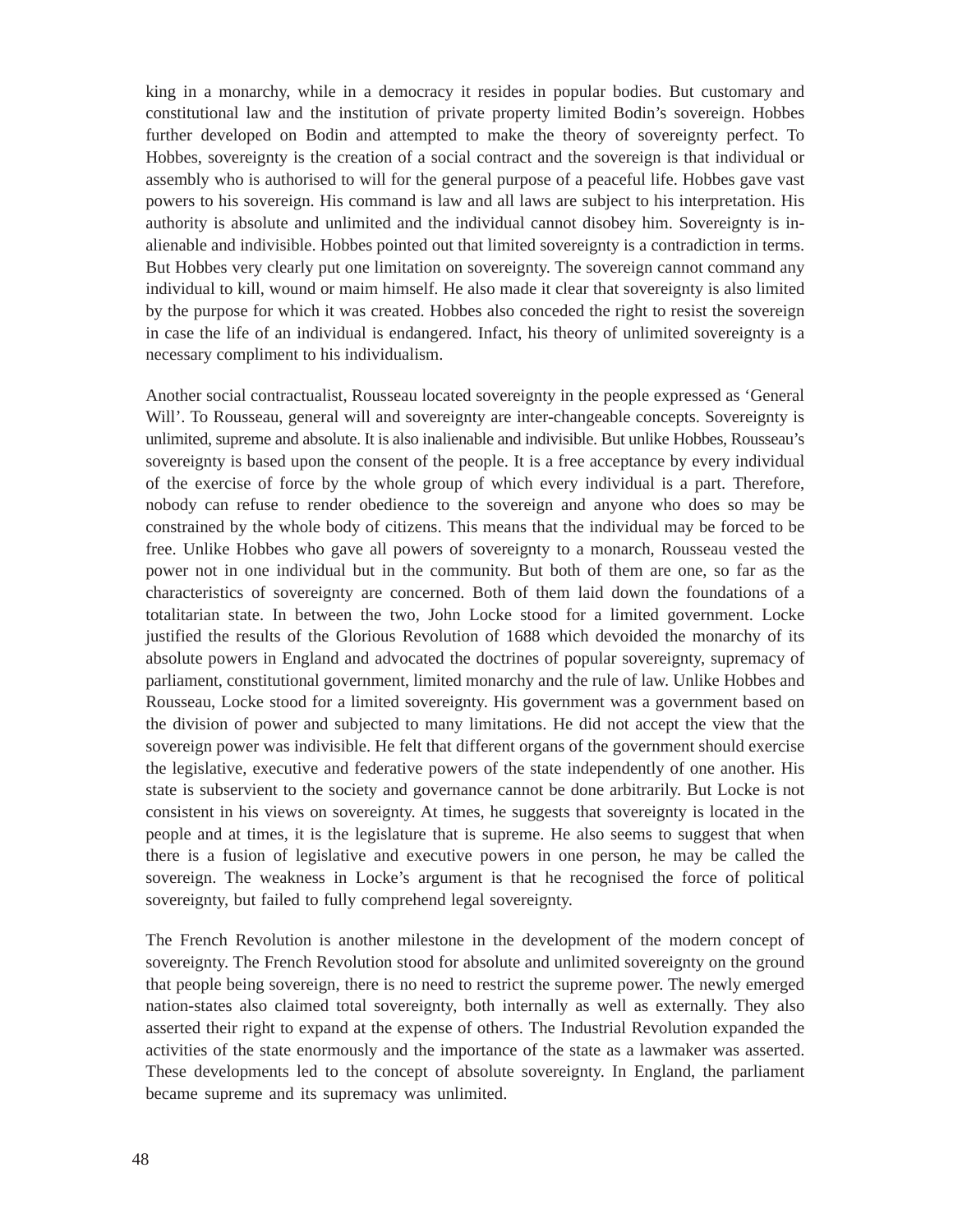king in a monarchy, while in a democracy it resides in popular bodies. But customary and constitutional law and the institution of private property limited Bodin's sovereign. Hobbes further developed on Bodin and attempted to make the theory of sovereignty perfect. To Hobbes, sovereignty is the creation of a social contract and the sovereign is that individual or assembly who is authorised to will for the general purpose of a peaceful life. Hobbes gave vast powers to his sovereign. His command is law and all laws are subject to his interpretation. His authority is absolute and unlimited and the individual cannot disobey him. Sovereignty is in-alienable and indivisible. Hobbes pointed out that limited sovereignty is a contradiction in terms. But Hobbes very clearly put one limitation on sovereignty. The sovereign cannot command any individual to kill, wound or maim himself. He also made it clear that sovereignty is also limited by the purpose for which it was created. Hobbes also conceded the right to resist the sovereign in case the life of an individual is endangered. Infact, his theory of unlimited sovereignty is a necessary compliment to his individualism.

Another social contractualist, Rousseau located sovereignty in the people expressed as 'General Will'. To Rousseau, general will and sovereignty are inter-changeable concepts. Sovereignty is unlimited, supreme and absolute. It is also inalienable and indivisible. But unlike Hobbes, Rousseau's sovereignty is based upon the consent of the people. It is a free acceptance by every individual of the exercise of force by the whole group of which every individual is a part. Therefore, nobody can refuse to render obedience to the sovereign and anyone who does so may be constrained by the whole body of citizens. This means that the individual may be forced to be free. Unlike Hobbes who gave all powers of sovereignty to a monarch, Rousseau vested the power not in one individual but in the community. But both of them are one, so far as the characteristics of sovereignty are concerned. Both of them laid down the foundations of a totalitarian state. In between the two, John Locke stood for a limited government. Locke justified the results of the Glorious Revolution of 1688 which devoided the monarchy of its absolute powers in England and advocated the doctrines of popular sovereignty, supremacy of parliament, constitutional government, limited monarchy and the rule of law. Unlike Hobbes and Rousseau, Locke stood for a limited sovereignty. His government was a government based on the division of power and subjected to many limitations. He did not accept the view that the sovereign power was indivisible. He felt that different organs of the government should exercise the legislative, executive and federative powers of the state independently of one another. His state is subservient to the society and governance cannot be done arbitrarily. But Locke is not consistent in his views on sovereignty. At times, he suggests that sovereignty is located in the people and at times, it is the legislature that is supreme. He also seems to suggest that when there is a fusion of legislative and executive powers in one person, he may be called the sovereign. The weakness in Locke's argument is that he recognised the force of political sovereignty, but failed to fully comprehend legal sovereignty.

The French Revolution is another milestone in the development of the modern concept of sovereignty. The French Revolution stood for absolute and unlimited sovereignty on the ground that people being sovereign, there is no need to restrict the supreme power. The newly emerged nation-states also claimed total sovereignty, both internally as well as externally. They also asserted their right to expand at the expense of others. The Industrial Revolution expanded the activities of the state enormously and the importance of the state as a lawmaker was asserted. These developments led to the concept of absolute sovereignty. In England, the parliament became supreme and its supremacy was unlimited.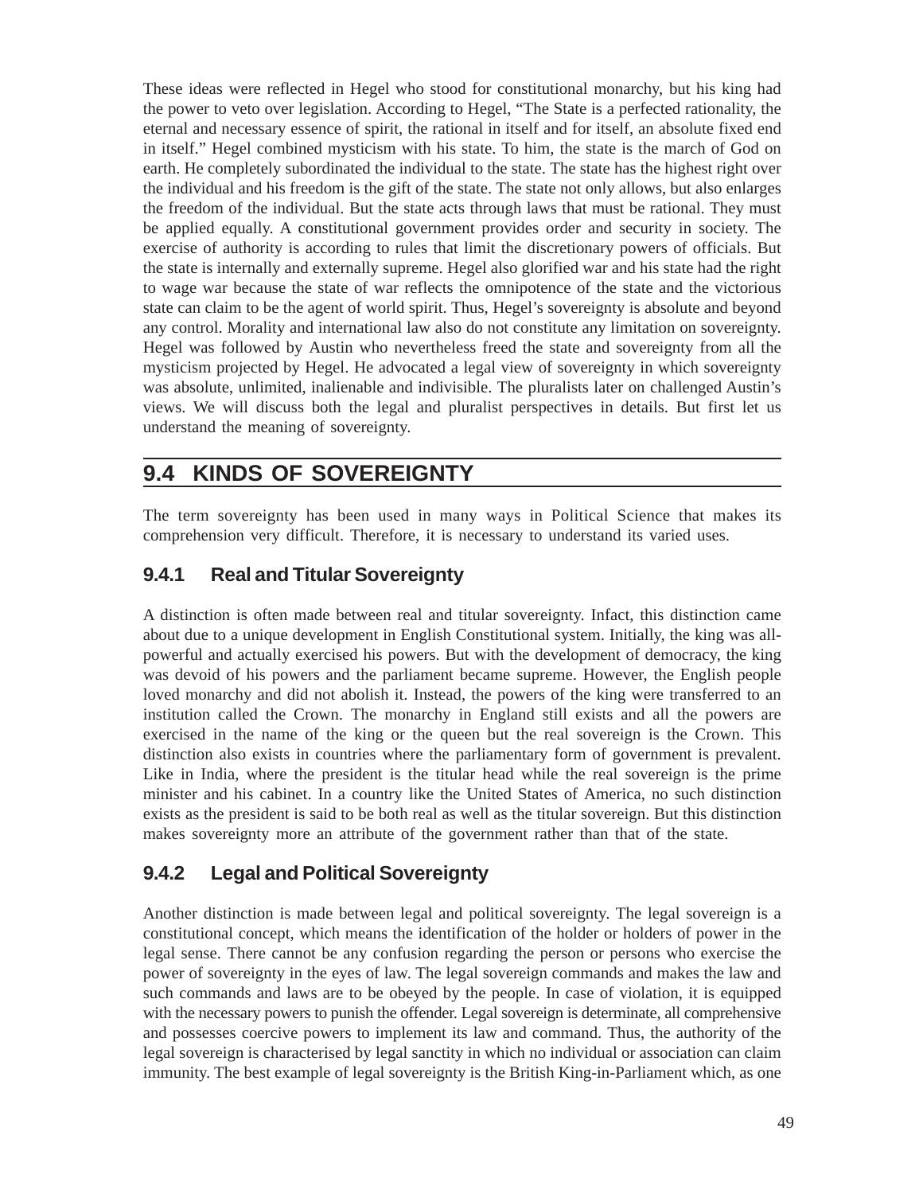These ideas were reflected in Hegel who stood for constitutional monarchy, but his king had the power to veto over legislation. According to Hegel, “The State is a perfected rationality, the eternal and necessary essence of spirit, the rational in itself and for itself, an absolute fixed end in itself.” Hegel combined mysticism with his state. To him, the state is the march of God on earth. He completely subordinated the individual to the state. The state has the highest right over the individual and his freedom is the gift of the state. The state not only allows, but also enlarges the freedom of the individual. But the state acts through laws that must be rational. They must be applied equally. A constitutional government provides order and security in society. The exercise of authority is according to rules that limit the discretionary powers of officials. But the state is internally and externally supreme. Hegel also glorified war and his state had the right to wage war because the state of war reflects the omnipotence of the state and the victorious state can claim to be the agent of world spirit. Thus, Hegel’s sovereignty is absolute and beyond any control. Morality and international law also do not constitute any limitation on sovereignty. Hegel was followed by Austin who nevertheless freed the state and sovereignty from all the mysticism projected by Hegel. He advocated a legal view of sovereignty in which sovereignty was absolute, unlimited, inalienable and indivisible. The pluralists later on challenged Austin’s views. We will discuss both the legal and pluralist perspectives in details. But first let us understand the meaning of sovereignty.

## 9.4 KINDS OF SOVEREIGNTY

The term sovereignty has been used in many ways in Political Science that makes its comprehension very difficult. Therefore, it is necessary to understand its varied uses.

### 9.4.1 Real and Titular Sovereignty

A distinction is often made between real and titular sovereignty. Infact, this distinction came about due to a unique development in English Constitutional system. Initially, the king was all-powerful and actually exercised his powers. But with the development of democracy, the king was devoid of his powers and the parliament became supreme. However, the English people loved monarchy and did not abolish it. Instead, the powers of the king were transferred to an institution called the Crown. The monarchy in England still exists and all the powers are exercised in the name of the king or the queen but the real sovereign is the Crown. This distinction also exists in countries where the parliamentary form of government is prevalent. Like in India, where the president is the titular head while the real sovereign is the prime minister and his cabinet. In a country like the United States of America, no such distinction exists as the president is said to be both real as well as the titular sovereign. But this distinction makes sovereignty more an attribute of the government rather than that of the state.

### 9.4.2 Legal and Political Sovereignty

Another distinction is made between legal and political sovereignty. The legal sovereign is a constitutional concept, which means the identification of the holder or holders of power in the legal sense. There cannot be any confusion regarding the person or persons who exercise the power of sovereignty in the eyes of law. The legal sovereign commands and makes the law and such commands and laws are to be obeyed by the people. In case of violation, it is equipped with the necessary powers to punish the offender. Legal sovereign is determinate, all comprehensive and possesses coercive powers to implement its law and command. Thus, the authority of the legal sovereign is characterised by legal sanctity in which no individual or association can claim immunity. The best example of legal sovereignty is the British King-in-Parliament which, as one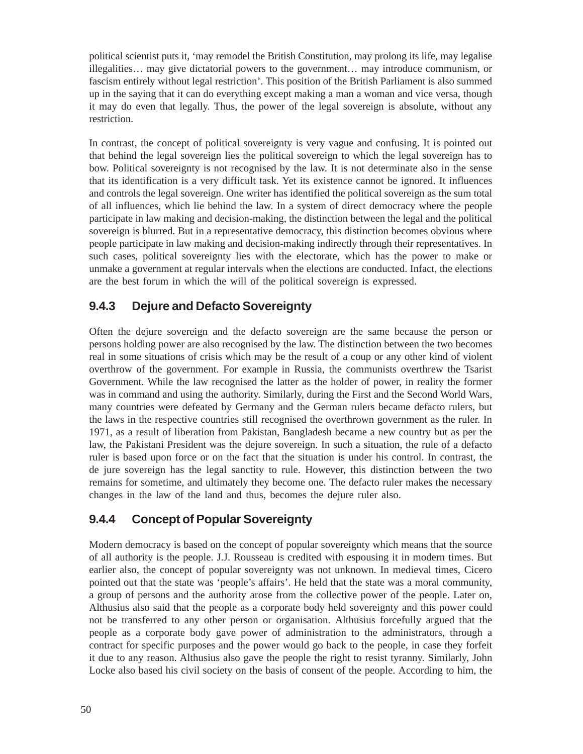political scientist puts it, 'may remodel the British Constitution, may prolong its life, may legalise illegalities… may give dictatorial powers to the government… may introduce communism, or fascism entirely without legal restriction'. This position of the British Parliament is also summed up in the saying that it can do everything except making a man a woman and vice versa, though it may do even that legally. Thus, the power of the legal sovereign is absolute, without any restriction.

In contrast, the concept of political sovereignty is very vague and confusing. It is pointed out that behind the legal sovereign lies the political sovereign to which the legal sovereign has to bow. Political sovereignty is not recognised by the law. It is not determinate also in the sense that its identification is a very difficult task. Yet its existence cannot be ignored. It influences and controls the legal sovereign. One writer has identified the political sovereign as the sum total of all influences, which lie behind the law. In a system of direct democracy where the people participate in law making and decision-making, the distinction between the legal and the political sovereign is blurred. But in a representative democracy, this distinction becomes obvious where people participate in law making and decision-making indirectly through their representatives. In such cases, political sovereignty lies with the electorate, which has the power to make or unmake a government at regular intervals when the elections are conducted. Infact, the elections are the best forum in which the will of the political sovereign is expressed.

### 9.4.3 Dejure and Defacto Sovereignty

Often the dejure sovereign and the defacto sovereign are the same because the person or persons holding power are also recognised by the law. The distinction between the two becomes real in some situations of crisis which may be the result of a coup or any other kind of violent overthrow of the government. For example in Russia, the communists overthrew the Tsarist Government. While the law recognised the latter as the holder of power, in reality the former was in command and using the authority. Similarly, during the First and the Second World Wars, many countries were defeated by Germany and the German rulers became defacto rulers, but the laws in the respective countries still recognised the overthrown government as the ruler. In 1971, as a result of liberation from Pakistan, Bangladesh became a new country but as per the law, the Pakistani President was the dejure sovereign. In such a situation, the rule of a defacto ruler is based upon force or on the fact that the situation is under his control. In contrast, the de jure sovereign has the legal sanctity to rule. However, this distinction between the two remains for sometime, and ultimately they become one. The defacto ruler makes the necessary changes in the law of the land and thus, becomes the dejure ruler also.

### 9.4.4 Concept of Popular Sovereignty

Modern democracy is based on the concept of popular sovereignty which means that the source of all authority is the people. J.J. Rousseau is credited with espousing it in modern times. But earlier also, the concept of popular sovereignty was not unknown. In medieval times, Cicero pointed out that the state was 'people's affairs'. He held that the state was a moral community, a group of persons and the authority arose from the collective power of the people. Later on, Althusius also said that the people as a corporate body held sovereignty and this power could not be transferred to any other person or organisation. Althusius forcefully argued that the people as a corporate body gave power of administration to the administrators, through a contract for specific purposes and the power would go back to the people, in case they forfeit it due to any reason. Althusius also gave the people the right to resist tyranny. Similarly, John Locke also based his civil society on the basis of consent of the people. According to him, the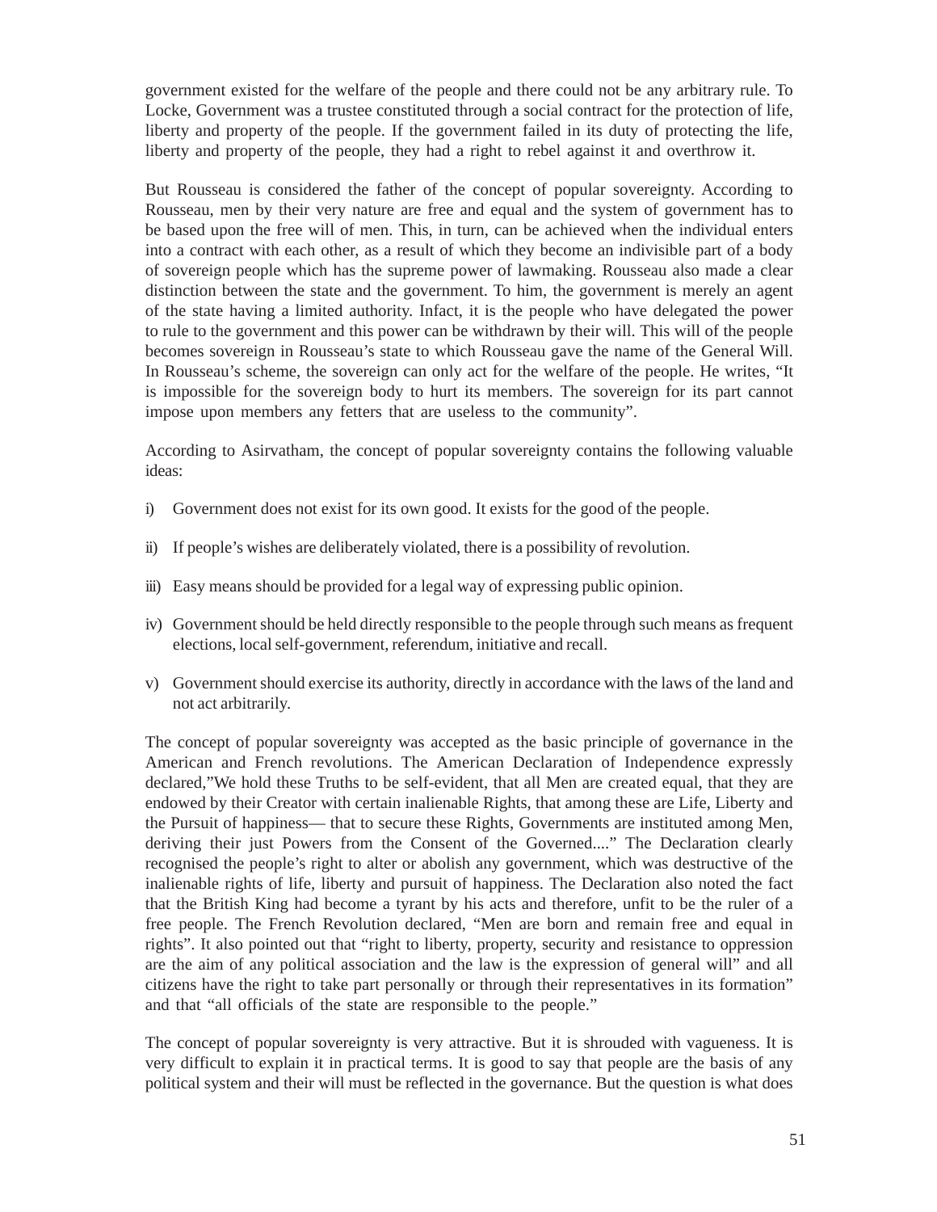government existed for the welfare of the people and there could not be any arbitrary rule. To Locke, Government was a trustee constituted through a social contract for the protection of life, liberty and property of the people. If the government failed in its duty of protecting the life, liberty and property of the people, they had a right to rebel against it and overthrow it.

But Rousseau is considered the father of the concept of popular sovereignty. According to Rousseau, men by their very nature are free and equal and the system of government has to be based upon the free will of men. This, in turn, can be achieved when the individual enters into a contract with each other, as a result of which they become an indivisible part of a body of sovereign people which has the supreme power of lawmaking. Rousseau also made a clear distinction between the state and the government. To him, the government is merely an agent of the state having a limited authority. Infact, it is the people who have delegated the power to rule to the government and this power can be withdrawn by their will. This will of the people becomes sovereign in Rousseau's state to which Rousseau gave the name of the General Will. In Rousseau's scheme, the sovereign can only act for the welfare of the people. He writes, "It is impossible for the sovereign body to hurt its members. The sovereign for its part cannot impose upon members any fetters that are useless to the community".

According to Asirvatham, the concept of popular sovereignty contains the following valuable ideas:

i) Government does not exist for its own good. It exists for the good of the people.

ii) If people's wishes are deliberately violated, there is a possibility of revolution.

iii) Easy means should be provided for a legal way of expressing public opinion.

iv) Government should be held directly responsible to the people through such means as frequent elections, local self-government, referendum, initiative and recall.

v) Government should exercise its authority, directly in accordance with the laws of the land and not act arbitrarily.

The concept of popular sovereignty was accepted as the basic principle of governance in the American and French revolutions. The American Declaration of Independence expressly declared,"We hold these Truths to be self-evident, that all Men are created equal, that they are endowed by their Creator with certain inalienable Rights, that among these are Life, Liberty and the Pursuit of happiness— that to secure these Rights, Governments are instituted among Men, deriving their just Powers from the Consent of the Governed...." The Declaration clearly recognised the people's right to alter or abolish any government, which was destructive of the inalienable rights of life, liberty and pursuit of happiness. The Declaration also noted the fact that the British King had become a tyrant by his acts and therefore, unfit to be the ruler of a free people. The French Revolution declared, "Men are born and remain free and equal in rights". It also pointed out that "right to liberty, property, security and resistance to oppression are the aim of any political association and the law is the expression of general will" and all citizens have the right to take part personally or through their representatives in its formation" and that "all officials of the state are responsible to the people."

The concept of popular sovereignty is very attractive. But it is shrouded with vagueness. It is very difficult to explain it in practical terms. It is good to say that people are the basis of any political system and their will must be reflected in the governance. But the question is what does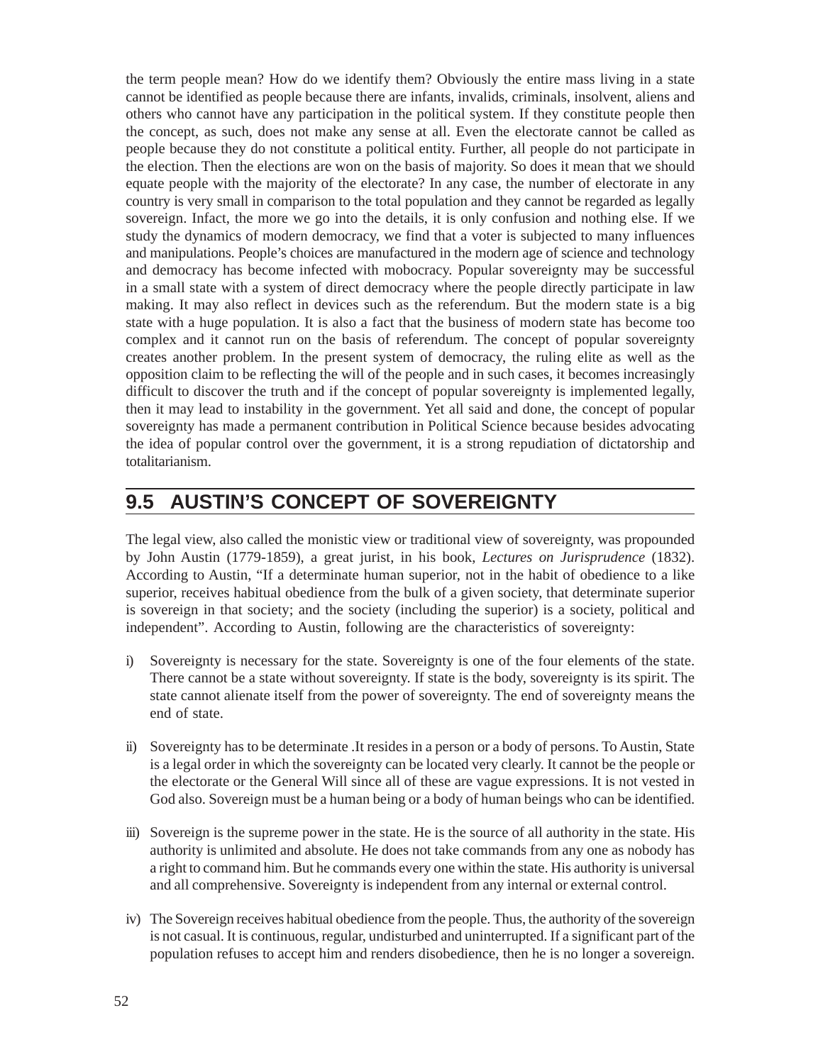the term people mean? How do we identify them? Obviously the entire mass living in a state cannot be identified as people because there are infants, invalids, criminals, insolvent, aliens and others who cannot have any participation in the political system. If they constitute people then the concept, as such, does not make any sense at all. Even the electorate cannot be called as people because they do not constitute a political entity. Further, all people do not participate in the election. Then the elections are won on the basis of majority. So does it mean that we should equate people with the majority of the electorate? In any case, the number of electorate in any country is very small in comparison to the total population and they cannot be regarded as legally sovereign. Infact, the more we go into the details, it is only confusion and nothing else. If we study the dynamics of modern democracy, we find that a voter is subjected to many influences and manipulations. People's choices are manufactured in the modern age of science and technology and democracy has become infected with mobocracy. Popular sovereignty may be successful in a small state with a system of direct democracy where the people directly participate in law making. It may also reflect in devices such as the referendum. But the modern state is a big state with a huge population. It is also a fact that the business of modern state has become too complex and it cannot run on the basis of referendum. The concept of popular sovereignty creates another problem. In the present system of democracy, the ruling elite as well as the opposition claim to be reflecting the will of the people and in such cases, it becomes increasingly difficult to discover the truth and if the concept of popular sovereignty is implemented legally, then it may lead to instability in the government. Yet all said and done, the concept of popular sovereignty has made a permanent contribution in Political Science because besides advocating the idea of popular control over the government, it is a strong repudiation of dictatorship and totalitarianism.

## 9.5 AUSTIN'S CONCEPT OF SOVEREIGNTY

The legal view, also called the monistic view or traditional view of sovereignty, was propounded by John Austin (1779-1859), a great jurist, in his book, *Lectures on Jurisprudence* (1832). According to Austin, "If a determinate human superior, not in the habit of obedience to a like superior, receives habitual obedience from the bulk of a given society, that determinate superior is sovereign in that society; and the society (including the superior) is a society, political and independent". According to Austin, following are the characteristics of sovereignty:

i) Sovereignty is necessary for the state. Sovereignty is one of the four elements of the state. There cannot be a state without sovereignty. If state is the body, sovereignty is its spirit. The state cannot alienate itself from the power of sovereignty. The end of sovereignty means the end of state.

ii) Sovereignty has to be determinate .It resides in a person or a body of persons. To Austin, State is a legal order in which the sovereignty can be located very clearly. It cannot be the people or the electorate or the General Will since all of these are vague expressions. It is not vested in God also. Sovereign must be a human being or a body of human beings who can be identified.

iii) Sovereign is the supreme power in the state. He is the source of all authority in the state. His authority is unlimited and absolute. He does not take commands from any one as nobody has a right to command him. But he commands every one within the state. His authority is universal and all comprehensive. Sovereignty is independent from any internal or external control.

iv) The Sovereign receives habitual obedience from the people. Thus, the authority of the sovereign is not casual. It is continuous, regular, undisturbed and uninterrupted. If a significant part of the population refuses to accept him and renders disobedience, then he is no longer a sovereign.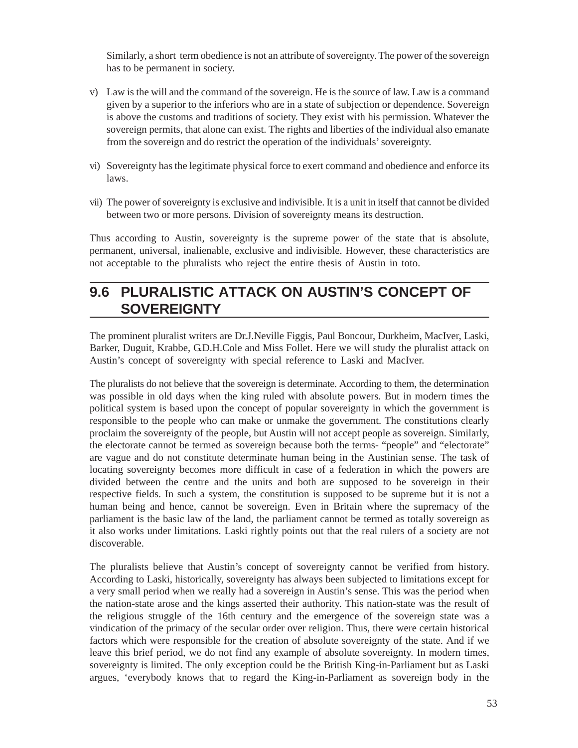Similarly, a short term obedience is not an attribute of sovereignty. The power of the sovereign has to be permanent in society.

v) Law is the will and the command of the sovereign. He is the source of law. Law is a command given by a superior to the inferiors who are in a state of subjection or dependence. Sovereign is above the customs and traditions of society. They exist with his permission. Whatever the sovereign permits, that alone can exist. The rights and liberties of the individual also emanate from the sovereign and do restrict the operation of the individuals' sovereignty.

vi) Sovereignty has the legitimate physical force to exert command and obedience and enforce its laws.

vii) The power of sovereignty is exclusive and indivisible. It is a unit in itself that cannot be divided between two or more persons. Division of sovereignty means its destruction.

Thus according to Austin, sovereignty is the supreme power of the state that is absolute, permanent, universal, inalienable, exclusive and indivisible. However, these characteristics are not acceptable to the pluralists who reject the entire thesis of Austin in toto.

## 9.6 PLURALISTIC ATTACK ON AUSTIN'S CONCEPT OF SOVEREIGNTY

The prominent pluralist writers are Dr.J.Neville Figgis, Paul Boncour, Durkheim, MacIver, Laski, Barker, Duguit, Krabbe, G.D.H.Cole and Miss Follet. Here we will study the pluralist attack on Austin's concept of sovereignty with special reference to Laski and MacIver.

The pluralists do not believe that the sovereign is determinate. According to them, the determination was possible in old days when the king ruled with absolute powers. But in modern times the political system is based upon the concept of popular sovereignty in which the government is responsible to the people who can make or unmake the government. The constitutions clearly proclaim the sovereignty of the people, but Austin will not accept people as sovereign. Similarly, the electorate cannot be termed as sovereign because both the terms- "people" and "electorate" are vague and do not constitute determinate human being in the Austinian sense. The task of locating sovereignty becomes more difficult in case of a federation in which the powers are divided between the centre and the units and both are supposed to be sovereign in their respective fields. In such a system, the constitution is supposed to be supreme but it is not a human being and hence, cannot be sovereign. Even in Britain where the supremacy of the parliament is the basic law of the land, the parliament cannot be termed as totally sovereign as it also works under limitations. Laski rightly points out that the real rulers of a society are not discoverable.

The pluralists believe that Austin's concept of sovereignty cannot be verified from history. According to Laski, historically, sovereignty has always been subjected to limitations except for a very small period when we really had a sovereign in Austin's sense. This was the period when the nation-state arose and the kings asserted their authority. This nation-state was the result of the religious struggle of the 16th century and the emergence of the sovereign state was a vindication of the primacy of the secular order over religion. Thus, there were certain historical factors which were responsible for the creation of absolute sovereignty of the state. And if we leave this brief period, we do not find any example of absolute sovereignty. In modern times, sovereignty is limited. The only exception could be the British King-in-Parliament but as Laski argues, 'everybody knows that to regard the King-in-Parliament as sovereign body in the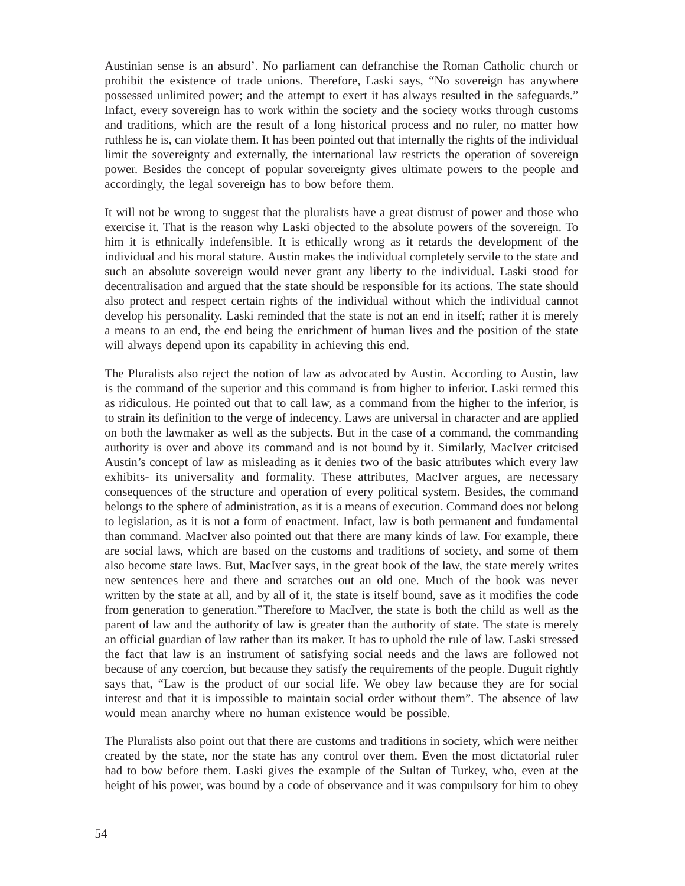Austinian sense is an absurd'. No parliament can defranchise the Roman Catholic church or prohibit the existence of trade unions. Therefore, Laski says, "No sovereign has anywhere possessed unlimited power; and the attempt to exert it has always resulted in the safeguards." Infact, every sovereign has to work within the society and the society works through customs and traditions, which are the result of a long historical process and no ruler, no matter how ruthless he is, can violate them. It has been pointed out that internally the rights of the individual limit the sovereignty and externally, the international law restricts the operation of sovereign power. Besides the concept of popular sovereignty gives ultimate powers to the people and accordingly, the legal sovereign has to bow before them.

It will not be wrong to suggest that the pluralists have a great distrust of power and those who exercise it. That is the reason why Laski objected to the absolute powers of the sovereign. To him it is ethnically indefensible. It is ethically wrong as it retards the development of the individual and his moral stature. Austin makes the individual completely servile to the state and such an absolute sovereign would never grant any liberty to the individual. Laski stood for decentralisation and argued that the state should be responsible for its actions. The state should also protect and respect certain rights of the individual without which the individual cannot develop his personality. Laski reminded that the state is not an end in itself; rather it is merely a means to an end, the end being the enrichment of human lives and the position of the state will always depend upon its capability in achieving this end.

The Pluralists also reject the notion of law as advocated by Austin. According to Austin, law is the command of the superior and this command is from higher to inferior. Laski termed this as ridiculous. He pointed out that to call law, as a command from the higher to the inferior, is to strain its definition to the verge of indecency. Laws are universal in character and are applied on both the lawmaker as well as the subjects. But in the case of a command, the commanding authority is over and above its command and is not bound by it. Similarly, MacIver critcised Austin's concept of law as misleading as it denies two of the basic attributes which every law exhibits- its universality and formality. These attributes, MacIver argues, are necessary consequences of the structure and operation of every political system. Besides, the command belongs to the sphere of administration, as it is a means of execution. Command does not belong to legislation, as it is not a form of enactment. Infact, law is both permanent and fundamental than command. MacIver also pointed out that there are many kinds of law. For example, there are social laws, which are based on the customs and traditions of society, and some of them also become state laws. But, MacIver says, in the great book of the law, the state merely writes new sentences here and there and scratches out an old one. Much of the book was never written by the state at all, and by all of it, the state is itself bound, save as it modifies the code from generation to generation."Therefore to MacIver, the state is both the child as well as the parent of law and the authority of law is greater than the authority of state. The state is merely an official guardian of law rather than its maker. It has to uphold the rule of law. Laski stressed the fact that law is an instrument of satisfying social needs and the laws are followed not because of any coercion, but because they satisfy the requirements of the people. Duguit rightly says that, "Law is the product of our social life. We obey law because they are for social interest and that it is impossible to maintain social order without them". The absence of law would mean anarchy where no human existence would be possible.

The Pluralists also point out that there are customs and traditions in society, which were neither created by the state, nor the state has any control over them. Even the most dictatorial ruler had to bow before them. Laski gives the example of the Sultan of Turkey, who, even at the height of his power, was bound by a code of observance and it was compulsory for him to obey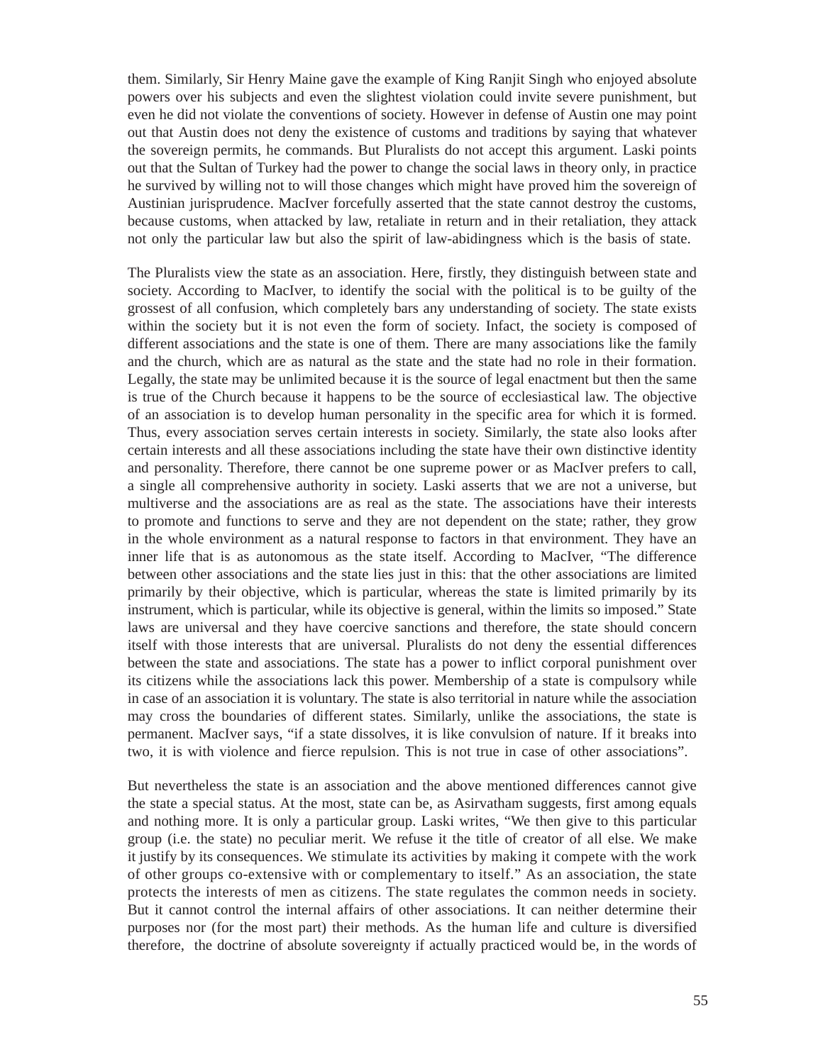them. Similarly, Sir Henry Maine gave the example of King Ranjit Singh who enjoyed absolute powers over his subjects and even the slightest violation could invite severe punishment, but even he did not violate the conventions of society. However in defense of Austin one may point out that Austin does not deny the existence of customs and traditions by saying that whatever the sovereign permits, he commands. But Pluralists do not accept this argument. Laski points out that the Sultan of Turkey had the power to change the social laws in theory only, in practice he survived by willing not to will those changes which might have proved him the sovereign of Austinian jurisprudence. MacIver forcefully asserted that the state cannot destroy the customs, because customs, when attacked by law, retaliate in return and in their retaliation, they attack not only the particular law but also the spirit of law-abidingness which is the basis of state.

The Pluralists view the state as an association. Here, firstly, they distinguish between state and society. According to MacIver, to identify the social with the political is to be guilty of the grossest of all confusion, which completely bars any understanding of society. The state exists within the society but it is not even the form of society. Infact, the society is composed of different associations and the state is one of them. There are many associations like the family and the church, which are as natural as the state and the state had no role in their formation. Legally, the state may be unlimited because it is the source of legal enactment but then the same is true of the Church because it happens to be the source of ecclesiastical law. The objective of an association is to develop human personality in the specific area for which it is formed. Thus, every association serves certain interests in society. Similarly, the state also looks after certain interests and all these associations including the state have their own distinctive identity and personality. Therefore, there cannot be one supreme power or as MacIver prefers to call, a single all comprehensive authority in society. Laski asserts that we are not a universe, but multiverse and the associations are as real as the state. The associations have their interests to promote and functions to serve and they are not dependent on the state; rather, they grow in the whole environment as a natural response to factors in that environment. They have an inner life that is as autonomous as the state itself. According to MacIver, "The difference between other associations and the state lies just in this: that the other associations are limited primarily by their objective, which is particular, whereas the state is limited primarily by its instrument, which is particular, while its objective is general, within the limits so imposed." State laws are universal and they have coercive sanctions and therefore, the state should concern itself with those interests that are universal. Pluralists do not deny the essential differences between the state and associations. The state has a power to inflict corporal punishment over its citizens while the associations lack this power. Membership of a state is compulsory while in case of an association it is voluntary. The state is also territorial in nature while the association may cross the boundaries of different states. Similarly, unlike the associations, the state is permanent. MacIver says, "if a state dissolves, it is like convulsion of nature. If it breaks into two, it is with violence and fierce repulsion. This is not true in case of other associations".

But nevertheless the state is an association and the above mentioned differences cannot give the state a special status. At the most, state can be, as Asirvatham suggests, first among equals and nothing more. It is only a particular group. Laski writes, "We then give to this particular group (i.e. the state) no peculiar merit. We refuse it the title of creator of all else. We make it justify by its consequences. We stimulate its activities by making it compete with the work of other groups co-extensive with or complementary to itself." As an association, the state protects the interests of men as citizens. The state regulates the common needs in society. But it cannot control the internal affairs of other associations. It can neither determine their purposes nor (for the most part) their methods. As the human life and culture is diversified therefore, the doctrine of absolute sovereignty if actually practiced would be, in the words of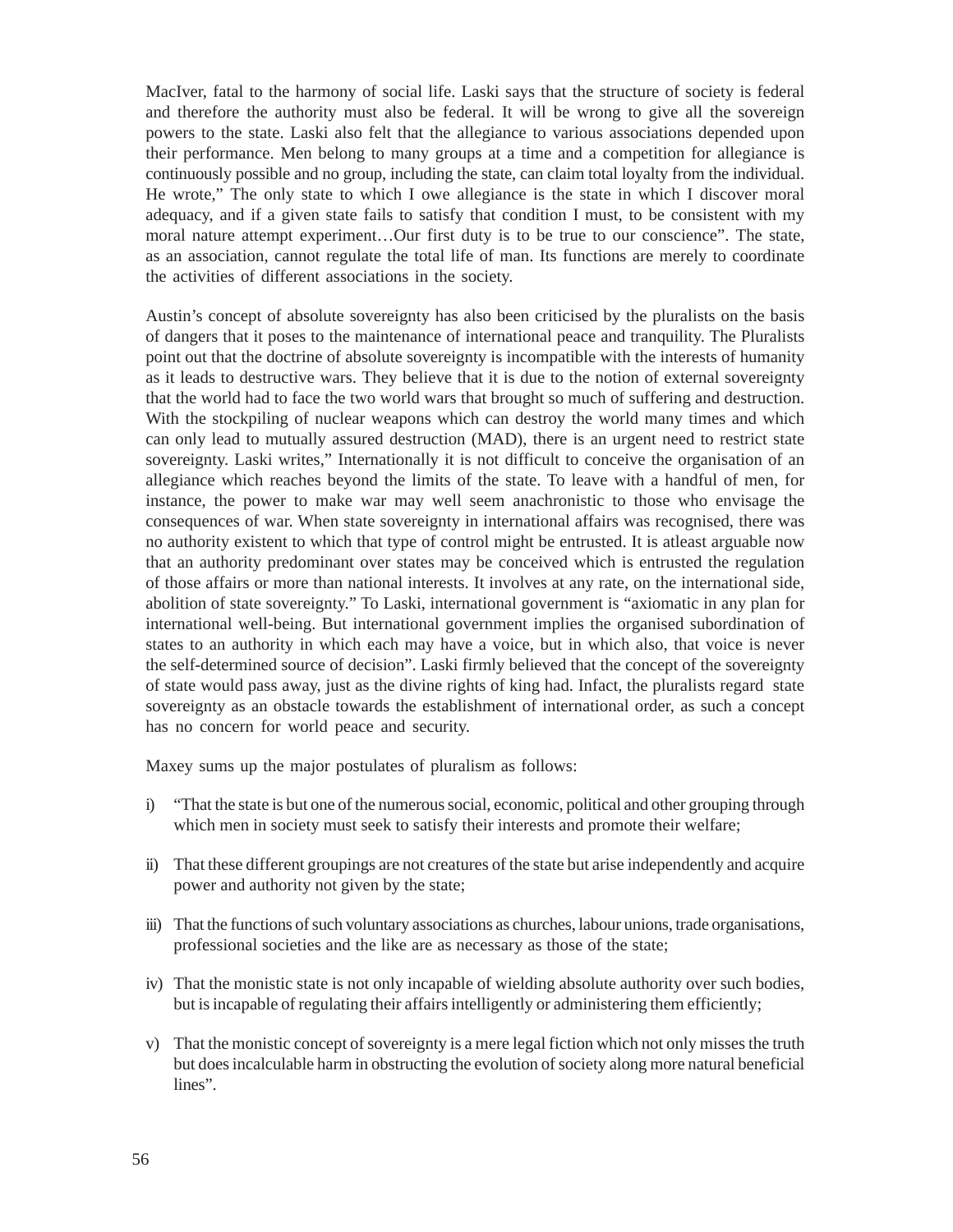MacIver, fatal to the harmony of social life. Laski says that the structure of society is federal and therefore the authority must also be federal. It will be wrong to give all the sovereign powers to the state. Laski also felt that the allegiance to various associations depended upon their performance. Men belong to many groups at a time and a competition for allegiance is continuously possible and no group, including the state, can claim total loyalty from the individual. He wrote," The only state to which I owe allegiance is the state in which I discover moral adequacy, and if a given state fails to satisfy that condition I must, to be consistent with my moral nature attempt experiment…Our first duty is to be true to our conscience". The state, as an association, cannot regulate the total life of man. Its functions are merely to coordinate the activities of different associations in the society.

Austin's concept of absolute sovereignty has also been criticised by the pluralists on the basis of dangers that it poses to the maintenance of international peace and tranquility. The Pluralists point out that the doctrine of absolute sovereignty is incompatible with the interests of humanity as it leads to destructive wars. They believe that it is due to the notion of external sovereignty that the world had to face the two world wars that brought so much of suffering and destruction. With the stockpiling of nuclear weapons which can destroy the world many times and which can only lead to mutually assured destruction (MAD), there is an urgent need to restrict state sovereignty. Laski writes," Internationally it is not difficult to conceive the organisation of an allegiance which reaches beyond the limits of the state. To leave with a handful of men, for instance, the power to make war may well seem anachronistic to those who envisage the consequences of war. When state sovereignty in international affairs was recognised, there was no authority existent to which that type of control might be entrusted. It is atleast arguable now that an authority predominant over states may be conceived which is entrusted the regulation of those affairs or more than national interests. It involves at any rate, on the international side, abolition of state sovereignty." To Laski, international government is "axiomatic in any plan for international well-being. But international government implies the organised subordination of states to an authority in which each may have a voice, but in which also, that voice is never the self-determined source of decision". Laski firmly believed that the concept of the sovereignty of state would pass away, just as the divine rights of king had. Infact, the pluralists regard state sovereignty as an obstacle towards the establishment of international order, as such a concept has no concern for world peace and security.

Maxey sums up the major postulates of pluralism as follows:

i) "That the state is but one of the numerous social, economic, political and other grouping through which men in society must seek to satisfy their interests and promote their welfare;

ii) That these different groupings are not creatures of the state but arise independently and acquire power and authority not given by the state;

iii) That the functions of such voluntary associations as churches, labour unions, trade organisations, professional societies and the like are as necessary as those of the state;

iv) That the monistic state is not only incapable of wielding absolute authority over such bodies, but is incapable of regulating their affairs intelligently or administering them efficiently;

v) That the monistic concept of sovereignty is a mere legal fiction which not only misses the truth but does incalculable harm in obstructing the evolution of society along more natural beneficial lines".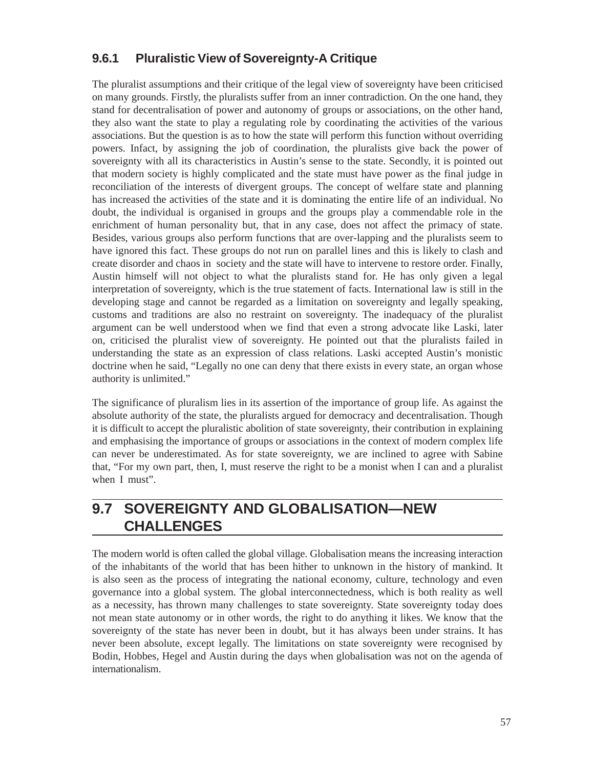### 9.6.1 Pluralistic View of Sovereignty-A Critique

The pluralist assumptions and their critique of the legal view of sovereignty have been criticised on many grounds. Firstly, the pluralists suffer from an inner contradiction. On the one hand, they stand for decentralisation of power and autonomy of groups or associations, on the other hand, they also want the state to play a regulating role by coordinating the activities of the various associations. But the question is as to how the state will perform this function without overriding powers. Infact, by assigning the job of coordination, the pluralists give back the power of sovereignty with all its characteristics in Austin's sense to the state. Secondly, it is pointed out that modern society is highly complicated and the state must have power as the final judge in reconciliation of the interests of divergent groups. The concept of welfare state and planning has increased the activities of the state and it is dominating the entire life of an individual. No doubt, the individual is organised in groups and the groups play a commendable role in the enrichment of human personality but, that in any case, does not affect the primacy of state. Besides, various groups also perform functions that are over-lapping and the pluralists seem to have ignored this fact. These groups do not run on parallel lines and this is likely to clash and create disorder and chaos in society and the state will have to intervene to restore order. Finally, Austin himself will not object to what the pluralists stand for. He has only given a legal interpretation of sovereignty, which is the true statement of facts. International law is still in the developing stage and cannot be regarded as a limitation on sovereignty and legally speaking, customs and traditions are also no restraint on sovereignty. The inadequacy of the pluralist argument can be well understood when we find that even a strong advocate like Laski, later on, criticised the pluralist view of sovereignty. He pointed out that the pluralists failed in understanding the state as an expression of class relations. Laski accepted Austin's monistic doctrine when he said, "Legally no one can deny that there exists in every state, an organ whose authority is unlimited."

The significance of pluralism lies in its assertion of the importance of group life. As against the absolute authority of the state, the pluralists argued for democracy and decentralisation. Though it is difficult to accept the pluralistic abolition of state sovereignty, their contribution in explaining and emphasising the importance of groups or associations in the context of modern complex life can never be underestimated. As for state sovereignty, we are inclined to agree with Sabine that, "For my own part, then, I, must reserve the right to be a monist when I can and a pluralist when I must".

## 9.7 SOVEREIGNTY AND GLOBALISATION—NEW CHALLENGES

The modern world is often called the global village. Globalisation means the increasing interaction of the inhabitants of the world that has been hither to unknown in the history of mankind. It is also seen as the process of integrating the national economy, culture, technology and even governance into a global system. The global interconnectedness, which is both reality as well as a necessity, has thrown many challenges to state sovereignty. State sovereignty today does not mean state autonomy or in other words, the right to do anything it likes. We know that the sovereignty of the state has never been in doubt, but it has always been under strains. It has never been absolute, except legally. The limitations on state sovereignty were recognised by Bodin, Hobbes, Hegel and Austin during the days when globalisation was not on the agenda of internationalism.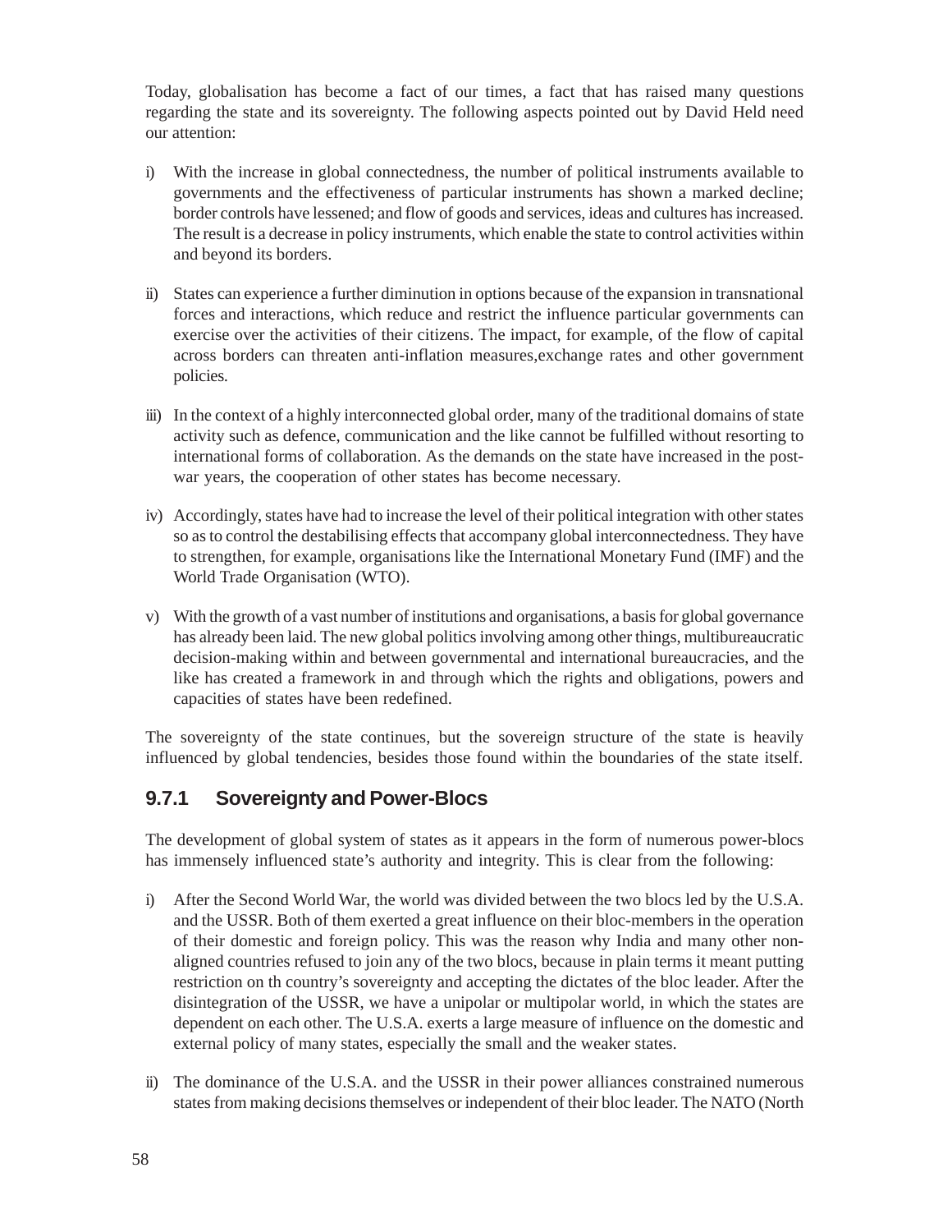Today, globalisation has become a fact of our times, a fact that has raised many questions regarding the state and its sovereignty. The following aspects pointed out by David Held need our attention:

i) With the increase in global connectedness, the number of political instruments available to governments and the effectiveness of particular instruments has shown a marked decline; border controls have lessened; and flow of goods and services, ideas and cultures has increased. The result is a decrease in policy instruments, which enable the state to control activities within and beyond its borders.

ii) States can experience a further diminution in options because of the expansion in transnational forces and interactions, which reduce and restrict the influence particular governments can exercise over the activities of their citizens. The impact, for example, of the flow of capital across borders can threaten anti-inflation measures,exchange rates and other government policies.

iii) In the context of a highly interconnected global order, many of the traditional domains of state activity such as defence, communication and the like cannot be fulfilled without resorting to international forms of collaboration. As the demands on the state have increased in the post-war years, the cooperation of other states has become necessary.

iv) Accordingly, states have had to increase the level of their political integration with other states so as to control the destabilising effects that accompany global interconnectedness. They have to strengthen, for example, organisations like the International Monetary Fund (IMF) and the World Trade Organisation (WTO).

v) With the growth of a vast number of institutions and organisations, a basis for global governance has already been laid. The new global politics involving among other things, multibureaucratic decision-making within and between governmental and international bureaucracies, and the like has created a framework in and through which the rights and obligations, powers and capacities of states have been redefined.

The sovereignty of the state continues, but the sovereign structure of the state is heavily influenced by global tendencies, besides those found within the boundaries of the state itself.

### 9.7.1 Sovereignty and Power-Blocs

The development of global system of states as it appears in the form of numerous power-blocs has immensely influenced state's authority and integrity. This is clear from the following:

i) After the Second World War, the world was divided between the two blocs led by the U.S.A. and the USSR. Both of them exerted a great influence on their bloc-members in the operation of their domestic and foreign policy. This was the reason why India and many other non-aligned countries refused to join any of the two blocs, because in plain terms it meant putting restriction on th country's sovereignty and accepting the dictates of the bloc leader. After the disintegration of the USSR, we have a unipolar or multipolar world, in which the states are dependent on each other. The U.S.A. exerts a large measure of influence on the domestic and external policy of many states, especially the small and the weaker states.

ii) The dominance of the U.S.A. and the USSR in their power alliances constrained numerous states from making decisions themselves or independent of their bloc leader. The NATO (North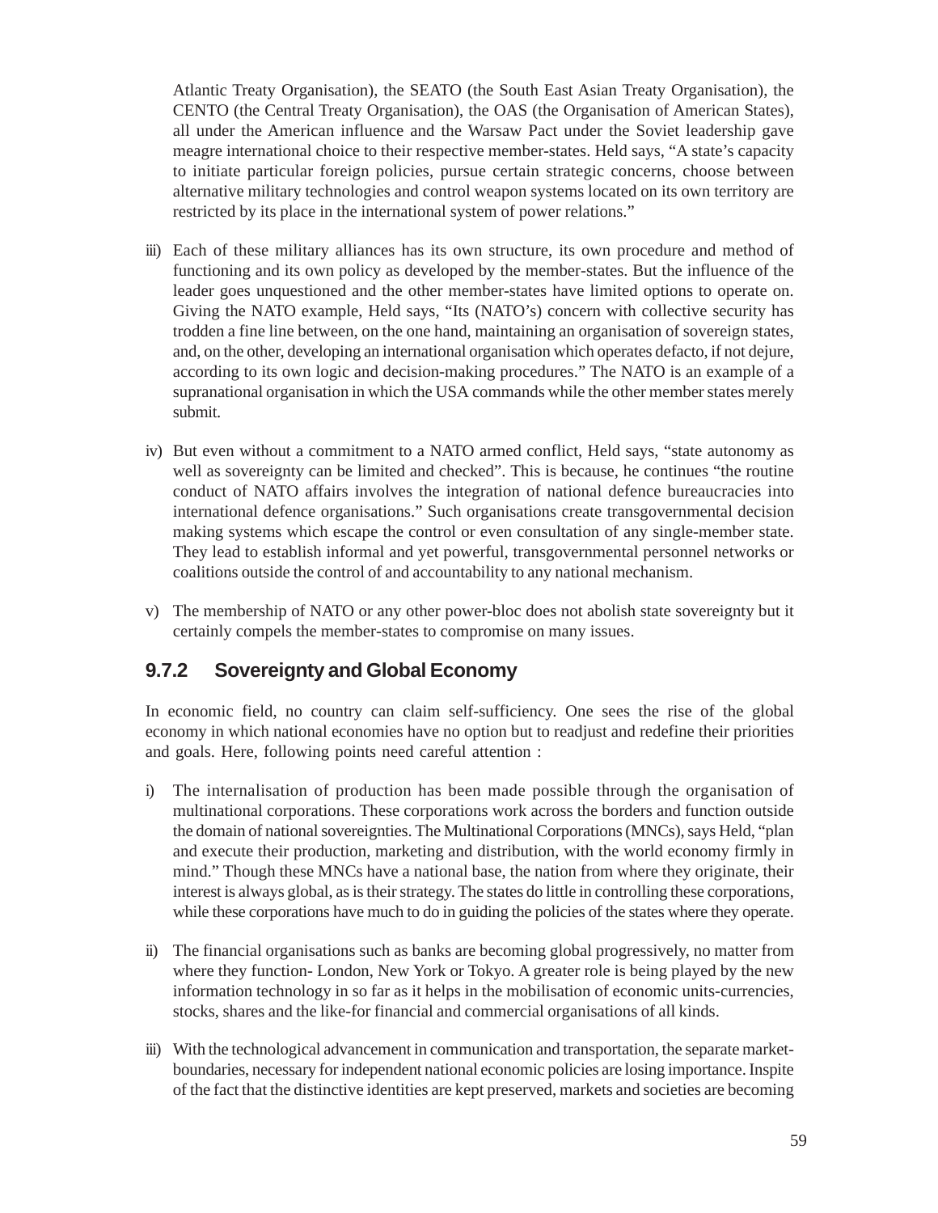Atlantic Treaty Organisation), the SEATO (the South East Asian Treaty Organisation), the CENTO (the Central Treaty Organisation), the OAS (the Organisation of American States), all under the American influence and the Warsaw Pact under the Soviet leadership gave meagre international choice to their respective member-states. Held says, "A state's capacity to initiate particular foreign policies, pursue certain strategic concerns, choose between alternative military technologies and control weapon systems located on its own territory are restricted by its place in the international system of power relations."

iii) Each of these military alliances has its own structure, its own procedure and method of functioning and its own policy as developed by the member-states. But the influence of the leader goes unquestioned and the other member-states have limited options to operate on. Giving the NATO example, Held says, "Its (NATO's) concern with collective security has trodden a fine line between, on the one hand, maintaining an organisation of sovereign states, and, on the other, developing an international organisation which operates defacto, if not dejure, according to its own logic and decision-making procedures." The NATO is an example of a supranational organisation in which the USA commands while the other member states merely submit.

iv) But even without a commitment to a NATO armed conflict, Held says, "state autonomy as well as sovereignty can be limited and checked". This is because, he continues "the routine conduct of NATO affairs involves the integration of national defence bureaucracies into international defence organisations." Such organisations create transgovernmental decision making systems which escape the control or even consultation of any single-member state. They lead to establish informal and yet powerful, transgovernmental personnel networks or coalitions outside the control of and accountability to any national mechanism.

v) The membership of NATO or any other power-bloc does not abolish state sovereignty but it certainly compels the member-states to compromise on many issues.

### 9.7.2 Sovereignty and Global Economy

In economic field, no country can claim self-sufficiency. One sees the rise of the global economy in which national economies have no option but to readjust and redefine their priorities and goals. Here, following points need careful attention :

i) The internalisation of production has been made possible through the organisation of multinational corporations. These corporations work across the borders and function outside the domain of national sovereignties. The Multinational Corporations (MNCs), says Held, "plan and execute their production, marketing and distribution, with the world economy firmly in mind." Though these MNCs have a national base, the nation from where they originate, their interest is always global, as is their strategy. The states do little in controlling these corporations, while these corporations have much to do in guiding the policies of the states where they operate.

ii) The financial organisations such as banks are becoming global progressively, no matter from where they function- London, New York or Tokyo. A greater role is being played by the new information technology in so far as it helps in the mobilisation of economic units-currencies, stocks, shares and the like-for financial and commercial organisations of all kinds.

iii) With the technological advancement in communication and transportation, the separate market-boundaries, necessary for independent national economic policies are losing importance. Inspite of the fact that the distinctive identities are kept preserved, markets and societies are becoming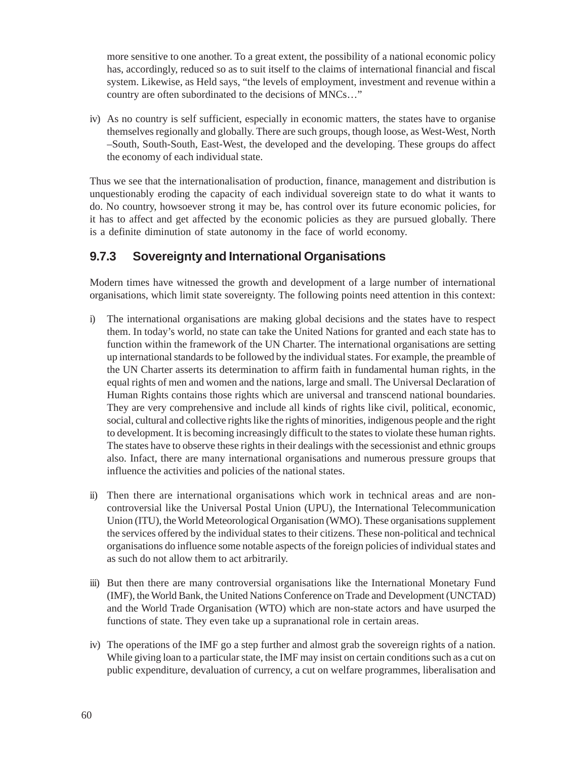more sensitive to one another. To a great extent, the possibility of a national economic policy has, accordingly, reduced so as to suit itself to the claims of international financial and fiscal system. Likewise, as Held says, "the levels of employment, investment and revenue within a country are often subordinated to the decisions of MNCs…"

iv) As no country is self sufficient, especially in economic matters, the states have to organise themselves regionally and globally. There are such groups, though loose, as West-West, North –South, South-South, East-West, the developed and the developing. These groups do affect the economy of each individual state.

Thus we see that the internationalisation of production, finance, management and distribution is unquestionably eroding the capacity of each individual sovereign state to do what it wants to do. No country, howsoever strong it may be, has control over its future economic policies, for it has to affect and get affected by the economic policies as they are pursued globally. There is a definite diminution of state autonomy in the face of world economy.

### 9.7.3 Sovereignty and International Organisations

Modern times have witnessed the growth and development of a large number of international organisations, which limit state sovereignty. The following points need attention in this context:

i) The international organisations are making global decisions and the states have to respect them. In today's world, no state can take the United Nations for granted and each state has to function within the framework of the UN Charter. The international organisations are setting up international standards to be followed by the individual states. For example, the preamble of the UN Charter asserts its determination to affirm faith in fundamental human rights, in the equal rights of men and women and the nations, large and small. The Universal Declaration of Human Rights contains those rights which are universal and transcend national boundaries. They are very comprehensive and include all kinds of rights like civil, political, economic, social, cultural and collective rights like the rights of minorities, indigenous people and the right to development. It is becoming increasingly difficult to the states to violate these human rights. The states have to observe these rights in their dealings with the secessionist and ethnic groups also. Infact, there are many international organisations and numerous pressure groups that influence the activities and policies of the national states.

ii) Then there are international organisations which work in technical areas and are non-controversial like the Universal Postal Union (UPU), the International Telecommunication Union (ITU), the World Meteorological Organisation (WMO). These organisations supplement the services offered by the individual states to their citizens. These non-political and technical organisations do influence some notable aspects of the foreign policies of individual states and as such do not allow them to act arbitrarily.

iii) But then there are many controversial organisations like the International Monetary Fund (IMF), the World Bank, the United Nations Conference on Trade and Development (UNCTAD) and the World Trade Organisation (WTO) which are non-state actors and have usurped the functions of state. They even take up a supranational role in certain areas.

iv) The operations of the IMF go a step further and almost grab the sovereign rights of a nation. While giving loan to a particular state, the IMF may insist on certain conditions such as a cut on public expenditure, devaluation of currency, a cut on welfare programmes, liberalisation and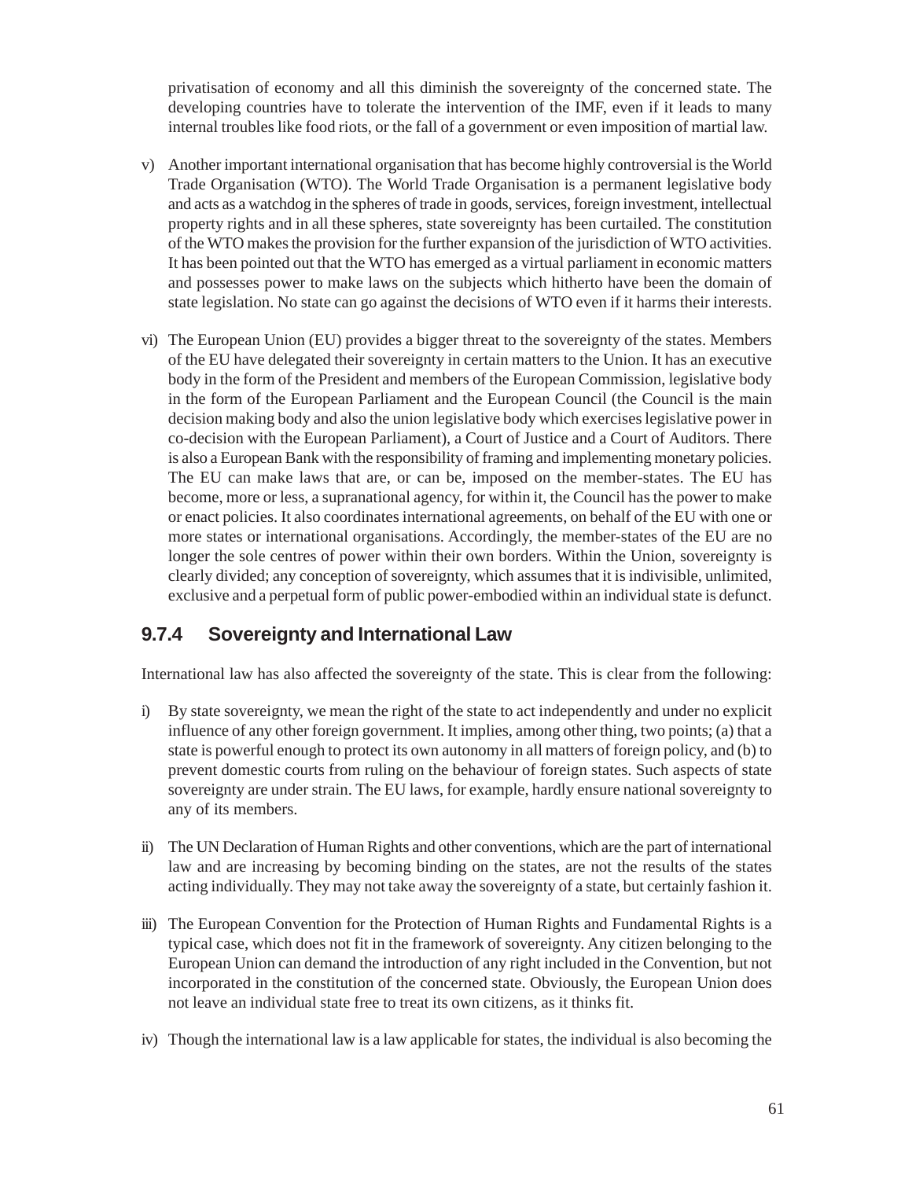privatisation of economy and all this diminish the sovereignty of the concerned state. The developing countries have to tolerate the intervention of the IMF, even if it leads to many internal troubles like food riots, or the fall of a government or even imposition of martial law.

v) Another important international organisation that has become highly controversial is the World Trade Organisation (WTO). The World Trade Organisation is a permanent legislative body and acts as a watchdog in the spheres of trade in goods, services, foreign investment, intellectual property rights and in all these spheres, state sovereignty has been curtailed. The constitution of the WTO makes the provision for the further expansion of the jurisdiction of WTO activities. It has been pointed out that the WTO has emerged as a virtual parliament in economic matters and possesses power to make laws on the subjects which hitherto have been the domain of state legislation. No state can go against the decisions of WTO even if it harms their interests.

vi) The European Union (EU) provides a bigger threat to the sovereignty of the states. Members of the EU have delegated their sovereignty in certain matters to the Union. It has an executive body in the form of the President and members of the European Commission, legislative body in the form of the European Parliament and the European Council (the Council is the main decision making body and also the union legislative body which exercises legislative power in co-decision with the European Parliament), a Court of Justice and a Court of Auditors. There is also a European Bank with the responsibility of framing and implementing monetary policies. The EU can make laws that are, or can be, imposed on the member-states. The EU has become, more or less, a supranational agency, for within it, the Council has the power to make or enact policies. It also coordinates international agreements, on behalf of the EU with one or more states or international organisations. Accordingly, the member-states of the EU are no longer the sole centres of power within their own borders. Within the Union, sovereignty is clearly divided; any conception of sovereignty, which assumes that it is indivisible, unlimited, exclusive and a perpetual form of public power-embodied within an individual state is defunct.

### 9.7.4 Sovereignty and International Law

International law has also affected the sovereignty of the state. This is clear from the following:

i) By state sovereignty, we mean the right of the state to act independently and under no explicit influence of any other foreign government. It implies, among other thing, two points; (a) that a state is powerful enough to protect its own autonomy in all matters of foreign policy, and (b) to prevent domestic courts from ruling on the behaviour of foreign states. Such aspects of state sovereignty are under strain. The EU laws, for example, hardly ensure national sovereignty to any of its members.

ii) The UN Declaration of Human Rights and other conventions, which are the part of international law and are increasing by becoming binding on the states, are not the results of the states acting individually. They may not take away the sovereignty of a state, but certainly fashion it.

iii) The European Convention for the Protection of Human Rights and Fundamental Rights is a typical case, which does not fit in the framework of sovereignty. Any citizen belonging to the European Union can demand the introduction of any right included in the Convention, but not incorporated in the constitution of the concerned state. Obviously, the European Union does not leave an individual state free to treat its own citizens, as it thinks fit.

iv) Though the international law is a law applicable for states, the individual is also becoming the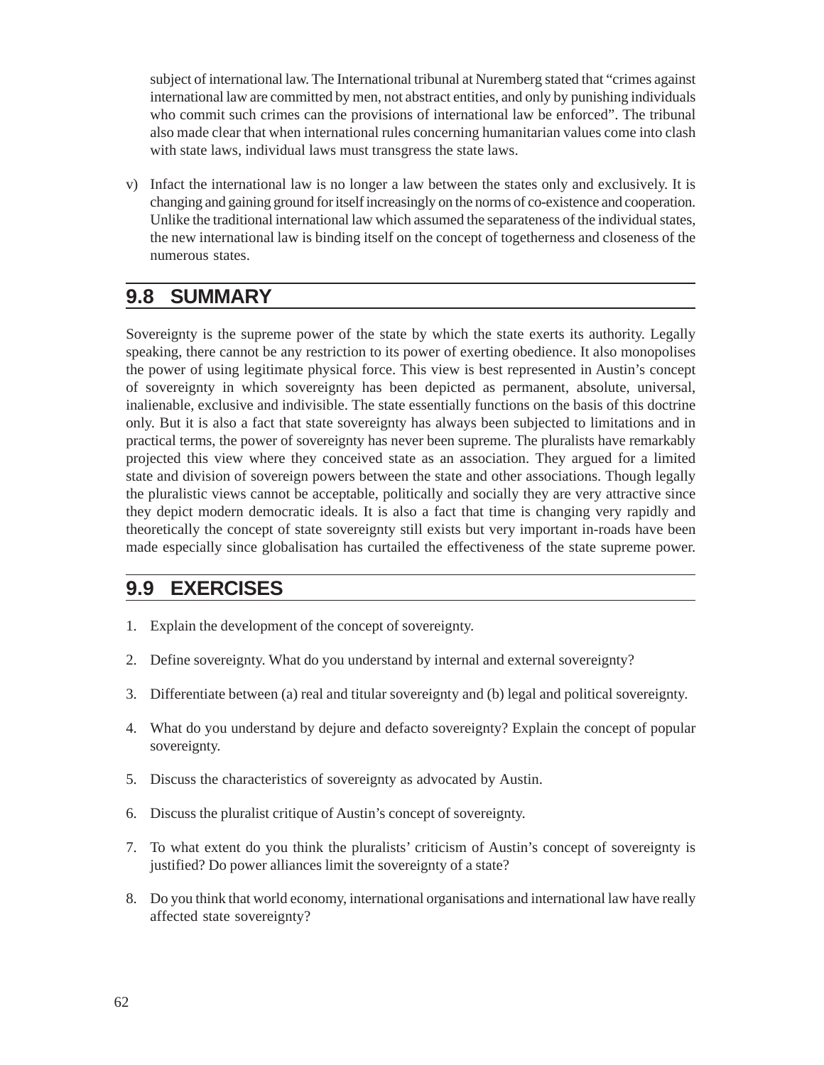subject of international law. The International tribunal at Nuremberg stated that "crimes against international law are committed by men, not abstract entities, and only by punishing individuals who commit such crimes can the provisions of international law be enforced". The tribunal also made clear that when international rules concerning humanitarian values come into clash with state laws, individual laws must transgress the state laws.

v) Infact the international law is no longer a law between the states only and exclusively. It is changing and gaining ground for itself increasingly on the norms of co-existence and cooperation. Unlike the traditional international law which assumed the separateness of the individual states, the new international law is binding itself on the concept of togetherness and closeness of the numerous states.

## 9.8 SUMMARY

Sovereignty is the supreme power of the state by which the state exerts its authority. Legally speaking, there cannot be any restriction to its power of exerting obedience. It also monopolises the power of using legitimate physical force. This view is best represented in Austin's concept of sovereignty in which sovereignty has been depicted as permanent, absolute, universal, inalienable, exclusive and indivisible. The state essentially functions on the basis of this doctrine only. But it is also a fact that state sovereignty has always been subjected to limitations and in practical terms, the power of sovereignty has never been supreme. The pluralists have remarkably projected this view where they conceived state as an association. They argued for a limited state and division of sovereign powers between the state and other associations. Though legally the pluralistic views cannot be acceptable, politically and socially they are very attractive since they depict modern democratic ideals. It is also a fact that time is changing very rapidly and theoretically the concept of state sovereignty still exists but very important in-roads have been made especially since globalisation has curtailed the effectiveness of the state supreme power.

## 9.9 EXERCISES

1. Explain the development of the concept of sovereignty.
2. Define sovereignty. What do you understand by internal and external sovereignty?
3. Differentiate between (a) real and titular sovereignty and (b) legal and political sovereignty.
4. What do you understand by dejure and defacto sovereignty? Explain the concept of popular sovereignty.
5. Discuss the characteristics of sovereignty as advocated by Austin.
6. Discuss the pluralist critique of Austin's concept of sovereignty.
7. To what extent do you think the pluralists' criticism of Austin's concept of sovereignty is justified? Do power alliances limit the sovereignty of a state?
8. Do you think that world economy, international organisations and international law have really affected state sovereignty?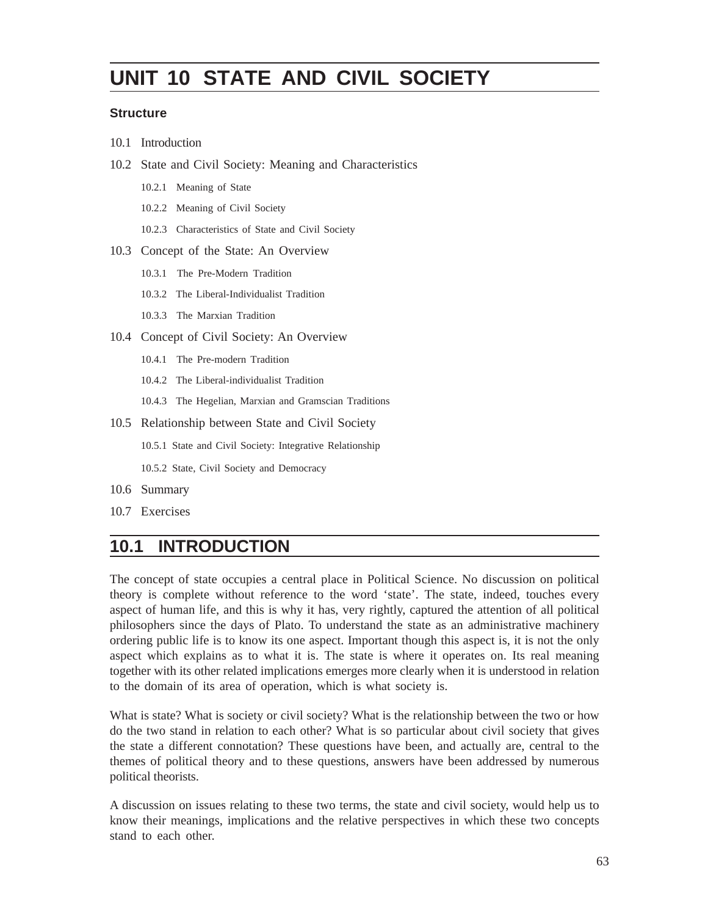# UNIT 10 STATE AND CIVIL SOCIETY

**Structure**

10.1 Introduction

10.2 State and Civil Society: Meaning and Characteristics

- 10.2.1 Meaning of State
- 10.2.2 Meaning of Civil Society
- 10.2.3 Characteristics of State and Civil Society

10.3 Concept of the State: An Overview

- 10.3.1 The Pre-Modern Tradition
- 10.3.2 The Liberal-Individualist Tradition
- 10.3.3 The Marxian Tradition

10.4 Concept of Civil Society: An Overview

- 10.4.1 The Pre-modern Tradition
- 10.4.2 The Liberal-individualist Tradition
- 10.4.3 The Hegelian, Marxian and Gramscian Traditions

10.5 Relationship between State and Civil Society

- 10.5.1 State and Civil Society: Integrative Relationship
- 10.5.2 State, Civil Society and Democracy

10.6 Summary

10.7 Exercises

## 10.1 INTRODUCTION

The concept of state occupies a central place in Political Science. No discussion on political theory is complete without reference to the word 'state'. The state, indeed, touches every aspect of human life, and this is why it has, very rightly, captured the attention of all political philosophers since the days of Plato. To understand the state as an administrative machinery ordering public life is to know its one aspect. Important though this aspect is, it is not the only aspect which explains as to what it is. The state is where it operates on. Its real meaning together with its other related implications emerges more clearly when it is understood in relation to the domain of its area of operation, which is what society is.

What is state? What is society or civil society? What is the relationship between the two or how do the two stand in relation to each other? What is so particular about civil society that gives the state a different connotation? These questions have been, and actually are, central to the themes of political theory and to these questions, answers have been addressed by numerous political theorists.

A discussion on issues relating to these two terms, the state and civil society, would help us to know their meanings, implications and the relative perspectives in which these two concepts stand to each other.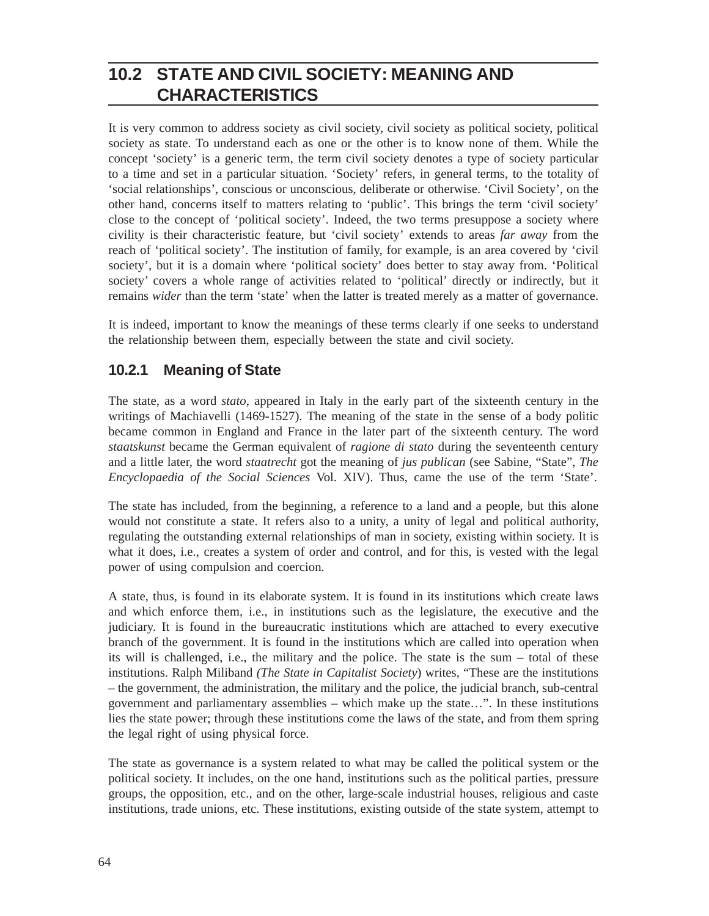## 10.2 STATE AND CIVIL SOCIETY: MEANING AND CHARACTERISTICS

It is very common to address society as civil society, civil society as political society, political society as state. To understand each as one or the other is to know none of them. While the concept 'society' is a generic term, the term civil society denotes a type of society particular to a time and set in a particular situation. 'Society' refers, in general terms, to the totality of 'social relationships', conscious or unconscious, deliberate or otherwise. 'Civil Society', on the other hand, concerns itself to matters relating to 'public'. This brings the term 'civil society' close to the concept of 'political society'. Indeed, the two terms presuppose a society where civility is their characteristic feature, but 'civil society' extends to areas *far away* from the reach of 'political society'. The institution of family, for example, is an area covered by 'civil society', but it is a domain where 'political society' does better to stay away from. 'Political society' covers a whole range of activities related to 'political' directly or indirectly, but it remains *wider* than the term 'state' when the latter is treated merely as a matter of governance.

It is indeed, important to know the meanings of these terms clearly if one seeks to understand the relationship between them, especially between the state and civil society.

### 10.2.1 Meaning of State

The state, as a word *stato*, appeared in Italy in the early part of the sixteenth century in the writings of Machiavelli (1469-1527). The meaning of the state in the sense of a body politic became common in England and France in the later part of the sixteenth century. The word *staatskunst* became the German equivalent of *ragione di stato* during the seventeenth century and a little later, the word *staatrecht* got the meaning of *jus publican* (see Sabine, "State", *The Encyclopaedia of the Social Sciences* Vol. XIV). Thus, came the use of the term 'State'.

The state has included, from the beginning, a reference to a land and a people, but this alone would not constitute a state. It refers also to a unity, a unity of legal and political authority, regulating the outstanding external relationships of man in society, existing within society. It is what it does, i.e., creates a system of order and control, and for this, is vested with the legal power of using compulsion and coercion.

A state, thus, is found in its elaborate system. It is found in its institutions which create laws and which enforce them, i.e., in institutions such as the legislature, the executive and the judiciary. It is found in the bureaucratic institutions which are attached to every executive branch of the government. It is found in the institutions which are called into operation when its will is challenged, i.e., the military and the police. The state is the sum – total of these institutions. Ralph Miliband *(The State in Capitalist Society)* writes, "These are the institutions – the government, the administration, the military and the police, the judicial branch, sub-central government and parliamentary assemblies – which make up the state…". In these institutions lies the state power; through these institutions come the laws of the state, and from them spring the legal right of using physical force.

The state as governance is a system related to what may be called the political system or the political society. It includes, on the one hand, institutions such as the political parties, pressure groups, the opposition, etc., and on the other, large-scale industrial houses, religious and caste institutions, trade unions, etc. These institutions, existing outside of the state system, attempt to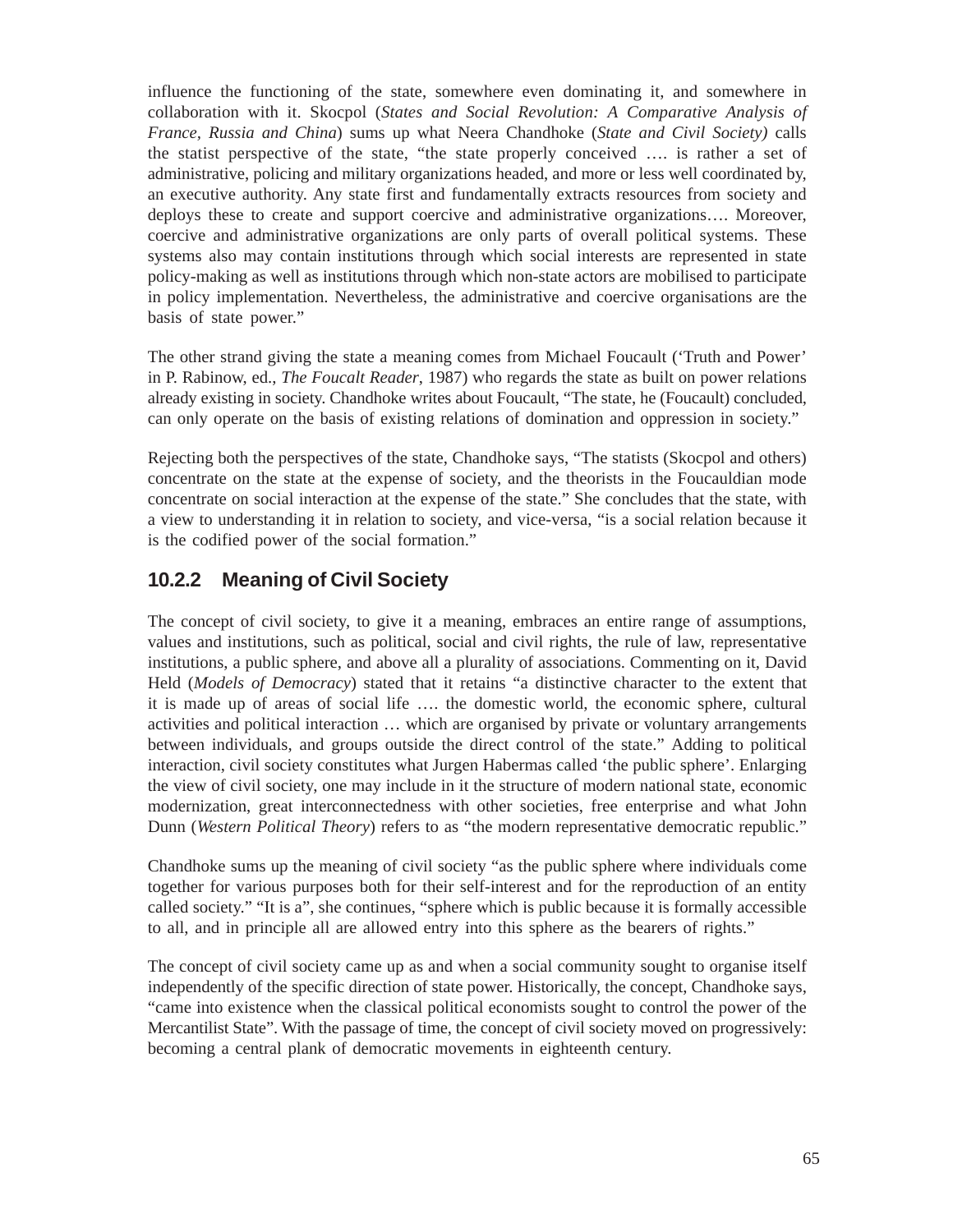influence the functioning of the state, somewhere even dominating it, and somewhere in collaboration with it. Skocpol (*States and Social Revolution: A Comparative Analysis of France, Russia and China*) sums up what Neera Chandhoke (*State and Civil Society)* calls the statist perspective of the state, "the state properly conceived …. is rather a set of administrative, policing and military organizations headed, and more or less well coordinated by, an executive authority. Any state first and fundamentally extracts resources from society and deploys these to create and support coercive and administrative organizations…. Moreover, coercive and administrative organizations are only parts of overall political systems. These systems also may contain institutions through which social interests are represented in state policy-making as well as institutions through which non-state actors are mobilised to participate in policy implementation. Nevertheless, the administrative and coercive organisations are the basis of state power."

The other strand giving the state a meaning comes from Michael Foucault ('Truth and Power' in P. Rabinow, ed., *The Foucalt Reader*, 1987) who regards the state as built on power relations already existing in society. Chandhoke writes about Foucault, "The state, he (Foucault) concluded, can only operate on the basis of existing relations of domination and oppression in society."

Rejecting both the perspectives of the state, Chandhoke says, "The statists (Skocpol and others) concentrate on the state at the expense of society, and the theorists in the Foucauldian mode concentrate on social interaction at the expense of the state." She concludes that the state, with a view to understanding it in relation to society, and vice-versa, "is a social relation because it is the codified power of the social formation."

### 10.2.2 Meaning of Civil Society

The concept of civil society, to give it a meaning, embraces an entire range of assumptions, values and institutions, such as political, social and civil rights, the rule of law, representative institutions, a public sphere, and above all a plurality of associations. Commenting on it, David Held (*Models of Democracy*) stated that it retains "a distinctive character to the extent that it is made up of areas of social life …. the domestic world, the economic sphere, cultural activities and political interaction … which are organised by private or voluntary arrangements between individuals, and groups outside the direct control of the state." Adding to political interaction, civil society constitutes what Jurgen Habermas called 'the public sphere'. Enlarging the view of civil society, one may include in it the structure of modern national state, economic modernization, great interconnectedness with other societies, free enterprise and what John Dunn (*Western Political Theory*) refers to as "the modern representative democratic republic."

Chandhoke sums up the meaning of civil society "as the public sphere where individuals come together for various purposes both for their self-interest and for the reproduction of an entity called society." "It is a", she continues, "sphere which is public because it is formally accessible to all, and in principle all are allowed entry into this sphere as the bearers of rights."

The concept of civil society came up as and when a social community sought to organise itself independently of the specific direction of state power. Historically, the concept, Chandhoke says, "came into existence when the classical political economists sought to control the power of the Mercantilist State". With the passage of time, the concept of civil society moved on progressively: becoming a central plank of democratic movements in eighteenth century.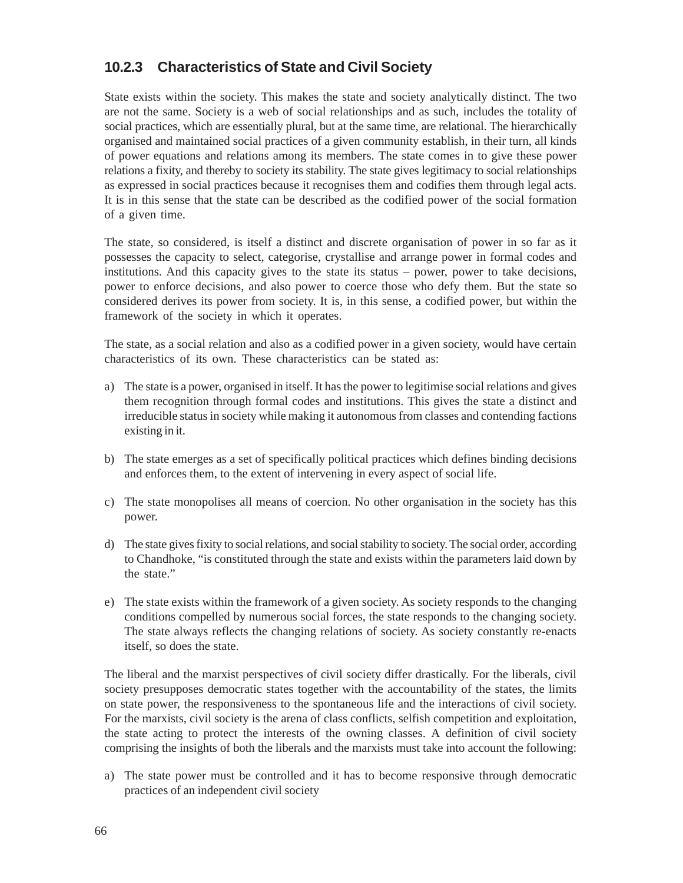### 10.2.3 Characteristics of State and Civil Society

State exists within the society. This makes the state and society analytically distinct. The two are not the same. Society is a web of social relationships and as such, includes the totality of social practices, which are essentially plural, but at the same time, are relational. The hierarchically organised and maintained social practices of a given community establish, in their turn, all kinds of power equations and relations among its members. The state comes in to give these power relations a fixity, and thereby to society its stability. The state gives legitimacy to social relationships as expressed in social practices because it recognises them and codifies them through legal acts. It is in this sense that the state can be described as the codified power of the social formation of a given time.

The state, so considered, is itself a distinct and discrete organisation of power in so far as it possesses the capacity to select, categorise, crystallise and arrange power in formal codes and institutions. And this capacity gives to the state its status – power, power to take decisions, power to enforce decisions, and also power to coerce those who defy them. But the state so considered derives its power from society. It is, in this sense, a codified power, but within the framework of the society in which it operates.

The state, as a social relation and also as a codified power in a given society, would have certain characteristics of its own. These characteristics can be stated as:

a) The state is a power, organised in itself. It has the power to legitimise social relations and gives them recognition through formal codes and institutions. This gives the state a distinct and irreducible status in society while making it autonomous from classes and contending factions existing in it.

b) The state emerges as a set of specifically political practices which defines binding decisions and enforces them, to the extent of intervening in every aspect of social life.

c) The state monopolises all means of coercion. No other organisation in the society has this power.

d) The state gives fixity to social relations, and social stability to society. The social order, according to Chandhoke, "is constituted through the state and exists within the parameters laid down by the state."

e) The state exists within the framework of a given society. As society responds to the changing conditions compelled by numerous social forces, the state responds to the changing society. The state always reflects the changing relations of society. As society constantly re-enacts itself, so does the state.

The liberal and the marxist perspectives of civil society differ drastically. For the liberals, civil society presupposes democratic states together with the accountability of the states, the limits on state power, the responsiveness to the spontaneous life and the interactions of civil society. For the marxists, civil society is the arena of class conflicts, selfish competition and exploitation, the state acting to protect the interests of the owning classes. A definition of civil society comprising the insights of both the liberals and the marxists must take into account the following:

a) The state power must be controlled and it has to become responsive through democratic practices of an independent civil society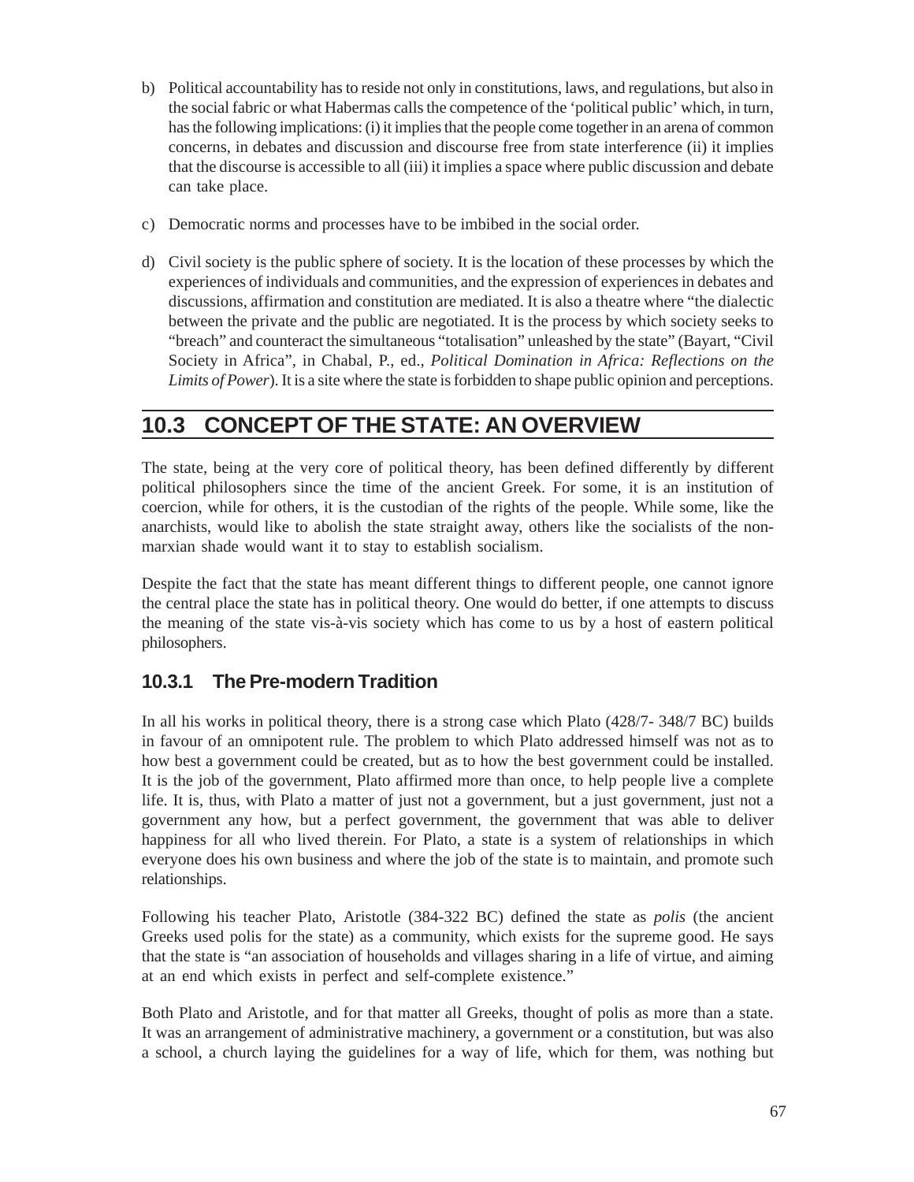b) Political accountability has to reside not only in constitutions, laws, and regulations, but also in the social fabric or what Habermas calls the competence of the 'political public' which, in turn, has the following implications: (i) it implies that the people come together in an arena of common concerns, in debates and discussion and discourse free from state interference (ii) it implies that the discourse is accessible to all (iii) it implies a space where public discussion and debate can take place.

c) Democratic norms and processes have to be imbibed in the social order.

d) Civil society is the public sphere of society. It is the location of these processes by which the experiences of individuals and communities, and the expression of experiences in debates and discussions, affirmation and constitution are mediated. It is also a theatre where "the dialectic between the private and the public are negotiated. It is the process by which society seeks to "breach" and counteract the simultaneous "totalisation" unleashed by the state" (Bayart, "Civil Society in Africa", in Chabal, P., ed., *Political Domination in Africa: Reflections on the Limits of Power*). It is a site where the state is forbidden to shape public opinion and perceptions.

## 10.3 CONCEPT OF THE STATE: AN OVERVIEW

The state, being at the very core of political theory, has been defined differently by different political philosophers since the time of the ancient Greek. For some, it is an institution of coercion, while for others, it is the custodian of the rights of the people. While some, like the anarchists, would like to abolish the state straight away, others like the socialists of the non-marxian shade would want it to stay to establish socialism.

Despite the fact that the state has meant different things to different people, one cannot ignore the central place the state has in political theory. One would do better, if one attempts to discuss the meaning of the state vis-à-vis society which has come to us by a host of eastern political philosophers.

### 10.3.1 The Pre-modern Tradition

In all his works in political theory, there is a strong case which Plato (428/7- 348/7 BC) builds in favour of an omnipotent rule. The problem to which Plato addressed himself was not as to how best a government could be created, but as to how the best government could be installed. It is the job of the government, Plato affirmed more than once, to help people live a complete life. It is, thus, with Plato a matter of just not a government, but a just government, just not a government any how, but a perfect government, the government that was able to deliver happiness for all who lived therein. For Plato, a state is a system of relationships in which everyone does his own business and where the job of the state is to maintain, and promote such relationships.

Following his teacher Plato, Aristotle (384-322 BC) defined the state as *polis* (the ancient Greeks used polis for the state) as a community, which exists for the supreme good. He says that the state is "an association of households and villages sharing in a life of virtue, and aiming at an end which exists in perfect and self-complete existence."

Both Plato and Aristotle, and for that matter all Greeks, thought of polis as more than a state. It was an arrangement of administrative machinery, a government or a constitution, but was also a school, a church laying the guidelines for a way of life, which for them, was nothing but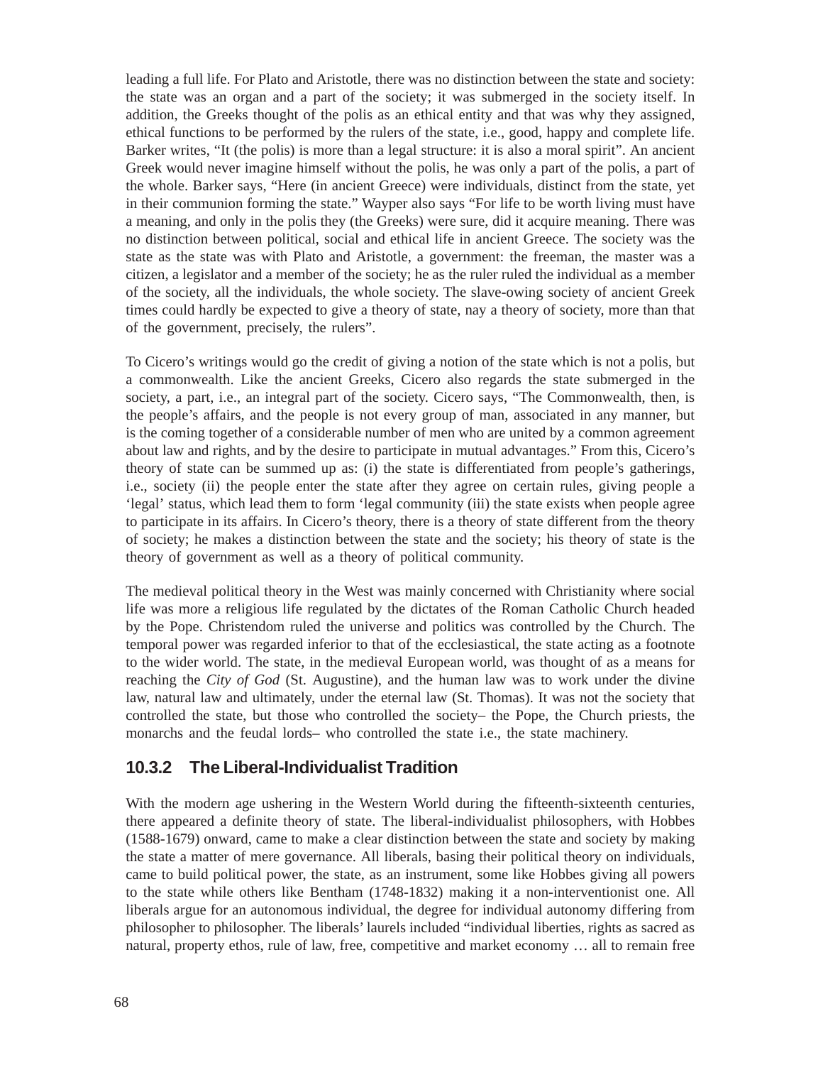leading a full life. For Plato and Aristotle, there was no distinction between the state and society: the state was an organ and a part of the society; it was submerged in the society itself. In addition, the Greeks thought of the polis as an ethical entity and that was why they assigned, ethical functions to be performed by the rulers of the state, i.e., good, happy and complete life. Barker writes, "It (the polis) is more than a legal structure: it is also a moral spirit". An ancient Greek would never imagine himself without the polis, he was only a part of the polis, a part of the whole. Barker says, "Here (in ancient Greece) were individuals, distinct from the state, yet in their communion forming the state." Wayper also says "For life to be worth living must have a meaning, and only in the polis they (the Greeks) were sure, did it acquire meaning. There was no distinction between political, social and ethical life in ancient Greece. The society was the state as the state was with Plato and Aristotle, a government: the freeman, the master was a citizen, a legislator and a member of the society; he as the ruler ruled the individual as a member of the society, all the individuals, the whole society. The slave-owing society of ancient Greek times could hardly be expected to give a theory of state, nay a theory of society, more than that of the government, precisely, the rulers".

To Cicero's writings would go the credit of giving a notion of the state which is not a polis, but a commonwealth. Like the ancient Greeks, Cicero also regards the state submerged in the society, a part, i.e., an integral part of the society. Cicero says, "The Commonwealth, then, is the people's affairs, and the people is not every group of man, associated in any manner, but is the coming together of a considerable number of men who are united by a common agreement about law and rights, and by the desire to participate in mutual advantages." From this, Cicero's theory of state can be summed up as: (i) the state is differentiated from people's gatherings, i.e., society (ii) the people enter the state after they agree on certain rules, giving people a 'legal' status, which lead them to form 'legal community (iii) the state exists when people agree to participate in its affairs. In Cicero's theory, there is a theory of state different from the theory of society; he makes a distinction between the state and the society; his theory of state is the theory of government as well as a theory of political community.

The medieval political theory in the West was mainly concerned with Christianity where social life was more a religious life regulated by the dictates of the Roman Catholic Church headed by the Pope. Christendom ruled the universe and politics was controlled by the Church. The temporal power was regarded inferior to that of the ecclesiastical, the state acting as a footnote to the wider world. The state, in the medieval European world, was thought of as a means for reaching the *City of God* (St. Augustine), and the human law was to work under the divine law, natural law and ultimately, under the eternal law (St. Thomas). It was not the society that controlled the state, but those who controlled the society– the Pope, the Church priests, the monarchs and the feudal lords– who controlled the state i.e., the state machinery.

### 10.3.2 The Liberal-Individualist Tradition

With the modern age ushering in the Western World during the fifteenth-sixteenth centuries, there appeared a definite theory of state. The liberal-individualist philosophers, with Hobbes (1588-1679) onward, came to make a clear distinction between the state and society by making the state a matter of mere governance. All liberals, basing their political theory on individuals, came to build political power, the state, as an instrument, some like Hobbes giving all powers to the state while others like Bentham (1748-1832) making it a non-interventionist one. All liberals argue for an autonomous individual, the degree for individual autonomy differing from philosopher to philosopher. The liberals' laurels included "individual liberties, rights as sacred as natural, property ethos, rule of law, free, competitive and market economy … all to remain free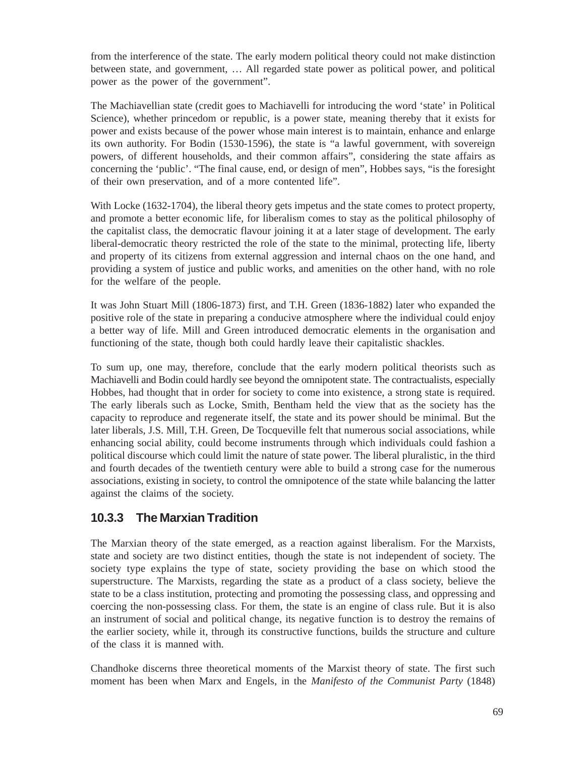from the interference of the state. The early modern political theory could not make distinction between state, and government, … All regarded state power as political power, and political power as the power of the government".

The Machiavellian state (credit goes to Machiavelli for introducing the word 'state' in Political Science), whether princedom or republic, is a power state, meaning thereby that it exists for power and exists because of the power whose main interest is to maintain, enhance and enlarge its own authority. For Bodin (1530-1596), the state is "a lawful government, with sovereign powers, of different households, and their common affairs", considering the state affairs as concerning the 'public'. "The final cause, end, or design of men", Hobbes says, "is the foresight of their own preservation, and of a more contented life".

With Locke (1632-1704), the liberal theory gets impetus and the state comes to protect property, and promote a better economic life, for liberalism comes to stay as the political philosophy of the capitalist class, the democratic flavour joining it at a later stage of development. The early liberal-democratic theory restricted the role of the state to the minimal, protecting life, liberty and property of its citizens from external aggression and internal chaos on the one hand, and providing a system of justice and public works, and amenities on the other hand, with no role for the welfare of the people.

It was John Stuart Mill (1806-1873) first, and T.H. Green (1836-1882) later who expanded the positive role of the state in preparing a conducive atmosphere where the individual could enjoy a better way of life. Mill and Green introduced democratic elements in the organisation and functioning of the state, though both could hardly leave their capitalistic shackles.

To sum up, one may, therefore, conclude that the early modern political theorists such as Machiavelli and Bodin could hardly see beyond the omnipotent state. The contractualists, especially Hobbes, had thought that in order for society to come into existence, a strong state is required. The early liberals such as Locke, Smith, Bentham held the view that as the society has the capacity to reproduce and regenerate itself, the state and its power should be minimal. But the later liberals, J.S. Mill, T.H. Green, De Tocqueville felt that numerous social associations, while enhancing social ability, could become instruments through which individuals could fashion a political discourse which could limit the nature of state power. The liberal pluralistic, in the third and fourth decades of the twentieth century were able to build a strong case for the numerous associations, existing in society, to control the omnipotence of the state while balancing the latter against the claims of the society.

### 10.3.3 The Marxian Tradition

The Marxian theory of the state emerged, as a reaction against liberalism. For the Marxists, state and society are two distinct entities, though the state is not independent of society. The society type explains the type of state, society providing the base on which stood the superstructure. The Marxists, regarding the state as a product of a class society, believe the state to be a class institution, protecting and promoting the possessing class, and oppressing and coercing the non-possessing class. For them, the state is an engine of class rule. But it is also an instrument of social and political change, its negative function is to destroy the remains of the earlier society, while it, through its constructive functions, builds the structure and culture of the class it is manned with.

Chandhoke discerns three theoretical moments of the Marxist theory of state. The first such moment has been when Marx and Engels, in the *Manifesto of the Communist Party* (1848)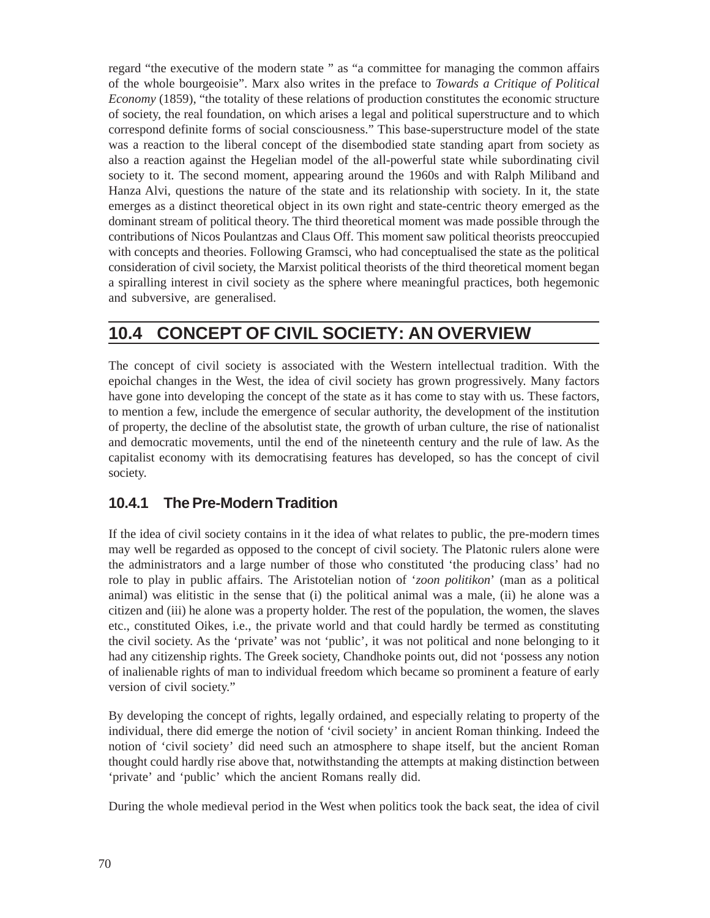regard "the executive of the modern state " as "a committee for managing the common affairs of the whole bourgeoisie". Marx also writes in the preface to *Towards a Critique of Political Economy* (1859), "the totality of these relations of production constitutes the economic structure of society, the real foundation, on which arises a legal and political superstructure and to which correspond definite forms of social consciousness." This base-superstructure model of the state was a reaction to the liberal concept of the disembodied state standing apart from society as also a reaction against the Hegelian model of the all-powerful state while subordinating civil society to it. The second moment, appearing around the 1960s and with Ralph Miliband and Hanza Alvi, questions the nature of the state and its relationship with society. In it, the state emerges as a distinct theoretical object in its own right and state-centric theory emerged as the dominant stream of political theory. The third theoretical moment was made possible through the contributions of Nicos Poulantzas and Claus Off. This moment saw political theorists preoccupied with concepts and theories. Following Gramsci, who had conceptualised the state as the political consideration of civil society, the Marxist political theorists of the third theoretical moment began a spiralling interest in civil society as the sphere where meaningful practices, both hegemonic and subversive, are generalised.

## 10.4 CONCEPT OF CIVIL SOCIETY: AN OVERVIEW

The concept of civil society is associated with the Western intellectual tradition. With the epoichal changes in the West, the idea of civil society has grown progressively. Many factors have gone into developing the concept of the state as it has come to stay with us. These factors, to mention a few, include the emergence of secular authority, the development of the institution of property, the decline of the absolutist state, the growth of urban culture, the rise of nationalist and democratic movements, until the end of the nineteenth century and the rule of law. As the capitalist economy with its democratising features has developed, so has the concept of civil society.

### 10.4.1 The Pre-Modern Tradition

If the idea of civil society contains in it the idea of what relates to public, the pre-modern times may well be regarded as opposed to the concept of civil society. The Platonic rulers alone were the administrators and a large number of those who constituted 'the producing class' had no role to play in public affairs. The Aristotelian notion of '*zoon politikon*' (man as a political animal) was elitistic in the sense that (i) the political animal was a male, (ii) he alone was a citizen and (iii) he alone was a property holder. The rest of the population, the women, the slaves etc., constituted Oikes, i.e., the private world and that could hardly be termed as constituting the civil society. As the 'private' was not 'public', it was not political and none belonging to it had any citizenship rights. The Greek society, Chandhoke points out, did not 'possess any notion of inalienable rights of man to individual freedom which became so prominent a feature of early version of civil society."

By developing the concept of rights, legally ordained, and especially relating to property of the individual, there did emerge the notion of 'civil society' in ancient Roman thinking. Indeed the notion of 'civil society' did need such an atmosphere to shape itself, but the ancient Roman thought could hardly rise above that, notwithstanding the attempts at making distinction between 'private' and 'public' which the ancient Romans really did.

During the whole medieval period in the West when politics took the back seat, the idea of civil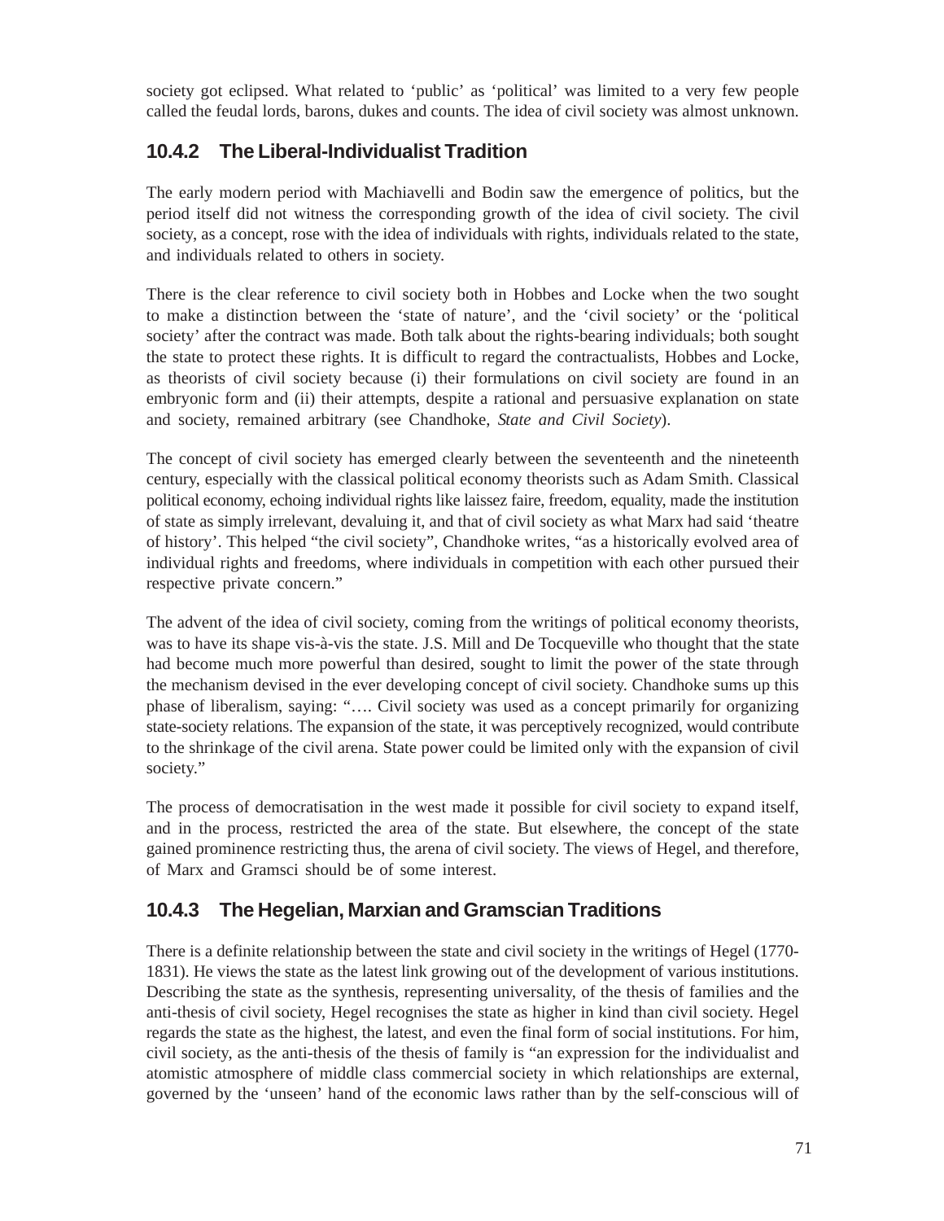society got eclipsed. What related to 'public' as 'political' was limited to a very few people called the feudal lords, barons, dukes and counts. The idea of civil society was almost unknown.

### 10.4.2 The Liberal-Individualist Tradition

The early modern period with Machiavelli and Bodin saw the emergence of politics, but the period itself did not witness the corresponding growth of the idea of civil society. The civil society, as a concept, rose with the idea of individuals with rights, individuals related to the state, and individuals related to others in society.

There is the clear reference to civil society both in Hobbes and Locke when the two sought to make a distinction between the 'state of nature', and the 'civil society' or the 'political society' after the contract was made. Both talk about the rights-bearing individuals; both sought the state to protect these rights. It is difficult to regard the contractualists, Hobbes and Locke, as theorists of civil society because (i) their formulations on civil society are found in an embryonic form and (ii) their attempts, despite a rational and persuasive explanation on state and society, remained arbitrary (see Chandhoke, *State and Civil Society*).

The concept of civil society has emerged clearly between the seventeenth and the nineteenth century, especially with the classical political economy theorists such as Adam Smith. Classical political economy, echoing individual rights like laissez faire, freedom, equality, made the institution of state as simply irrelevant, devaluing it, and that of civil society as what Marx had said 'theatre of history'. This helped "the civil society", Chandhoke writes, "as a historically evolved area of individual rights and freedoms, where individuals in competition with each other pursued their respective private concern."

The advent of the idea of civil society, coming from the writings of political economy theorists, was to have its shape vis-à-vis the state. J.S. Mill and De Tocqueville who thought that the state had become much more powerful than desired, sought to limit the power of the state through the mechanism devised in the ever developing concept of civil society. Chandhoke sums up this phase of liberalism, saying: "…. Civil society was used as a concept primarily for organizing state-society relations. The expansion of the state, it was perceptively recognized, would contribute to the shrinkage of the civil arena. State power could be limited only with the expansion of civil society."

The process of democratisation in the west made it possible for civil society to expand itself, and in the process, restricted the area of the state. But elsewhere, the concept of the state gained prominence restricting thus, the arena of civil society. The views of Hegel, and therefore, of Marx and Gramsci should be of some interest.

### 10.4.3 The Hegelian, Marxian and Gramscian Traditions

There is a definite relationship between the state and civil society in the writings of Hegel (1770-1831). He views the state as the latest link growing out of the development of various institutions. Describing the state as the synthesis, representing universality, of the thesis of families and the anti-thesis of civil society, Hegel recognises the state as higher in kind than civil society. Hegel regards the state as the highest, the latest, and even the final form of social institutions. For him, civil society, as the anti-thesis of the thesis of family is "an expression for the individualist and atomistic atmosphere of middle class commercial society in which relationships are external, governed by the 'unseen' hand of the economic laws rather than by the self-conscious will of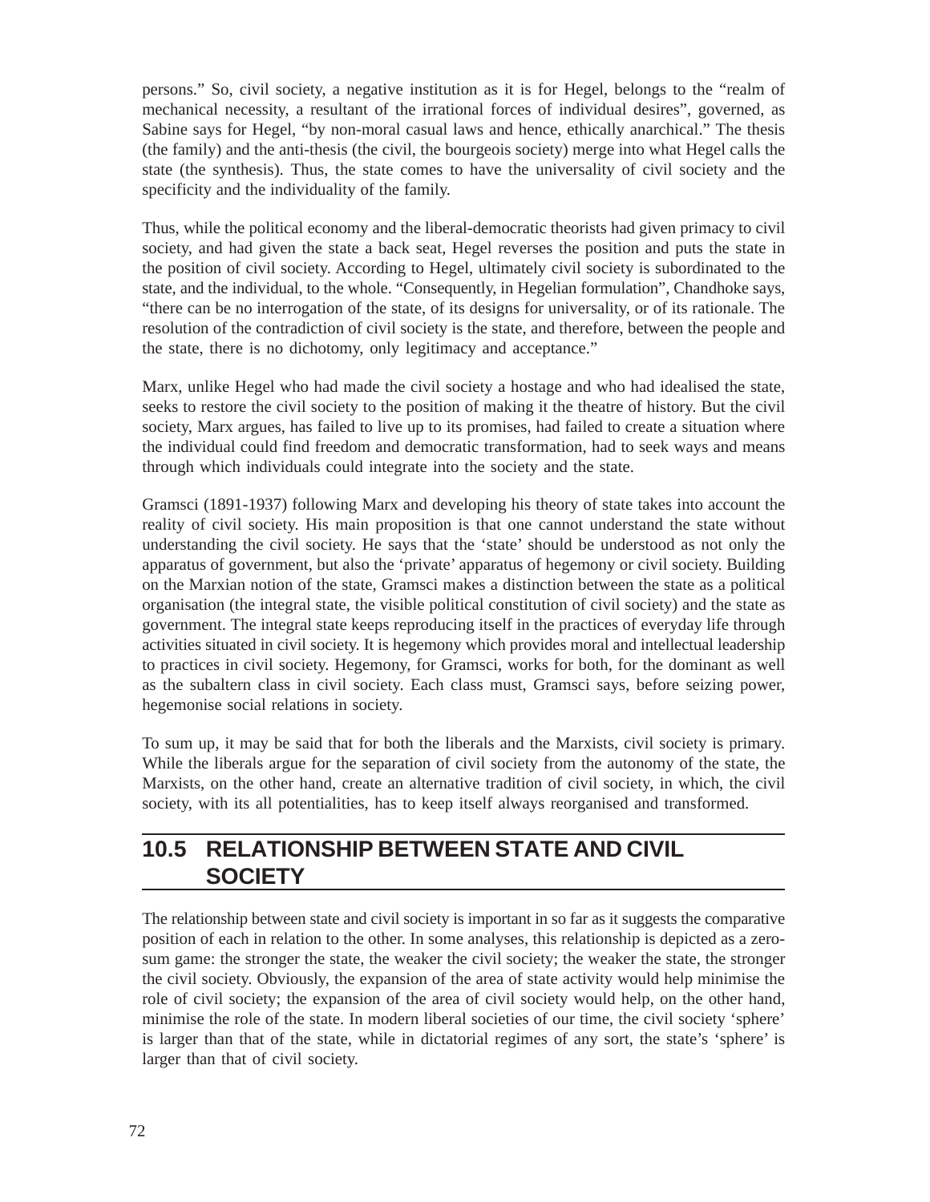persons." So, civil society, a negative institution as it is for Hegel, belongs to the "realm of mechanical necessity, a resultant of the irrational forces of individual desires", governed, as Sabine says for Hegel, "by non-moral casual laws and hence, ethically anarchical." The thesis (the family) and the anti-thesis (the civil, the bourgeois society) merge into what Hegel calls the state (the synthesis). Thus, the state comes to have the universality of civil society and the specificity and the individuality of the family.

Thus, while the political economy and the liberal-democratic theorists had given primacy to civil society, and had given the state a back seat, Hegel reverses the position and puts the state in the position of civil society. According to Hegel, ultimately civil society is subordinated to the state, and the individual, to the whole. "Consequently, in Hegelian formulation", Chandhoke says, "there can be no interrogation of the state, of its designs for universality, or of its rationale. The resolution of the contradiction of civil society is the state, and therefore, between the people and the state, there is no dichotomy, only legitimacy and acceptance."

Marx, unlike Hegel who had made the civil society a hostage and who had idealised the state, seeks to restore the civil society to the position of making it the theatre of history. But the civil society, Marx argues, has failed to live up to its promises, had failed to create a situation where the individual could find freedom and democratic transformation, had to seek ways and means through which individuals could integrate into the society and the state.

Gramsci (1891-1937) following Marx and developing his theory of state takes into account the reality of civil society. His main proposition is that one cannot understand the state without understanding the civil society. He says that the 'state' should be understood as not only the apparatus of government, but also the 'private' apparatus of hegemony or civil society. Building on the Marxian notion of the state, Gramsci makes a distinction between the state as a political organisation (the integral state, the visible political constitution of civil society) and the state as government. The integral state keeps reproducing itself in the practices of everyday life through activities situated in civil society. It is hegemony which provides moral and intellectual leadership to practices in civil society. Hegemony, for Gramsci, works for both, for the dominant as well as the subaltern class in civil society. Each class must, Gramsci says, before seizing power, hegemonise social relations in society.

To sum up, it may be said that for both the liberals and the Marxists, civil society is primary. While the liberals argue for the separation of civil society from the autonomy of the state, the Marxists, on the other hand, create an alternative tradition of civil society, in which, the civil society, with its all potentialities, has to keep itself always reorganised and transformed.

## 10.5 RELATIONSHIP BETWEEN STATE AND CIVIL SOCIETY

The relationship between state and civil society is important in so far as it suggests the comparative position of each in relation to the other. In some analyses, this relationship is depicted as a zero-sum game: the stronger the state, the weaker the civil society; the weaker the state, the stronger the civil society. Obviously, the expansion of the area of state activity would help minimise the role of civil society; the expansion of the area of civil society would help, on the other hand, minimise the role of the state. In modern liberal societies of our time, the civil society 'sphere' is larger than that of the state, while in dictatorial regimes of any sort, the state's 'sphere' is larger than that of civil society.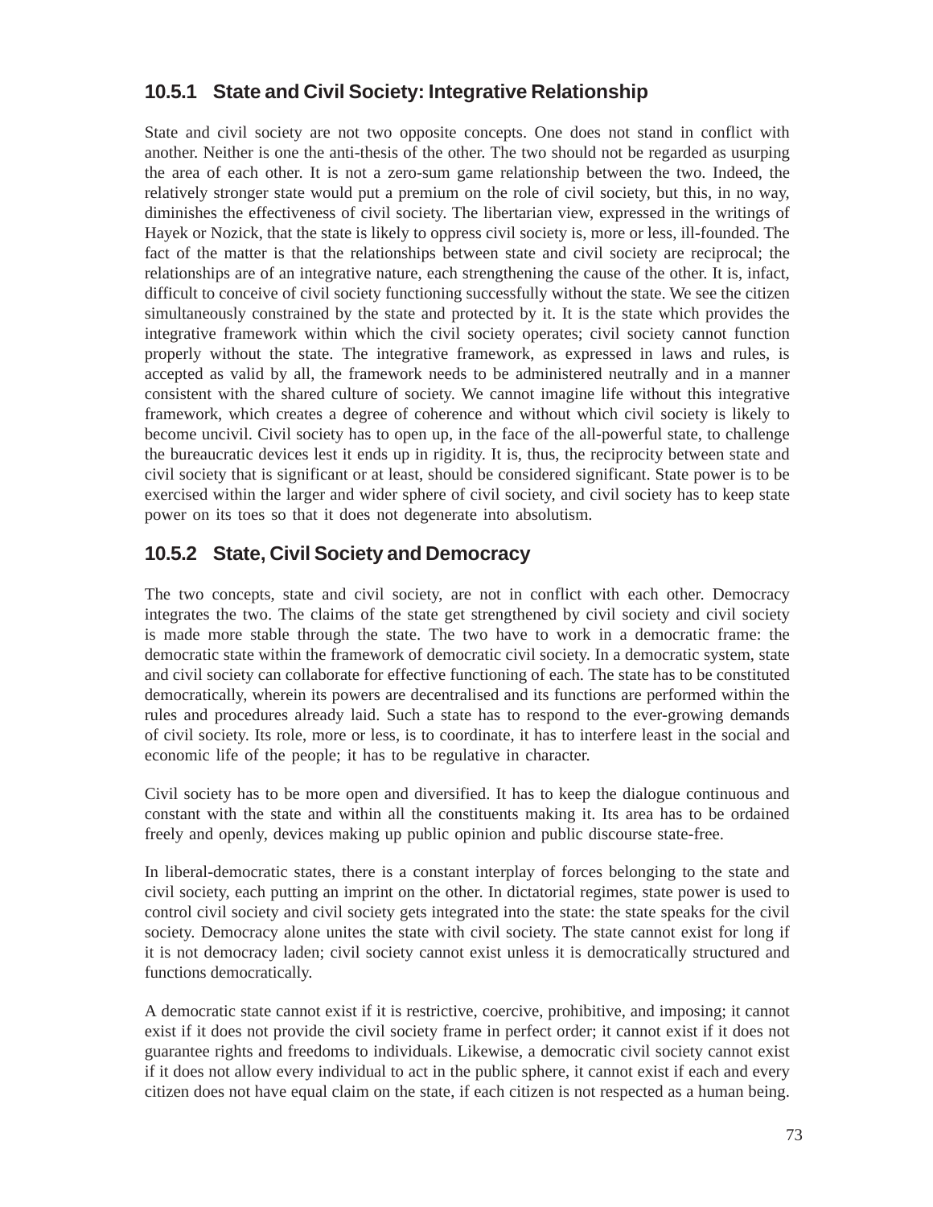### 10.5.1 State and Civil Society: Integrative Relationship

State and civil society are not two opposite concepts. One does not stand in conflict with another. Neither is one the anti-thesis of the other. The two should not be regarded as usurping the area of each other. It is not a zero-sum game relationship between the two. Indeed, the relatively stronger state would put a premium on the role of civil society, but this, in no way, diminishes the effectiveness of civil society. The libertarian view, expressed in the writings of Hayek or Nozick, that the state is likely to oppress civil society is, more or less, ill-founded. The fact of the matter is that the relationships between state and civil society are reciprocal; the relationships are of an integrative nature, each strengthening the cause of the other. It is, infact, difficult to conceive of civil society functioning successfully without the state. We see the citizen simultaneously constrained by the state and protected by it. It is the state which provides the integrative framework within which the civil society operates; civil society cannot function properly without the state. The integrative framework, as expressed in laws and rules, is accepted as valid by all, the framework needs to be administered neutrally and in a manner consistent with the shared culture of society. We cannot imagine life without this integrative framework, which creates a degree of coherence and without which civil society is likely to become uncivil. Civil society has to open up, in the face of the all-powerful state, to challenge the bureaucratic devices lest it ends up in rigidity. It is, thus, the reciprocity between state and civil society that is significant or at least, should be considered significant. State power is to be exercised within the larger and wider sphere of civil society, and civil society has to keep state power on its toes so that it does not degenerate into absolutism.

### 10.5.2 State, Civil Society and Democracy

The two concepts, state and civil society, are not in conflict with each other. Democracy integrates the two. The claims of the state get strengthened by civil society and civil society is made more stable through the state. The two have to work in a democratic frame: the democratic state within the framework of democratic civil society. In a democratic system, state and civil society can collaborate for effective functioning of each. The state has to be constituted democratically, wherein its powers are decentralised and its functions are performed within the rules and procedures already laid. Such a state has to respond to the ever-growing demands of civil society. Its role, more or less, is to coordinate, it has to interfere least in the social and economic life of the people; it has to be regulative in character.

Civil society has to be more open and diversified. It has to keep the dialogue continuous and constant with the state and within all the constituents making it. Its area has to be ordained freely and openly, devices making up public opinion and public discourse state-free.

In liberal-democratic states, there is a constant interplay of forces belonging to the state and civil society, each putting an imprint on the other. In dictatorial regimes, state power is used to control civil society and civil society gets integrated into the state: the state speaks for the civil society. Democracy alone unites the state with civil society. The state cannot exist for long if it is not democracy laden; civil society cannot exist unless it is democratically structured and functions democratically.

A democratic state cannot exist if it is restrictive, coercive, prohibitive, and imposing; it cannot exist if it does not provide the civil society frame in perfect order; it cannot exist if it does not guarantee rights and freedoms to individuals. Likewise, a democratic civil society cannot exist if it does not allow every individual to act in the public sphere, it cannot exist if each and every citizen does not have equal claim on the state, if each citizen is not respected as a human being.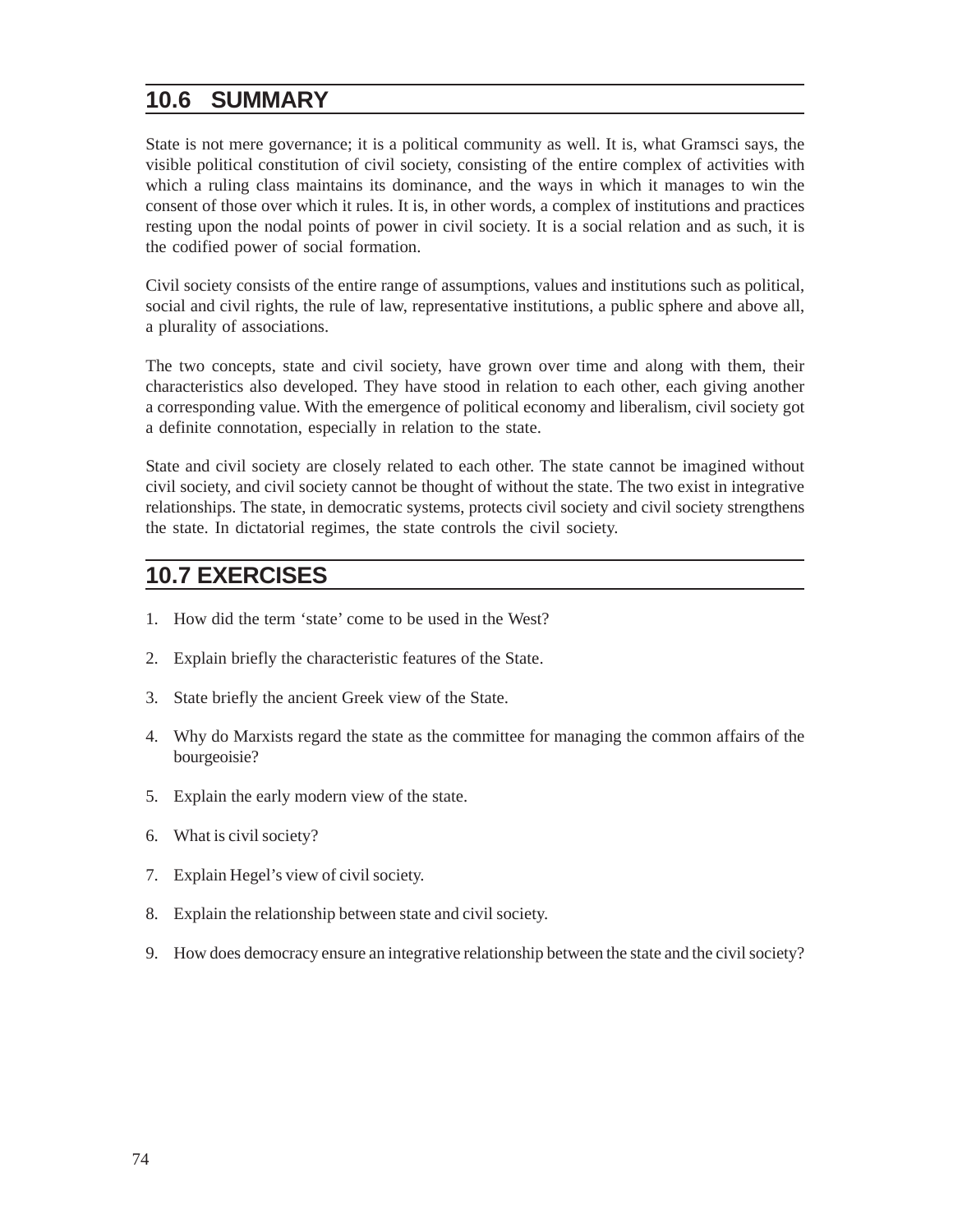## 10.6 SUMMARY

State is not mere governance; it is a political community as well. It is, what Gramsci says, the visible political constitution of civil society, consisting of the entire complex of activities with which a ruling class maintains its dominance, and the ways in which it manages to win the consent of those over which it rules. It is, in other words, a complex of institutions and practices resting upon the nodal points of power in civil society. It is a social relation and as such, it is the codified power of social formation.

Civil society consists of the entire range of assumptions, values and institutions such as political, social and civil rights, the rule of law, representative institutions, a public sphere and above all, a plurality of associations.

The two concepts, state and civil society, have grown over time and along with them, their characteristics also developed. They have stood in relation to each other, each giving another a corresponding value. With the emergence of political economy and liberalism, civil society got a definite connotation, especially in relation to the state.

State and civil society are closely related to each other. The state cannot be imagined without civil society, and civil society cannot be thought of without the state. The two exist in integrative relationships. The state, in democratic systems, protects civil society and civil society strengthens the state. In dictatorial regimes, the state controls the civil society.

## 10.7 EXERCISES

1. How did the term 'state' come to be used in the West?
2. Explain briefly the characteristic features of the State.
3. State briefly the ancient Greek view of the State.
4. Why do Marxists regard the state as the committee for managing the common affairs of the bourgeoisie?
5. Explain the early modern view of the state.
6. What is civil society?
7. Explain Hegel's view of civil society.
8. Explain the relationship between state and civil society.
9. How does democracy ensure an integrative relationship between the state and the civil society?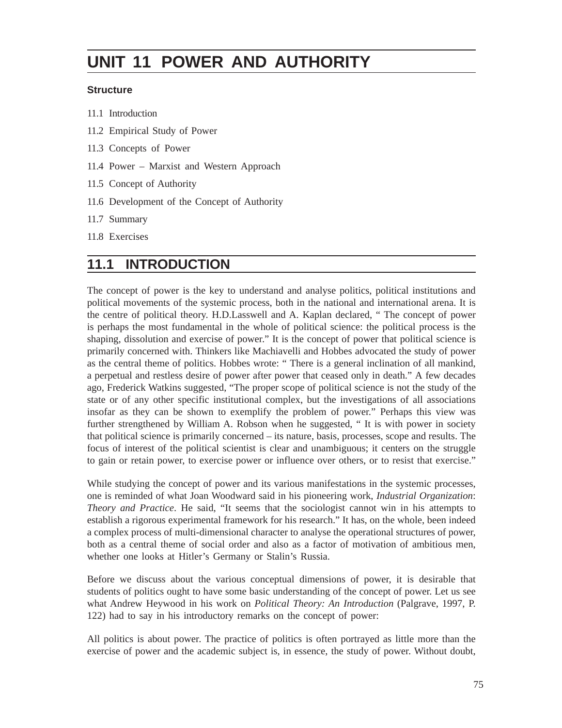# UNIT 11 POWER AND AUTHORITY

**Structure**

11.1 Introduction

11.2 Empirical Study of Power

11.3 Concepts of Power

11.4 Power – Marxist and Western Approach

11.5 Concept of Authority

11.6 Development of the Concept of Authority

11.7 Summary

11.8 Exercises

## 11.1 INTRODUCTION

The concept of power is the key to understand and analyse politics, political institutions and political movements of the systemic process, both in the national and international arena. It is the centre of political theory. H.D.Lasswell and A. Kaplan declared, " The concept of power is perhaps the most fundamental in the whole of political science: the political process is the shaping, dissolution and exercise of power." It is the concept of power that political science is primarily concerned with. Thinkers like Machiavelli and Hobbes advocated the study of power as the central theme of politics. Hobbes wrote: " There is a general inclination of all mankind, a perpetual and restless desire of power after power that ceased only in death." A few decades ago, Frederick Watkins suggested, "The proper scope of political science is not the study of the state or of any other specific institutional complex, but the investigations of all associations insofar as they can be shown to exemplify the problem of power." Perhaps this view was further strengthened by William A. Robson when he suggested, " It is with power in society that political science is primarily concerned – its nature, basis, processes, scope and results. The focus of interest of the political scientist is clear and unambiguous; it centers on the struggle to gain or retain power, to exercise power or influence over others, or to resist that exercise."

While studying the concept of power and its various manifestations in the systemic processes, one is reminded of what Joan Woodward said in his pioneering work, *Industrial Organization: Theory and Practice*. He said, "It seems that the sociologist cannot win in his attempts to establish a rigorous experimental framework for his research." It has, on the whole, been indeed a complex process of multi-dimensional character to analyse the operational structures of power, both as a central theme of social order and also as a factor of motivation of ambitious men, whether one looks at Hitler's Germany or Stalin's Russia.

Before we discuss about the various conceptual dimensions of power, it is desirable that students of politics ought to have some basic understanding of the concept of power. Let us see what Andrew Heywood in his work on *Political Theory: An Introduction* (Palgrave, 1997, P. 122) had to say in his introductory remarks on the concept of power:

All politics is about power. The practice of politics is often portrayed as little more than the exercise of power and the academic subject is, in essence, the study of power. Without doubt,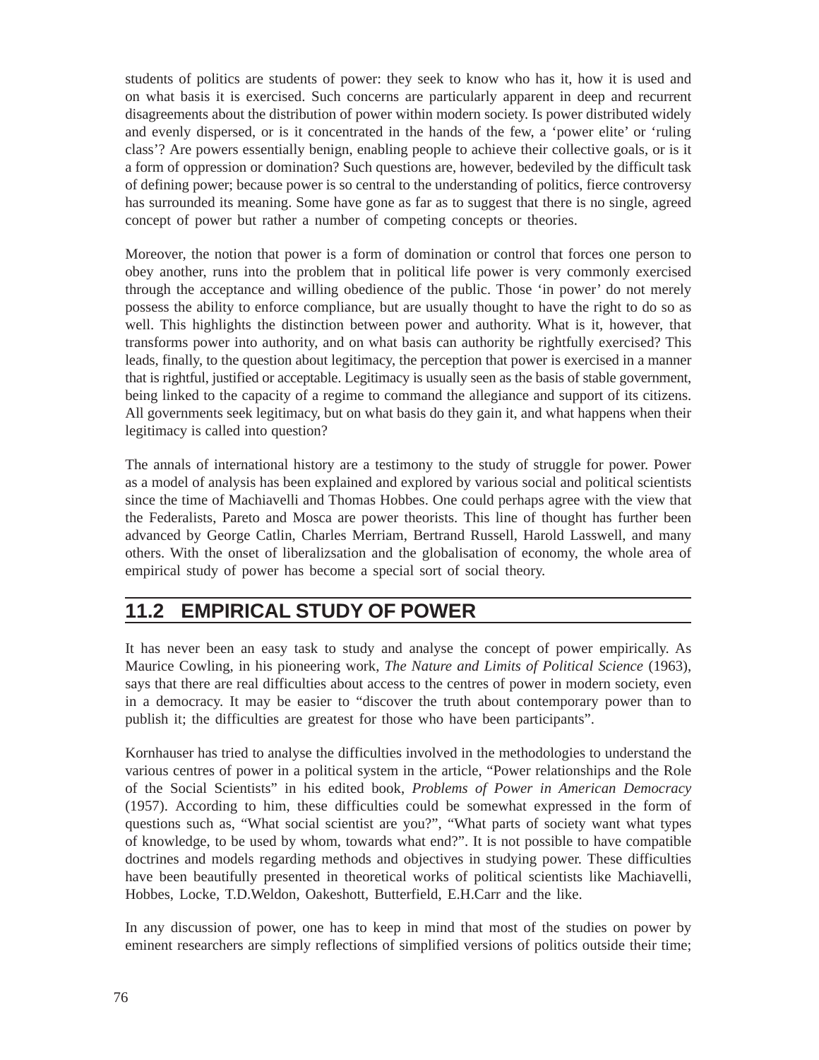students of politics are students of power: they seek to know who has it, how it is used and on what basis it is exercised. Such concerns are particularly apparent in deep and recurrent disagreements about the distribution of power within modern society. Is power distributed widely and evenly dispersed, or is it concentrated in the hands of the few, a 'power elite' or 'ruling class'? Are powers essentially benign, enabling people to achieve their collective goals, or is it a form of oppression or domination? Such questions are, however, bedeviled by the difficult task of defining power; because power is so central to the understanding of politics, fierce controversy has surrounded its meaning. Some have gone as far as to suggest that there is no single, agreed concept of power but rather a number of competing concepts or theories.

Moreover, the notion that power is a form of domination or control that forces one person to obey another, runs into the problem that in political life power is very commonly exercised through the acceptance and willing obedience of the public. Those 'in power' do not merely possess the ability to enforce compliance, but are usually thought to have the right to do so as well. This highlights the distinction between power and authority. What is it, however, that transforms power into authority, and on what basis can authority be rightfully exercised? This leads, finally, to the question about legitimacy, the perception that power is exercised in a manner that is rightful, justified or acceptable. Legitimacy is usually seen as the basis of stable government, being linked to the capacity of a regime to command the allegiance and support of its citizens. All governments seek legitimacy, but on what basis do they gain it, and what happens when their legitimacy is called into question?

The annals of international history are a testimony to the study of struggle for power. Power as a model of analysis has been explained and explored by various social and political scientists since the time of Machiavelli and Thomas Hobbes. One could perhaps agree with the view that the Federalists, Pareto and Mosca are power theorists. This line of thought has further been advanced by George Catlin, Charles Merriam, Bertrand Russell, Harold Lasswell, and many others. With the onset of liberalizsation and the globalisation of economy, the whole area of empirical study of power has become a special sort of social theory.

## 11.2 EMPIRICAL STUDY OF POWER

It has never been an easy task to study and analyse the concept of power empirically. As Maurice Cowling, in his pioneering work, *The Nature and Limits of Political Science* (1963), says that there are real difficulties about access to the centres of power in modern society, even in a democracy. It may be easier to "discover the truth about contemporary power than to publish it; the difficulties are greatest for those who have been participants".

Kornhauser has tried to analyse the difficulties involved in the methodologies to understand the various centres of power in a political system in the article, "Power relationships and the Role of the Social Scientists" in his edited book, *Problems of Power in American Democracy* (1957). According to him, these difficulties could be somewhat expressed in the form of questions such as, "What social scientist are you?", "What parts of society want what types of knowledge, to be used by whom, towards what end?". It is not possible to have compatible doctrines and models regarding methods and objectives in studying power. These difficulties have been beautifully presented in theoretical works of political scientists like Machiavelli, Hobbes, Locke, T.D.Weldon, Oakeshott, Butterfield, E.H.Carr and the like.

In any discussion of power, one has to keep in mind that most of the studies on power by eminent researchers are simply reflections of simplified versions of politics outside their time;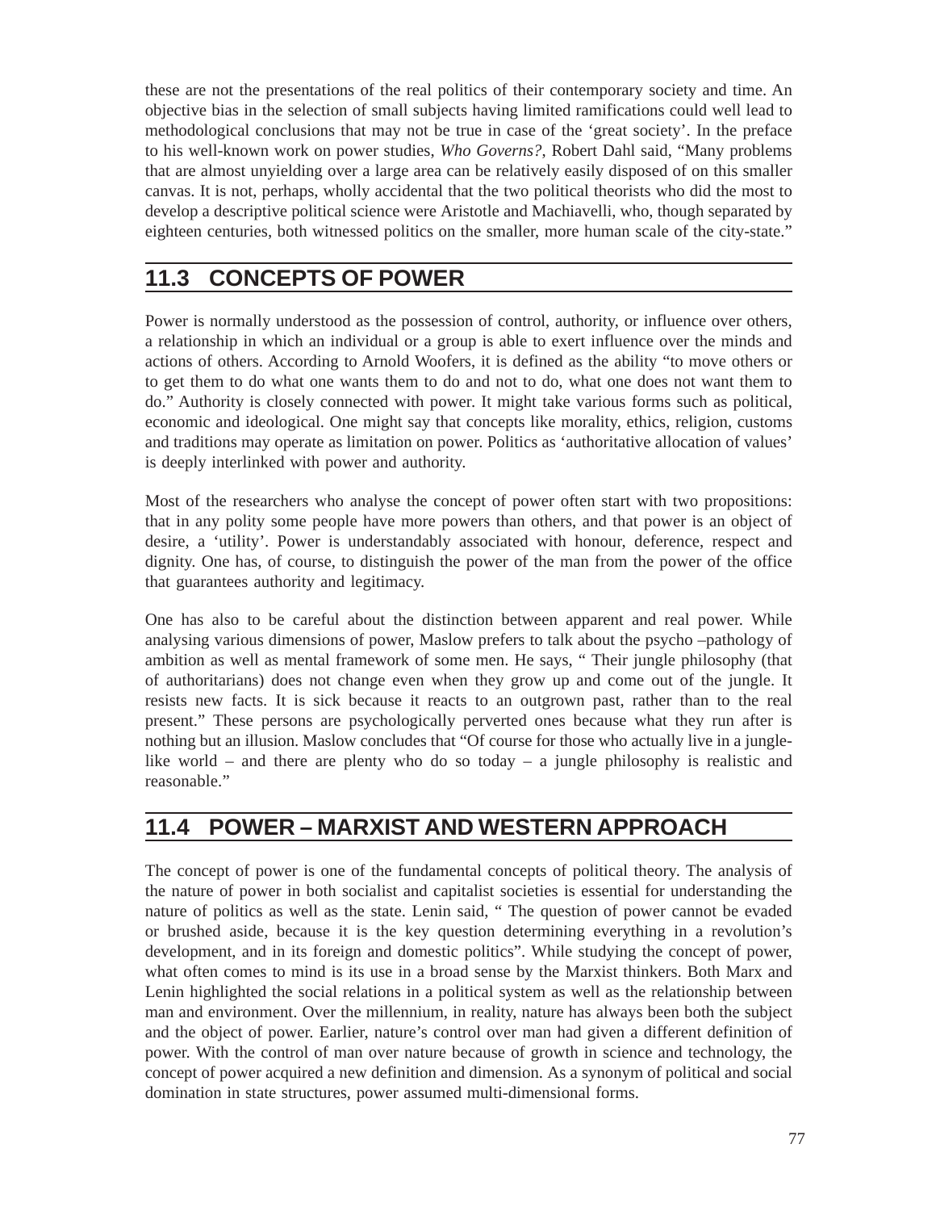these are not the presentations of the real politics of their contemporary society and time. An objective bias in the selection of small subjects having limited ramifications could well lead to methodological conclusions that may not be true in case of the 'great society'. In the preface to his well-known work on power studies, *Who Governs?*, Robert Dahl said, "Many problems that are almost unyielding over a large area can be relatively easily disposed of on this smaller canvas. It is not, perhaps, wholly accidental that the two political theorists who did the most to develop a descriptive political science were Aristotle and Machiavelli, who, though separated by eighteen centuries, both witnessed politics on the smaller, more human scale of the city-state."

## 11.3 CONCEPTS OF POWER

Power is normally understood as the possession of control, authority, or influence over others, a relationship in which an individual or a group is able to exert influence over the minds and actions of others. According to Arnold Woofers, it is defined as the ability "to move others or to get them to do what one wants them to do and not to do, what one does not want them to do." Authority is closely connected with power. It might take various forms such as political, economic and ideological. One might say that concepts like morality, ethics, religion, customs and traditions may operate as limitation on power. Politics as 'authoritative allocation of values' is deeply interlinked with power and authority.

Most of the researchers who analyse the concept of power often start with two propositions: that in any polity some people have more powers than others, and that power is an object of desire, a 'utility'. Power is understandably associated with honour, deference, respect and dignity. One has, of course, to distinguish the power of the man from the power of the office that guarantees authority and legitimacy.

One has also to be careful about the distinction between apparent and real power. While analysing various dimensions of power, Maslow prefers to talk about the psycho –pathology of ambition as well as mental framework of some men. He says, " Their jungle philosophy (that of authoritarians) does not change even when they grow up and come out of the jungle. It resists new facts. It is sick because it reacts to an outgrown past, rather than to the real present." These persons are psychologically perverted ones because what they run after is nothing but an illusion. Maslow concludes that "Of course for those who actually live in a jungle-like world – and there are plenty who do so today – a jungle philosophy is realistic and reasonable."

## 11.4 POWER – MARXIST AND WESTERN APPROACH

The concept of power is one of the fundamental concepts of political theory. The analysis of the nature of power in both socialist and capitalist societies is essential for understanding the nature of politics as well as the state. Lenin said, " The question of power cannot be evaded or brushed aside, because it is the key question determining everything in a revolution's development, and in its foreign and domestic politics". While studying the concept of power, what often comes to mind is its use in a broad sense by the Marxist thinkers. Both Marx and Lenin highlighted the social relations in a political system as well as the relationship between man and environment. Over the millennium, in reality, nature has always been both the subject and the object of power. Earlier, nature's control over man had given a different definition of power. With the control of man over nature because of growth in science and technology, the concept of power acquired a new definition and dimension. As a synonym of political and social domination in state structures, power assumed multi-dimensional forms.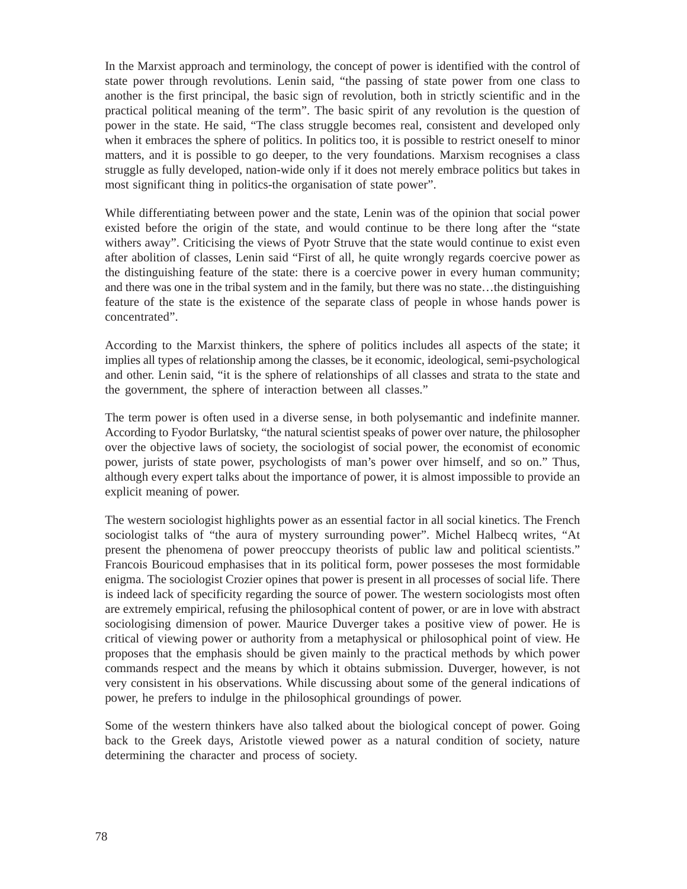In the Marxist approach and terminology, the concept of power is identified with the control of state power through revolutions. Lenin said, "the passing of state power from one class to another is the first principal, the basic sign of revolution, both in strictly scientific and in the practical political meaning of the term". The basic spirit of any revolution is the question of power in the state. He said, "The class struggle becomes real, consistent and developed only when it embraces the sphere of politics. In politics too, it is possible to restrict oneself to minor matters, and it is possible to go deeper, to the very foundations. Marxism recognises a class struggle as fully developed, nation-wide only if it does not merely embrace politics but takes in most significant thing in politics-the organisation of state power".

While differentiating between power and the state, Lenin was of the opinion that social power existed before the origin of the state, and would continue to be there long after the "state withers away". Criticising the views of Pyotr Struve that the state would continue to exist even after abolition of classes, Lenin said "First of all, he quite wrongly regards coercive power as the distinguishing feature of the state: there is a coercive power in every human community; and there was one in the tribal system and in the family, but there was no state…the distinguishing feature of the state is the existence of the separate class of people in whose hands power is concentrated".

According to the Marxist thinkers, the sphere of politics includes all aspects of the state; it implies all types of relationship among the classes, be it economic, ideological, semi-psychological and other. Lenin said, "it is the sphere of relationships of all classes and strata to the state and the government, the sphere of interaction between all classes."

The term power is often used in a diverse sense, in both polysemantic and indefinite manner. According to Fyodor Burlatsky, "the natural scientist speaks of power over nature, the philosopher over the objective laws of society, the sociologist of social power, the economist of economic power, jurists of state power, psychologists of man's power over himself, and so on." Thus, although every expert talks about the importance of power, it is almost impossible to provide an explicit meaning of power.

The western sociologist highlights power as an essential factor in all social kinetics. The French sociologist talks of "the aura of mystery surrounding power". Michel Halbecq writes, "At present the phenomena of power preoccupy theorists of public law and political scientists." Francois Bouricoud emphasises that in its political form, power posseses the most formidable enigma. The sociologist Crozier opines that power is present in all processes of social life. There is indeed lack of specificity regarding the source of power. The western sociologists most often are extremely empirical, refusing the philosophical content of power, or are in love with abstract sociologising dimension of power. Maurice Duverger takes a positive view of power. He is critical of viewing power or authority from a metaphysical or philosophical point of view. He proposes that the emphasis should be given mainly to the practical methods by which power commands respect and the means by which it obtains submission. Duverger, however, is not very consistent in his observations. While discussing about some of the general indications of power, he prefers to indulge in the philosophical groundings of power.

Some of the western thinkers have also talked about the biological concept of power. Going back to the Greek days, Aristotle viewed power as a natural condition of society, nature determining the character and process of society.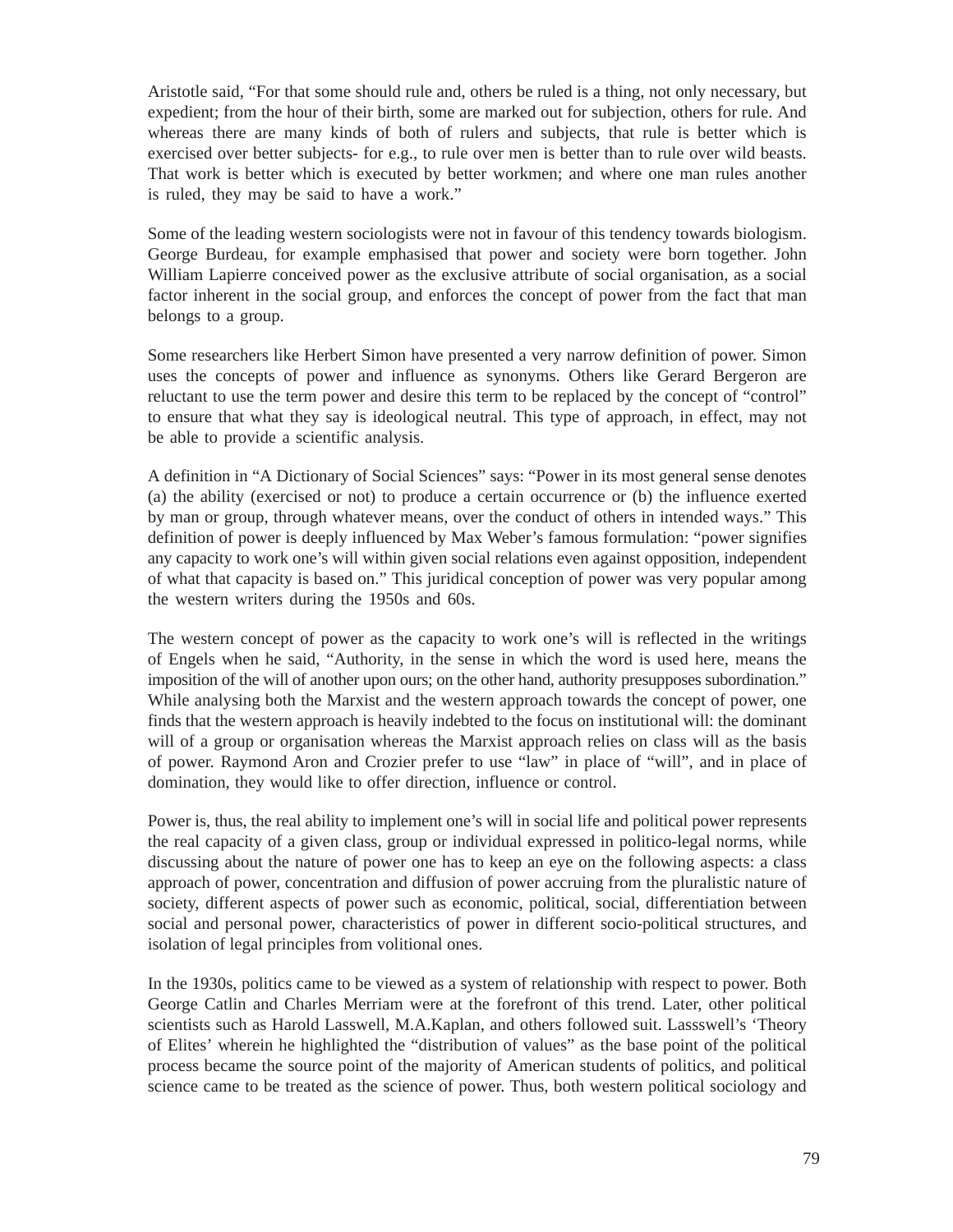Aristotle said, "For that some should rule and, others be ruled is a thing, not only necessary, but expedient; from the hour of their birth, some are marked out for subjection, others for rule. And whereas there are many kinds of both of rulers and subjects, that rule is better which is exercised over better subjects- for e.g., to rule over men is better than to rule over wild beasts. That work is better which is executed by better workmen; and where one man rules another is ruled, they may be said to have a work."

Some of the leading western sociologists were not in favour of this tendency towards biologism. George Burdeau, for example emphasised that power and society were born together. John William Lapierre conceived power as the exclusive attribute of social organisation, as a social factor inherent in the social group, and enforces the concept of power from the fact that man belongs to a group.

Some researchers like Herbert Simon have presented a very narrow definition of power. Simon uses the concepts of power and influence as synonyms. Others like Gerard Bergeron are reluctant to use the term power and desire this term to be replaced by the concept of "control" to ensure that what they say is ideological neutral. This type of approach, in effect, may not be able to provide a scientific analysis.

A definition in "A Dictionary of Social Sciences" says: "Power in its most general sense denotes (a) the ability (exercised or not) to produce a certain occurrence or (b) the influence exerted by man or group, through whatever means, over the conduct of others in intended ways." This definition of power is deeply influenced by Max Weber's famous formulation: "power signifies any capacity to work one's will within given social relations even against opposition, independent of what that capacity is based on." This juridical conception of power was very popular among the western writers during the 1950s and 60s.

The western concept of power as the capacity to work one's will is reflected in the writings of Engels when he said, "Authority, in the sense in which the word is used here, means the imposition of the will of another upon ours; on the other hand, authority presupposes subordination." While analysing both the Marxist and the western approach towards the concept of power, one finds that the western approach is heavily indebted to the focus on institutional will: the dominant will of a group or organisation whereas the Marxist approach relies on class will as the basis of power. Raymond Aron and Crozier prefer to use "law" in place of "will", and in place of domination, they would like to offer direction, influence or control.

Power is, thus, the real ability to implement one's will in social life and political power represents the real capacity of a given class, group or individual expressed in politico-legal norms, while discussing about the nature of power one has to keep an eye on the following aspects: a class approach of power, concentration and diffusion of power accruing from the pluralistic nature of society, different aspects of power such as economic, political, social, differentiation between social and personal power, characteristics of power in different socio-political structures, and isolation of legal principles from volitional ones.

In the 1930s, politics came to be viewed as a system of relationship with respect to power. Both George Catlin and Charles Merriam were at the forefront of this trend. Later, other political scientists such as Harold Lasswell, M.A.Kaplan, and others followed suit. Lassswell's 'Theory of Elites' wherein he highlighted the "distribution of values" as the base point of the political process became the source point of the majority of American students of politics, and political science came to be treated as the science of power. Thus, both western political sociology and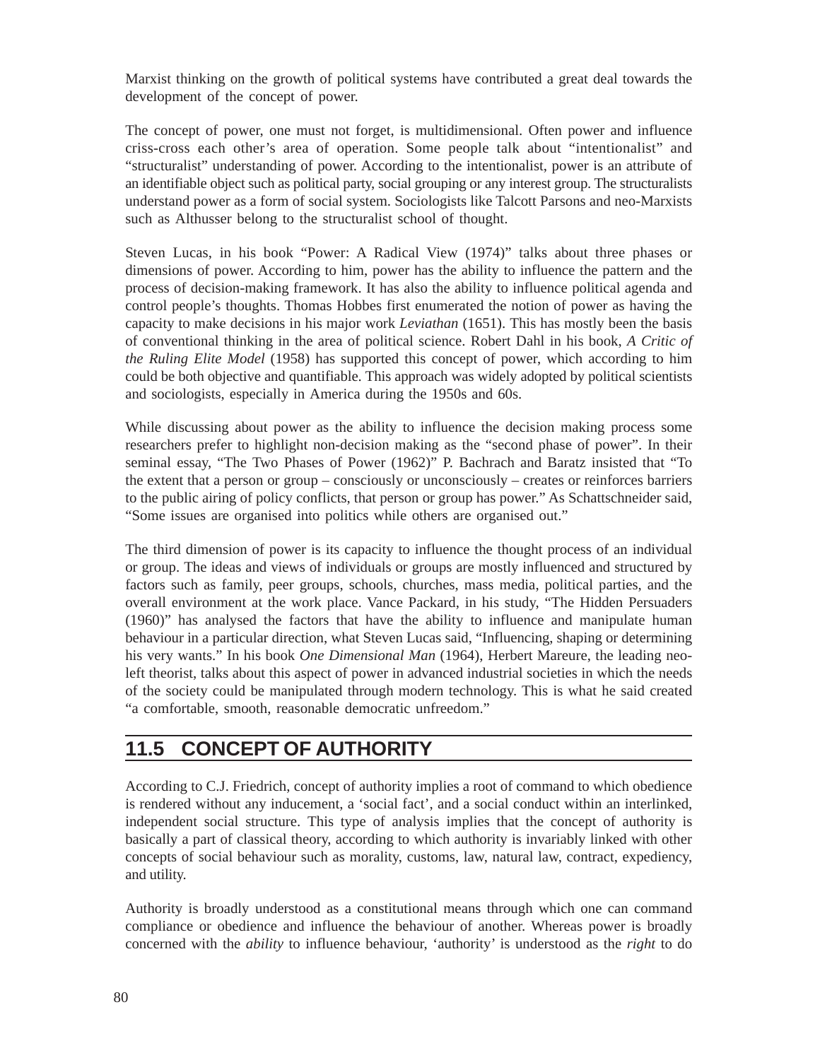Marxist thinking on the growth of political systems have contributed a great deal towards the development of the concept of power.

The concept of power, one must not forget, is multidimensional. Often power and influence criss-cross each other's area of operation. Some people talk about "intentionalist" and "structuralist" understanding of power. According to the intentionalist, power is an attribute of an identifiable object such as political party, social grouping or any interest group. The structuralists understand power as a form of social system. Sociologists like Talcott Parsons and neo-Marxists such as Althusser belong to the structuralist school of thought.

Steven Lucas, in his book "Power: A Radical View (1974)" talks about three phases or dimensions of power. According to him, power has the ability to influence the pattern and the process of decision-making framework. It has also the ability to influence political agenda and control people's thoughts. Thomas Hobbes first enumerated the notion of power as having the capacity to make decisions in his major work *Leviathan* (1651). This has mostly been the basis of conventional thinking in the area of political science. Robert Dahl in his book, *A Critic of the Ruling Elite Model* (1958) has supported this concept of power, which according to him could be both objective and quantifiable. This approach was widely adopted by political scientists and sociologists, especially in America during the 1950s and 60s.

While discussing about power as the ability to influence the decision making process some researchers prefer to highlight non-decision making as the "second phase of power". In their seminal essay, "The Two Phases of Power (1962)" P. Bachrach and Baratz insisted that "To the extent that a person or group – consciously or unconsciously – creates or reinforces barriers to the public airing of policy conflicts, that person or group has power." As Schattschneider said, "Some issues are organised into politics while others are organised out."

The third dimension of power is its capacity to influence the thought process of an individual or group. The ideas and views of individuals or groups are mostly influenced and structured by factors such as family, peer groups, schools, churches, mass media, political parties, and the overall environment at the work place. Vance Packard, in his study, "The Hidden Persuaders (1960)" has analysed the factors that have the ability to influence and manipulate human behaviour in a particular direction, what Steven Lucas said, "Influencing, shaping or determining his very wants." In his book *One Dimensional Man* (1964), Herbert Mareure, the leading neo-left theorist, talks about this aspect of power in advanced industrial societies in which the needs of the society could be manipulated through modern technology. This is what he said created "a comfortable, smooth, reasonable democratic unfreedom."

## 11.5 CONCEPT OF AUTHORITY

According to C.J. Friedrich, concept of authority implies a root of command to which obedience is rendered without any inducement, a 'social fact', and a social conduct within an interlinked, independent social structure. This type of analysis implies that the concept of authority is basically a part of classical theory, according to which authority is invariably linked with other concepts of social behaviour such as morality, customs, law, natural law, contract, expediency, and utility.

Authority is broadly understood as a constitutional means through which one can command compliance or obedience and influence the behaviour of another. Whereas power is broadly concerned with the *ability* to influence behaviour, 'authority' is understood as the *right* to do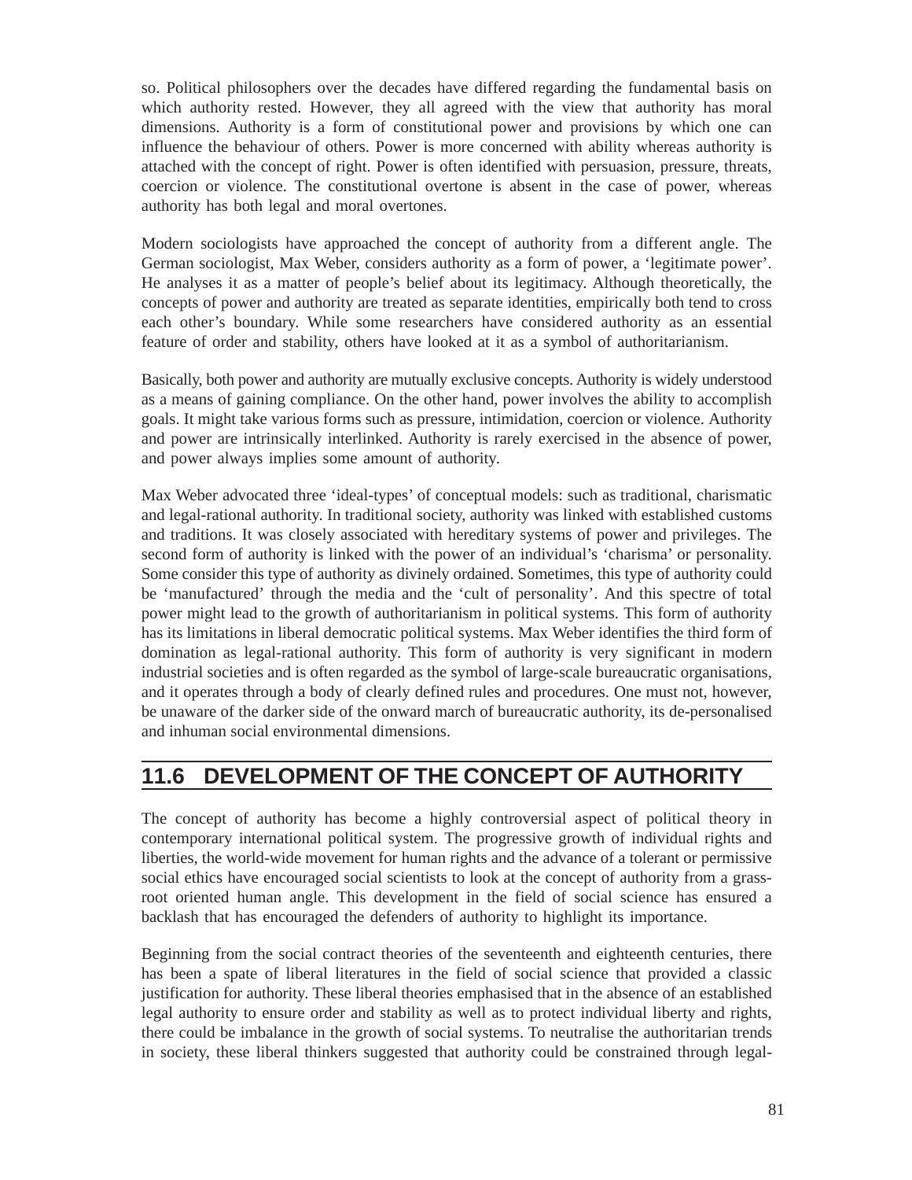so. Political philosophers over the decades have differed regarding the fundamental basis on which authority rested. However, they all agreed with the view that authority has moral dimensions. Authority is a form of constitutional power and provisions by which one can influence the behaviour of others. Power is more concerned with ability whereas authority is attached with the concept of right. Power is often identified with persuasion, pressure, threats, coercion or violence. The constitutional overtone is absent in the case of power, whereas authority has both legal and moral overtones.

Modern sociologists have approached the concept of authority from a different angle. The German sociologist, Max Weber, considers authority as a form of power, a 'legitimate power'. He analyses it as a matter of people's belief about its legitimacy. Although theoretically, the concepts of power and authority are treated as separate identities, empirically both tend to cross each other's boundary. While some researchers have considered authority as an essential feature of order and stability, others have looked at it as a symbol of authoritarianism.

Basically, both power and authority are mutually exclusive concepts. Authority is widely understood as a means of gaining compliance. On the other hand, power involves the ability to accomplish goals. It might take various forms such as pressure, intimidation, coercion or violence. Authority and power are intrinsically interlinked. Authority is rarely exercised in the absence of power, and power always implies some amount of authority.

Max Weber advocated three 'ideal-types' of conceptual models: such as traditional, charismatic and legal-rational authority. In traditional society, authority was linked with established customs and traditions. It was closely associated with hereditary systems of power and privileges. The second form of authority is linked with the power of an individual's 'charisma' or personality. Some consider this type of authority as divinely ordained. Sometimes, this type of authority could be 'manufactured' through the media and the 'cult of personality'. And this spectre of total power might lead to the growth of authoritarianism in political systems. This form of authority has its limitations in liberal democratic political systems. Max Weber identifies the third form of domination as legal-rational authority. This form of authority is very significant in modern industrial societies and is often regarded as the symbol of large-scale bureaucratic organisations, and it operates through a body of clearly defined rules and procedures. One must not, however, be unaware of the darker side of the onward march of bureaucratic authority, its de-personalised and inhuman social environmental dimensions.

## 11.6 DEVELOPMENT OF THE CONCEPT OF AUTHORITY

The concept of authority has become a highly controversial aspect of political theory in contemporary international political system. The progressive growth of individual rights and liberties, the world-wide movement for human rights and the advance of a tolerant or permissive social ethics have encouraged social scientists to look at the concept of authority from a grass-root oriented human angle. This development in the field of social science has ensured a backlash that has encouraged the defenders of authority to highlight its importance.

Beginning from the social contract theories of the seventeenth and eighteenth centuries, there has been a spate of liberal literatures in the field of social science that provided a classic justification for authority. These liberal theories emphasised that in the absence of an established legal authority to ensure order and stability as well as to protect individual liberty and rights, there could be imbalance in the growth of social systems. To neutralise the authoritarian trends in society, these liberal thinkers suggested that authority could be constrained through legal-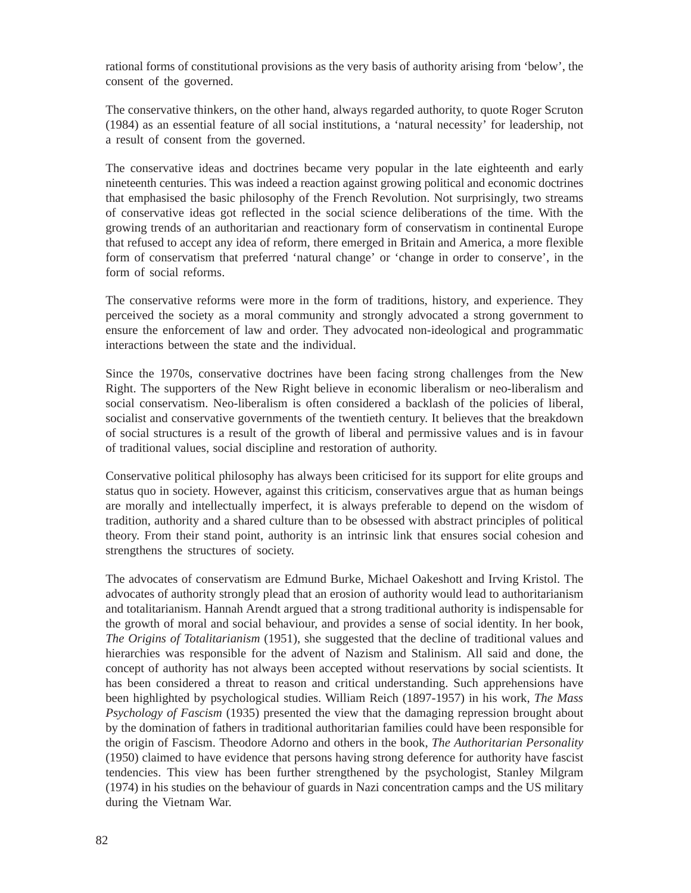rational forms of constitutional provisions as the very basis of authority arising from ‘below’, the consent of the governed.

The conservative thinkers, on the other hand, always regarded authority, to quote Roger Scruton (1984) as an essential feature of all social institutions, a ‘natural necessity’ for leadership, not a result of consent from the governed.

The conservative ideas and doctrines became very popular in the late eighteenth and early nineteenth centuries. This was indeed a reaction against growing political and economic doctrines that emphasised the basic philosophy of the French Revolution. Not surprisingly, two streams of conservative ideas got reflected in the social science deliberations of the time. With the growing trends of an authoritarian and reactionary form of conservatism in continental Europe that refused to accept any idea of reform, there emerged in Britain and America, a more flexible form of conservatism that preferred ‘natural change’ or ‘change in order to conserve’, in the form of social reforms.

The conservative reforms were more in the form of traditions, history, and experience. They perceived the society as a moral community and strongly advocated a strong government to ensure the enforcement of law and order. They advocated non-ideological and programmatic interactions between the state and the individual.

Since the 1970s, conservative doctrines have been facing strong challenges from the New Right. The supporters of the New Right believe in economic liberalism or neo-liberalism and social conservatism. Neo-liberalism is often considered a backlash of the policies of liberal, socialist and conservative governments of the twentieth century. It believes that the breakdown of social structures is a result of the growth of liberal and permissive values and is in favour of traditional values, social discipline and restoration of authority.

Conservative political philosophy has always been criticised for its support for elite groups and status quo in society. However, against this criticism, conservatives argue that as human beings are morally and intellectually imperfect, it is always preferable to depend on the wisdom of tradition, authority and a shared culture than to be obsessed with abstract principles of political theory. From their stand point, authority is an intrinsic link that ensures social cohesion and strengthens the structures of society.

The advocates of conservatism are Edmund Burke, Michael Oakeshott and Irving Kristol. The advocates of authority strongly plead that an erosion of authority would lead to authoritarianism and totalitarianism. Hannah Arendt argued that a strong traditional authority is indispensable for the growth of moral and social behaviour, and provides a sense of social identity. In her book, *The Origins of Totalitarianism* (1951), she suggested that the decline of traditional values and hierarchies was responsible for the advent of Nazism and Stalinism. All said and done, the concept of authority has not always been accepted without reservations by social scientists. It has been considered a threat to reason and critical understanding. Such apprehensions have been highlighted by psychological studies. William Reich (1897-1957) in his work, *The Mass Psychology of Fascism* (1935) presented the view that the damaging repression brought about by the domination of fathers in traditional authoritarian families could have been responsible for the origin of Fascism. Theodore Adorno and others in the book, *The Authoritarian Personality* (1950) claimed to have evidence that persons having strong deference for authority have fascist tendencies. This view has been further strengthened by the psychologist, Stanley Milgram (1974) in his studies on the behaviour of guards in Nazi concentration camps and the US military during the Vietnam War.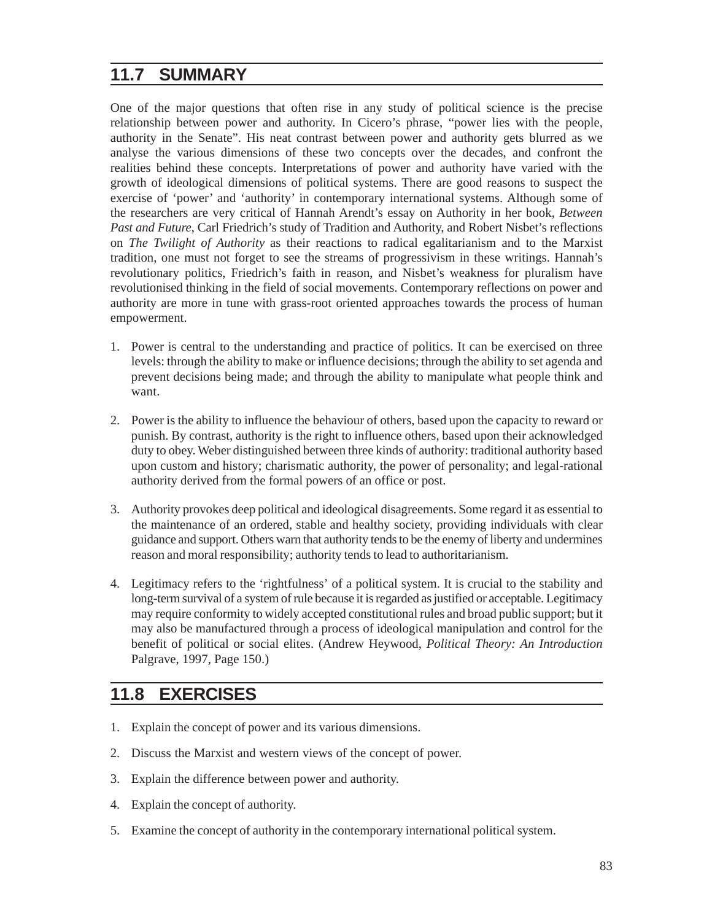## 11.7 SUMMARY

One of the major questions that often rise in any study of political science is the precise relationship between power and authority. In Cicero's phrase, "power lies with the people, authority in the Senate". His neat contrast between power and authority gets blurred as we analyse the various dimensions of these two concepts over the decades, and confront the realities behind these concepts. Interpretations of power and authority have varied with the growth of ideological dimensions of political systems. There are good reasons to suspect the exercise of 'power' and 'authority' in contemporary international systems. Although some of the researchers are very critical of Hannah Arendt's essay on Authority in her book, *Between Past and Future*, Carl Friedrich's study of Tradition and Authority, and Robert Nisbet's reflections on *The Twilight of Authority* as their reactions to radical egalitarianism and to the Marxist tradition, one must not forget to see the streams of progressivism in these writings. Hannah's revolutionary politics, Friedrich's faith in reason, and Nisbet's weakness for pluralism have revolutionised thinking in the field of social movements. Contemporary reflections on power and authority are more in tune with grass-root oriented approaches towards the process of human empowerment.

1. Power is central to the understanding and practice of politics. It can be exercised on three levels: through the ability to make or influence decisions; through the ability to set agenda and prevent decisions being made; and through the ability to manipulate what people think and want.

2. Power is the ability to influence the behaviour of others, based upon the capacity to reward or punish. By contrast, authority is the right to influence others, based upon their acknowledged duty to obey. Weber distinguished between three kinds of authority: traditional authority based upon custom and history; charismatic authority, the power of personality; and legal-rational authority derived from the formal powers of an office or post.

3. Authority provokes deep political and ideological disagreements. Some regard it as essential to the maintenance of an ordered, stable and healthy society, providing individuals with clear guidance and support. Others warn that authority tends to be the enemy of liberty and undermines reason and moral responsibility; authority tends to lead to authoritarianism.

4. Legitimacy refers to the 'rightfulness' of a political system. It is crucial to the stability and long-term survival of a system of rule because it is regarded as justified or acceptable. Legitimacy may require conformity to widely accepted constitutional rules and broad public support; but it may also be manufactured through a process of ideological manipulation and control for the benefit of political or social elites. (Andrew Heywood, *Political Theory: An Introduction* Palgrave, 1997, Page 150.)

## 11.8 EXERCISES

1. Explain the concept of power and its various dimensions.
2. Discuss the Marxist and western views of the concept of power.
3. Explain the difference between power and authority.
4. Explain the concept of authority.
5. Examine the concept of authority in the contemporary international political system.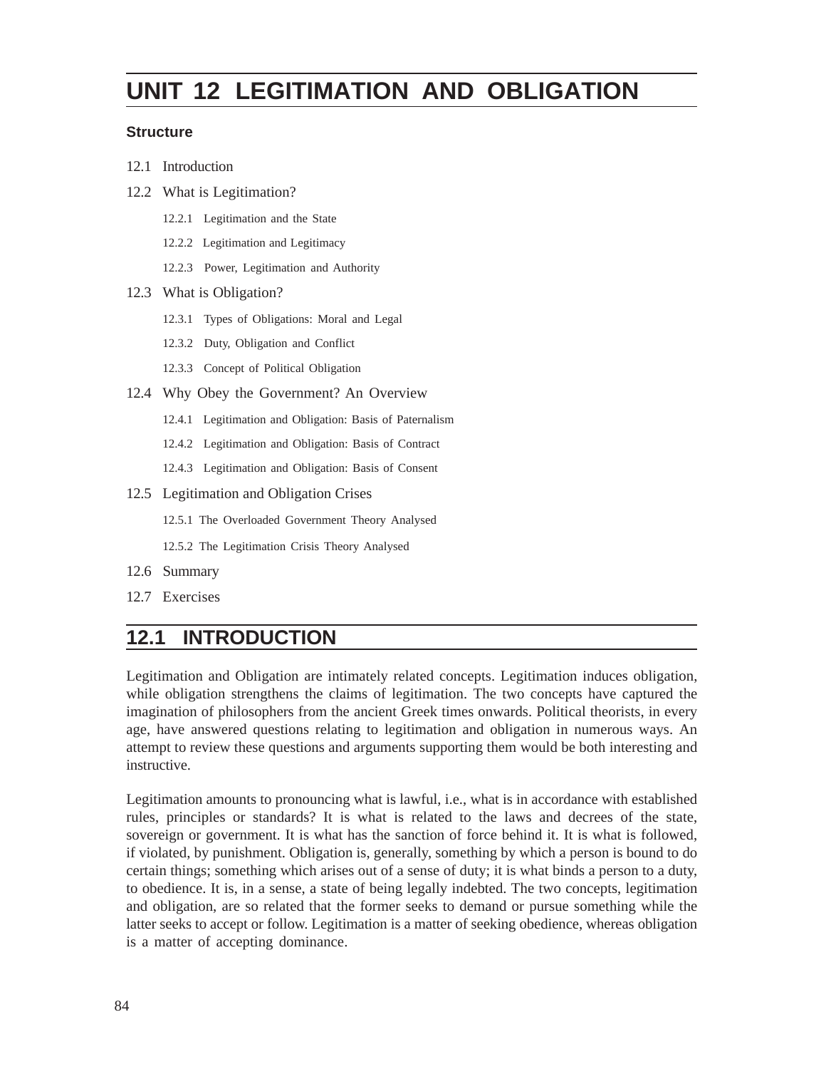# UNIT 12 LEGITIMATION AND OBLIGATION

**Structure**

12.1 Introduction

12.2 What is Legitimation?

- 12.2.1 Legitimation and the State
- 12.2.2 Legitimation and Legitimacy
- 12.2.3 Power, Legitimation and Authority

12.3 What is Obligation?

- 12.3.1 Types of Obligations: Moral and Legal
- 12.3.2 Duty, Obligation and Conflict
- 12.3.3 Concept of Political Obligation

12.4 Why Obey the Government? An Overview

- 12.4.1 Legitimation and Obligation: Basis of Paternalism
- 12.4.2 Legitimation and Obligation: Basis of Contract
- 12.4.3 Legitimation and Obligation: Basis of Consent

12.5 Legitimation and Obligation Crises

- 12.5.1 The Overloaded Government Theory Analysed
- 12.5.2 The Legitimation Crisis Theory Analysed

12.6 Summary

12.7 Exercises

## 12.1 INTRODUCTION

Legitimation and Obligation are intimately related concepts. Legitimation induces obligation, while obligation strengthens the claims of legitimation. The two concepts have captured the imagination of philosophers from the ancient Greek times onwards. Political theorists, in every age, have answered questions relating to legitimation and obligation in numerous ways. An attempt to review these questions and arguments supporting them would be both interesting and instructive.

Legitimation amounts to pronouncing what is lawful, i.e., what is in accordance with established rules, principles or standards? It is what is related to the laws and decrees of the state, sovereign or government. It is what has the sanction of force behind it. It is what is followed, if violated, by punishment. Obligation is, generally, something by which a person is bound to do certain things; something which arises out of a sense of duty; it is what binds a person to a duty, to obedience. It is, in a sense, a state of being legally indebted. The two concepts, legitimation and obligation, are so related that the former seeks to demand or pursue something while the latter seeks to accept or follow. Legitimation is a matter of seeking obedience, whereas obligation is a matter of accepting dominance.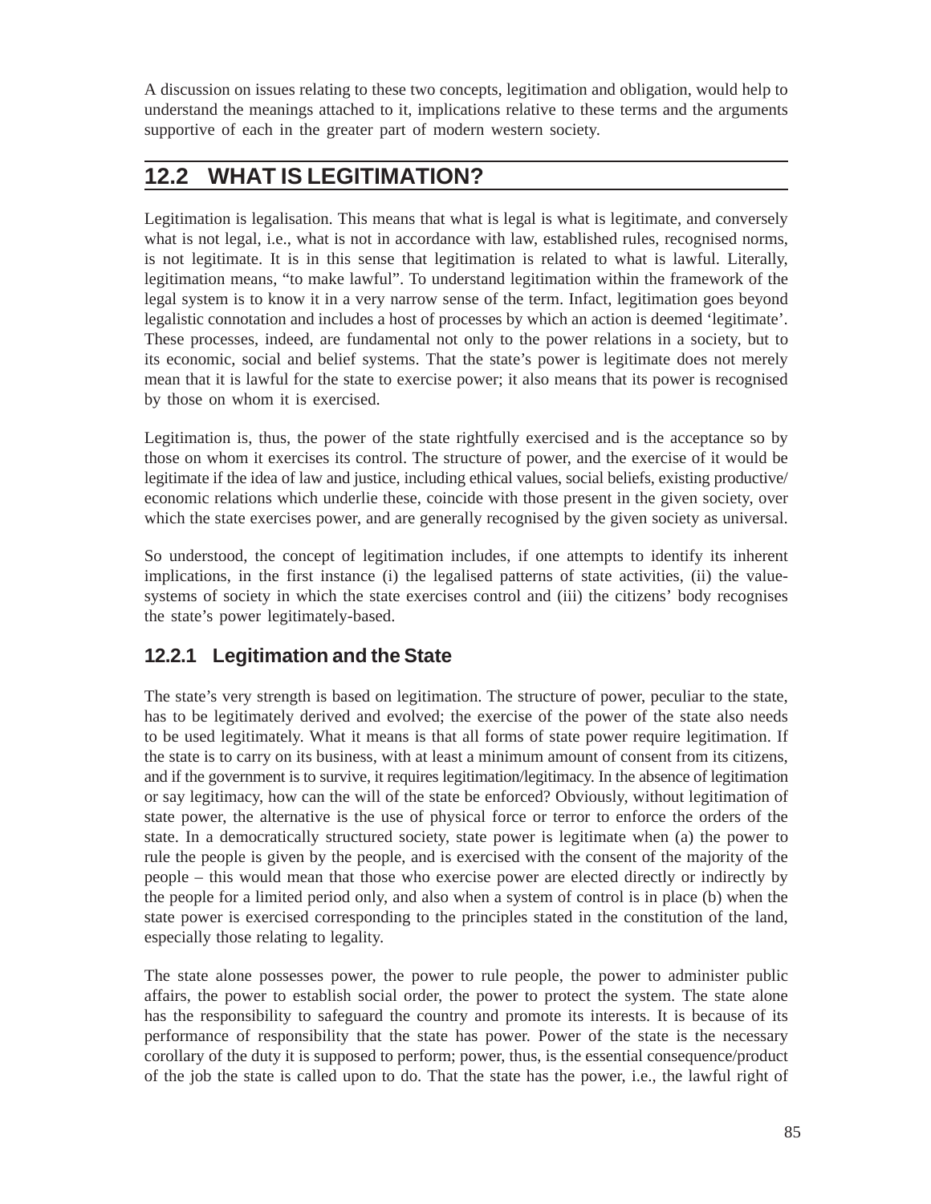A discussion on issues relating to these two concepts, legitimation and obligation, would help to understand the meanings attached to it, implications relative to these terms and the arguments supportive of each in the greater part of modern western society.

## 12.2 WHAT IS LEGITIMATION?

Legitimation is legalisation. This means that what is legal is what is legitimate, and conversely what is not legal, i.e., what is not in accordance with law, established rules, recognised norms, is not legitimate. It is in this sense that legitimation is related to what is lawful. Literally, legitimation means, "to make lawful". To understand legitimation within the framework of the legal system is to know it in a very narrow sense of the term. Infact, legitimation goes beyond legalistic connotation and includes a host of processes by which an action is deemed 'legitimate'. These processes, indeed, are fundamental not only to the power relations in a society, but to its economic, social and belief systems. That the state's power is legitimate does not merely mean that it is lawful for the state to exercise power; it also means that its power is recognised by those on whom it is exercised.

Legitimation is, thus, the power of the state rightfully exercised and is the acceptance so by those on whom it exercises its control. The structure of power, and the exercise of it would be legitimate if the idea of law and justice, including ethical values, social beliefs, existing productive/ economic relations which underlie these, coincide with those present in the given society, over which the state exercises power, and are generally recognised by the given society as universal.

So understood, the concept of legitimation includes, if one attempts to identify its inherent implications, in the first instance (i) the legalised patterns of state activities, (ii) the value-systems of society in which the state exercises control and (iii) the citizens' body recognises the state's power legitimately-based.

### 12.2.1 Legitimation and the State

The state's very strength is based on legitimation. The structure of power, peculiar to the state, has to be legitimately derived and evolved; the exercise of the power of the state also needs to be used legitimately. What it means is that all forms of state power require legitimation. If the state is to carry on its business, with at least a minimum amount of consent from its citizens, and if the government is to survive, it requires legitimation/legitimacy. In the absence of legitimation or say legitimacy, how can the will of the state be enforced? Obviously, without legitimation of state power, the alternative is the use of physical force or terror to enforce the orders of the state. In a democratically structured society, state power is legitimate when (a) the power to rule the people is given by the people, and is exercised with the consent of the majority of the people – this would mean that those who exercise power are elected directly or indirectly by the people for a limited period only, and also when a system of control is in place (b) when the state power is exercised corresponding to the principles stated in the constitution of the land, especially those relating to legality.

The state alone possesses power, the power to rule people, the power to administer public affairs, the power to establish social order, the power to protect the system. The state alone has the responsibility to safeguard the country and promote its interests. It is because of its performance of responsibility that the state has power. Power of the state is the necessary corollary of the duty it is supposed to perform; power, thus, is the essential consequence/product of the job the state is called upon to do. That the state has the power, i.e., the lawful right of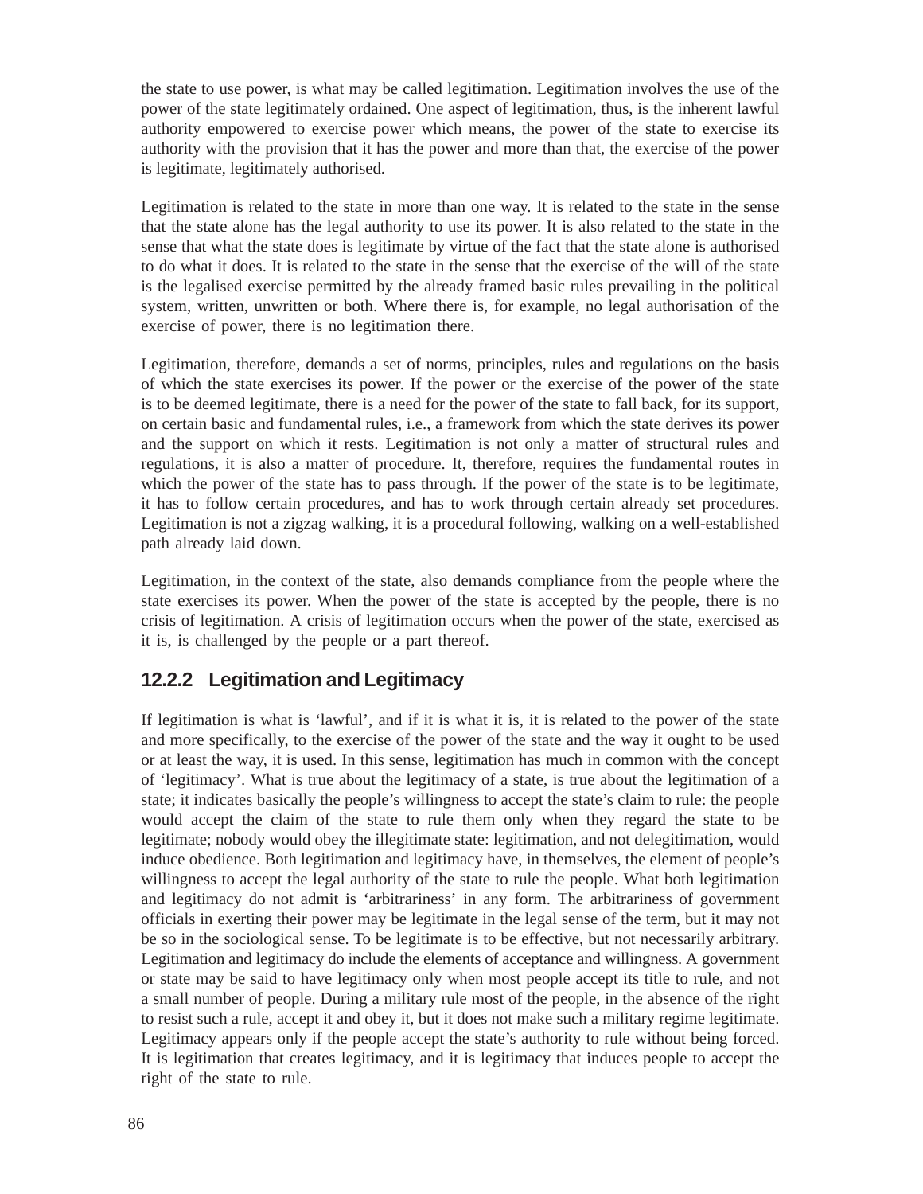the state to use power, is what may be called legitimation. Legitimation involves the use of the power of the state legitimately ordained. One aspect of legitimation, thus, is the inherent lawful authority empowered to exercise power which means, the power of the state to exercise its authority with the provision that it has the power and more than that, the exercise of the power is legitimate, legitimately authorised.

Legitimation is related to the state in more than one way. It is related to the state in the sense that the state alone has the legal authority to use its power. It is also related to the state in the sense that what the state does is legitimate by virtue of the fact that the state alone is authorised to do what it does. It is related to the state in the sense that the exercise of the will of the state is the legalised exercise permitted by the already framed basic rules prevailing in the political system, written, unwritten or both. Where there is, for example, no legal authorisation of the exercise of power, there is no legitimation there.

Legitimation, therefore, demands a set of norms, principles, rules and regulations on the basis of which the state exercises its power. If the power or the exercise of the power of the state is to be deemed legitimate, there is a need for the power of the state to fall back, for its support, on certain basic and fundamental rules, i.e., a framework from which the state derives its power and the support on which it rests. Legitimation is not only a matter of structural rules and regulations, it is also a matter of procedure. It, therefore, requires the fundamental routes in which the power of the state has to pass through. If the power of the state is to be legitimate, it has to follow certain procedures, and has to work through certain already set procedures. Legitimation is not a zigzag walking, it is a procedural following, walking on a well-established path already laid down.

Legitimation, in the context of the state, also demands compliance from the people where the state exercises its power. When the power of the state is accepted by the people, there is no crisis of legitimation. A crisis of legitimation occurs when the power of the state, exercised as it is, is challenged by the people or a part thereof.

### 12.2.2 Legitimation and Legitimacy

If legitimation is what is 'lawful', and if it is what it is, it is related to the power of the state and more specifically, to the exercise of the power of the state and the way it ought to be used or at least the way, it is used. In this sense, legitimation has much in common with the concept of 'legitimacy'. What is true about the legitimacy of a state, is true about the legitimation of a state; it indicates basically the people's willingness to accept the state's claim to rule: the people would accept the claim of the state to rule them only when they regard the state to be legitimate; nobody would obey the illegitimate state: legitimation, and not delegitimation, would induce obedience. Both legitimation and legitimacy have, in themselves, the element of people's willingness to accept the legal authority of the state to rule the people. What both legitimation and legitimacy do not admit is 'arbitrariness' in any form. The arbitrariness of government officials in exerting their power may be legitimate in the legal sense of the term, but it may not be so in the sociological sense. To be legitimate is to be effective, but not necessarily arbitrary. Legitimation and legitimacy do include the elements of acceptance and willingness. A government or state may be said to have legitimacy only when most people accept its title to rule, and not a small number of people. During a military rule most of the people, in the absence of the right to resist such a rule, accept it and obey it, but it does not make such a military regime legitimate. Legitimacy appears only if the people accept the state's authority to rule without being forced. It is legitimation that creates legitimacy, and it is legitimacy that induces people to accept the right of the state to rule.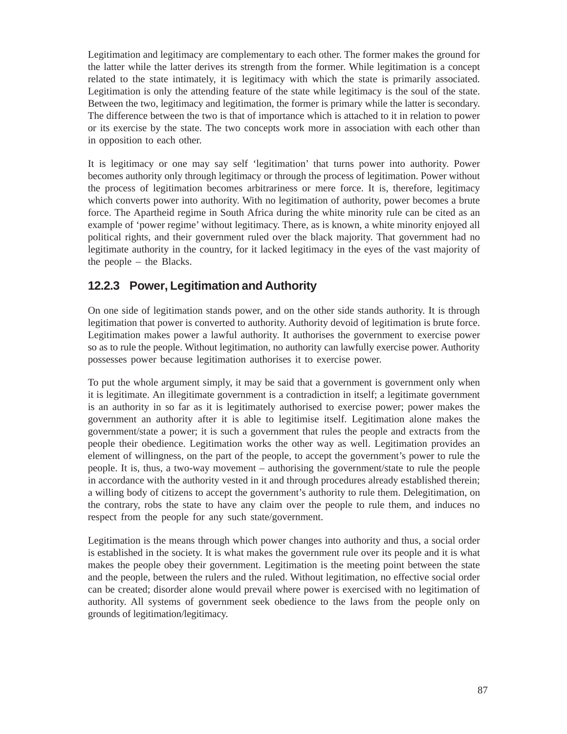Legitimation and legitimacy are complementary to each other. The former makes the ground for the latter while the latter derives its strength from the former. While legitimation is a concept related to the state intimately, it is legitimacy with which the state is primarily associated. Legitimation is only the attending feature of the state while legitimacy is the soul of the state. Between the two, legitimacy and legitimation, the former is primary while the latter is secondary. The difference between the two is that of importance which is attached to it in relation to power or its exercise by the state. The two concepts work more in association with each other than in opposition to each other.

It is legitimacy or one may say self 'legitimation' that turns power into authority. Power becomes authority only through legitimacy or through the process of legitimation. Power without the process of legitimation becomes arbitrariness or mere force. It is, therefore, legitimacy which converts power into authority. With no legitimation of authority, power becomes a brute force. The Apartheid regime in South Africa during the white minority rule can be cited as an example of 'power regime' without legitimacy. There, as is known, a white minority enjoyed all political rights, and their government ruled over the black majority. That government had no legitimate authority in the country, for it lacked legitimacy in the eyes of the vast majority of the people – the Blacks.

### 12.2.3 Power, Legitimation and Authority

On one side of legitimation stands power, and on the other side stands authority. It is through legitimation that power is converted to authority. Authority devoid of legitimation is brute force. Legitimation makes power a lawful authority. It authorises the government to exercise power so as to rule the people. Without legitimation, no authority can lawfully exercise power. Authority possesses power because legitimation authorises it to exercise power.

To put the whole argument simply, it may be said that a government is government only when it is legitimate. An illegitimate government is a contradiction in itself; a legitimate government is an authority in so far as it is legitimately authorised to exercise power; power makes the government an authority after it is able to legitimise itself. Legitimation alone makes the government/state a power; it is such a government that rules the people and extracts from the people their obedience. Legitimation works the other way as well. Legitimation provides an element of willingness, on the part of the people, to accept the government's power to rule the people. It is, thus, a two-way movement – authorising the government/state to rule the people in accordance with the authority vested in it and through procedures already established therein; a willing body of citizens to accept the government's authority to rule them. Delegitimation, on the contrary, robs the state to have any claim over the people to rule them, and induces no respect from the people for any such state/government.

Legitimation is the means through which power changes into authority and thus, a social order is established in the society. It is what makes the government rule over its people and it is what makes the people obey their government. Legitimation is the meeting point between the state and the people, between the rulers and the ruled. Without legitimation, no effective social order can be created; disorder alone would prevail where power is exercised with no legitimation of authority. All systems of government seek obedience to the laws from the people only on grounds of legitimation/legitimacy.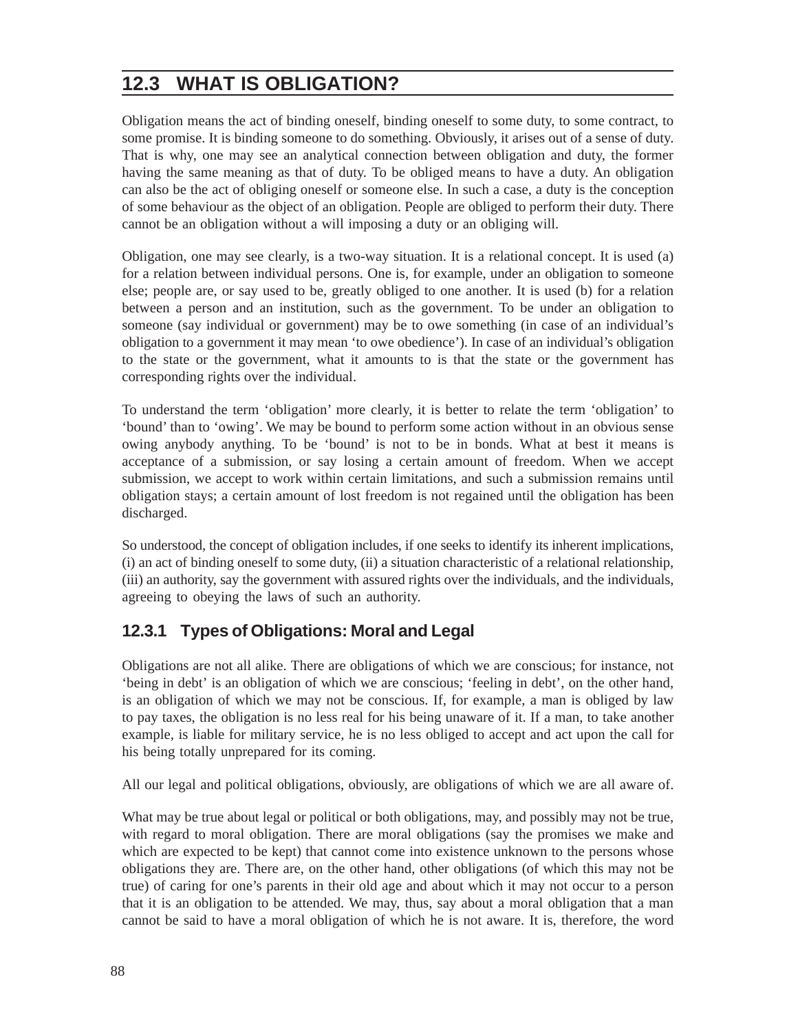## 12.3 WHAT IS OBLIGATION?

Obligation means the act of binding oneself, binding oneself to some duty, to some contract, to some promise. It is binding someone to do something. Obviously, it arises out of a sense of duty. That is why, one may see an analytical connection between obligation and duty, the former having the same meaning as that of duty. To be obliged means to have a duty. An obligation can also be the act of obliging oneself or someone else. In such a case, a duty is the conception of some behaviour as the object of an obligation. People are obliged to perform their duty. There cannot be an obligation without a will imposing a duty or an obliging will.

Obligation, one may see clearly, is a two-way situation. It is a relational concept. It is used (a) for a relation between individual persons. One is, for example, under an obligation to someone else; people are, or say used to be, greatly obliged to one another. It is used (b) for a relation between a person and an institution, such as the government. To be under an obligation to someone (say individual or government) may be to owe something (in case of an individual's obligation to a government it may mean 'to owe obedience'). In case of an individual's obligation to the state or the government, what it amounts to is that the state or the government has corresponding rights over the individual.

To understand the term 'obligation' more clearly, it is better to relate the term 'obligation' to 'bound' than to 'owing'. We may be bound to perform some action without in an obvious sense owing anybody anything. To be 'bound' is not to be in bonds. What at best it means is acceptance of a submission, or say losing a certain amount of freedom. When we accept submission, we accept to work within certain limitations, and such a submission remains until obligation stays; a certain amount of lost freedom is not regained until the obligation has been discharged.

So understood, the concept of obligation includes, if one seeks to identify its inherent implications, (i) an act of binding oneself to some duty, (ii) a situation characteristic of a relational relationship, (iii) an authority, say the government with assured rights over the individuals, and the individuals, agreeing to obeying the laws of such an authority.

### 12.3.1 Types of Obligations: Moral and Legal

Obligations are not all alike. There are obligations of which we are conscious; for instance, not 'being in debt' is an obligation of which we are conscious; 'feeling in debt', on the other hand, is an obligation of which we may not be conscious. If, for example, a man is obliged by law to pay taxes, the obligation is no less real for his being unaware of it. If a man, to take another example, is liable for military service, he is no less obliged to accept and act upon the call for his being totally unprepared for its coming.

All our legal and political obligations, obviously, are obligations of which we are all aware of.

What may be true about legal or political or both obligations, may, and possibly may not be true, with regard to moral obligation. There are moral obligations (say the promises we make and which are expected to be kept) that cannot come into existence unknown to the persons whose obligations they are. There are, on the other hand, other obligations (of which this may not be true) of caring for one's parents in their old age and about which it may not occur to a person that it is an obligation to be attended. We may, thus, say about a moral obligation that a man cannot be said to have a moral obligation of which he is not aware. It is, therefore, the word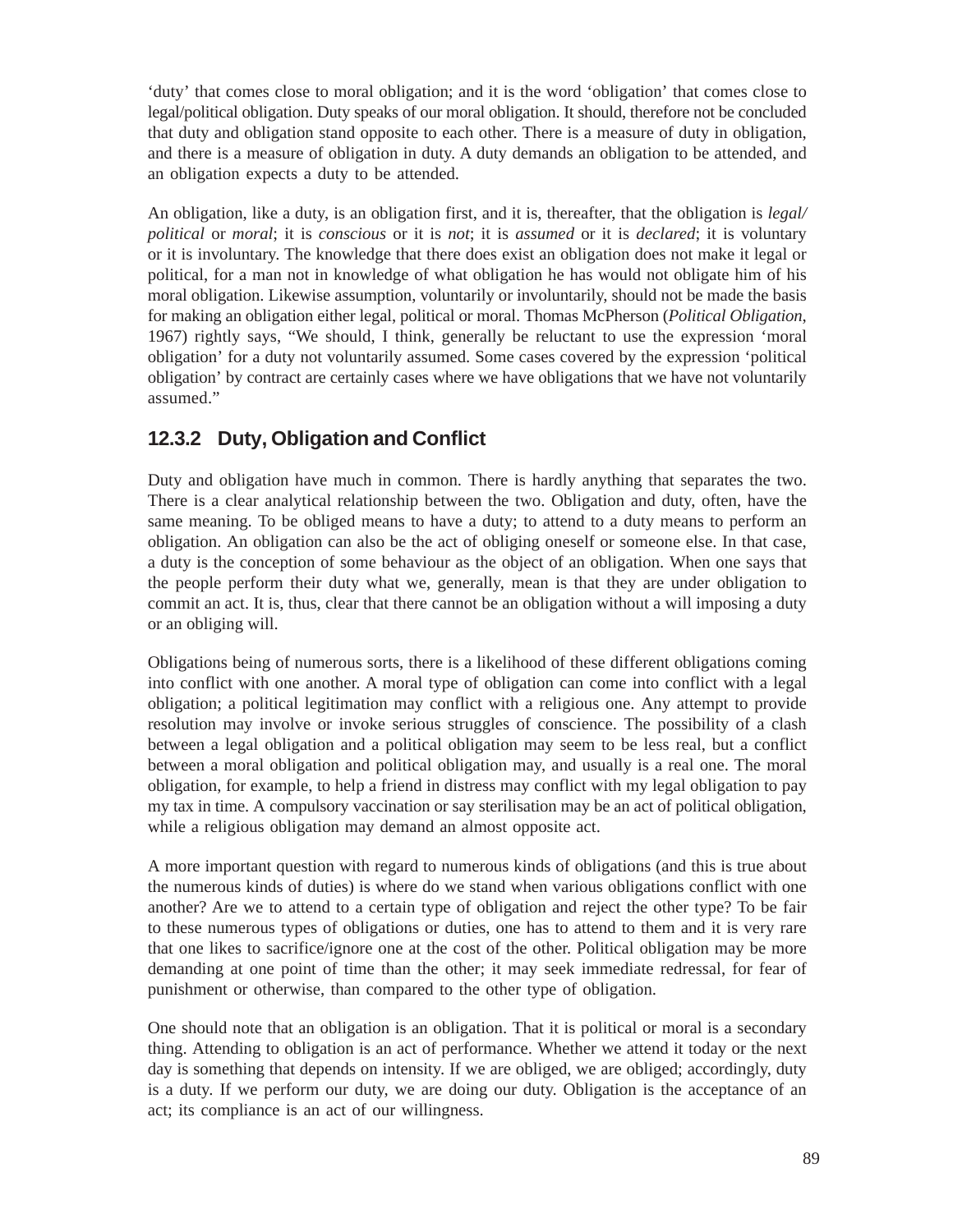'duty' that comes close to moral obligation; and it is the word 'obligation' that comes close to legal/political obligation. Duty speaks of our moral obligation. It should, therefore not be concluded that duty and obligation stand opposite to each other. There is a measure of duty in obligation, and there is a measure of obligation in duty. A duty demands an obligation to be attended, and an obligation expects a duty to be attended.

An obligation, like a duty, is an obligation first, and it is, thereafter, that the obligation is *legal/political* or *moral*; it is *conscious* or it is *not*; it is *assumed* or it is *declared*; it is voluntary or it is involuntary. The knowledge that there does exist an obligation does not make it legal or political, for a man not in knowledge of what obligation he has would not obligate him of his moral obligation. Likewise assumption, voluntarily or involuntarily, should not be made the basis for making an obligation either legal, political or moral. Thomas McPherson (*Political Obligation*, 1967) rightly says, "We should, I think, generally be reluctant to use the expression 'moral obligation' for a duty not voluntarily assumed. Some cases covered by the expression 'political obligation' by contract are certainly cases where we have obligations that we have not voluntarily assumed."

### 12.3.2 Duty, Obligation and Conflict

Duty and obligation have much in common. There is hardly anything that separates the two. There is a clear analytical relationship between the two. Obligation and duty, often, have the same meaning. To be obliged means to have a duty; to attend to a duty means to perform an obligation. An obligation can also be the act of obliging oneself or someone else. In that case, a duty is the conception of some behaviour as the object of an obligation. When one says that the people perform their duty what we, generally, mean is that they are under obligation to commit an act. It is, thus, clear that there cannot be an obligation without a will imposing a duty or an obliging will.

Obligations being of numerous sorts, there is a likelihood of these different obligations coming into conflict with one another. A moral type of obligation can come into conflict with a legal obligation; a political legitimation may conflict with a religious one. Any attempt to provide resolution may involve or invoke serious struggles of conscience. The possibility of a clash between a legal obligation and a political obligation may seem to be less real, but a conflict between a moral obligation and political obligation may, and usually is a real one. The moral obligation, for example, to help a friend in distress may conflict with my legal obligation to pay my tax in time. A compulsory vaccination or say sterilisation may be an act of political obligation, while a religious obligation may demand an almost opposite act.

A more important question with regard to numerous kinds of obligations (and this is true about the numerous kinds of duties) is where do we stand when various obligations conflict with one another? Are we to attend to a certain type of obligation and reject the other type? To be fair to these numerous types of obligations or duties, one has to attend to them and it is very rare that one likes to sacrifice/ignore one at the cost of the other. Political obligation may be more demanding at one point of time than the other; it may seek immediate redressal, for fear of punishment or otherwise, than compared to the other type of obligation.

One should note that an obligation is an obligation. That it is political or moral is a secondary thing. Attending to obligation is an act of performance. Whether we attend it today or the next day is something that depends on intensity. If we are obliged, we are obliged; accordingly, duty is a duty. If we perform our duty, we are doing our duty. Obligation is the acceptance of an act; its compliance is an act of our willingness.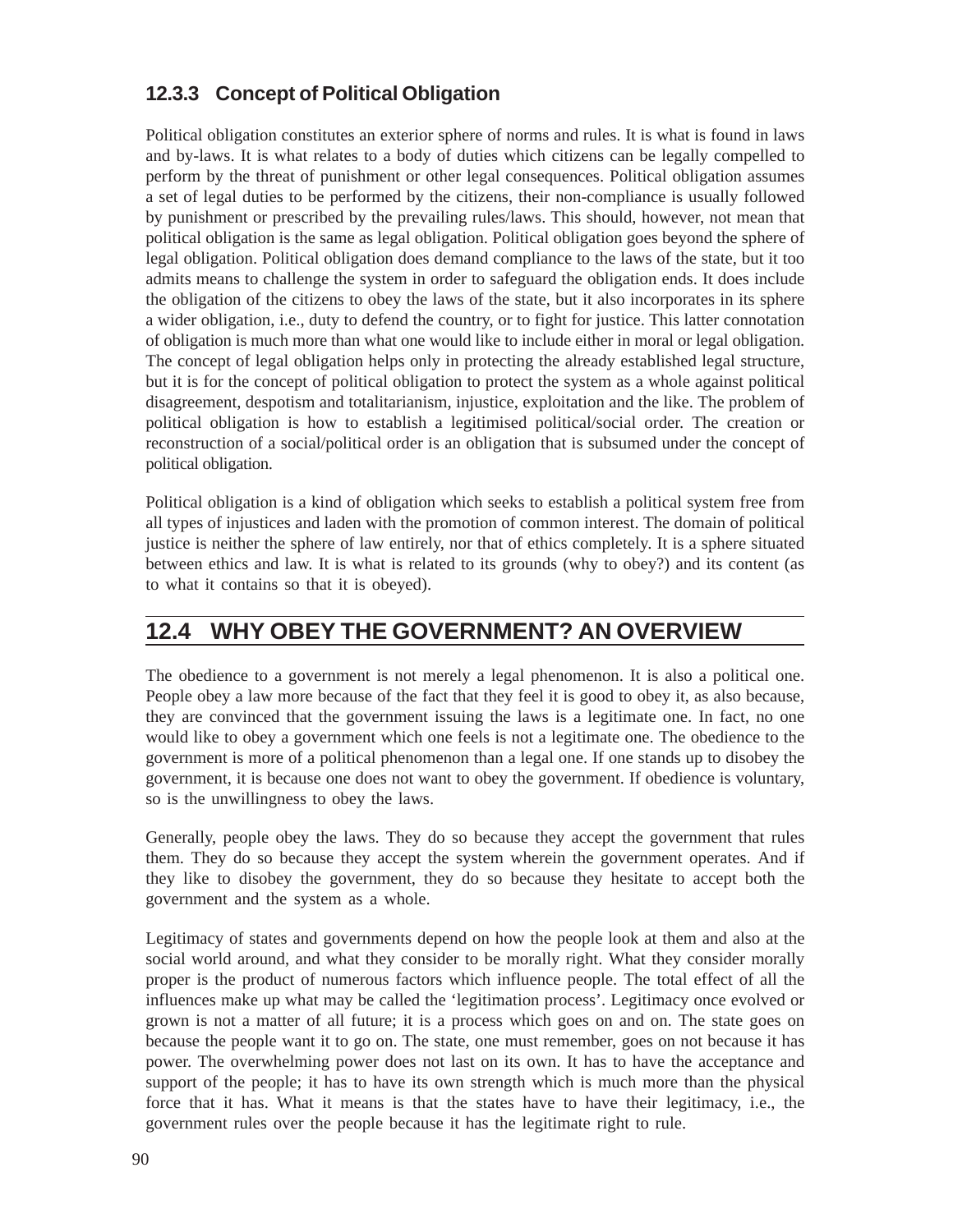### 12.3.3 Concept of Political Obligation

Political obligation constitutes an exterior sphere of norms and rules. It is what is found in laws and by-laws. It is what relates to a body of duties which citizens can be legally compelled to perform by the threat of punishment or other legal consequences. Political obligation assumes a set of legal duties to be performed by the citizens, their non-compliance is usually followed by punishment or prescribed by the prevailing rules/laws. This should, however, not mean that political obligation is the same as legal obligation. Political obligation goes beyond the sphere of legal obligation. Political obligation does demand compliance to the laws of the state, but it too admits means to challenge the system in order to safeguard the obligation ends. It does include the obligation of the citizens to obey the laws of the state, but it also incorporates in its sphere a wider obligation, i.e., duty to defend the country, or to fight for justice. This latter connotation of obligation is much more than what one would like to include either in moral or legal obligation. The concept of legal obligation helps only in protecting the already established legal structure, but it is for the concept of political obligation to protect the system as a whole against political disagreement, despotism and totalitarianism, injustice, exploitation and the like. The problem of political obligation is how to establish a legitimised political/social order. The creation or reconstruction of a social/political order is an obligation that is subsumed under the concept of political obligation.

Political obligation is a kind of obligation which seeks to establish a political system free from all types of injustices and laden with the promotion of common interest. The domain of political justice is neither the sphere of law entirely, nor that of ethics completely. It is a sphere situated between ethics and law. It is what is related to its grounds (why to obey?) and its content (as to what it contains so that it is obeyed).

## 12.4 WHY OBEY THE GOVERNMENT? AN OVERVIEW

The obedience to a government is not merely a legal phenomenon. It is also a political one. People obey a law more because of the fact that they feel it is good to obey it, as also because, they are convinced that the government issuing the laws is a legitimate one. In fact, no one would like to obey a government which one feels is not a legitimate one. The obedience to the government is more of a political phenomenon than a legal one. If one stands up to disobey the government, it is because one does not want to obey the government. If obedience is voluntary, so is the unwillingness to obey the laws.

Generally, people obey the laws. They do so because they accept the government that rules them. They do so because they accept the system wherein the government operates. And if they like to disobey the government, they do so because they hesitate to accept both the government and the system as a whole.

Legitimacy of states and governments depend on how the people look at them and also at the social world around, and what they consider to be morally right. What they consider morally proper is the product of numerous factors which influence people. The total effect of all the influences make up what may be called the 'legitimation process'. Legitimacy once evolved or grown is not a matter of all future; it is a process which goes on and on. The state goes on because the people want it to go on. The state, one must remember, goes on not because it has power. The overwhelming power does not last on its own. It has to have the acceptance and support of the people; it has to have its own strength which is much more than the physical force that it has. What it means is that the states have to have their legitimacy, i.e., the government rules over the people because it has the legitimate right to rule.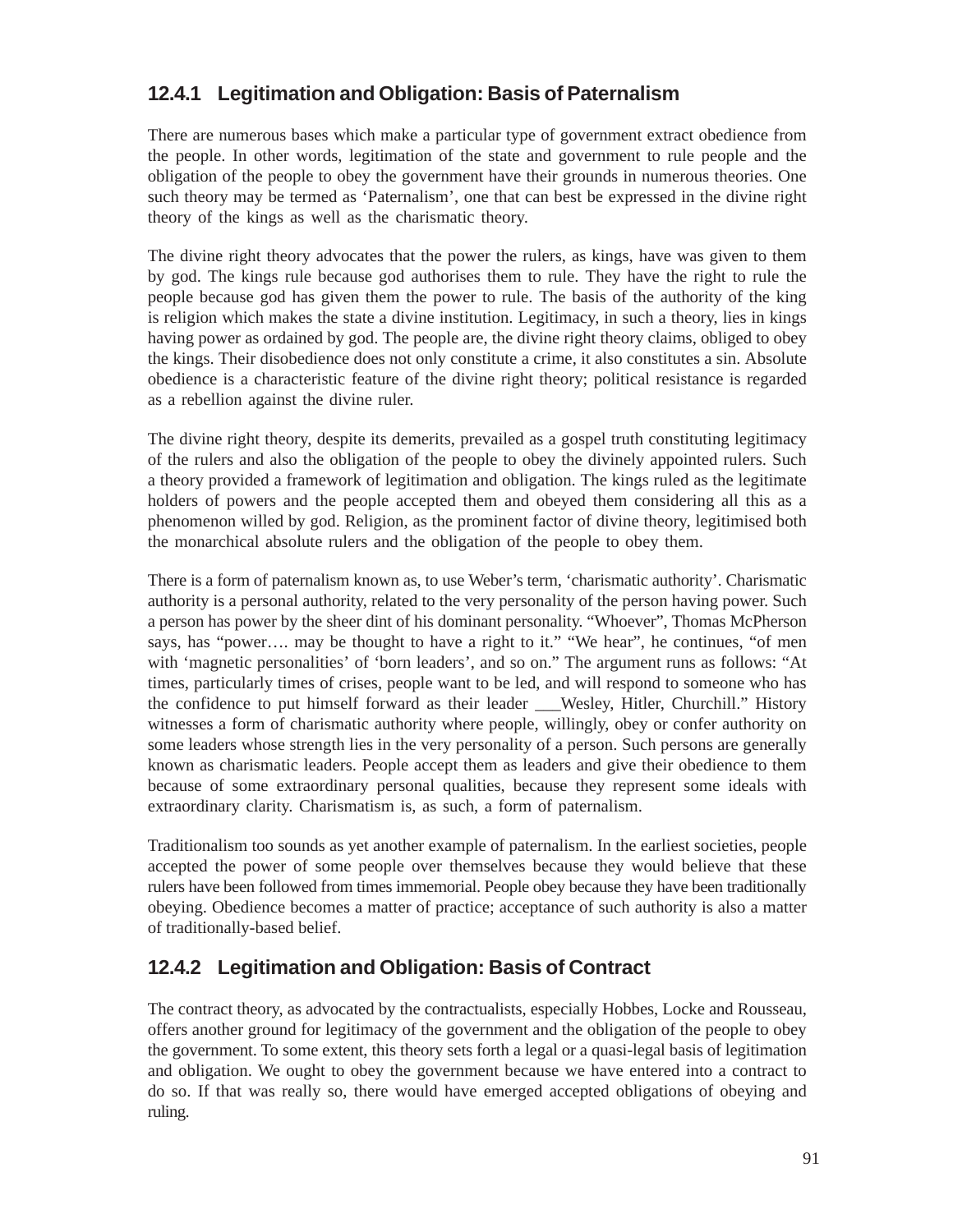### 12.4.1 Legitimation and Obligation: Basis of Paternalism

There are numerous bases which make a particular type of government extract obedience from the people. In other words, legitimation of the state and government to rule people and the obligation of the people to obey the government have their grounds in numerous theories. One such theory may be termed as 'Paternalism', one that can best be expressed in the divine right theory of the kings as well as the charismatic theory.

The divine right theory advocates that the power the rulers, as kings, have was given to them by god. The kings rule because god authorises them to rule. They have the right to rule the people because god has given them the power to rule. The basis of the authority of the king is religion which makes the state a divine institution. Legitimacy, in such a theory, lies in kings having power as ordained by god. The people are, the divine right theory claims, obliged to obey the kings. Their disobedience does not only constitute a crime, it also constitutes a sin. Absolute obedience is a characteristic feature of the divine right theory; political resistance is regarded as a rebellion against the divine ruler.

The divine right theory, despite its demerits, prevailed as a gospel truth constituting legitimacy of the rulers and also the obligation of the people to obey the divinely appointed rulers. Such a theory provided a framework of legitimation and obligation. The kings ruled as the legitimate holders of powers and the people accepted them and obeyed them considering all this as a phenomenon willed by god. Religion, as the prominent factor of divine theory, legitimised both the monarchical absolute rulers and the obligation of the people to obey them.

There is a form of paternalism known as, to use Weber's term, 'charismatic authority'. Charismatic authority is a personal authority, related to the very personality of the person having power. Such a person has power by the sheer dint of his dominant personality. "Whoever", Thomas McPherson says, has "power…. may be thought to have a right to it." "We hear", he continues, "of men with 'magnetic personalities' of 'born leaders', and so on." The argument runs as follows: "At times, particularly times of crises, people want to be led, and will respond to someone who has the confidence to put himself forward as their leader ___Wesley, Hitler, Churchill." History witnesses a form of charismatic authority where people, willingly, obey or confer authority on some leaders whose strength lies in the very personality of a person. Such persons are generally known as charismatic leaders. People accept them as leaders and give their obedience to them because of some extraordinary personal qualities, because they represent some ideals with extraordinary clarity. Charismatism is, as such, a form of paternalism.

Traditionalism too sounds as yet another example of paternalism. In the earliest societies, people accepted the power of some people over themselves because they would believe that these rulers have been followed from times immemorial. People obey because they have been traditionally obeying. Obedience becomes a matter of practice; acceptance of such authority is also a matter of traditionally-based belief.

### 12.4.2 Legitimation and Obligation: Basis of Contract

The contract theory, as advocated by the contractualists, especially Hobbes, Locke and Rousseau, offers another ground for legitimacy of the government and the obligation of the people to obey the government. To some extent, this theory sets forth a legal or a quasi-legal basis of legitimation and obligation. We ought to obey the government because we have entered into a contract to do so. If that was really so, there would have emerged accepted obligations of obeying and ruling.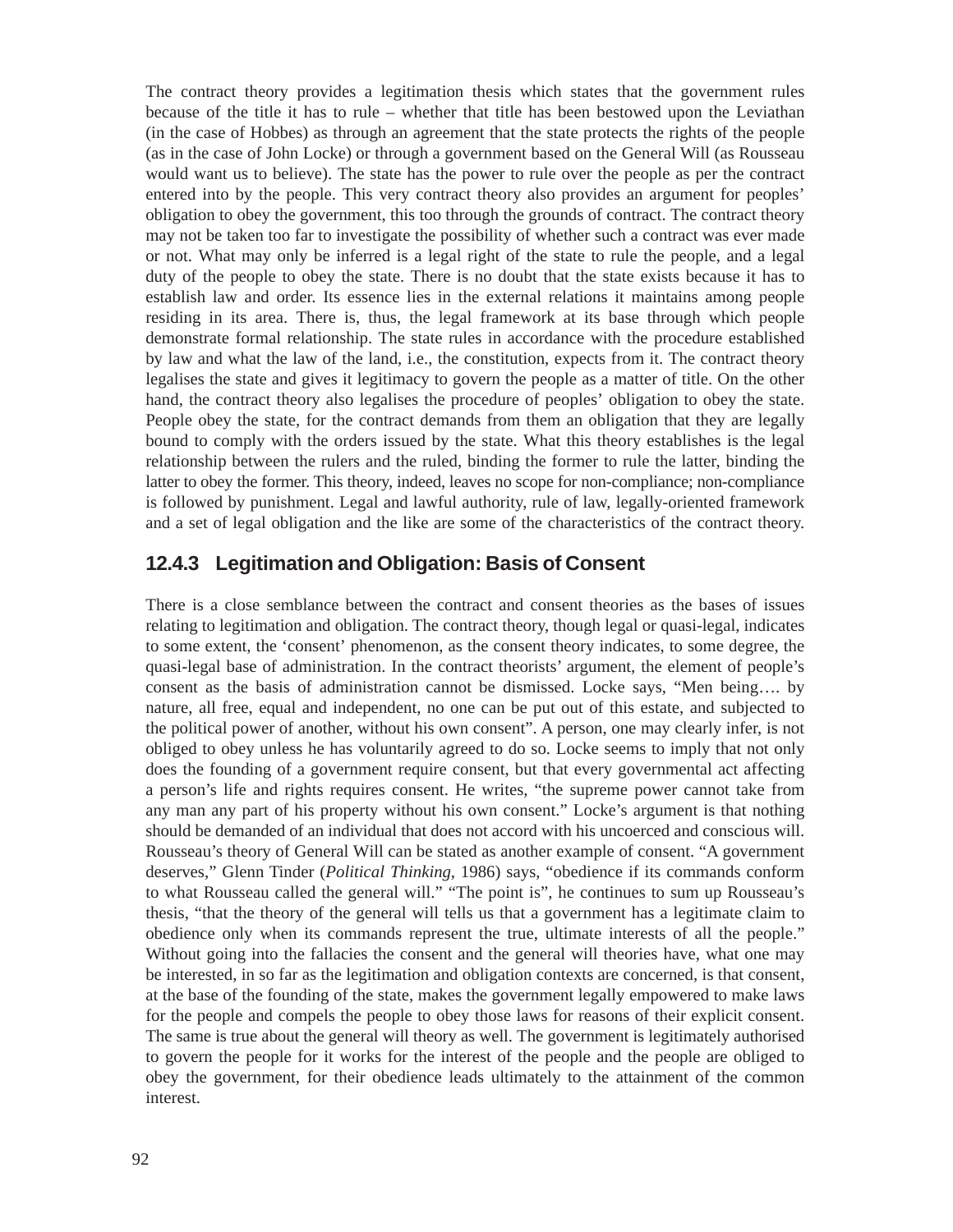The contract theory provides a legitimation thesis which states that the government rules because of the title it has to rule – whether that title has been bestowed upon the Leviathan (in the case of Hobbes) as through an agreement that the state protects the rights of the people (as in the case of John Locke) or through a government based on the General Will (as Rousseau would want us to believe). The state has the power to rule over the people as per the contract entered into by the people. This very contract theory also provides an argument for peoples' obligation to obey the government, this too through the grounds of contract. The contract theory may not be taken too far to investigate the possibility of whether such a contract was ever made or not. What may only be inferred is a legal right of the state to rule the people, and a legal duty of the people to obey the state. There is no doubt that the state exists because it has to establish law and order. Its essence lies in the external relations it maintains among people residing in its area. There is, thus, the legal framework at its base through which people demonstrate formal relationship. The state rules in accordance with the procedure established by law and what the law of the land, i.e., the constitution, expects from it. The contract theory legalises the state and gives it legitimacy to govern the people as a matter of title. On the other hand, the contract theory also legalises the procedure of peoples' obligation to obey the state. People obey the state, for the contract demands from them an obligation that they are legally bound to comply with the orders issued by the state. What this theory establishes is the legal relationship between the rulers and the ruled, binding the former to rule the latter, binding the latter to obey the former. This theory, indeed, leaves no scope for non-compliance; non-compliance is followed by punishment. Legal and lawful authority, rule of law, legally-oriented framework and a set of legal obligation and the like are some of the characteristics of the contract theory.

### 12.4.3 Legitimation and Obligation: Basis of Consent

There is a close semblance between the contract and consent theories as the bases of issues relating to legitimation and obligation. The contract theory, though legal or quasi-legal, indicates to some extent, the 'consent' phenomenon, as the consent theory indicates, to some degree, the quasi-legal base of administration. In the contract theorists' argument, the element of people's consent as the basis of administration cannot be dismissed. Locke says, "Men being…. by nature, all free, equal and independent, no one can be put out of this estate, and subjected to the political power of another, without his own consent". A person, one may clearly infer, is not obliged to obey unless he has voluntarily agreed to do so. Locke seems to imply that not only does the founding of a government require consent, but that every governmental act affecting a person's life and rights requires consent. He writes, "the supreme power cannot take from any man any part of his property without his own consent." Locke's argument is that nothing should be demanded of an individual that does not accord with his uncoerced and conscious will. Rousseau's theory of General Will can be stated as another example of consent. "A government deserves," Glenn Tinder (*Political Thinking*, 1986) says, "obedience if its commands conform to what Rousseau called the general will." "The point is", he continues to sum up Rousseau's thesis, "that the theory of the general will tells us that a government has a legitimate claim to obedience only when its commands represent the true, ultimate interests of all the people." Without going into the fallacies the consent and the general will theories have, what one may be interested, in so far as the legitimation and obligation contexts are concerned, is that consent, at the base of the founding of the state, makes the government legally empowered to make laws for the people and compels the people to obey those laws for reasons of their explicit consent. The same is true about the general will theory as well. The government is legitimately authorised to govern the people for it works for the interest of the people and the people are obliged to obey the government, for their obedience leads ultimately to the attainment of the common interest.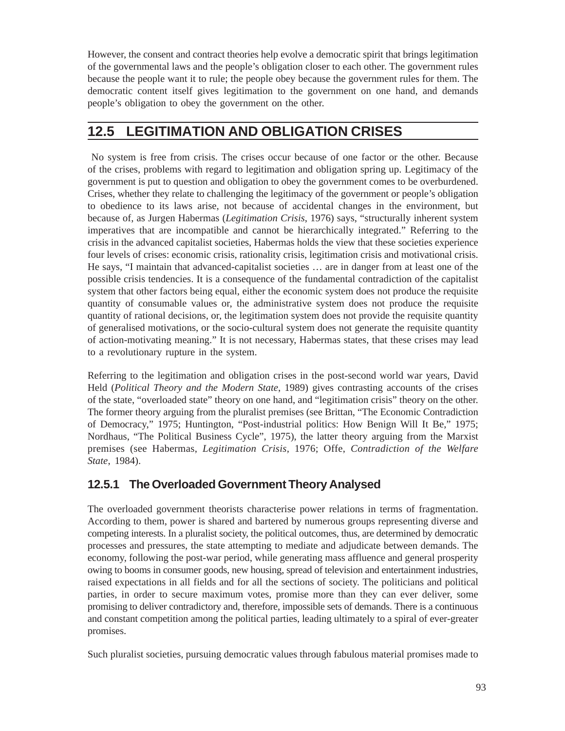However, the consent and contract theories help evolve a democratic spirit that brings legitimation of the governmental laws and the people's obligation closer to each other. The government rules because the people want it to rule; the people obey because the government rules for them. The democratic content itself gives legitimation to the government on one hand, and demands people's obligation to obey the government on the other.

## 12.5 LEGITIMATION AND OBLIGATION CRISES

No system is free from crisis. The crises occur because of one factor or the other. Because of the crises, problems with regard to legitimation and obligation spring up. Legitimacy of the government is put to question and obligation to obey the government comes to be overburdened. Crises, whether they relate to challenging the legitimacy of the government or people's obligation to obedience to its laws arise, not because of accidental changes in the environment, but because of, as Jurgen Habermas (*Legitimation Crisis*, 1976) says, "structurally inherent system imperatives that are incompatible and cannot be hierarchically integrated." Referring to the crisis in the advanced capitalist societies, Habermas holds the view that these societies experience four levels of crises: economic crisis, rationality crisis, legitimation crisis and motivational crisis. He says, "I maintain that advanced-capitalist societies … are in danger from at least one of the possible crisis tendencies. It is a consequence of the fundamental contradiction of the capitalist system that other factors being equal, either the economic system does not produce the requisite quantity of consumable values or, the administrative system does not produce the requisite quantity of rational decisions, or, the legitimation system does not provide the requisite quantity of generalised motivations, or the socio-cultural system does not generate the requisite quantity of action-motivating meaning." It is not necessary, Habermas states, that these crises may lead to a revolutionary rupture in the system.

Referring to the legitimation and obligation crises in the post-second world war years, David Held (*Political Theory and the Modern State*, 1989) gives contrasting accounts of the crises of the state, "overloaded state" theory on one hand, and "legitimation crisis" theory on the other. The former theory arguing from the pluralist premises (see Brittan, "The Economic Contradiction of Democracy," 1975; Huntington, "Post-industrial politics: How Benign Will It Be," 1975; Nordhaus, "The Political Business Cycle", 1975), the latter theory arguing from the Marxist premises (see Habermas, *Legitimation Crisis,* 1976; Offe, *Contradiction of the Welfare State*, 1984).

### 12.5.1 The Overloaded Government Theory Analysed

The overloaded government theorists characterise power relations in terms of fragmentation. According to them, power is shared and bartered by numerous groups representing diverse and competing interests. In a pluralist society, the political outcomes, thus, are determined by democratic processes and pressures, the state attempting to mediate and adjudicate between demands. The economy, following the post-war period, while generating mass affluence and general prosperity owing to booms in consumer goods, new housing, spread of television and entertainment industries, raised expectations in all fields and for all the sections of society. The politicians and political parties, in order to secure maximum votes, promise more than they can ever deliver, some promising to deliver contradictory and, therefore, impossible sets of demands. There is a continuous and constant competition among the political parties, leading ultimately to a spiral of ever-greater promises.

Such pluralist societies, pursuing democratic values through fabulous material promises made to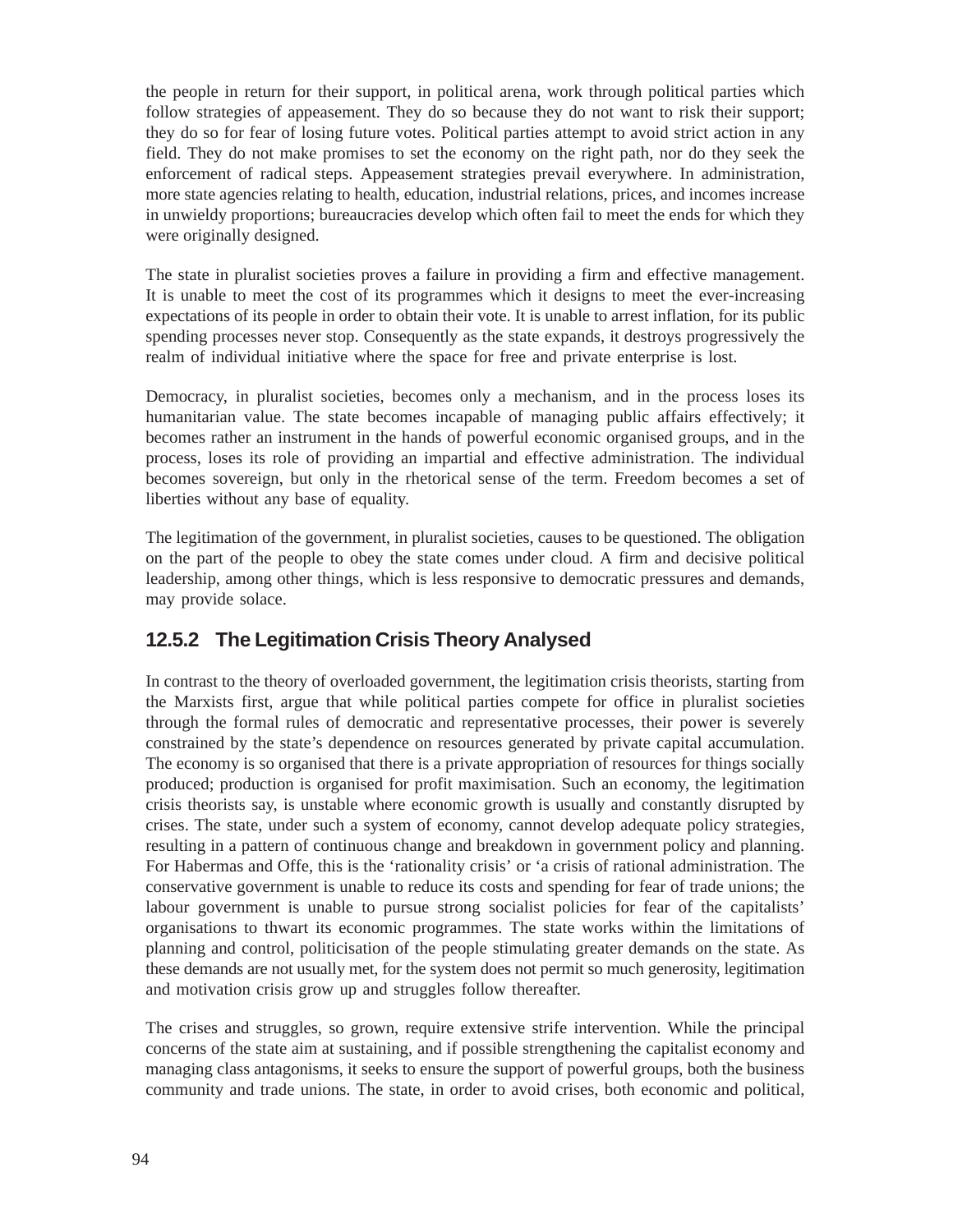the people in return for their support, in political arena, work through political parties which follow strategies of appeasement. They do so because they do not want to risk their support; they do so for fear of losing future votes. Political parties attempt to avoid strict action in any field. They do not make promises to set the economy on the right path, nor do they seek the enforcement of radical steps. Appeasement strategies prevail everywhere. In administration, more state agencies relating to health, education, industrial relations, prices, and incomes increase in unwieldy proportions; bureaucracies develop which often fail to meet the ends for which they were originally designed.

The state in pluralist societies proves a failure in providing a firm and effective management. It is unable to meet the cost of its programmes which it designs to meet the ever-increasing expectations of its people in order to obtain their vote. It is unable to arrest inflation, for its public spending processes never stop. Consequently as the state expands, it destroys progressively the realm of individual initiative where the space for free and private enterprise is lost.

Democracy, in pluralist societies, becomes only a mechanism, and in the process loses its humanitarian value. The state becomes incapable of managing public affairs effectively; it becomes rather an instrument in the hands of powerful economic organised groups, and in the process, loses its role of providing an impartial and effective administration. The individual becomes sovereign, but only in the rhetorical sense of the term. Freedom becomes a set of liberties without any base of equality.

The legitimation of the government, in pluralist societies, causes to be questioned. The obligation on the part of the people to obey the state comes under cloud. A firm and decisive political leadership, among other things, which is less responsive to democratic pressures and demands, may provide solace.

### 12.5.2 The Legitimation Crisis Theory Analysed

In contrast to the theory of overloaded government, the legitimation crisis theorists, starting from the Marxists first, argue that while political parties compete for office in pluralist societies through the formal rules of democratic and representative processes, their power is severely constrained by the state's dependence on resources generated by private capital accumulation. The economy is so organised that there is a private appropriation of resources for things socially produced; production is organised for profit maximisation. Such an economy, the legitimation crisis theorists say, is unstable where economic growth is usually and constantly disrupted by crises. The state, under such a system of economy, cannot develop adequate policy strategies, resulting in a pattern of continuous change and breakdown in government policy and planning. For Habermas and Offe, this is the 'rationality crisis' or 'a crisis of rational administration. The conservative government is unable to reduce its costs and spending for fear of trade unions; the labour government is unable to pursue strong socialist policies for fear of the capitalists' organisations to thwart its economic programmes. The state works within the limitations of planning and control, politicisation of the people stimulating greater demands on the state. As these demands are not usually met, for the system does not permit so much generosity, legitimation and motivation crisis grow up and struggles follow thereafter.

The crises and struggles, so grown, require extensive strife intervention. While the principal concerns of the state aim at sustaining, and if possible strengthening the capitalist economy and managing class antagonisms, it seeks to ensure the support of powerful groups, both the business community and trade unions. The state, in order to avoid crises, both economic and political,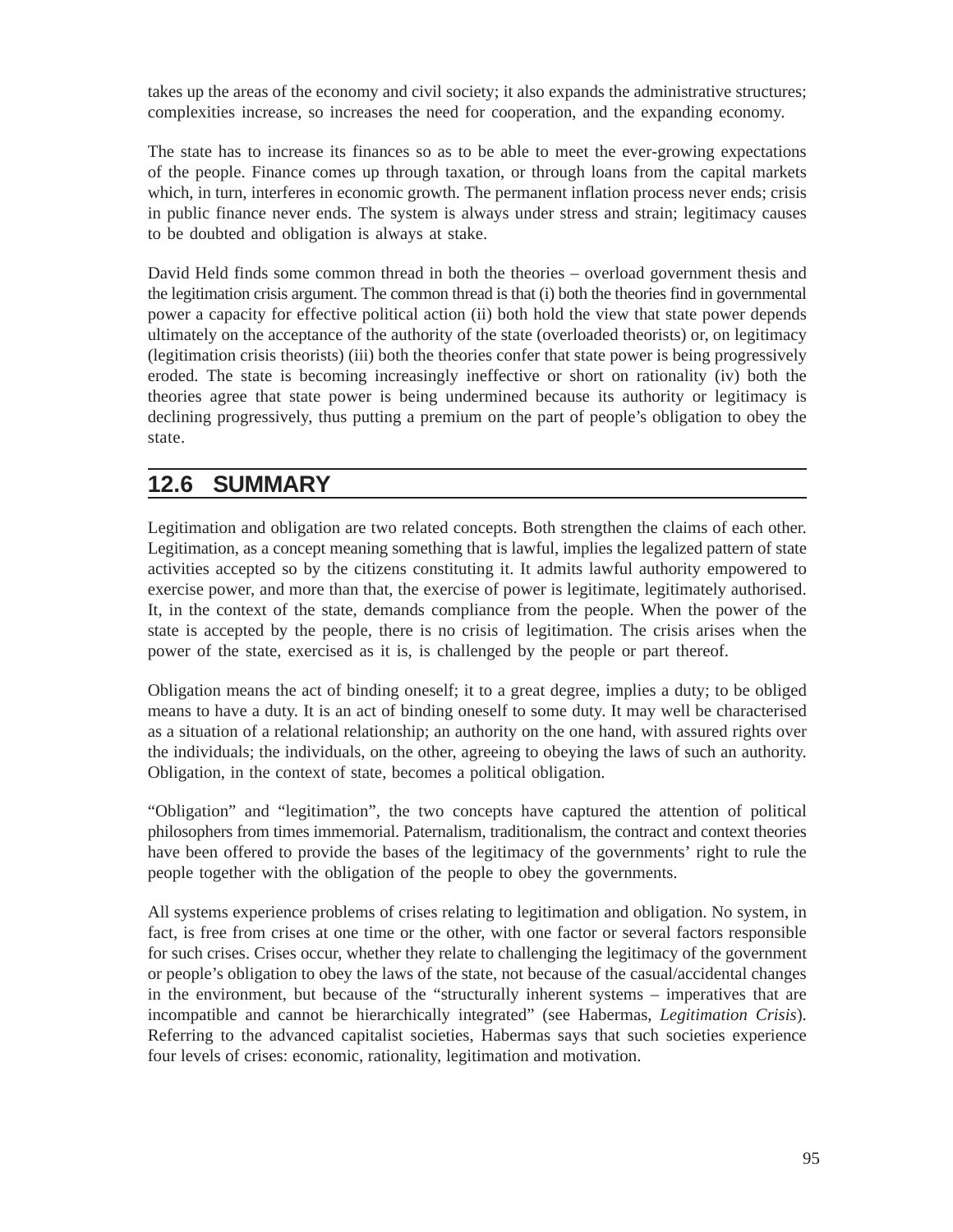takes up the areas of the economy and civil society; it also expands the administrative structures; complexities increase, so increases the need for cooperation, and the expanding economy.

The state has to increase its finances so as to be able to meet the ever-growing expectations of the people. Finance comes up through taxation, or through loans from the capital markets which, in turn, interferes in economic growth. The permanent inflation process never ends; crisis in public finance never ends. The system is always under stress and strain; legitimacy causes to be doubted and obligation is always at stake.

David Held finds some common thread in both the theories – overload government thesis and the legitimation crisis argument. The common thread is that (i) both the theories find in governmental power a capacity for effective political action (ii) both hold the view that state power depends ultimately on the acceptance of the authority of the state (overloaded theorists) or, on legitimacy (legitimation crisis theorists) (iii) both the theories confer that state power is being progressively eroded. The state is becoming increasingly ineffective or short on rationality (iv) both the theories agree that state power is being undermined because its authority or legitimacy is declining progressively, thus putting a premium on the part of people's obligation to obey the state.

## 12.6 SUMMARY

Legitimation and obligation are two related concepts. Both strengthen the claims of each other. Legitimation, as a concept meaning something that is lawful, implies the legalized pattern of state activities accepted so by the citizens constituting it. It admits lawful authority empowered to exercise power, and more than that, the exercise of power is legitimate, legitimately authorised. It, in the context of the state, demands compliance from the people. When the power of the state is accepted by the people, there is no crisis of legitimation. The crisis arises when the power of the state, exercised as it is, is challenged by the people or part thereof.

Obligation means the act of binding oneself; it to a great degree, implies a duty; to be obliged means to have a duty. It is an act of binding oneself to some duty. It may well be characterised as a situation of a relational relationship; an authority on the one hand, with assured rights over the individuals; the individuals, on the other, agreeing to obeying the laws of such an authority. Obligation, in the context of state, becomes a political obligation.

"Obligation" and "legitimation", the two concepts have captured the attention of political philosophers from times immemorial. Paternalism, traditionalism, the contract and context theories have been offered to provide the bases of the legitimacy of the governments' right to rule the people together with the obligation of the people to obey the governments.

All systems experience problems of crises relating to legitimation and obligation. No system, in fact, is free from crises at one time or the other, with one factor or several factors responsible for such crises. Crises occur, whether they relate to challenging the legitimacy of the government or people's obligation to obey the laws of the state, not because of the casual/accidental changes in the environment, but because of the "structurally inherent systems – imperatives that are incompatible and cannot be hierarchically integrated" (see Habermas, *Legitimation Crisis*). Referring to the advanced capitalist societies, Habermas says that such societies experience four levels of crises: economic, rationality, legitimation and motivation.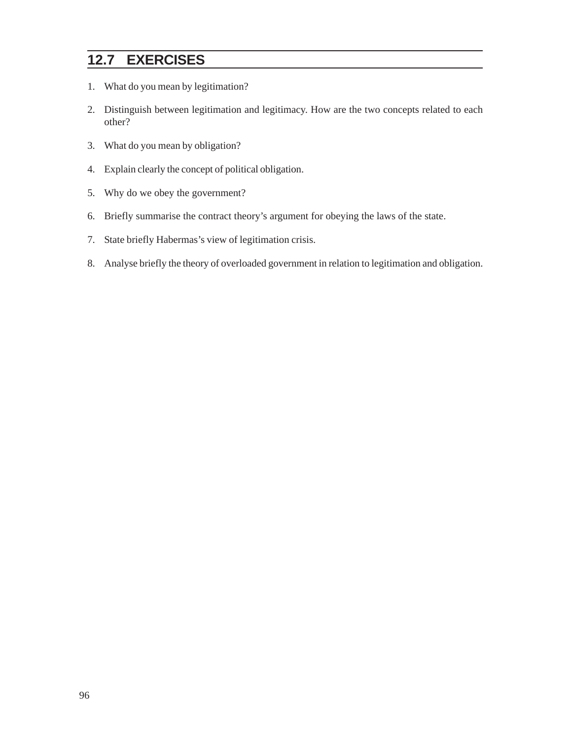## 12.7 EXERCISES

1. What do you mean by legitimation?
2. Distinguish between legitimation and legitimacy. How are the two concepts related to each other?
3. What do you mean by obligation?
4. Explain clearly the concept of political obligation.
5. Why do we obey the government?
6. Briefly summarise the contract theory's argument for obeying the laws of the state.
7. State briefly Habermas's view of legitimation crisis.
8. Analyse briefly the theory of overloaded government in relation to legitimation and obligation.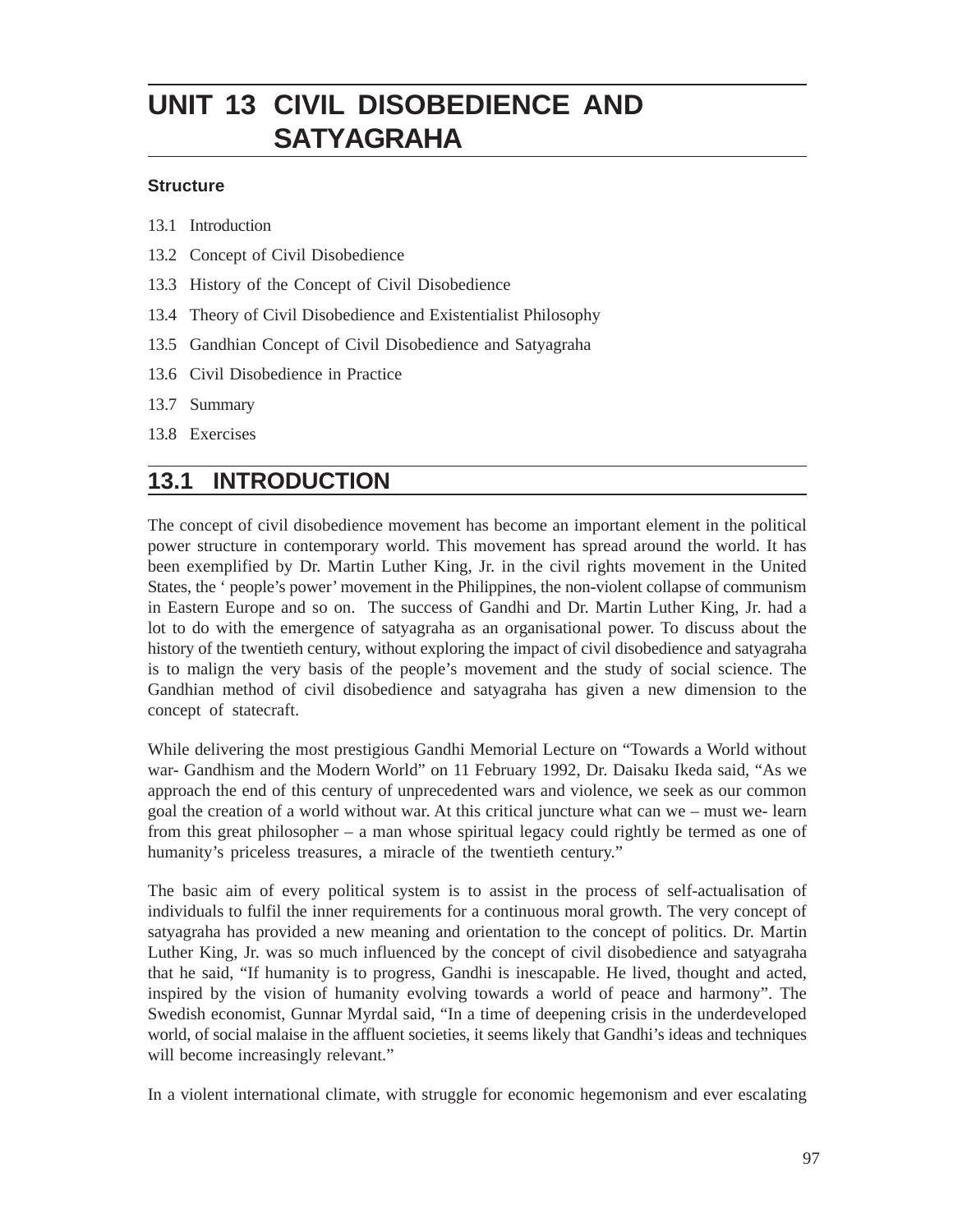# UNIT 13 CIVIL DISOBEDIENCE AND SATYAGRAHA

**Structure**

13.1 Introduction

13.2 Concept of Civil Disobedience

13.3 History of the Concept of Civil Disobedience

13.4 Theory of Civil Disobedience and Existentialist Philosophy

13.5 Gandhian Concept of Civil Disobedience and Satyagraha

13.6 Civil Disobedience in Practice

13.7 Summary

13.8 Exercises

## 13.1 INTRODUCTION

The concept of civil disobedience movement has become an important element in the political power structure in contemporary world. This movement has spread around the world. It has been exemplified by Dr. Martin Luther King, Jr. in the civil rights movement in the United States, the ‘ people’s power’ movement in the Philippines, the non-violent collapse of communism in Eastern Europe and so on. The success of Gandhi and Dr. Martin Luther King, Jr. had a lot to do with the emergence of satyagraha as an organisational power. To discuss about the history of the twentieth century, without exploring the impact of civil disobedience and satyagraha is to malign the very basis of the people’s movement and the study of social science. The Gandhian method of civil disobedience and satyagraha has given a new dimension to the concept of statecraft.

While delivering the most prestigious Gandhi Memorial Lecture on “Towards a World without war- Gandhism and the Modern World” on 11 February 1992, Dr. Daisaku Ikeda said, “As we approach the end of this century of unprecedented wars and violence, we seek as our common goal the creation of a world without war. At this critical juncture what can we – must we- learn from this great philosopher – a man whose spiritual legacy could rightly be termed as one of humanity’s priceless treasures, a miracle of the twentieth century.”

The basic aim of every political system is to assist in the process of self-actualisation of individuals to fulfil the inner requirements for a continuous moral growth. The very concept of satyagraha has provided a new meaning and orientation to the concept of politics. Dr. Martin Luther King, Jr. was so much influenced by the concept of civil disobedience and satyagraha that he said, “If humanity is to progress, Gandhi is inescapable. He lived, thought and acted, inspired by the vision of humanity evolving towards a world of peace and harmony”. The Swedish economist, Gunnar Myrdal said, “In a time of deepening crisis in the underdeveloped world, of social malaise in the affluent societies, it seems likely that Gandhi’s ideas and techniques will become increasingly relevant.”

In a violent international climate, with struggle for economic hegemonism and ever escalating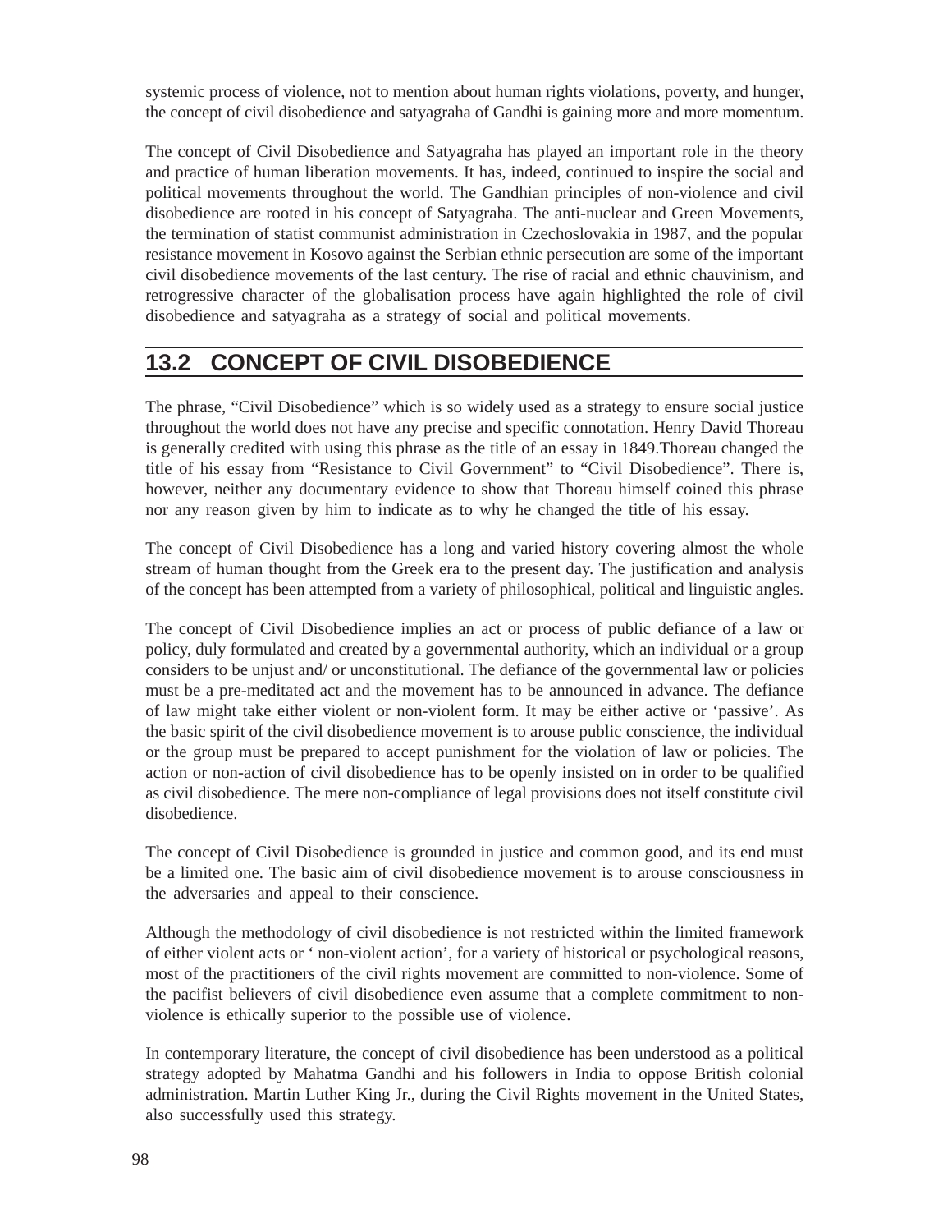systemic process of violence, not to mention about human rights violations, poverty, and hunger, the concept of civil disobedience and satyagraha of Gandhi is gaining more and more momentum.

The concept of Civil Disobedience and Satyagraha has played an important role in the theory and practice of human liberation movements. It has, indeed, continued to inspire the social and political movements throughout the world. The Gandhian principles of non-violence and civil disobedience are rooted in his concept of Satyagraha. The anti-nuclear and Green Movements, the termination of statist communist administration in Czechoslovakia in 1987, and the popular resistance movement in Kosovo against the Serbian ethnic persecution are some of the important civil disobedience movements of the last century. The rise of racial and ethnic chauvinism, and retrogressive character of the globalisation process have again highlighted the role of civil disobedience and satyagraha as a strategy of social and political movements.

## 13.2 CONCEPT OF CIVIL DISOBEDIENCE

The phrase, "Civil Disobedience" which is so widely used as a strategy to ensure social justice throughout the world does not have any precise and specific connotation. Henry David Thoreau is generally credited with using this phrase as the title of an essay in 1849.Thoreau changed the title of his essay from "Resistance to Civil Government" to "Civil Disobedience". There is, however, neither any documentary evidence to show that Thoreau himself coined this phrase nor any reason given by him to indicate as to why he changed the title of his essay.

The concept of Civil Disobedience has a long and varied history covering almost the whole stream of human thought from the Greek era to the present day. The justification and analysis of the concept has been attempted from a variety of philosophical, political and linguistic angles.

The concept of Civil Disobedience implies an act or process of public defiance of a law or policy, duly formulated and created by a governmental authority, which an individual or a group considers to be unjust and/ or unconstitutional. The defiance of the governmental law or policies must be a pre-meditated act and the movement has to be announced in advance. The defiance of law might take either violent or non-violent form. It may be either active or 'passive'. As the basic spirit of the civil disobedience movement is to arouse public conscience, the individual or the group must be prepared to accept punishment for the violation of law or policies. The action or non-action of civil disobedience has to be openly insisted on in order to be qualified as civil disobedience. The mere non-compliance of legal provisions does not itself constitute civil disobedience.

The concept of Civil Disobedience is grounded in justice and common good, and its end must be a limited one. The basic aim of civil disobedience movement is to arouse consciousness in the adversaries and appeal to their conscience.

Although the methodology of civil disobedience is not restricted within the limited framework of either violent acts or ' non-violent action', for a variety of historical or psychological reasons, most of the practitioners of the civil rights movement are committed to non-violence. Some of the pacifist believers of civil disobedience even assume that a complete commitment to non-violence is ethically superior to the possible use of violence.

In contemporary literature, the concept of civil disobedience has been understood as a political strategy adopted by Mahatma Gandhi and his followers in India to oppose British colonial administration. Martin Luther King Jr., during the Civil Rights movement in the United States, also successfully used this strategy.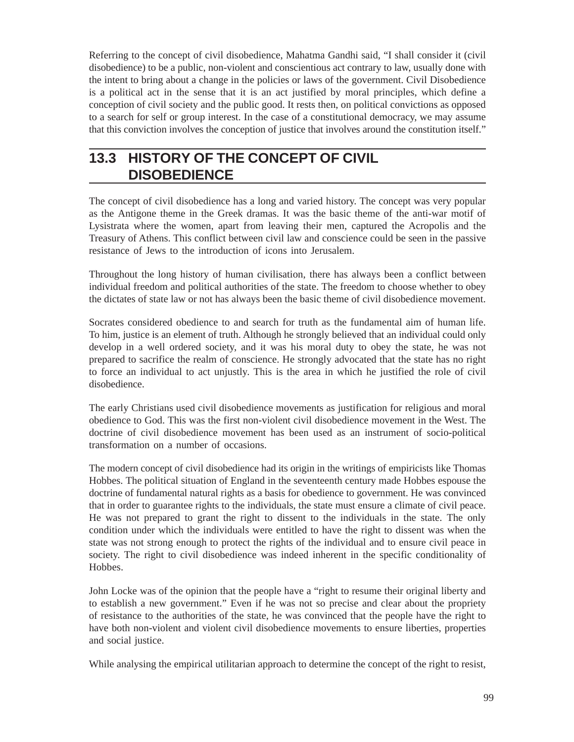Referring to the concept of civil disobedience, Mahatma Gandhi said, "I shall consider it (civil disobedience) to be a public, non-violent and conscientious act contrary to law, usually done with the intent to bring about a change in the policies or laws of the government. Civil Disobedience is a political act in the sense that it is an act justified by moral principles, which define a conception of civil society and the public good. It rests then, on political convictions as opposed to a search for self or group interest. In the case of a constitutional democracy, we may assume that this conviction involves the conception of justice that involves around the constitution itself."

## 13.3 HISTORY OF THE CONCEPT OF CIVIL DISOBEDIENCE

The concept of civil disobedience has a long and varied history. The concept was very popular as the Antigone theme in the Greek dramas. It was the basic theme of the anti-war motif of Lysistrata where the women, apart from leaving their men, captured the Acropolis and the Treasury of Athens. This conflict between civil law and conscience could be seen in the passive resistance of Jews to the introduction of icons into Jerusalem.

Throughout the long history of human civilisation, there has always been a conflict between individual freedom and political authorities of the state. The freedom to choose whether to obey the dictates of state law or not has always been the basic theme of civil disobedience movement.

Socrates considered obedience to and search for truth as the fundamental aim of human life. To him, justice is an element of truth. Although he strongly believed that an individual could only develop in a well ordered society, and it was his moral duty to obey the state, he was not prepared to sacrifice the realm of conscience. He strongly advocated that the state has no right to force an individual to act unjustly. This is the area in which he justified the role of civil disobedience.

The early Christians used civil disobedience movements as justification for religious and moral obedience to God. This was the first non-violent civil disobedience movement in the West. The doctrine of civil disobedience movement has been used as an instrument of socio-political transformation on a number of occasions.

The modern concept of civil disobedience had its origin in the writings of empiricists like Thomas Hobbes. The political situation of England in the seventeenth century made Hobbes espouse the doctrine of fundamental natural rights as a basis for obedience to government. He was convinced that in order to guarantee rights to the individuals, the state must ensure a climate of civil peace. He was not prepared to grant the right to dissent to the individuals in the state. The only condition under which the individuals were entitled to have the right to dissent was when the state was not strong enough to protect the rights of the individual and to ensure civil peace in society. The right to civil disobedience was indeed inherent in the specific conditionality of Hobbes.

John Locke was of the opinion that the people have a "right to resume their original liberty and to establish a new government." Even if he was not so precise and clear about the propriety of resistance to the authorities of the state, he was convinced that the people have the right to have both non-violent and violent civil disobedience movements to ensure liberties, properties and social justice.

While analysing the empirical utilitarian approach to determine the concept of the right to resist,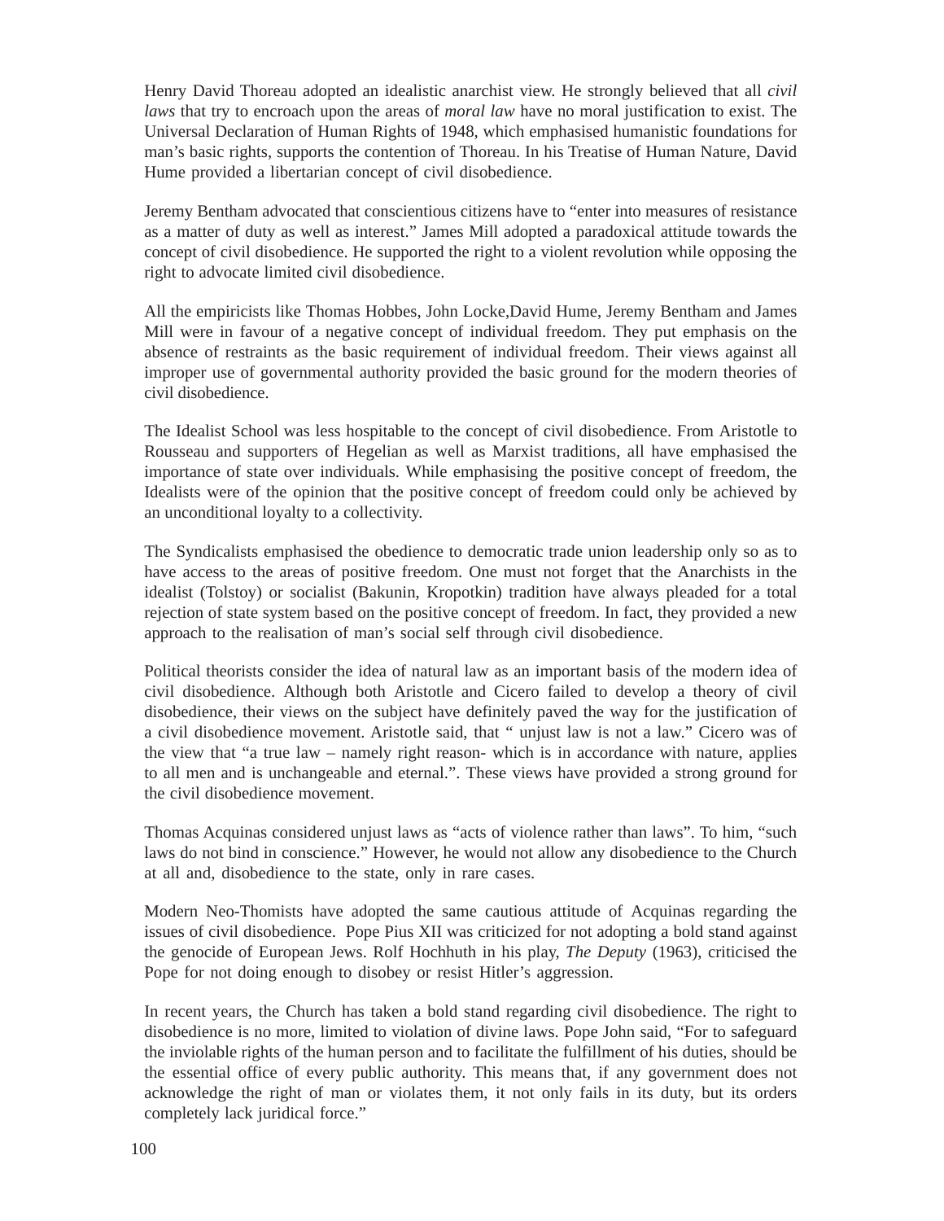Henry David Thoreau adopted an idealistic anarchist view. He strongly believed that all *civil laws* that try to encroach upon the areas of *moral law* have no moral justification to exist. The Universal Declaration of Human Rights of 1948, which emphasised humanistic foundations for man's basic rights, supports the contention of Thoreau. In his Treatise of Human Nature, David Hume provided a libertarian concept of civil disobedience.

Jeremy Bentham advocated that conscientious citizens have to "enter into measures of resistance as a matter of duty as well as interest." James Mill adopted a paradoxical attitude towards the concept of civil disobedience. He supported the right to a violent revolution while opposing the right to advocate limited civil disobedience.

All the empiricists like Thomas Hobbes, John Locke,David Hume, Jeremy Bentham and James Mill were in favour of a negative concept of individual freedom. They put emphasis on the absence of restraints as the basic requirement of individual freedom. Their views against all improper use of governmental authority provided the basic ground for the modern theories of civil disobedience.

The Idealist School was less hospitable to the concept of civil disobedience. From Aristotle to Rousseau and supporters of Hegelian as well as Marxist traditions, all have emphasised the importance of state over individuals. While emphasising the positive concept of freedom, the Idealists were of the opinion that the positive concept of freedom could only be achieved by an unconditional loyalty to a collectivity.

The Syndicalists emphasised the obedience to democratic trade union leadership only so as to have access to the areas of positive freedom. One must not forget that the Anarchists in the idealist (Tolstoy) or socialist (Bakunin, Kropotkin) tradition have always pleaded for a total rejection of state system based on the positive concept of freedom. In fact, they provided a new approach to the realisation of man's social self through civil disobedience.

Political theorists consider the idea of natural law as an important basis of the modern idea of civil disobedience. Although both Aristotle and Cicero failed to develop a theory of civil disobedience, their views on the subject have definitely paved the way for the justification of a civil disobedience movement. Aristotle said, that " unjust law is not a law." Cicero was of the view that "a true law – namely right reason- which is in accordance with nature, applies to all men and is unchangeable and eternal.". These views have provided a strong ground for the civil disobedience movement.

Thomas Acquinas considered unjust laws as "acts of violence rather than laws". To him, "such laws do not bind in conscience." However, he would not allow any disobedience to the Church at all and, disobedience to the state, only in rare cases.

Modern Neo-Thomists have adopted the same cautious attitude of Acquinas regarding the issues of civil disobedience. Pope Pius XII was criticized for not adopting a bold stand against the genocide of European Jews. Rolf Hochhuth in his play, *The Deputy* (1963), criticised the Pope for not doing enough to disobey or resist Hitler's aggression.

In recent years, the Church has taken a bold stand regarding civil disobedience. The right to disobedience is no more, limited to violation of divine laws. Pope John said, "For to safeguard the inviolable rights of the human person and to facilitate the fulfillment of his duties, should be the essential office of every public authority. This means that, if any government does not acknowledge the right of man or violates them, it not only fails in its duty, but its orders completely lack juridical force."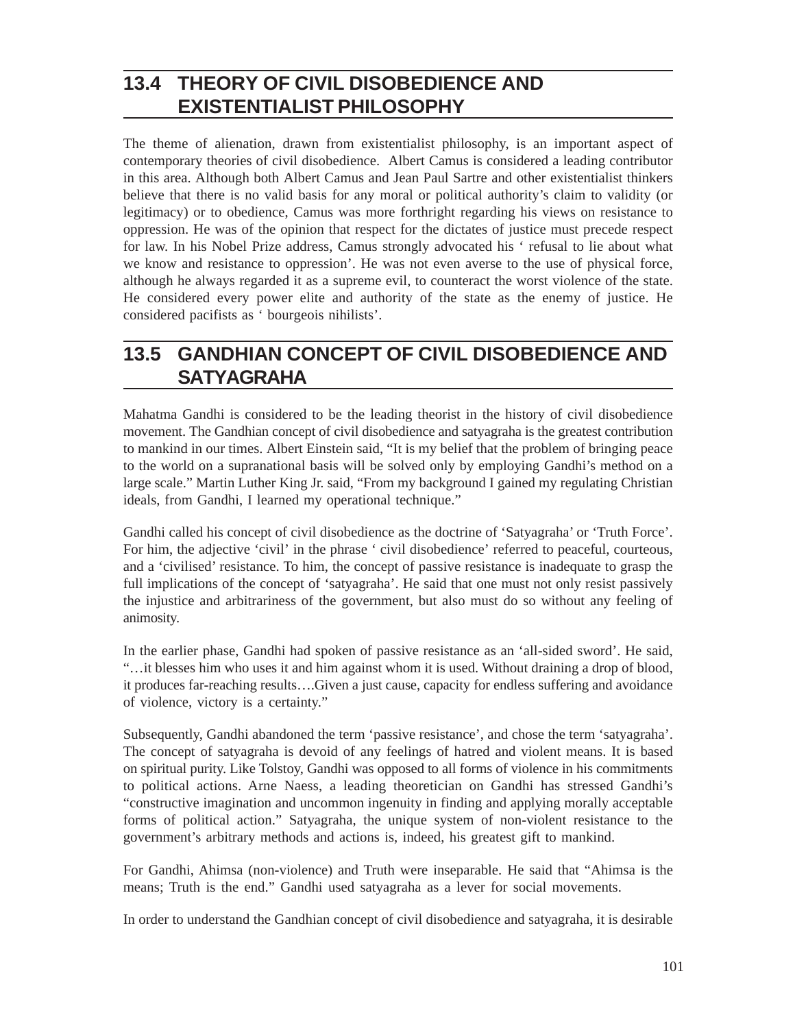## 13.4 THEORY OF CIVIL DISOBEDIENCE AND EXISTENTIALIST PHILOSOPHY

The theme of alienation, drawn from existentialist philosophy, is an important aspect of contemporary theories of civil disobedience. Albert Camus is considered a leading contributor in this area. Although both Albert Camus and Jean Paul Sartre and other existentialist thinkers believe that there is no valid basis for any moral or political authority's claim to validity (or legitimacy) or to obedience, Camus was more forthright regarding his views on resistance to oppression. He was of the opinion that respect for the dictates of justice must precede respect for law. In his Nobel Prize address, Camus strongly advocated his ' refusal to lie about what we know and resistance to oppression'. He was not even averse to the use of physical force, although he always regarded it as a supreme evil, to counteract the worst violence of the state. He considered every power elite and authority of the state as the enemy of justice. He considered pacifists as ' bourgeois nihilists'.

## 13.5 GANDHIAN CONCEPT OF CIVIL DISOBEDIENCE AND SATYAGRAHA

Mahatma Gandhi is considered to be the leading theorist in the history of civil disobedience movement. The Gandhian concept of civil disobedience and satyagraha is the greatest contribution to mankind in our times. Albert Einstein said, "It is my belief that the problem of bringing peace to the world on a supranational basis will be solved only by employing Gandhi's method on a large scale." Martin Luther King Jr. said, "From my background I gained my regulating Christian ideals, from Gandhi, I learned my operational technique."

Gandhi called his concept of civil disobedience as the doctrine of 'Satyagraha' or 'Truth Force'. For him, the adjective 'civil' in the phrase ' civil disobedience' referred to peaceful, courteous, and a 'civilised' resistance. To him, the concept of passive resistance is inadequate to grasp the full implications of the concept of 'satyagraha'. He said that one must not only resist passively the injustice and arbitrariness of the government, but also must do so without any feeling of animosity.

In the earlier phase, Gandhi had spoken of passive resistance as an 'all-sided sword'. He said, "…it blesses him who uses it and him against whom it is used. Without draining a drop of blood, it produces far-reaching results….Given a just cause, capacity for endless suffering and avoidance of violence, victory is a certainty."

Subsequently, Gandhi abandoned the term 'passive resistance', and chose the term 'satyagraha'. The concept of satyagraha is devoid of any feelings of hatred and violent means. It is based on spiritual purity. Like Tolstoy, Gandhi was opposed to all forms of violence in his commitments to political actions. Arne Naess, a leading theoretician on Gandhi has stressed Gandhi's "constructive imagination and uncommon ingenuity in finding and applying morally acceptable forms of political action." Satyagraha, the unique system of non-violent resistance to the government's arbitrary methods and actions is, indeed, his greatest gift to mankind.

For Gandhi, Ahimsa (non-violence) and Truth were inseparable. He said that "Ahimsa is the means; Truth is the end." Gandhi used satyagraha as a lever for social movements.

In order to understand the Gandhian concept of civil disobedience and satyagraha, it is desirable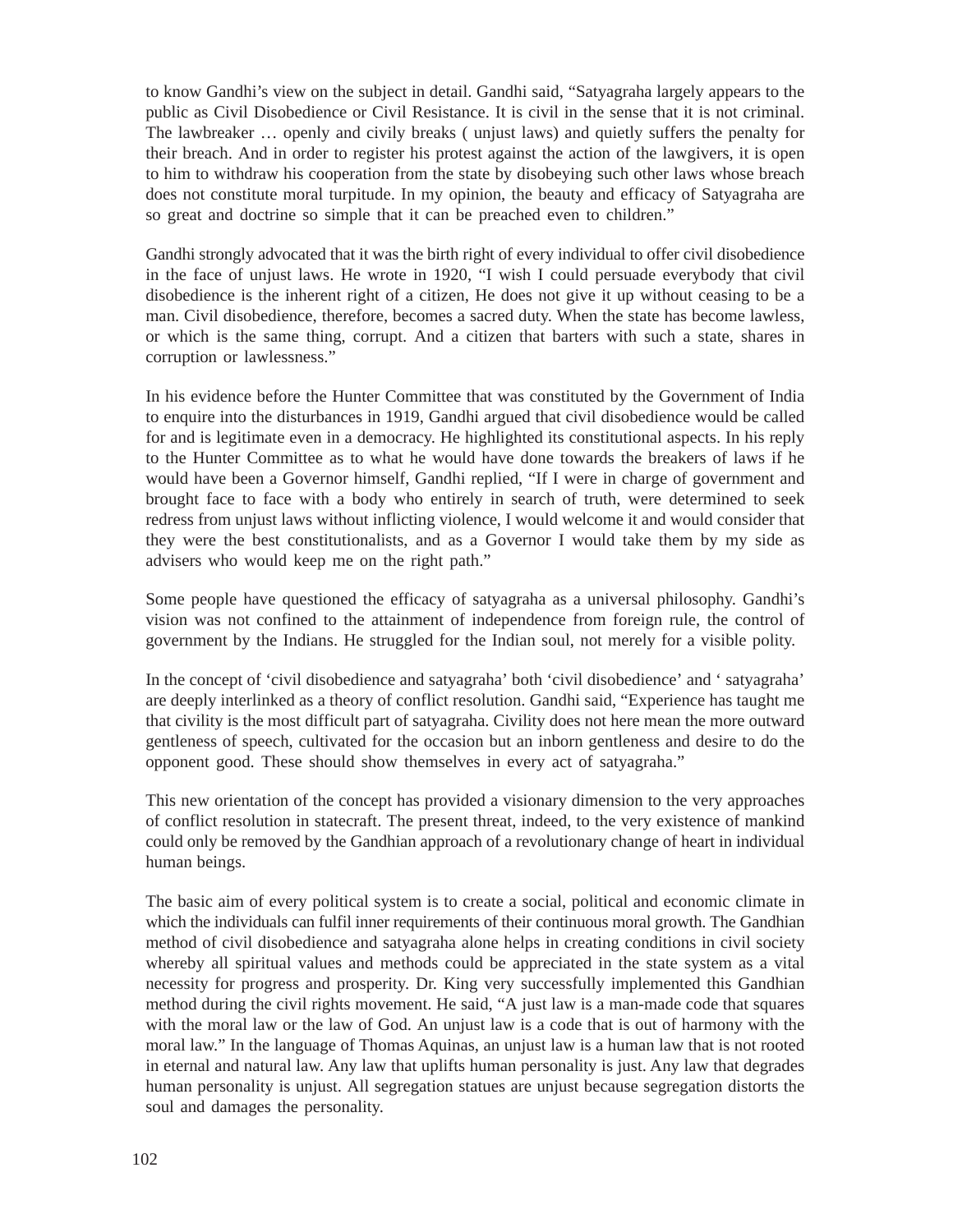to know Gandhi's view on the subject in detail. Gandhi said, "Satyagraha largely appears to the public as Civil Disobedience or Civil Resistance. It is civil in the sense that it is not criminal. The lawbreaker … openly and civily breaks ( unjust laws) and quietly suffers the penalty for their breach. And in order to register his protest against the action of the lawgivers, it is open to him to withdraw his cooperation from the state by disobeying such other laws whose breach does not constitute moral turpitude. In my opinion, the beauty and efficacy of Satyagraha are so great and doctrine so simple that it can be preached even to children."

Gandhi strongly advocated that it was the birth right of every individual to offer civil disobedience in the face of unjust laws. He wrote in 1920, "I wish I could persuade everybody that civil disobedience is the inherent right of a citizen, He does not give it up without ceasing to be a man. Civil disobedience, therefore, becomes a sacred duty. When the state has become lawless, or which is the same thing, corrupt. And a citizen that barters with such a state, shares in corruption or lawlessness."

In his evidence before the Hunter Committee that was constituted by the Government of India to enquire into the disturbances in 1919, Gandhi argued that civil disobedience would be called for and is legitimate even in a democracy. He highlighted its constitutional aspects. In his reply to the Hunter Committee as to what he would have done towards the breakers of laws if he would have been a Governor himself, Gandhi replied, "If I were in charge of government and brought face to face with a body who entirely in search of truth, were determined to seek redress from unjust laws without inflicting violence, I would welcome it and would consider that they were the best constitutionalists, and as a Governor I would take them by my side as advisers who would keep me on the right path."

Some people have questioned the efficacy of satyagraha as a universal philosophy. Gandhi's vision was not confined to the attainment of independence from foreign rule, the control of government by the Indians. He struggled for the Indian soul, not merely for a visible polity.

In the concept of 'civil disobedience and satyagraha' both 'civil disobedience' and ' satyagraha' are deeply interlinked as a theory of conflict resolution. Gandhi said, "Experience has taught me that civility is the most difficult part of satyagraha. Civility does not here mean the more outward gentleness of speech, cultivated for the occasion but an inborn gentleness and desire to do the opponent good. These should show themselves in every act of satyagraha."

This new orientation of the concept has provided a visionary dimension to the very approaches of conflict resolution in statecraft. The present threat, indeed, to the very existence of mankind could only be removed by the Gandhian approach of a revolutionary change of heart in individual human beings.

The basic aim of every political system is to create a social, political and economic climate in which the individuals can fulfil inner requirements of their continuous moral growth. The Gandhian method of civil disobedience and satyagraha alone helps in creating conditions in civil society whereby all spiritual values and methods could be appreciated in the state system as a vital necessity for progress and prosperity. Dr. King very successfully implemented this Gandhian method during the civil rights movement. He said, "A just law is a man-made code that squares with the moral law or the law of God. An unjust law is a code that is out of harmony with the moral law." In the language of Thomas Aquinas, an unjust law is a human law that is not rooted in eternal and natural law. Any law that uplifts human personality is just. Any law that degrades human personality is unjust. All segregation statues are unjust because segregation distorts the soul and damages the personality.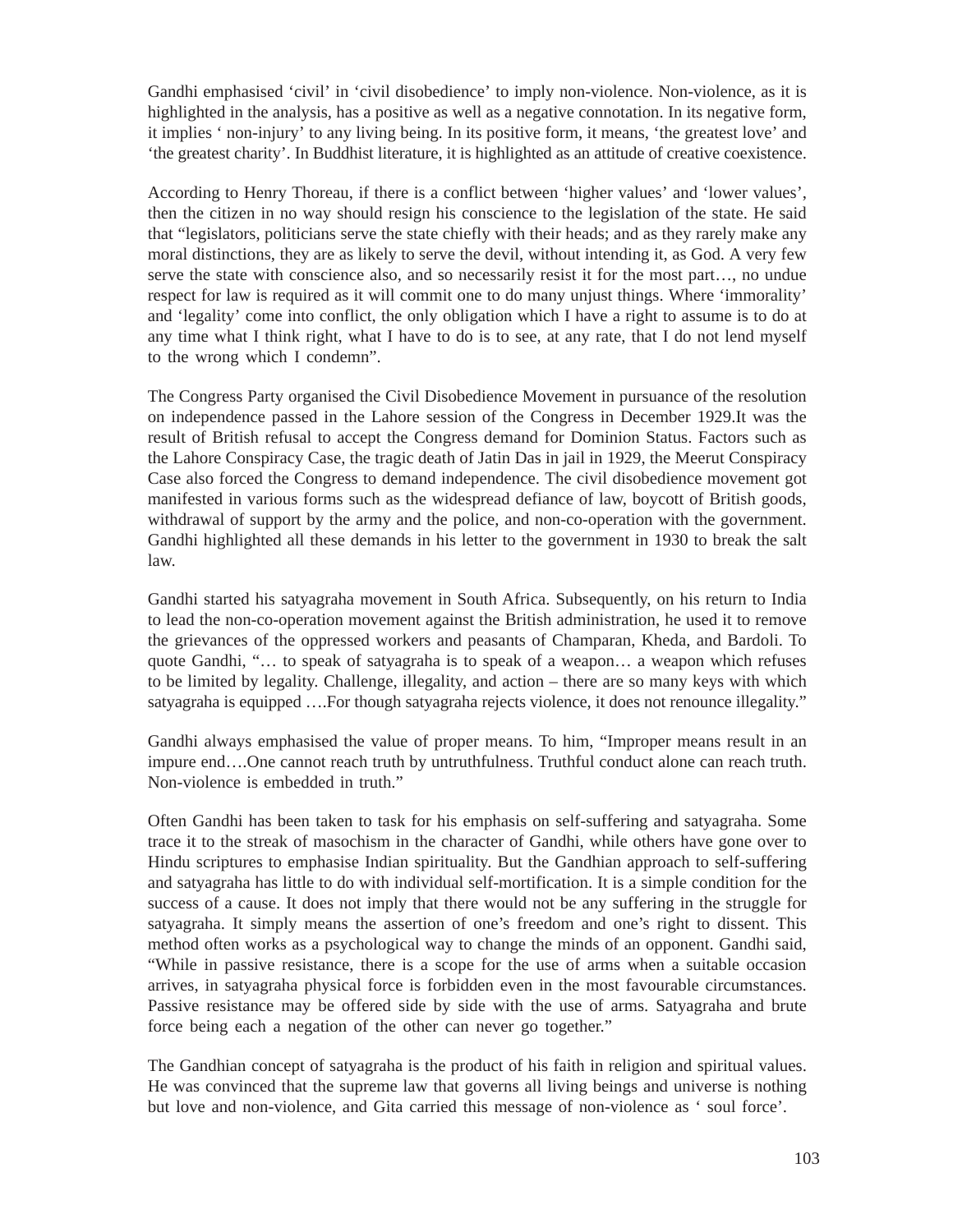Gandhi emphasised 'civil' in 'civil disobedience' to imply non-violence. Non-violence, as it is highlighted in the analysis, has a positive as well as a negative connotation. In its negative form, it implies ' non-injury' to any living being. In its positive form, it means, 'the greatest love' and 'the greatest charity'. In Buddhist literature, it is highlighted as an attitude of creative coexistence.

According to Henry Thoreau, if there is a conflict between 'higher values' and 'lower values', then the citizen in no way should resign his conscience to the legislation of the state. He said that "legislators, politicians serve the state chiefly with their heads; and as they rarely make any moral distinctions, they are as likely to serve the devil, without intending it, as God. A very few serve the state with conscience also, and so necessarily resist it for the most part…, no undue respect for law is required as it will commit one to do many unjust things. Where 'immorality' and 'legality' come into conflict, the only obligation which I have a right to assume is to do at any time what I think right, what I have to do is to see, at any rate, that I do not lend myself to the wrong which I condemn".

The Congress Party organised the Civil Disobedience Movement in pursuance of the resolution on independence passed in the Lahore session of the Congress in December 1929.It was the result of British refusal to accept the Congress demand for Dominion Status. Factors such as the Lahore Conspiracy Case, the tragic death of Jatin Das in jail in 1929, the Meerut Conspiracy Case also forced the Congress to demand independence. The civil disobedience movement got manifested in various forms such as the widespread defiance of law, boycott of British goods, withdrawal of support by the army and the police, and non-co-operation with the government. Gandhi highlighted all these demands in his letter to the government in 1930 to break the salt law.

Gandhi started his satyagraha movement in South Africa. Subsequently, on his return to India to lead the non-co-operation movement against the British administration, he used it to remove the grievances of the oppressed workers and peasants of Champaran, Kheda, and Bardoli. To quote Gandhi, "… to speak of satyagraha is to speak of a weapon… a weapon which refuses to be limited by legality. Challenge, illegality, and action – there are so many keys with which satyagraha is equipped ….For though satyagraha rejects violence, it does not renounce illegality."

Gandhi always emphasised the value of proper means. To him, "Improper means result in an impure end….One cannot reach truth by untruthfulness. Truthful conduct alone can reach truth. Non-violence is embedded in truth."

Often Gandhi has been taken to task for his emphasis on self-suffering and satyagraha. Some trace it to the streak of masochism in the character of Gandhi, while others have gone over to Hindu scriptures to emphasise Indian spirituality. But the Gandhian approach to self-suffering and satyagraha has little to do with individual self-mortification. It is a simple condition for the success of a cause. It does not imply that there would not be any suffering in the struggle for satyagraha. It simply means the assertion of one's freedom and one's right to dissent. This method often works as a psychological way to change the minds of an opponent. Gandhi said, "While in passive resistance, there is a scope for the use of arms when a suitable occasion arrives, in satyagraha physical force is forbidden even in the most favourable circumstances. Passive resistance may be offered side by side with the use of arms. Satyagraha and brute force being each a negation of the other can never go together."

The Gandhian concept of satyagraha is the product of his faith in religion and spiritual values. He was convinced that the supreme law that governs all living beings and universe is nothing but love and non-violence, and Gita carried this message of non-violence as ' soul force'.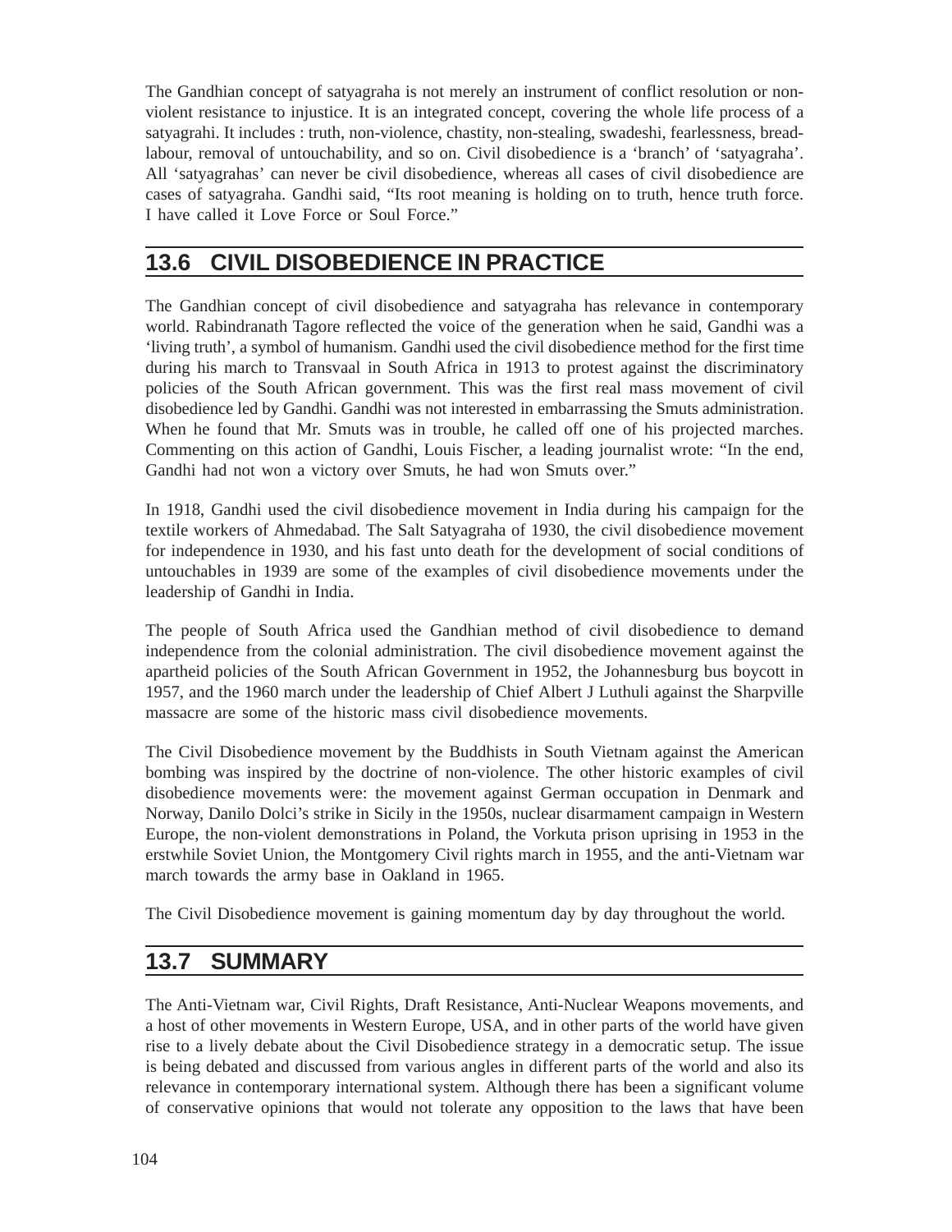The Gandhian concept of satyagraha is not merely an instrument of conflict resolution or non-violent resistance to injustice. It is an integrated concept, covering the whole life process of a satyagrahi. It includes : truth, non-violence, chastity, non-stealing, swadeshi, fearlessness, bread-labour, removal of untouchability, and so on. Civil disobedience is a 'branch' of 'satyagraha'. All 'satyagrahas' can never be civil disobedience, whereas all cases of civil disobedience are cases of satyagraha. Gandhi said, "Its root meaning is holding on to truth, hence truth force. I have called it Love Force or Soul Force."

## 13.6 CIVIL DISOBEDIENCE IN PRACTICE

The Gandhian concept of civil disobedience and satyagraha has relevance in contemporary world. Rabindranath Tagore reflected the voice of the generation when he said, Gandhi was a 'living truth', a symbol of humanism. Gandhi used the civil disobedience method for the first time during his march to Transvaal in South Africa in 1913 to protest against the discriminatory policies of the South African government. This was the first real mass movement of civil disobedience led by Gandhi. Gandhi was not interested in embarrassing the Smuts administration. When he found that Mr. Smuts was in trouble, he called off one of his projected marches. Commenting on this action of Gandhi, Louis Fischer, a leading journalist wrote: "In the end, Gandhi had not won a victory over Smuts, he had won Smuts over."

In 1918, Gandhi used the civil disobedience movement in India during his campaign for the textile workers of Ahmedabad. The Salt Satyagraha of 1930, the civil disobedience movement for independence in 1930, and his fast unto death for the development of social conditions of untouchables in 1939 are some of the examples of civil disobedience movements under the leadership of Gandhi in India.

The people of South Africa used the Gandhian method of civil disobedience to demand independence from the colonial administration. The civil disobedience movement against the apartheid policies of the South African Government in 1952, the Johannesburg bus boycott in 1957, and the 1960 march under the leadership of Chief Albert J Luthuli against the Sharpville massacre are some of the historic mass civil disobedience movements.

The Civil Disobedience movement by the Buddhists in South Vietnam against the American bombing was inspired by the doctrine of non-violence. The other historic examples of civil disobedience movements were: the movement against German occupation in Denmark and Norway, Danilo Dolci's strike in Sicily in the 1950s, nuclear disarmament campaign in Western Europe, the non-violent demonstrations in Poland, the Vorkuta prison uprising in 1953 in the erstwhile Soviet Union, the Montgomery Civil rights march in 1955, and the anti-Vietnam war march towards the army base in Oakland in 1965.

The Civil Disobedience movement is gaining momentum day by day throughout the world.

## 13.7 SUMMARY

The Anti-Vietnam war, Civil Rights, Draft Resistance, Anti-Nuclear Weapons movements, and a host of other movements in Western Europe, USA, and in other parts of the world have given rise to a lively debate about the Civil Disobedience strategy in a democratic setup. The issue is being debated and discussed from various angles in different parts of the world and also its relevance in contemporary international system. Although there has been a significant volume of conservative opinions that would not tolerate any opposition to the laws that have been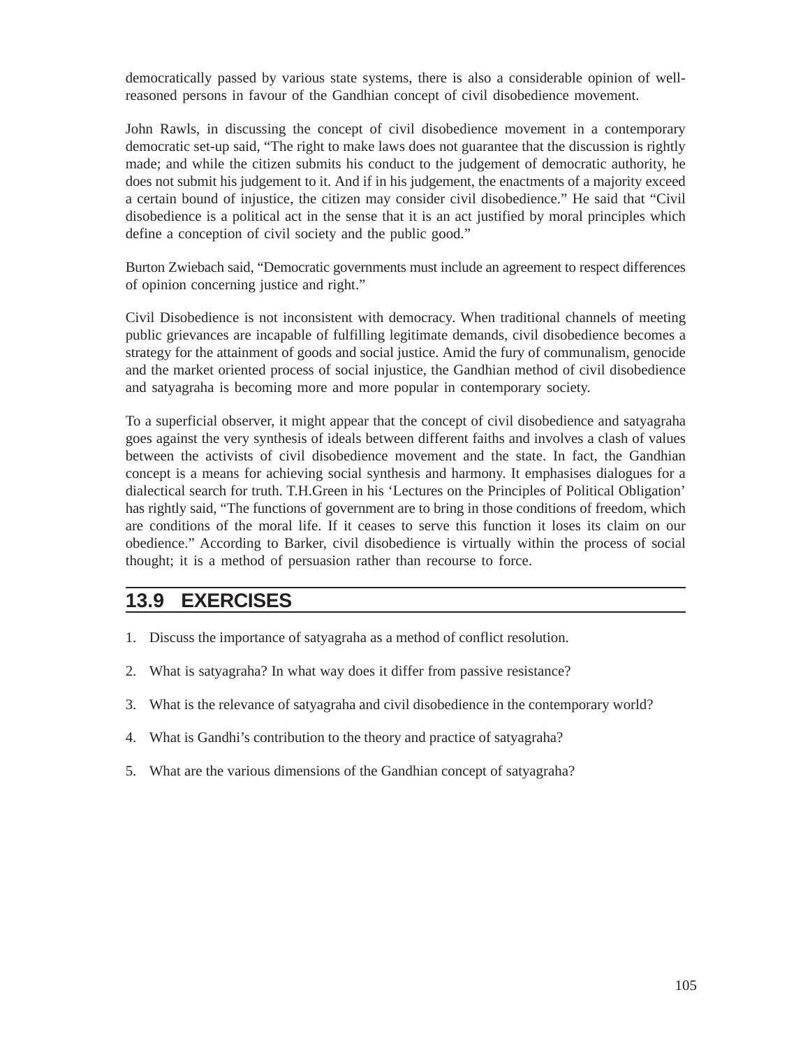democratically passed by various state systems, there is also a considerable opinion of well-reasoned persons in favour of the Gandhian concept of civil disobedience movement.

John Rawls, in discussing the concept of civil disobedience movement in a contemporary democratic set-up said, "The right to make laws does not guarantee that the discussion is rightly made; and while the citizen submits his conduct to the judgement of democratic authority, he does not submit his judgement to it. And if in his judgement, the enactments of a majority exceed a certain bound of injustice, the citizen may consider civil disobedience." He said that "Civil disobedience is a political act in the sense that it is an act justified by moral principles which define a conception of civil society and the public good."

Burton Zwiebach said, "Democratic governments must include an agreement to respect differences of opinion concerning justice and right."

Civil Disobedience is not inconsistent with democracy. When traditional channels of meeting public grievances are incapable of fulfilling legitimate demands, civil disobedience becomes a strategy for the attainment of goods and social justice. Amid the fury of communalism, genocide and the market oriented process of social injustice, the Gandhian method of civil disobedience and satyagraha is becoming more and more popular in contemporary society.

To a superficial observer, it might appear that the concept of civil disobedience and satyagraha goes against the very synthesis of ideals between different faiths and involves a clash of values between the activists of civil disobedience movement and the state. In fact, the Gandhian concept is a means for achieving social synthesis and harmony. It emphasises dialogues for a dialectical search for truth. T.H.Green in his 'Lectures on the Principles of Political Obligation' has rightly said, "The functions of government are to bring in those conditions of freedom, which are conditions of the moral life. If it ceases to serve this function it loses its claim on our obedience." According to Barker, civil disobedience is virtually within the process of social thought; it is a method of persuasion rather than recourse to force.

## 13.9 EXERCISES

1. Discuss the importance of satyagraha as a method of conflict resolution.
2. What is satyagraha? In what way does it differ from passive resistance?
3. What is the relevance of satyagraha and civil disobedience in the contemporary world?
4. What is Gandhi's contribution to the theory and practice of satyagraha?
5. What are the various dimensions of the Gandhian concept of satyagraha?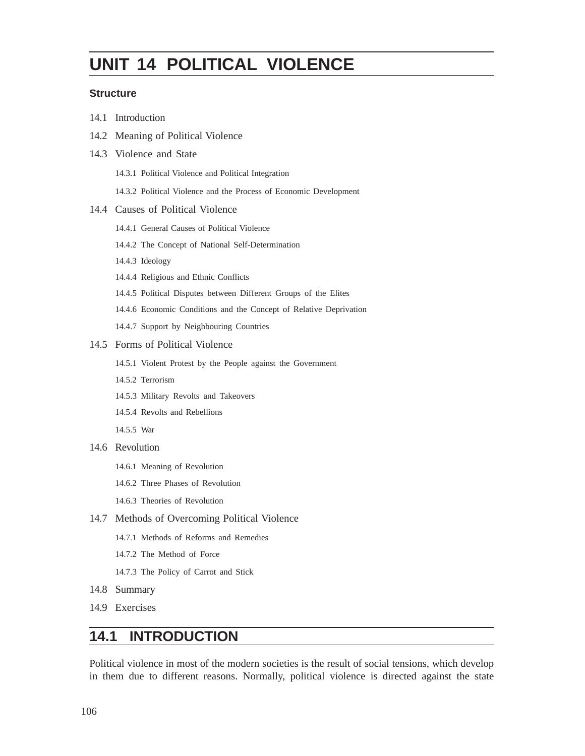# UNIT 14 POLITICAL VIOLENCE

**Structure**

14.1 Introduction

14.2 Meaning of Political Violence

14.3 Violence and State

- 14.3.1 Political Violence and Political Integration
- 14.3.2 Political Violence and the Process of Economic Development

14.4 Causes of Political Violence

- 14.4.1 General Causes of Political Violence
- 14.4.2 The Concept of National Self-Determination
- 14.4.3 Ideology
- 14.4.4 Religious and Ethnic Conflicts
- 14.4.5 Political Disputes between Different Groups of the Elites
- 14.4.6 Economic Conditions and the Concept of Relative Deprivation
- 14.4.7 Support by Neighbouring Countries

14.5 Forms of Political Violence

- 14.5.1 Violent Protest by the People against the Government
- 14.5.2 Terrorism
- 14.5.3 Military Revolts and Takeovers
- 14.5.4 Revolts and Rebellions
- 14.5.5 War

14.6 Revolution

- 14.6.1 Meaning of Revolution
- 14.6.2 Three Phases of Revolution
- 14.6.3 Theories of Revolution

14.7 Methods of Overcoming Political Violence

- 14.7.1 Methods of Reforms and Remedies
- 14.7.2 The Method of Force
- 14.7.3 The Policy of Carrot and Stick

14.8 Summary

14.9 Exercises

## 14.1 INTRODUCTION

Political violence in most of the modern societies is the result of social tensions, which develop in them due to different reasons. Normally, political violence is directed against the state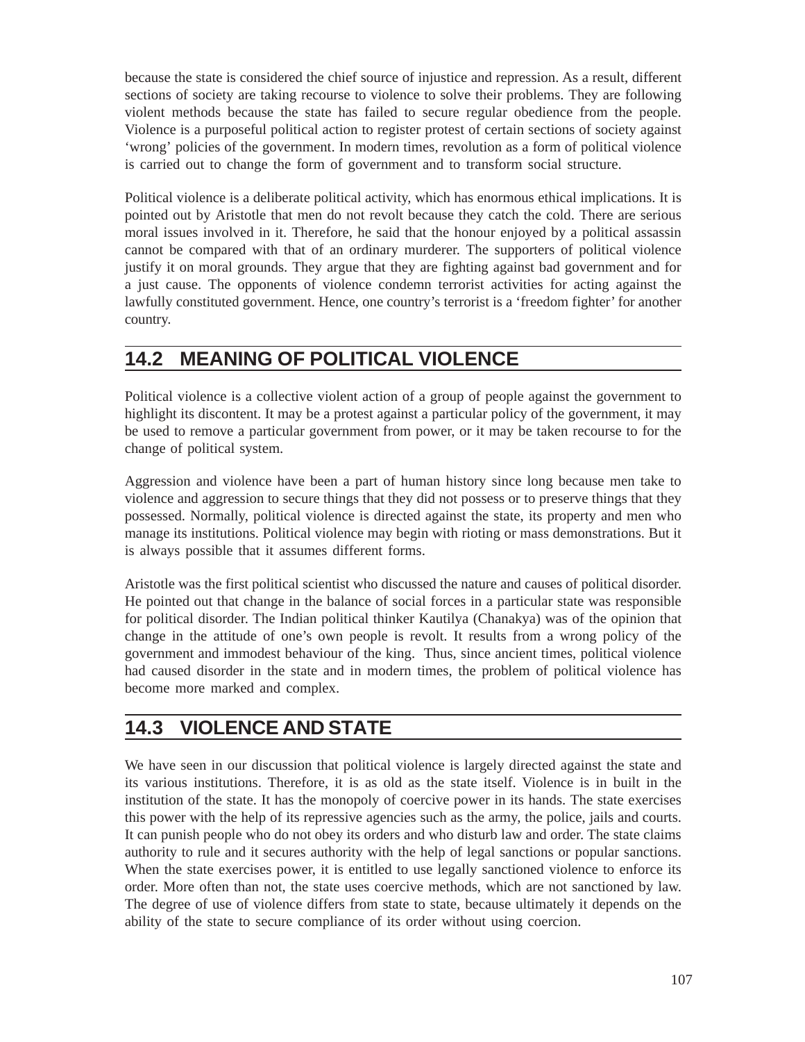because the state is considered the chief source of injustice and repression. As a result, different sections of society are taking recourse to violence to solve their problems. They are following violent methods because the state has failed to secure regular obedience from the people. Violence is a purposeful political action to register protest of certain sections of society against 'wrong' policies of the government. In modern times, revolution as a form of political violence is carried out to change the form of government and to transform social structure.

Political violence is a deliberate political activity, which has enormous ethical implications. It is pointed out by Aristotle that men do not revolt because they catch the cold. There are serious moral issues involved in it. Therefore, he said that the honour enjoyed by a political assassin cannot be compared with that of an ordinary murderer. The supporters of political violence justify it on moral grounds. They argue that they are fighting against bad government and for a just cause. The opponents of violence condemn terrorist activities for acting against the lawfully constituted government. Hence, one country's terrorist is a 'freedom fighter' for another country.

## 14.2 MEANING OF POLITICAL VIOLENCE

Political violence is a collective violent action of a group of people against the government to highlight its discontent. It may be a protest against a particular policy of the government, it may be used to remove a particular government from power, or it may be taken recourse to for the change of political system.

Aggression and violence have been a part of human history since long because men take to violence and aggression to secure things that they did not possess or to preserve things that they possessed. Normally, political violence is directed against the state, its property and men who manage its institutions. Political violence may begin with rioting or mass demonstrations. But it is always possible that it assumes different forms.

Aristotle was the first political scientist who discussed the nature and causes of political disorder. He pointed out that change in the balance of social forces in a particular state was responsible for political disorder. The Indian political thinker Kautilya (Chanakya) was of the opinion that change in the attitude of one's own people is revolt. It results from a wrong policy of the government and immodest behaviour of the king. Thus, since ancient times, political violence had caused disorder in the state and in modern times, the problem of political violence has become more marked and complex.

## 14.3 VIOLENCE AND STATE

We have seen in our discussion that political violence is largely directed against the state and its various institutions. Therefore, it is as old as the state itself. Violence is in built in the institution of the state. It has the monopoly of coercive power in its hands. The state exercises this power with the help of its repressive agencies such as the army, the police, jails and courts. It can punish people who do not obey its orders and who disturb law and order. The state claims authority to rule and it secures authority with the help of legal sanctions or popular sanctions. When the state exercises power, it is entitled to use legally sanctioned violence to enforce its order. More often than not, the state uses coercive methods, which are not sanctioned by law. The degree of use of violence differs from state to state, because ultimately it depends on the ability of the state to secure compliance of its order without using coercion.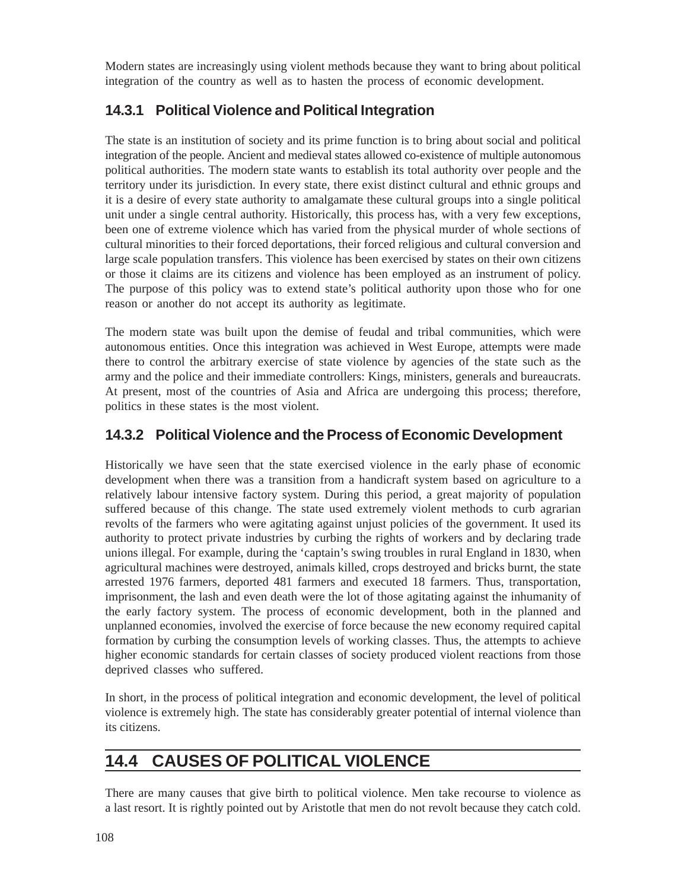Modern states are increasingly using violent methods because they want to bring about political integration of the country as well as to hasten the process of economic development.

### 14.3.1 Political Violence and Political Integration

The state is an institution of society and its prime function is to bring about social and political integration of the people. Ancient and medieval states allowed co-existence of multiple autonomous political authorities. The modern state wants to establish its total authority over people and the territory under its jurisdiction. In every state, there exist distinct cultural and ethnic groups and it is a desire of every state authority to amalgamate these cultural groups into a single political unit under a single central authority. Historically, this process has, with a very few exceptions, been one of extreme violence which has varied from the physical murder of whole sections of cultural minorities to their forced deportations, their forced religious and cultural conversion and large scale population transfers. This violence has been exercised by states on their own citizens or those it claims are its citizens and violence has been employed as an instrument of policy. The purpose of this policy was to extend state's political authority upon those who for one reason or another do not accept its authority as legitimate.

The modern state was built upon the demise of feudal and tribal communities, which were autonomous entities. Once this integration was achieved in West Europe, attempts were made there to control the arbitrary exercise of state violence by agencies of the state such as the army and the police and their immediate controllers: Kings, ministers, generals and bureaucrats. At present, most of the countries of Asia and Africa are undergoing this process; therefore, politics in these states is the most violent.

### 14.3.2 Political Violence and the Process of Economic Development

Historically we have seen that the state exercised violence in the early phase of economic development when there was a transition from a handicraft system based on agriculture to a relatively labour intensive factory system. During this period, a great majority of population suffered because of this change. The state used extremely violent methods to curb agrarian revolts of the farmers who were agitating against unjust policies of the government. It used its authority to protect private industries by curbing the rights of workers and by declaring trade unions illegal. For example, during the 'captain's swing troubles in rural England in 1830, when agricultural machines were destroyed, animals killed, crops destroyed and bricks burnt, the state arrested 1976 farmers, deported 481 farmers and executed 18 farmers. Thus, transportation, imprisonment, the lash and even death were the lot of those agitating against the inhumanity of the early factory system. The process of economic development, both in the planned and unplanned economies, involved the exercise of force because the new economy required capital formation by curbing the consumption levels of working classes. Thus, the attempts to achieve higher economic standards for certain classes of society produced violent reactions from those deprived classes who suffered.

In short, in the process of political integration and economic development, the level of political violence is extremely high. The state has considerably greater potential of internal violence than its citizens.

## 14.4 CAUSES OF POLITICAL VIOLENCE

There are many causes that give birth to political violence. Men take recourse to violence as a last resort. It is rightly pointed out by Aristotle that men do not revolt because they catch cold.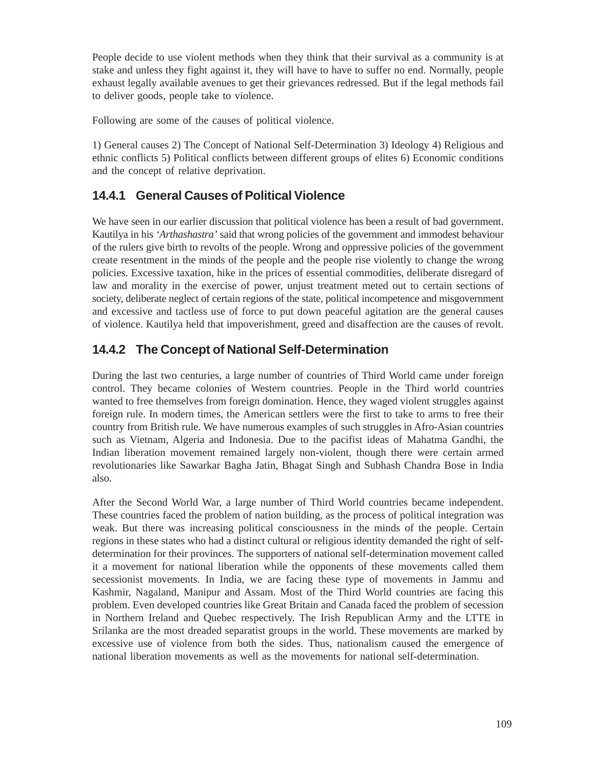People decide to use violent methods when they think that their survival as a community is at stake and unless they fight against it, they will have to have to suffer no end. Normally, people exhaust legally available avenues to get their grievances redressed. But if the legal methods fail to deliver goods, people take to violence.

Following are some of the causes of political violence.

1) General causes 2) The Concept of National Self-Determination 3) Ideology 4) Religious and ethnic conflicts 5) Political conflicts between different groups of elites 6) Economic conditions and the concept of relative deprivation.

### 14.4.1 General Causes of Political Violence

We have seen in our earlier discussion that political violence has been a result of bad government. Kautilya in his *'Arthashastra'* said that wrong policies of the government and immodest behaviour of the rulers give birth to revolts of the people. Wrong and oppressive policies of the government create resentment in the minds of the people and the people rise violently to change the wrong policies. Excessive taxation, hike in the prices of essential commodities, deliberate disregard of law and morality in the exercise of power, unjust treatment meted out to certain sections of society, deliberate neglect of certain regions of the state, political incompetence and misgovernment and excessive and tactless use of force to put down peaceful agitation are the general causes of violence. Kautilya held that impoverishment, greed and disaffection are the causes of revolt.

### 14.4.2 The Concept of National Self-Determination

During the last two centuries, a large number of countries of Third World came under foreign control. They became colonies of Western countries. People in the Third world countries wanted to free themselves from foreign domination. Hence, they waged violent struggles against foreign rule. In modern times, the American settlers were the first to take to arms to free their country from British rule. We have numerous examples of such struggles in Afro-Asian countries such as Vietnam, Algeria and Indonesia. Due to the pacifist ideas of Mahatma Gandhi, the Indian liberation movement remained largely non-violent, though there were certain armed revolutionaries like Sawarkar Bagha Jatin, Bhagat Singh and Subhash Chandra Bose in India also.

After the Second World War, a large number of Third World countries became independent. These countries faced the problem of nation building, as the process of political integration was weak. But there was increasing political consciousness in the minds of the people. Certain regions in these states who had a distinct cultural or religious identity demanded the right of self-determination for their provinces. The supporters of national self-determination movement called it a movement for national liberation while the opponents of these movements called them secessionist movements. In India, we are facing these type of movements in Jammu and Kashmir, Nagaland, Manipur and Assam. Most of the Third World countries are facing this problem. Even developed countries like Great Britain and Canada faced the problem of secession in Northern Ireland and Quebec respectively. The Irish Republican Army and the LTTE in Srilanka are the most dreaded separatist groups in the world. These movements are marked by excessive use of violence from both the sides. Thus, nationalism caused the emergence of national liberation movements as well as the movements for national self-determination.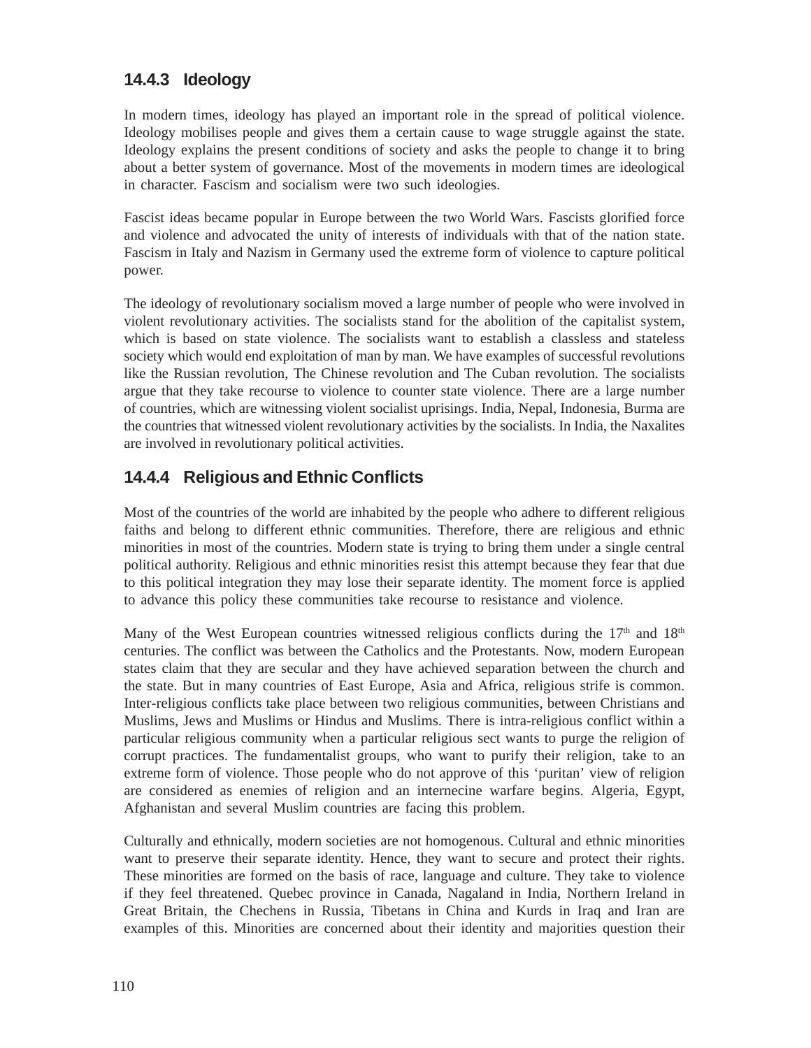### 14.4.3 Ideology

In modern times, ideology has played an important role in the spread of political violence. Ideology mobilises people and gives them a certain cause to wage struggle against the state. Ideology explains the present conditions of society and asks the people to change it to bring about a better system of governance. Most of the movements in modern times are ideological in character. Fascism and socialism were two such ideologies.

Fascist ideas became popular in Europe between the two World Wars. Fascists glorified force and violence and advocated the unity of interests of individuals with that of the nation state. Fascism in Italy and Nazism in Germany used the extreme form of violence to capture political power.

The ideology of revolutionary socialism moved a large number of people who were involved in violent revolutionary activities. The socialists stand for the abolition of the capitalist system, which is based on state violence. The socialists want to establish a classless and stateless society which would end exploitation of man by man. We have examples of successful revolutions like the Russian revolution, The Chinese revolution and The Cuban revolution. The socialists argue that they take recourse to violence to counter state violence. There are a large number of countries, which are witnessing violent socialist uprisings. India, Nepal, Indonesia, Burma are the countries that witnessed violent revolutionary activities by the socialists. In India, the Naxalites are involved in revolutionary political activities.

### 14.4.4 Religious and Ethnic Conflicts

Most of the countries of the world are inhabited by the people who adhere to different religious faiths and belong to different ethnic communities. Therefore, there are religious and ethnic minorities in most of the countries. Modern state is trying to bring them under a single central political authority. Religious and ethnic minorities resist this attempt because they fear that due to this political integration they may lose their separate identity. The moment force is applied to advance this policy these communities take recourse to resistance and violence.

Many of the West European countries witnessed religious conflicts during the 17th and 18th centuries. The conflict was between the Catholics and the Protestants. Now, modern European states claim that they are secular and they have achieved separation between the church and the state. But in many countries of East Europe, Asia and Africa, religious strife is common. Inter-religious conflicts take place between two religious communities, between Christians and Muslims, Jews and Muslims or Hindus and Muslims. There is intra-religious conflict within a particular religious community when a particular religious sect wants to purge the religion of corrupt practices. The fundamentalist groups, who want to purify their religion, take to an extreme form of violence. Those people who do not approve of this 'puritan' view of religion are considered as enemies of religion and an internecine warfare begins. Algeria, Egypt, Afghanistan and several Muslim countries are facing this problem.

Culturally and ethnically, modern societies are not homogenous. Cultural and ethnic minorities want to preserve their separate identity. Hence, they want to secure and protect their rights. These minorities are formed on the basis of race, language and culture. They take to violence if they feel threatened. Quebec province in Canada, Nagaland in India, Northern Ireland in Great Britain, the Chechens in Russia, Tibetans in China and Kurds in Iraq and Iran are examples of this. Minorities are concerned about their identity and majorities question their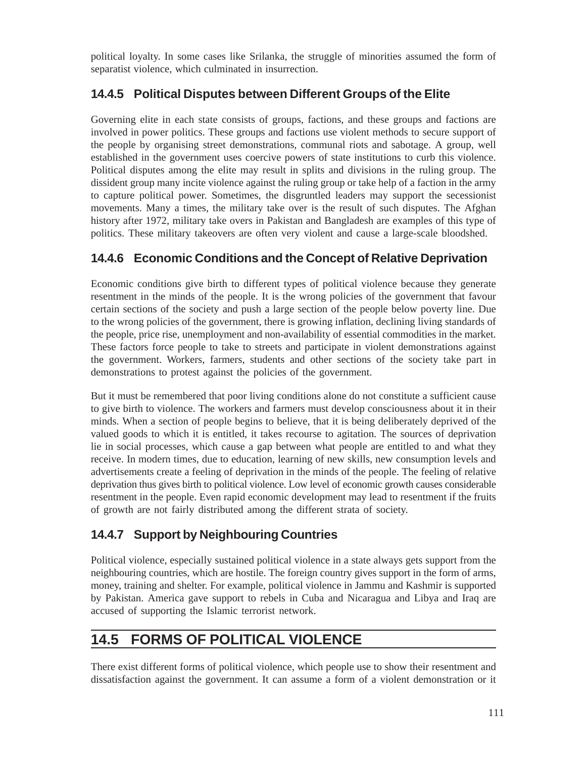political loyalty. In some cases like Srilanka, the struggle of minorities assumed the form of separatist violence, which culminated in insurrection.

### 14.4.5 Political Disputes between Different Groups of the Elite

Governing elite in each state consists of groups, factions, and these groups and factions are involved in power politics. These groups and factions use violent methods to secure support of the people by organising street demonstrations, communal riots and sabotage. A group, well established in the government uses coercive powers of state institutions to curb this violence. Political disputes among the elite may result in splits and divisions in the ruling group. The dissident group many incite violence against the ruling group or take help of a faction in the army to capture political power. Sometimes, the disgruntled leaders may support the secessionist movements. Many a times, the military take over is the result of such disputes. The Afghan history after 1972, military take overs in Pakistan and Bangladesh are examples of this type of politics. These military takeovers are often very violent and cause a large-scale bloodshed.

### 14.4.6 Economic Conditions and the Concept of Relative Deprivation

Economic conditions give birth to different types of political violence because they generate resentment in the minds of the people. It is the wrong policies of the government that favour certain sections of the society and push a large section of the people below poverty line. Due to the wrong policies of the government, there is growing inflation, declining living standards of the people, price rise, unemployment and non-availability of essential commodities in the market. These factors force people to take to streets and participate in violent demonstrations against the government. Workers, farmers, students and other sections of the society take part in demonstrations to protest against the policies of the government.

But it must be remembered that poor living conditions alone do not constitute a sufficient cause to give birth to violence. The workers and farmers must develop consciousness about it in their minds. When a section of people begins to believe, that it is being deliberately deprived of the valued goods to which it is entitled, it takes recourse to agitation. The sources of deprivation lie in social processes, which cause a gap between what people are entitled to and what they receive. In modern times, due to education, learning of new skills, new consumption levels and advertisements create a feeling of deprivation in the minds of the people. The feeling of relative deprivation thus gives birth to political violence. Low level of economic growth causes considerable resentment in the people. Even rapid economic development may lead to resentment if the fruits of growth are not fairly distributed among the different strata of society.

### 14.4.7 Support by Neighbouring Countries

Political violence, especially sustained political violence in a state always gets support from the neighbouring countries, which are hostile. The foreign country gives support in the form of arms, money, training and shelter. For example, political violence in Jammu and Kashmir is supported by Pakistan. America gave support to rebels in Cuba and Nicaragua and Libya and Iraq are accused of supporting the Islamic terrorist network.

## 14.5 FORMS OF POLITICAL VIOLENCE

There exist different forms of political violence, which people use to show their resentment and dissatisfaction against the government. It can assume a form of a violent demonstration or it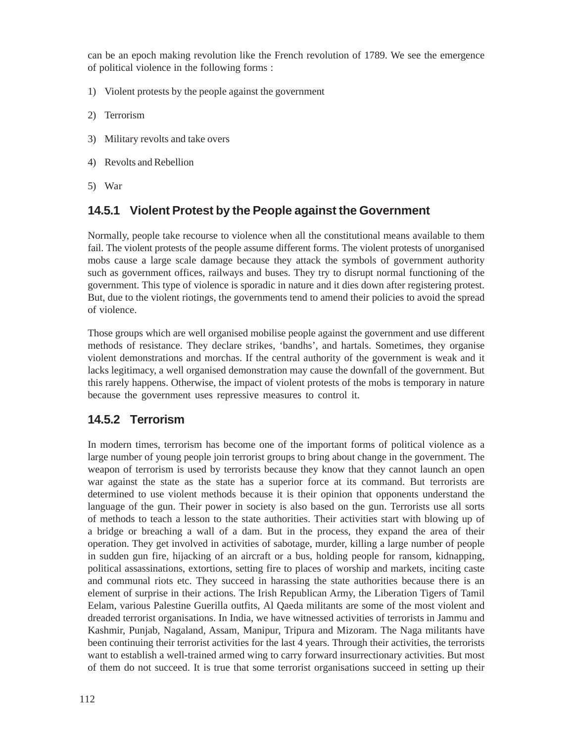can be an epoch making revolution like the French revolution of 1789. We see the emergence of political violence in the following forms :

1) Violent protests by the people against the government
2) Terrorism
3) Military revolts and take overs
4) Revolts and Rebellion
5) War

### 14.5.1 Violent Protest by the People against the Government

Normally, people take recourse to violence when all the constitutional means available to them fail. The violent protests of the people assume different forms. The violent protests of unorganised mobs cause a large scale damage because they attack the symbols of government authority such as government offices, railways and buses. They try to disrupt normal functioning of the government. This type of violence is sporadic in nature and it dies down after registering protest. But, due to the violent riotings, the governments tend to amend their policies to avoid the spread of violence.

Those groups which are well organised mobilise people against the government and use different methods of resistance. They declare strikes, 'bandhs', and hartals. Sometimes, they organise violent demonstrations and morchas. If the central authority of the government is weak and it lacks legitimacy, a well organised demonstration may cause the downfall of the government. But this rarely happens. Otherwise, the impact of violent protests of the mobs is temporary in nature because the government uses repressive measures to control it.

### 14.5.2 Terrorism

In modern times, terrorism has become one of the important forms of political violence as a large number of young people join terrorist groups to bring about change in the government. The weapon of terrorism is used by terrorists because they know that they cannot launch an open war against the state as the state has a superior force at its command. But terrorists are determined to use violent methods because it is their opinion that opponents understand the language of the gun. Their power in society is also based on the gun. Terrorists use all sorts of methods to teach a lesson to the state authorities. Their activities start with blowing up of a bridge or breaching a wall of a dam. But in the process, they expand the area of their operation. They get involved in activities of sabotage, murder, killing a large number of people in sudden gun fire, hijacking of an aircraft or a bus, holding people for ransom, kidnapping, political assassinations, extortions, setting fire to places of worship and markets, inciting caste and communal riots etc. They succeed in harassing the state authorities because there is an element of surprise in their actions. The Irish Republican Army, the Liberation Tigers of Tamil Eelam, various Palestine Guerilla outfits, Al Qaeda militants are some of the most violent and dreaded terrorist organisations. In India, we have witnessed activities of terrorists in Jammu and Kashmir, Punjab, Nagaland, Assam, Manipur, Tripura and Mizoram. The Naga militants have been continuing their terrorist activities for the last 4 years. Through their activities, the terrorists want to establish a well-trained armed wing to carry forward insurrectionary activities. But most of them do not succeed. It is true that some terrorist organisations succeed in setting up their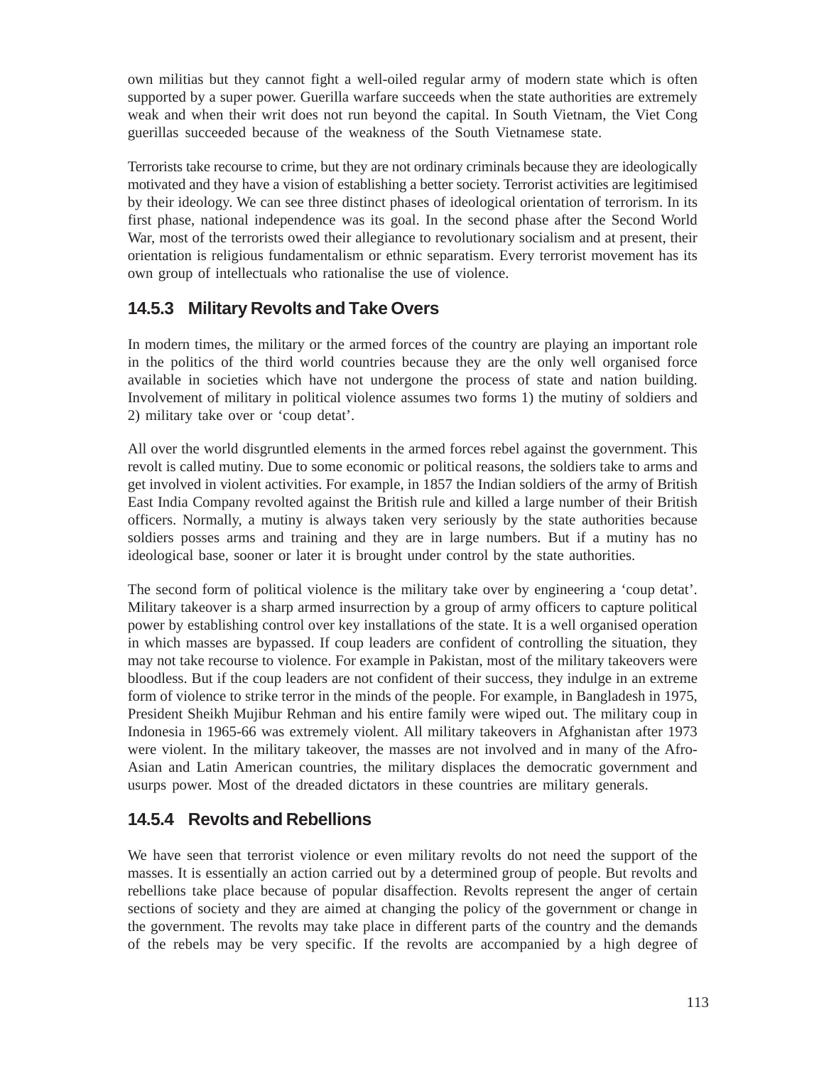own militias but they cannot fight a well-oiled regular army of modern state which is often supported by a super power. Guerilla warfare succeeds when the state authorities are extremely weak and when their writ does not run beyond the capital. In South Vietnam, the Viet Cong guerillas succeeded because of the weakness of the South Vietnamese state.

Terrorists take recourse to crime, but they are not ordinary criminals because they are ideologically motivated and they have a vision of establishing a better society. Terrorist activities are legitimised by their ideology. We can see three distinct phases of ideological orientation of terrorism. In its first phase, national independence was its goal. In the second phase after the Second World War, most of the terrorists owed their allegiance to revolutionary socialism and at present, their orientation is religious fundamentalism or ethnic separatism. Every terrorist movement has its own group of intellectuals who rationalise the use of violence.

### 14.5.3 Military Revolts and Take Overs

In modern times, the military or the armed forces of the country are playing an important role in the politics of the third world countries because they are the only well organised force available in societies which have not undergone the process of state and nation building. Involvement of military in political violence assumes two forms 1) the mutiny of soldiers and 2) military take over or 'coup detat'.

All over the world disgruntled elements in the armed forces rebel against the government. This revolt is called mutiny. Due to some economic or political reasons, the soldiers take to arms and get involved in violent activities. For example, in 1857 the Indian soldiers of the army of British East India Company revolted against the British rule and killed a large number of their British officers. Normally, a mutiny is always taken very seriously by the state authorities because soldiers posses arms and training and they are in large numbers. But if a mutiny has no ideological base, sooner or later it is brought under control by the state authorities.

The second form of political violence is the military take over by engineering a 'coup detat'. Military takeover is a sharp armed insurrection by a group of army officers to capture political power by establishing control over key installations of the state. It is a well organised operation in which masses are bypassed. If coup leaders are confident of controlling the situation, they may not take recourse to violence. For example in Pakistan, most of the military takeovers were bloodless. But if the coup leaders are not confident of their success, they indulge in an extreme form of violence to strike terror in the minds of the people. For example, in Bangladesh in 1975, President Sheikh Mujibur Rehman and his entire family were wiped out. The military coup in Indonesia in 1965-66 was extremely violent. All military takeovers in Afghanistan after 1973 were violent. In the military takeover, the masses are not involved and in many of the Afro-Asian and Latin American countries, the military displaces the democratic government and usurps power. Most of the dreaded dictators in these countries are military generals.

### 14.5.4 Revolts and Rebellions

We have seen that terrorist violence or even military revolts do not need the support of the masses. It is essentially an action carried out by a determined group of people. But revolts and rebellions take place because of popular disaffection. Revolts represent the anger of certain sections of society and they are aimed at changing the policy of the government or change in the government. The revolts may take place in different parts of the country and the demands of the rebels may be very specific. If the revolts are accompanied by a high degree of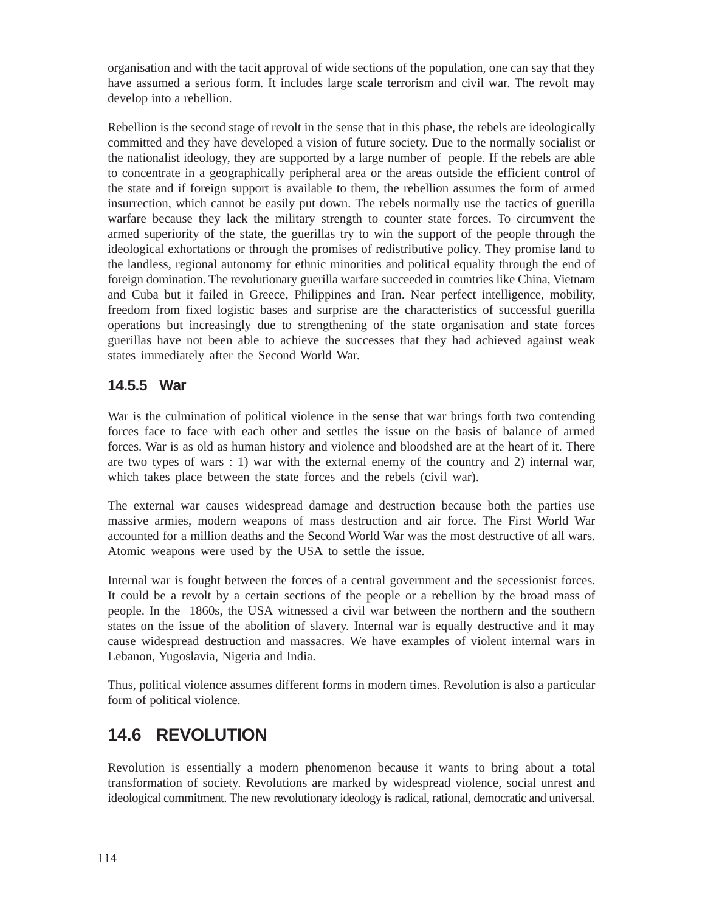organisation and with the tacit approval of wide sections of the population, one can say that they have assumed a serious form. It includes large scale terrorism and civil war. The revolt may develop into a rebellion.

Rebellion is the second stage of revolt in the sense that in this phase, the rebels are ideologically committed and they have developed a vision of future society. Due to the normally socialist or the nationalist ideology, they are supported by a large number of people. If the rebels are able to concentrate in a geographically peripheral area or the areas outside the efficient control of the state and if foreign support is available to them, the rebellion assumes the form of armed insurrection, which cannot be easily put down. The rebels normally use the tactics of guerilla warfare because they lack the military strength to counter state forces. To circumvent the armed superiority of the state, the guerillas try to win the support of the people through the ideological exhortations or through the promises of redistributive policy. They promise land to the landless, regional autonomy for ethnic minorities and political equality through the end of foreign domination. The revolutionary guerilla warfare succeeded in countries like China, Vietnam and Cuba but it failed in Greece, Philippines and Iran. Near perfect intelligence, mobility, freedom from fixed logistic bases and surprise are the characteristics of successful guerilla operations but increasingly due to strengthening of the state organisation and state forces guerillas have not been able to achieve the successes that they had achieved against weak states immediately after the Second World War.

### 14.5.5 War

War is the culmination of political violence in the sense that war brings forth two contending forces face to face with each other and settles the issue on the basis of balance of armed forces. War is as old as human history and violence and bloodshed are at the heart of it. There are two types of wars : 1) war with the external enemy of the country and 2) internal war, which takes place between the state forces and the rebels (civil war).

The external war causes widespread damage and destruction because both the parties use massive armies, modern weapons of mass destruction and air force. The First World War accounted for a million deaths and the Second World War was the most destructive of all wars. Atomic weapons were used by the USA to settle the issue.

Internal war is fought between the forces of a central government and the secessionist forces. It could be a revolt by a certain sections of the people or a rebellion by the broad mass of people. In the 1860s, the USA witnessed a civil war between the northern and the southern states on the issue of the abolition of slavery. Internal war is equally destructive and it may cause widespread destruction and massacres. We have examples of violent internal wars in Lebanon, Yugoslavia, Nigeria and India.

Thus, political violence assumes different forms in modern times. Revolution is also a particular form of political violence.

## 14.6 REVOLUTION

Revolution is essentially a modern phenomenon because it wants to bring about a total transformation of society. Revolutions are marked by widespread violence, social unrest and ideological commitment. The new revolutionary ideology is radical, rational, democratic and universal.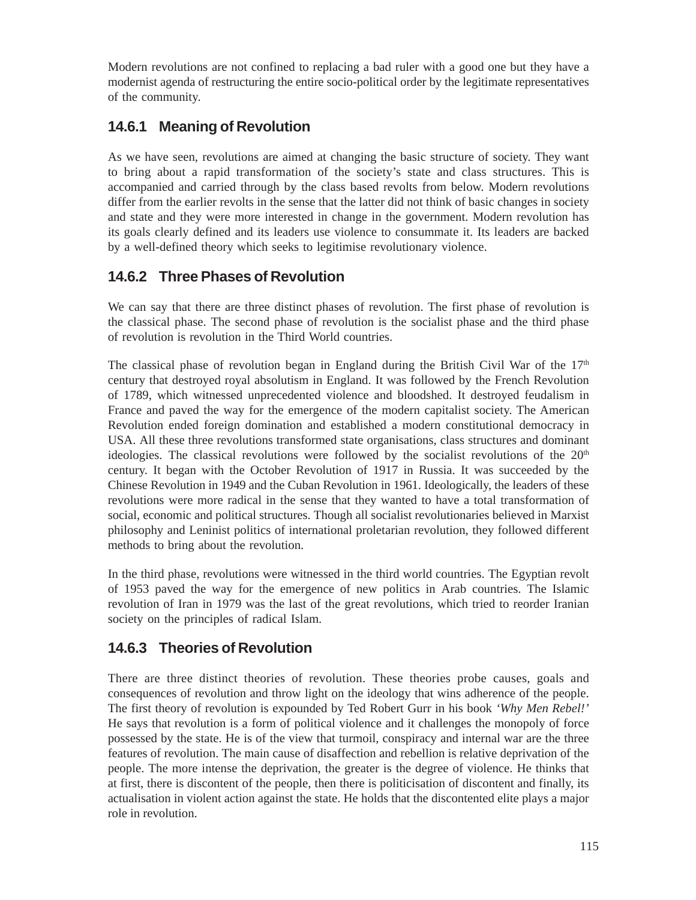Modern revolutions are not confined to replacing a bad ruler with a good one but they have a modernist agenda of restructuring the entire socio-political order by the legitimate representatives of the community.

### 14.6.1 Meaning of Revolution

As we have seen, revolutions are aimed at changing the basic structure of society. They want to bring about a rapid transformation of the society's state and class structures. This is accompanied and carried through by the class based revolts from below. Modern revolutions differ from the earlier revolts in the sense that the latter did not think of basic changes in society and state and they were more interested in change in the government. Modern revolution has its goals clearly defined and its leaders use violence to consummate it. Its leaders are backed by a well-defined theory which seeks to legitimise revolutionary violence.

### 14.6.2 Three Phases of Revolution

We can say that there are three distinct phases of revolution. The first phase of revolution is the classical phase. The second phase of revolution is the socialist phase and the third phase of revolution is revolution in the Third World countries.

The classical phase of revolution began in England during the British Civil War of the 17th century that destroyed royal absolutism in England. It was followed by the French Revolution of 1789, which witnessed unprecedented violence and bloodshed. It destroyed feudalism in France and paved the way for the emergence of the modern capitalist society. The American Revolution ended foreign domination and established a modern constitutional democracy in USA. All these three revolutions transformed state organisations, class structures and dominant ideologies. The classical revolutions were followed by the socialist revolutions of the 20th century. It began with the October Revolution of 1917 in Russia. It was succeeded by the Chinese Revolution in 1949 and the Cuban Revolution in 1961. Ideologically, the leaders of these revolutions were more radical in the sense that they wanted to have a total transformation of social, economic and political structures. Though all socialist revolutionaries believed in Marxist philosophy and Leninist politics of international proletarian revolution, they followed different methods to bring about the revolution.

In the third phase, revolutions were witnessed in the third world countries. The Egyptian revolt of 1953 paved the way for the emergence of new politics in Arab countries. The Islamic revolution of Iran in 1979 was the last of the great revolutions, which tried to reorder Iranian society on the principles of radical Islam.

### 14.6.3 Theories of Revolution

There are three distinct theories of revolution. These theories probe causes, goals and consequences of revolution and throw light on the ideology that wins adherence of the people. The first theory of revolution is expounded by Ted Robert Gurr in his book *'Why Men Rebel!'* He says that revolution is a form of political violence and it challenges the monopoly of force possessed by the state. He is of the view that turmoil, conspiracy and internal war are the three features of revolution. The main cause of disaffection and rebellion is relative deprivation of the people. The more intense the deprivation, the greater is the degree of violence. He thinks that at first, there is discontent of the people, then there is politicisation of discontent and finally, its actualisation in violent action against the state. He holds that the discontented elite plays a major role in revolution.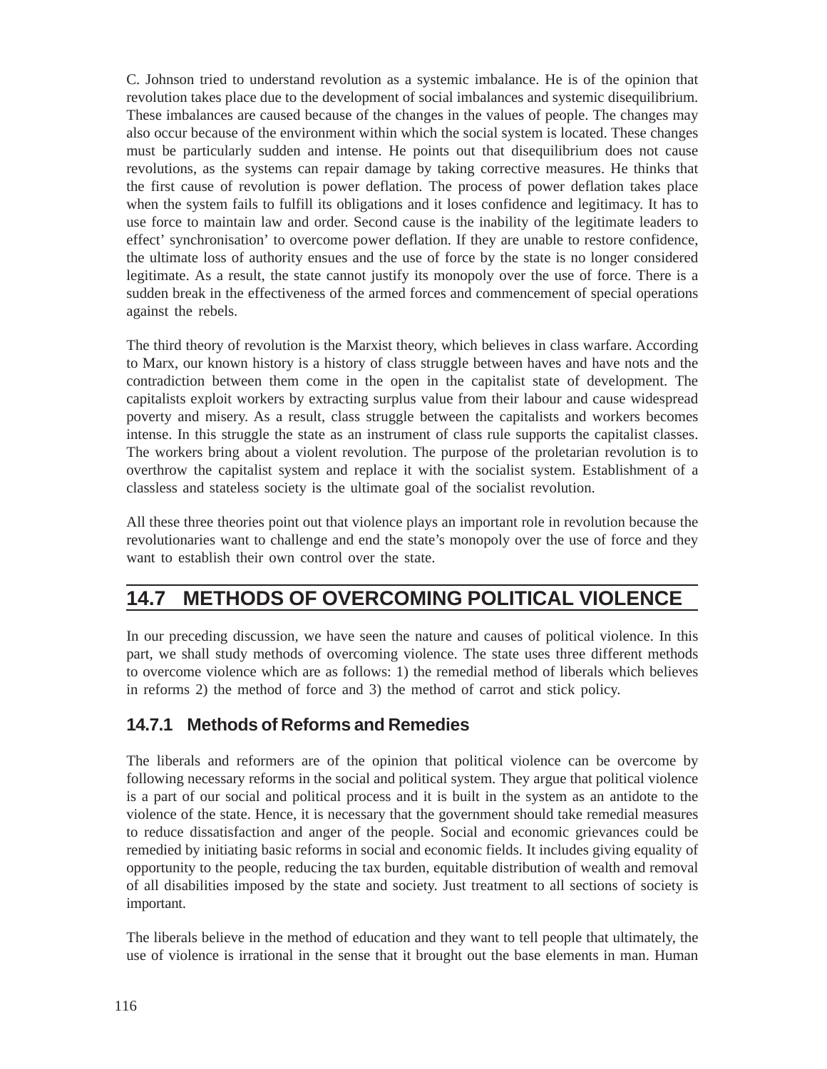C. Johnson tried to understand revolution as a systemic imbalance. He is of the opinion that revolution takes place due to the development of social imbalances and systemic disequilibrium. These imbalances are caused because of the changes in the values of people. The changes may also occur because of the environment within which the social system is located. These changes must be particularly sudden and intense. He points out that disequilibrium does not cause revolutions, as the systems can repair damage by taking corrective measures. He thinks that the first cause of revolution is power deflation. The process of power deflation takes place when the system fails to fulfill its obligations and it loses confidence and legitimacy. It has to use force to maintain law and order. Second cause is the inability of the legitimate leaders to effect' synchronisation' to overcome power deflation. If they are unable to restore confidence, the ultimate loss of authority ensues and the use of force by the state is no longer considered legitimate. As a result, the state cannot justify its monopoly over the use of force. There is a sudden break in the effectiveness of the armed forces and commencement of special operations against the rebels.

The third theory of revolution is the Marxist theory, which believes in class warfare. According to Marx, our known history is a history of class struggle between haves and have nots and the contradiction between them come in the open in the capitalist state of development. The capitalists exploit workers by extracting surplus value from their labour and cause widespread poverty and misery. As a result, class struggle between the capitalists and workers becomes intense. In this struggle the state as an instrument of class rule supports the capitalist classes. The workers bring about a violent revolution. The purpose of the proletarian revolution is to overthrow the capitalist system and replace it with the socialist system. Establishment of a classless and stateless society is the ultimate goal of the socialist revolution.

All these three theories point out that violence plays an important role in revolution because the revolutionaries want to challenge and end the state's monopoly over the use of force and they want to establish their own control over the state.

## 14.7 METHODS OF OVERCOMING POLITICAL VIOLENCE

In our preceding discussion, we have seen the nature and causes of political violence. In this part, we shall study methods of overcoming violence. The state uses three different methods to overcome violence which are as follows: 1) the remedial method of liberals which believes in reforms 2) the method of force and 3) the method of carrot and stick policy.

### 14.7.1 Methods of Reforms and Remedies

The liberals and reformers are of the opinion that political violence can be overcome by following necessary reforms in the social and political system. They argue that political violence is a part of our social and political process and it is built in the system as an antidote to the violence of the state. Hence, it is necessary that the government should take remedial measures to reduce dissatisfaction and anger of the people. Social and economic grievances could be remedied by initiating basic reforms in social and economic fields. It includes giving equality of opportunity to the people, reducing the tax burden, equitable distribution of wealth and removal of all disabilities imposed by the state and society. Just treatment to all sections of society is important.

The liberals believe in the method of education and they want to tell people that ultimately, the use of violence is irrational in the sense that it brought out the base elements in man. Human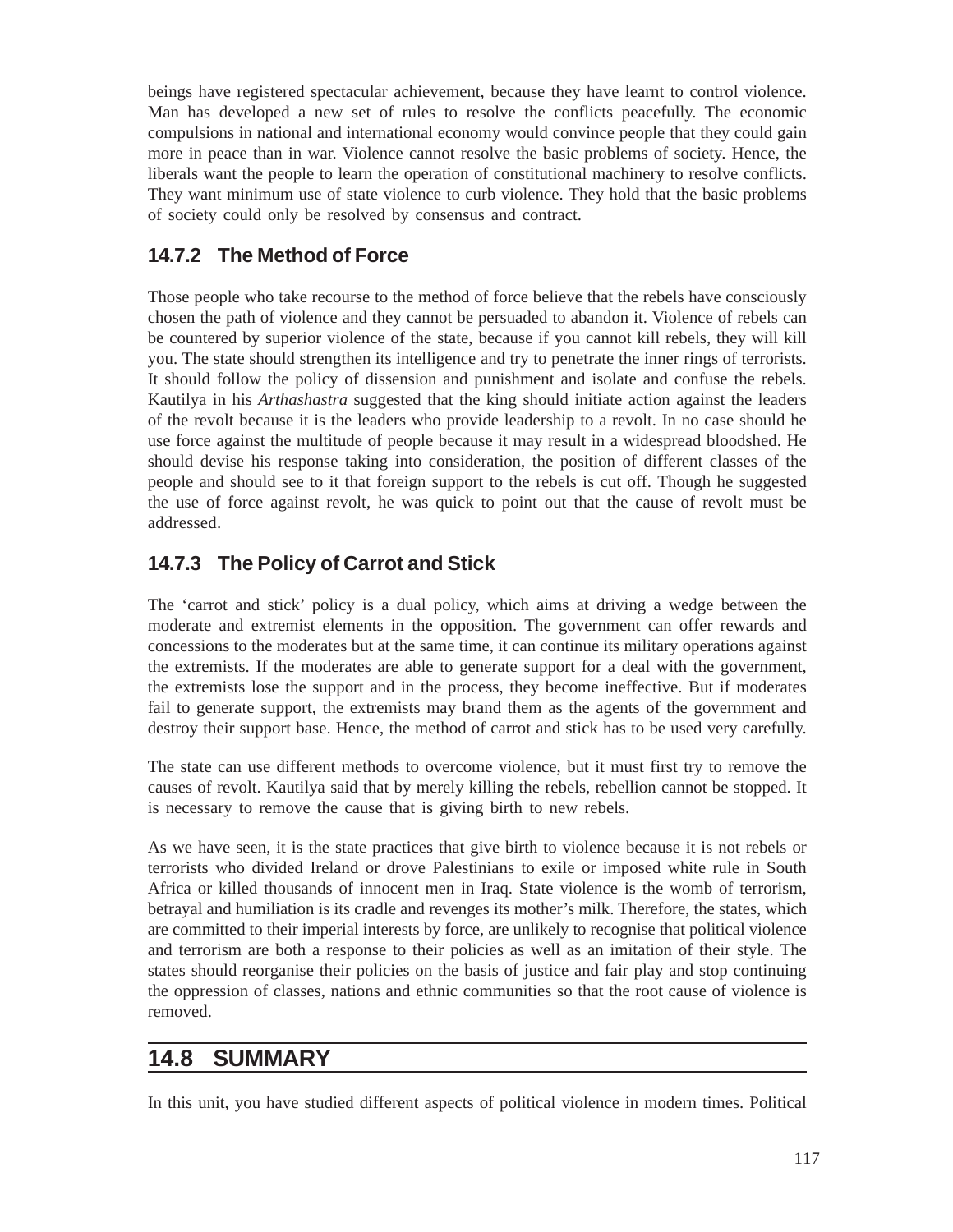beings have registered spectacular achievement, because they have learnt to control violence. Man has developed a new set of rules to resolve the conflicts peacefully. The economic compulsions in national and international economy would convince people that they could gain more in peace than in war. Violence cannot resolve the basic problems of society. Hence, the liberals want the people to learn the operation of constitutional machinery to resolve conflicts. They want minimum use of state violence to curb violence. They hold that the basic problems of society could only be resolved by consensus and contract.

### 14.7.2 The Method of Force

Those people who take recourse to the method of force believe that the rebels have consciously chosen the path of violence and they cannot be persuaded to abandon it. Violence of rebels can be countered by superior violence of the state, because if you cannot kill rebels, they will kill you. The state should strengthen its intelligence and try to penetrate the inner rings of terrorists. It should follow the policy of dissension and punishment and isolate and confuse the rebels. Kautilya in his *Arthashastra* suggested that the king should initiate action against the leaders of the revolt because it is the leaders who provide leadership to a revolt. In no case should he use force against the multitude of people because it may result in a widespread bloodshed. He should devise his response taking into consideration, the position of different classes of the people and should see to it that foreign support to the rebels is cut off. Though he suggested the use of force against revolt, he was quick to point out that the cause of revolt must be addressed.

### 14.7.3 The Policy of Carrot and Stick

The 'carrot and stick' policy is a dual policy, which aims at driving a wedge between the moderate and extremist elements in the opposition. The government can offer rewards and concessions to the moderates but at the same time, it can continue its military operations against the extremists. If the moderates are able to generate support for a deal with the government, the extremists lose the support and in the process, they become ineffective. But if moderates fail to generate support, the extremists may brand them as the agents of the government and destroy their support base. Hence, the method of carrot and stick has to be used very carefully.

The state can use different methods to overcome violence, but it must first try to remove the causes of revolt. Kautilya said that by merely killing the rebels, rebellion cannot be stopped. It is necessary to remove the cause that is giving birth to new rebels.

As we have seen, it is the state practices that give birth to violence because it is not rebels or terrorists who divided Ireland or drove Palestinians to exile or imposed white rule in South Africa or killed thousands of innocent men in Iraq. State violence is the womb of terrorism, betrayal and humiliation is its cradle and revenges its mother's milk. Therefore, the states, which are committed to their imperial interests by force, are unlikely to recognise that political violence and terrorism are both a response to their policies as well as an imitation of their style. The states should reorganise their policies on the basis of justice and fair play and stop continuing the oppression of classes, nations and ethnic communities so that the root cause of violence is removed.

## 14.8 SUMMARY

In this unit, you have studied different aspects of political violence in modern times. Political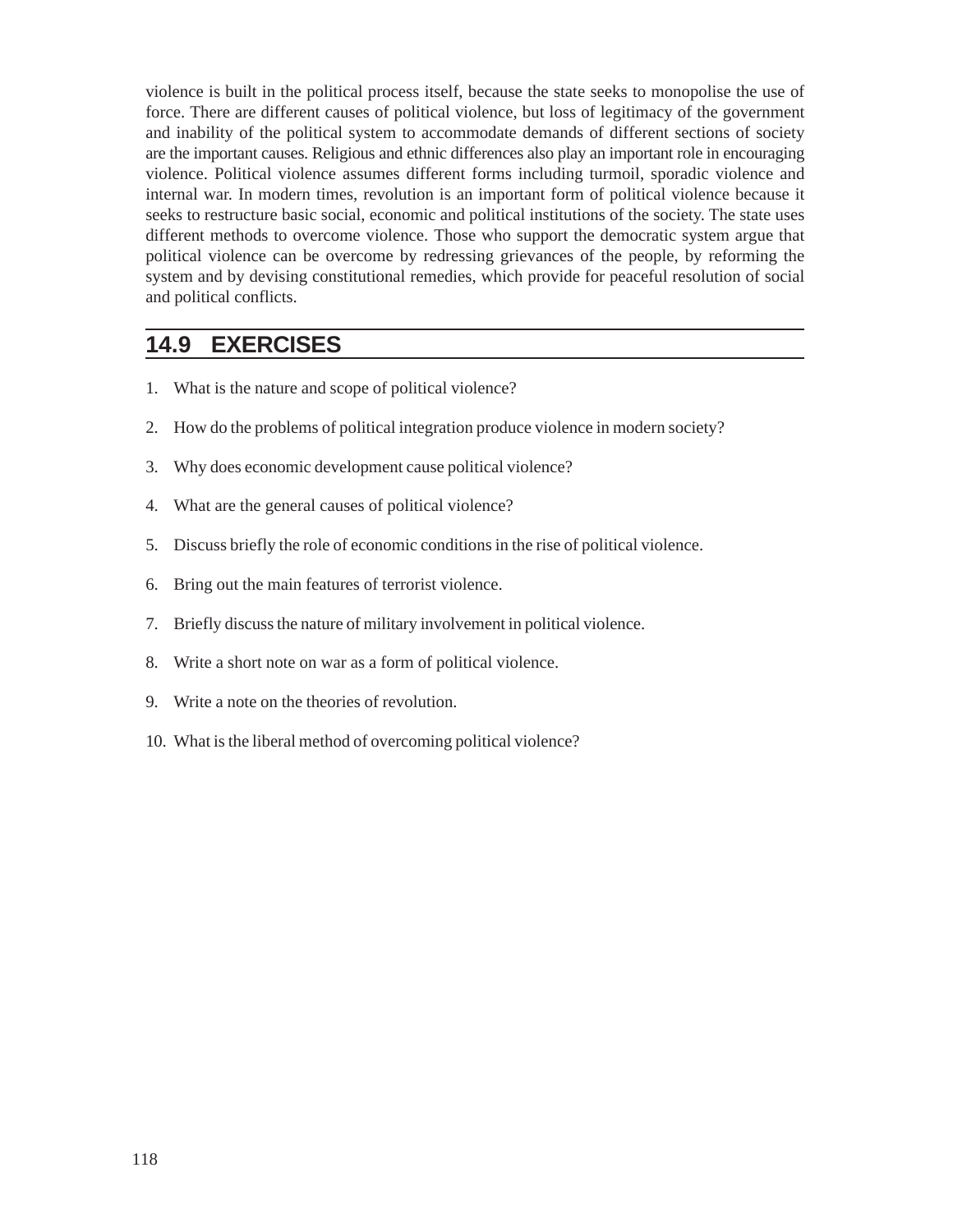violence is built in the political process itself, because the state seeks to monopolise the use of force. There are different causes of political violence, but loss of legitimacy of the government and inability of the political system to accommodate demands of different sections of society are the important causes. Religious and ethnic differences also play an important role in encouraging violence. Political violence assumes different forms including turmoil, sporadic violence and internal war. In modern times, revolution is an important form of political violence because it seeks to restructure basic social, economic and political institutions of the society. The state uses different methods to overcome violence. Those who support the democratic system argue that political violence can be overcome by redressing grievances of the people, by reforming the system and by devising constitutional remedies, which provide for peaceful resolution of social and political conflicts.

## 14.9 EXERCISES

1. What is the nature and scope of political violence?
2. How do the problems of political integration produce violence in modern society?
3. Why does economic development cause political violence?
4. What are the general causes of political violence?
5. Discuss briefly the role of economic conditions in the rise of political violence.
6. Bring out the main features of terrorist violence.
7. Briefly discuss the nature of military involvement in political violence.
8. Write a short note on war as a form of political violence.
9. Write a note on the theories of revolution.
10. What is the liberal method of overcoming political violence?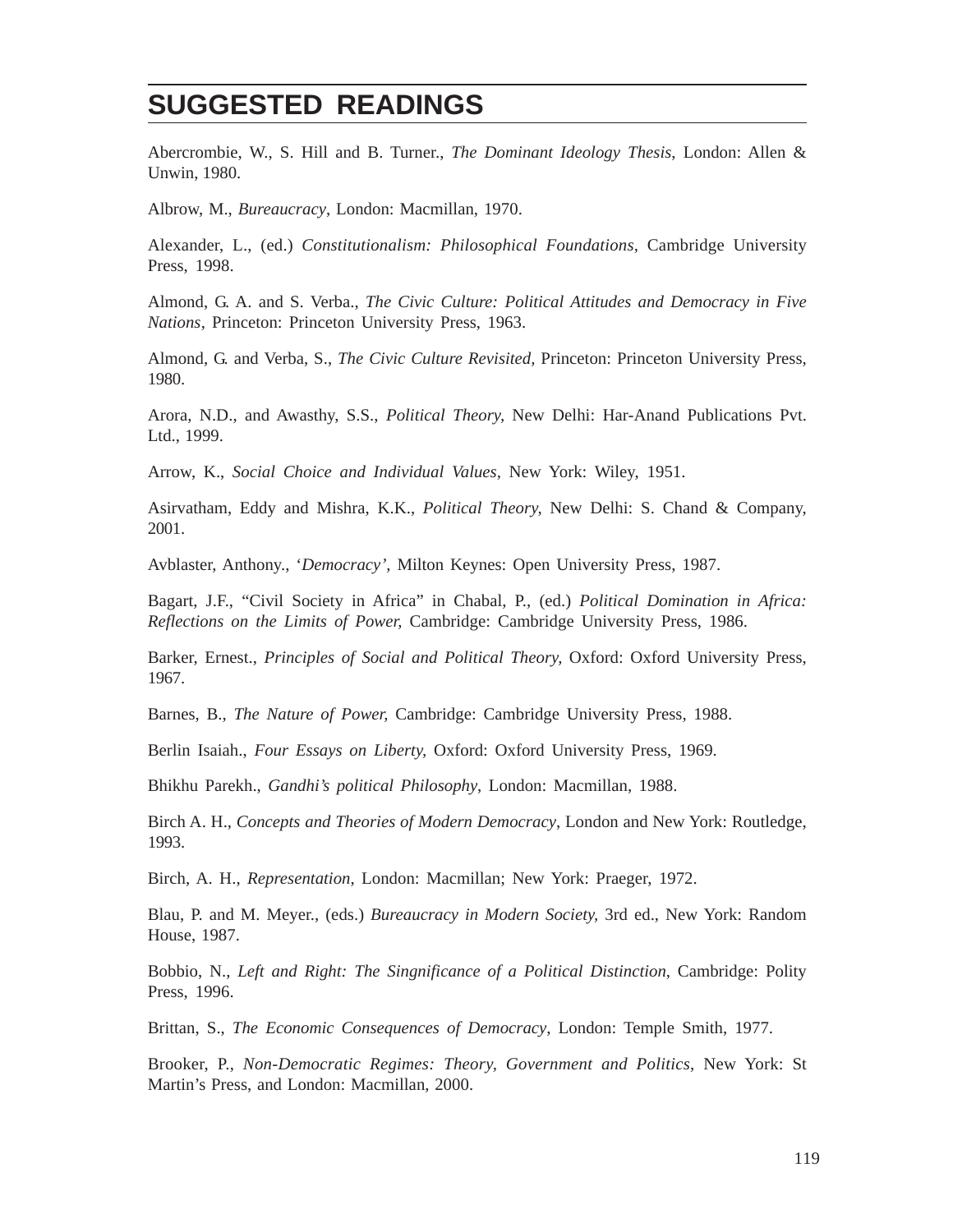## SUGGESTED READINGS

Abercrombie, W., S. Hill and B. Turner., *The Dominant Ideology Thesis*, London: Allen & Unwin, 1980.

Albrow, M., *Bureaucracy*, London: Macmillan, 1970.

Alexander, L., (ed.) *Constitutionalism: Philosophical Foundations*, Cambridge University Press, 1998.

Almond, G. A. and S. Verba., *The Civic Culture: Political Attitudes and Democracy in Five Nations*, Princeton: Princeton University Press, 1963.

Almond, G. and Verba, S., *The Civic Culture Revisited,* Princeton: Princeton University Press, 1980.

Arora, N.D., and Awasthy, S.S., *Political Theory,* New Delhi: Har-Anand Publications Pvt. Ltd., 1999.

Arrow, K., *Social Choice and Individual Values*, New York: Wiley, 1951.

Asirvatham, Eddy and Mishra, K.K., *Political Theory,* New Delhi: S. Chand & Company, 2001.

Avblaster, Anthony., '*Democracy'*, Milton Keynes: Open University Press, 1987.

Bagart, J.F., "Civil Society in Africa" in Chabal, P., (ed.) *Political Domination in Africa: Reflections on the Limits of Power,* Cambridge: Cambridge University Press, 1986.

Barker, Ernest., *Principles of Social and Political Theory,* Oxford: Oxford University Press, 1967.

Barnes, B., *The Nature of Power,* Cambridge: Cambridge University Press, 1988.

Berlin Isaiah., *Four Essays on Liberty,* Oxford: Oxford University Press, 1969.

Bhikhu Parekh., *Gandhi's political Philosophy,* London: Macmillan, 1988.

Birch A. H., *Concepts and Theories of Modern Democracy*, London and New York: Routledge, 1993.

Birch, A. H., *Representation*, London: Macmillan; New York: Praeger, 1972.

Blau, P. and M. Meyer., (eds.) *Bureaucracy in Modern Society,* 3rd ed., New York: Random House, 1987.

Bobbio, N., *Left and Right: The Singnificance of a Political Distinction*, Cambridge: Polity Press, 1996.

Brittan, S., *The Economic Consequences of Democracy*, London: Temple Smith, 1977.

Brooker, P., *Non-Democratic Regimes: Theory, Government and Politics*, New York: St Martin's Press, and London: Macmillan, 2000.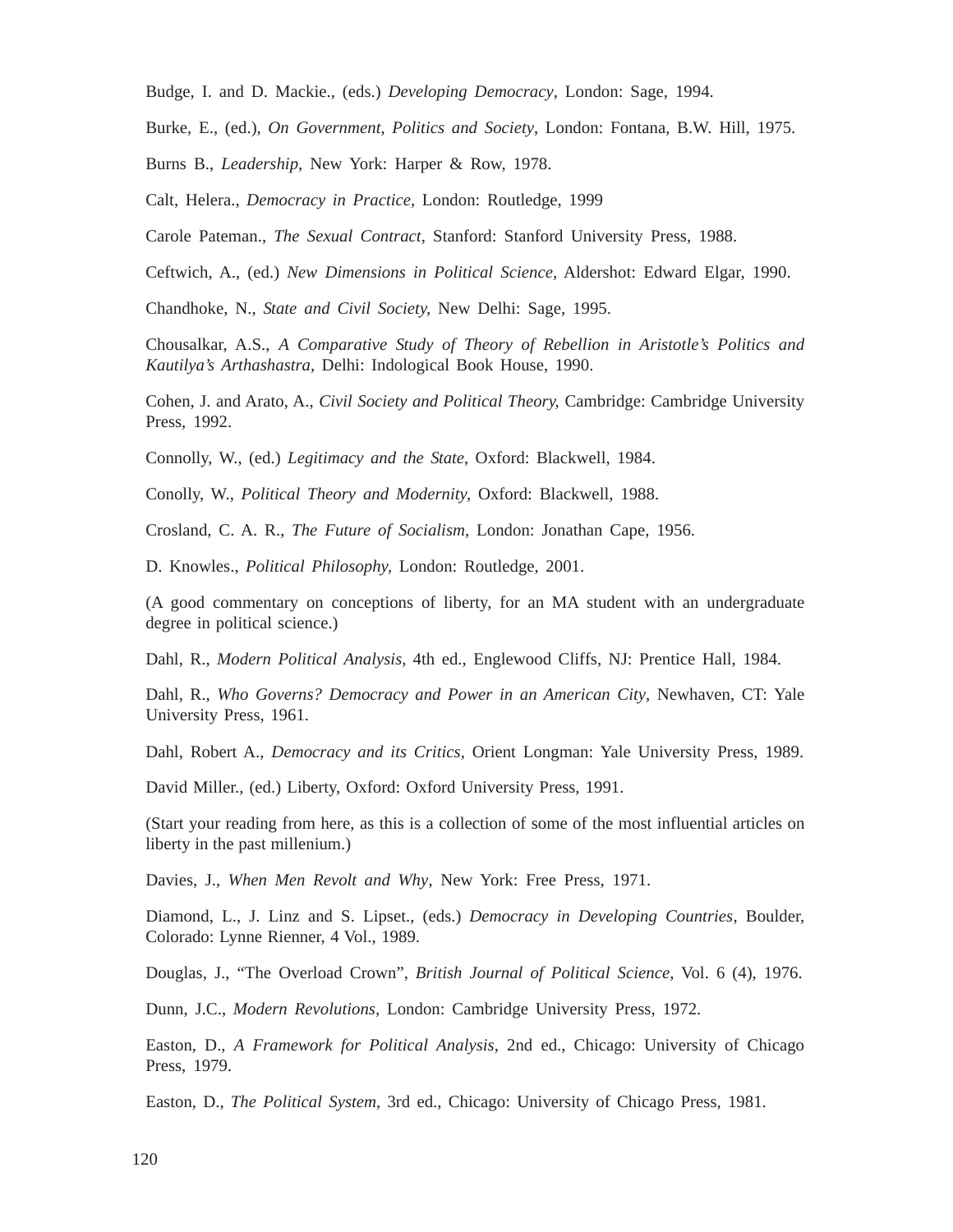Budge, I. and D. Mackie., (eds.) *Developing Democracy*, London: Sage, 1994.

Burke, E., (ed.), *On Government, Politics and Society*, London: Fontana, B.W. Hill, 1975.

Burns B., *Leadership*, New York: Harper & Row, 1978.

Calt, Helera., *Democracy in Practice,* London: Routledge, 1999

Carole Pateman., *The Sexual Contract*, Stanford: Stanford University Press, 1988.

Ceftwich, A., (ed.) *New Dimensions in Political Science,* Aldershot: Edward Elgar, 1990.

Chandhoke, N., *State and Civil Society,* New Delhi: Sage, 1995.

Chousalkar, A.S., *A Comparative Study of Theory of Rebellion in Aristotle's Politics and Kautilya's Arthashastra,* Delhi: Indological Book House, 1990.

Cohen, J. and Arato, A., *Civil Society and Political Theory,* Cambridge: Cambridge University Press, 1992.

Connolly, W., (ed.) *Legitimacy and the State*, Oxford: Blackwell, 1984.

Conolly, W., *Political Theory and Modernity,* Oxford: Blackwell, 1988.

Crosland, C. A. R., *The Future of Socialism*, London: Jonathan Cape, 1956.

D. Knowles., *Political Philosophy,* London: Routledge, 2001.

(A good commentary on conceptions of liberty, for an MA student with an undergraduate degree in political science.)

Dahl, R., *Modern Political Analysis*, 4th ed., Englewood Cliffs, NJ: Prentice Hall, 1984.

Dahl, R., *Who Governs? Democracy and Power in an American City*, Newhaven, CT: Yale University Press, 1961.

Dahl, Robert A., *Democracy and its Critics*, Orient Longman: Yale University Press, 1989.

David Miller., (ed.) Liberty, Oxford: Oxford University Press, 1991.

(Start your reading from here, as this is a collection of some of the most influential articles on liberty in the past millenium.)

Davies, J., *When Men Revolt and Why*, New York: Free Press, 1971.

Diamond, L., J. Linz and S. Lipset., (eds.) *Democracy in Developing Countries*, Boulder, Colorado: Lynne Rienner, 4 Vol., 1989.

Douglas, J., "The Overload Crown", *British Journal of Political Science*, Vol. 6 (4), 1976.

Dunn, J.C., *Modern Revolutions,* London: Cambridge University Press, 1972.

Easton, D., *A Framework for Political Analysis*, 2nd ed., Chicago: University of Chicago Press, 1979.

Easton, D., *The Political System*, 3rd ed., Chicago: University of Chicago Press, 1981.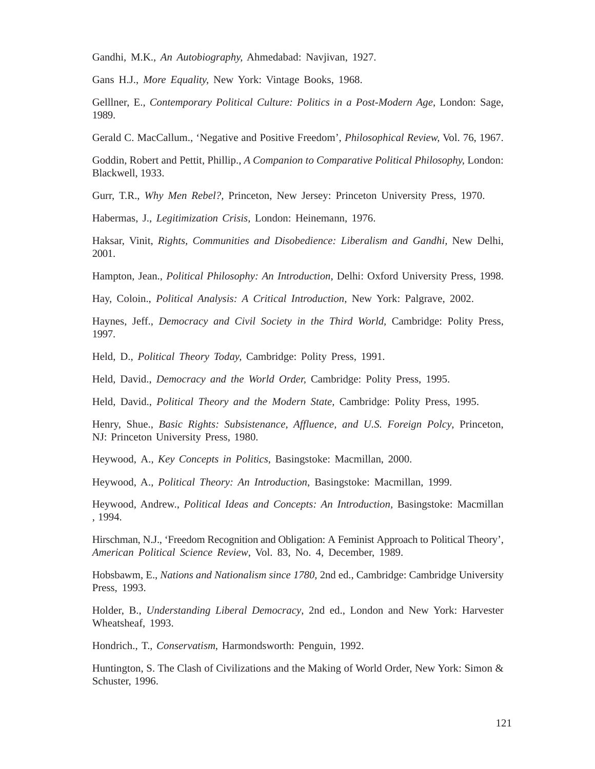Gandhi, M.K., *An Autobiography,* Ahmedabad: Navjivan, 1927.

Gans H.J., *More Equality,* New York: Vintage Books, 1968.

Gelllner, E., *Contemporary Political Culture: Politics in a Post-Modern Age*, London: Sage, 1989.

Gerald C. MacCallum., 'Negative and Positive Freedom', *Philosophical Review,* Vol. 76, 1967.

Goddin, Robert and Pettit, Phillip., *A Companion to Comparative Political Philosophy,* London: Blackwell, 1933.

Gurr, T.R., *Why Men Rebel?,* Princeton, New Jersey: Princeton University Press, 1970.

Habermas, J., *Legitimization Crisis*, London: Heinemann, 1976.

Haksar, Vinit, *Rights, Communities and Disobedience: Liberalism and Gandhi,* New Delhi, 2001.

Hampton, Jean., *Political Philosophy: An Introduction,* Delhi: Oxford University Press, 1998.

Hay, Coloin., *Political Analysis: A Critical Introduction,* New York: Palgrave, 2002.

Haynes, Jeff., *Democracy and Civil Society in the Third World,* Cambridge: Polity Press, 1997.

Held, D., *Political Theory Today,* Cambridge: Polity Press, 1991.

Held, David., *Democracy and the World Order,* Cambridge: Polity Press, 1995.

Held, David., *Political Theory and the Modern State,* Cambridge: Polity Press, 1995.

Henry, Shue., *Basic Rights: Subsistenance, Affluence, and U.S. Foreign Polcy*, Princeton, NJ: Princeton University Press, 1980.

Heywood, A., *Key Concepts in Politics*, Basingstoke: Macmillan, 2000.

Heywood, A., *Political Theory: An Introduction*, Basingstoke: Macmillan, 1999.

Heywood, Andrew., *Political Ideas and Concepts: An Introduction,* Basingstoke: Macmillan , 1994.

Hirschman, N.J., 'Freedom Recognition and Obligation: A Feminist Approach to Political Theory', *American Political Science Review*, Vol. 83, No. 4, December, 1989.

Hobsbawm, E., *Nations and Nationalism since 1780,* 2nd ed., Cambridge: Cambridge University Press, 1993.

Holder, B., *Understanding Liberal Democracy*, 2nd ed., London and New York: Harvester Wheatsheaf, 1993.

Hondrich., T., *Conservatism*, Harmondsworth: Penguin, 1992.

Huntington, S. The Clash of Civilizations and the Making of World Order, New York: Simon & Schuster, 1996.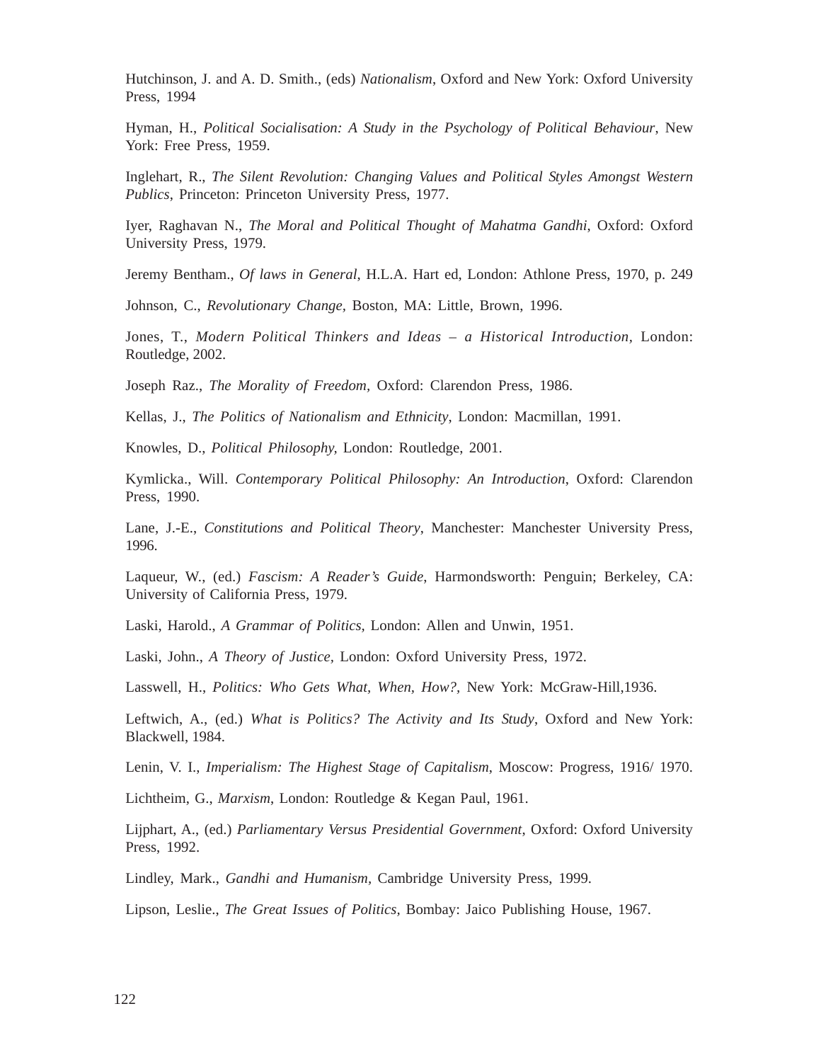Hutchinson, J. and A. D. Smith., (eds) *Nationalism*, Oxford and New York: Oxford University Press, 1994

Hyman, H., *Political Socialisation: A Study in the Psychology of Political Behaviour*, New York: Free Press, 1959.

Inglehart, R., *The Silent Revolution: Changing Values and Political Styles Amongst Western Publics*, Princeton: Princeton University Press, 1977.

Iyer, Raghavan N., *The Moral and Political Thought of Mahatma Gandhi*, Oxford: Oxford University Press, 1979.

Jeremy Bentham., *Of laws in General*, H.L.A. Hart ed, London: Athlone Press, 1970, p. 249

Johnson, C., *Revolutionary Change,* Boston, MA: Little, Brown, 1996.

Jones, T., *Modern Political Thinkers and Ideas – a Historical Introduction,* London: Routledge, 2002.

Joseph Raz., *The Morality of Freedom,* Oxford: Clarendon Press, 1986.

Kellas, J., *The Politics of Nationalism and Ethnicity*, London: Macmillan, 1991.

Knowles, D., *Political Philosophy,* London: Routledge, 2001.

Kymlicka., Will. *Contemporary Political Philosophy: An Introduction*, Oxford: Clarendon Press, 1990.

Lane, J.-E., *Constitutions and Political Theory*, Manchester: Manchester University Press, 1996.

Laqueur, W., (ed.) *Fascism: A Reader's Guide*, Harmondsworth: Penguin; Berkeley, CA: University of California Press, 1979.

Laski, Harold., *A Grammar of Politics,* London: Allen and Unwin, 1951.

Laski, John., *A Theory of Justice,* London: Oxford University Press, 1972.

Lasswell, H., *Politics: Who Gets What, When, How?,* New York: McGraw-Hill,1936.

Leftwich, A., (ed.) *What is Politics? The Activity and Its Study*, Oxford and New York: Blackwell, 1984.

Lenin, V. I., *Imperialism: The Highest Stage of Capitalism*, Moscow: Progress, 1916/ 1970.

Lichtheim, G., *Marxism*, London: Routledge & Kegan Paul, 1961.

Lijphart, A., (ed.) *Parliamentary Versus Presidential Government*, Oxford: Oxford University Press, 1992.

Lindley, Mark., *Gandhi and Humanism,* Cambridge University Press, 1999.

Lipson, Leslie., *The Great Issues of Politics,* Bombay: Jaico Publishing House, 1967.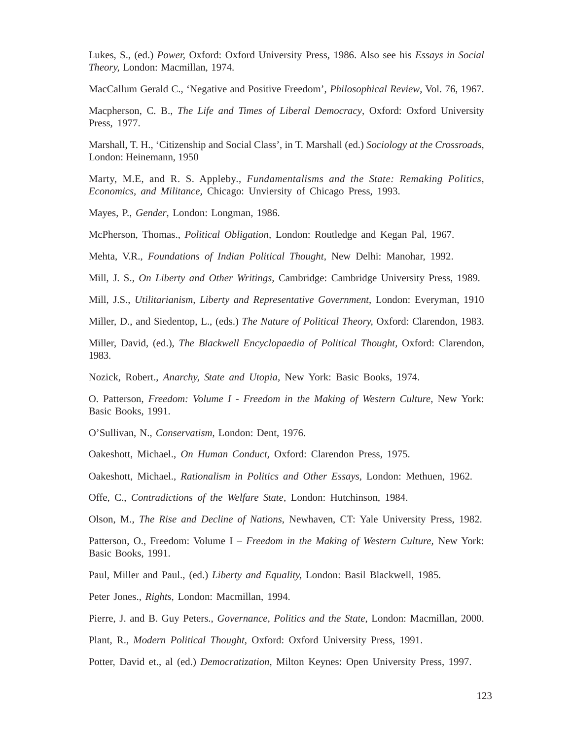Lukes, S., (ed.) *Power,* Oxford: Oxford University Press, 1986. Also see his *Essays in Social Theory,* London: Macmillan, 1974.

MacCallum Gerald C., 'Negative and Positive Freedom', *Philosophical Review*, Vol. 76, 1967.

Macpherson, C. B., *The Life and Times of Liberal Democracy*, Oxford: Oxford University Press, 1977.

Marshall, T. H., 'Citizenship and Social Class', in T. Marshall (ed.) *Sociology at the Crossroads,* London: Heinemann, 1950

Marty, M.E, and R. S. Appleby., *Fundamentalisms and the State: Remaking Politics, Economics, and Militance,* Chicago: Unviersity of Chicago Press, 1993.

Mayes, P., *Gender*, London: Longman, 1986.

McPherson, Thomas., *Political Obligation,* London: Routledge and Kegan Pal, 1967.

Mehta, V.R., *Foundations of Indian Political Thought*, New Delhi: Manohar, 1992.

Mill, J. S., *On Liberty and Other Writings,* Cambridge: Cambridge University Press, 1989.

Mill, J.S., *Utilitarianism, Liberty and Representative Government*, London: Everyman, 1910

Miller, D., and Siedentop, L., (eds.) *The Nature of Political Theory,* Oxford: Clarendon, 1983.

Miller, David, (ed.), *The Blackwell Encyclopaedia of Political Thought,* Oxford: Clarendon, 1983.

Nozick, Robert., *Anarchy, State and Utopia,* New York: Basic Books, 1974.

O. Patterson, *Freedom: Volume I - Freedom in the Making of Western Culture,* New York: Basic Books, 1991.

O'Sullivan, N., *Conservatism*, London: Dent, 1976.

Oakeshott, Michael., *On Human Conduct,* Oxford: Clarendon Press, 1975.

Oakeshott, Michael., *Rationalism in Politics and Other Essays,* London: Methuen, 1962.

Offe, C., *Contradictions of the Welfare State*, London: Hutchinson, 1984.

Olson, M., *The Rise and Decline of Nations*, Newhaven, CT: Yale University Press, 1982.

Patterson, O., Freedom: Volume I – *Freedom in the Making of Western Culture,* New York: Basic Books, 1991.

Paul, Miller and Paul., (ed.) *Liberty and Equality,* London: Basil Blackwell, 1985.

Peter Jones., *Rights*, London: Macmillan, 1994.

Pierre, J. and B. Guy Peters., *Governance, Politics and the State*, London: Macmillan, 2000.

Plant, R., *Modern Political Thought,* Oxford: Oxford University Press, 1991.

Potter, David et., al (ed.) *Democratization,* Milton Keynes: Open University Press, 1997.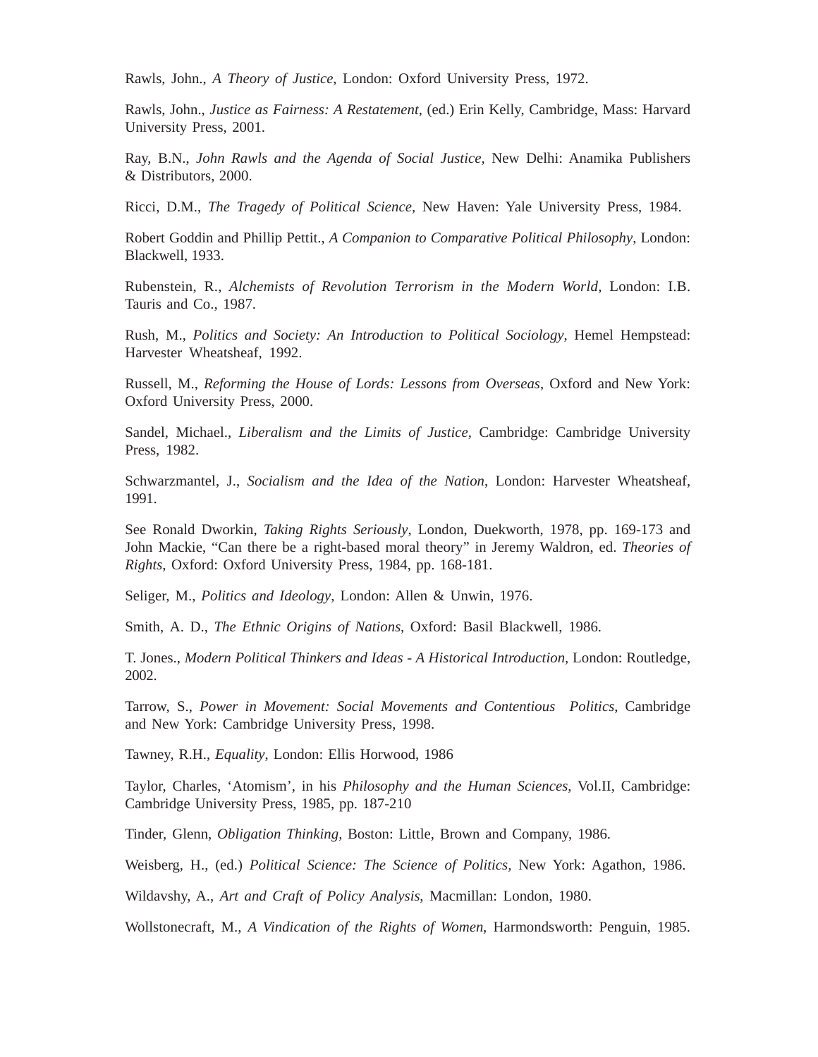Rawls, John., *A Theory of Justice*, London: Oxford University Press, 1972.

Rawls, John., *Justice as Fairness: A Restatement,* (ed.) Erin Kelly, Cambridge, Mass: Harvard University Press, 2001.

Ray, B.N., *John Rawls and the Agenda of Social Justice,* New Delhi: Anamika Publishers & Distributors, 2000.

Ricci, D.M., *The Tragedy of Political Science*, New Haven: Yale University Press, 1984.

Robert Goddin and Phillip Pettit., *A Companion to Comparative Political Philosophy*, London: Blackwell, 1933.

Rubenstein, R., *Alchemists of Revolution Terrorism in the Modern World,* London: I.B. Tauris and Co., 1987.

Rush, M., *Politics and Society: An Introduction to Political Sociology*, Hemel Hempstead: Harvester Wheatsheaf, 1992.

Russell, M., *Reforming the House of Lords: Lessons from Overseas*, Oxford and New York: Oxford University Press, 2000.

Sandel, Michael., *Liberalism and the Limits of Justice*, Cambridge: Cambridge University Press, 1982.

Schwarzmantel, J., *Socialism and the Idea of the Nation*, London: Harvester Wheatsheaf, 1991.

See Ronald Dworkin, *Taking Rights Seriously*, London, Duekworth, 1978, pp. 169-173 and John Mackie, "Can there be a right-based moral theory" in Jeremy Waldron, ed. *Theories of Rights,* Oxford: Oxford University Press, 1984, pp. 168-181.

Seliger, M., *Politics and Ideology,* London: Allen & Unwin, 1976.

Smith, A. D., *The Ethnic Origins of Nations*, Oxford: Basil Blackwell, 1986.

T. Jones., *Modern Political Thinkers and Ideas - A Historical Introduction*, London: Routledge, 2002.

Tarrow, S., *Power in Movement: Social Movements and Contentious Politics*, Cambridge and New York: Cambridge University Press, 1998.

Tawney, R.H., *Equality*, London: Ellis Horwood, 1986

Taylor, Charles, 'Atomism', in his *Philosophy and the Human Sciences*, Vol.II, Cambridge: Cambridge University Press, 1985, pp. 187-210

Tinder, Glenn, *Obligation Thinking,* Boston: Little, Brown and Company, 1986.

Weisberg, H., (ed.) *Political Science: The Science of Politics,* New York: Agathon, 1986.

Wildavshy, A., *Art and Craft of Policy Analysis*, Macmillan: London, 1980.

Wollstonecraft, M., *A Vindication of the Rights of Women*, Harmondsworth: Penguin, 1985.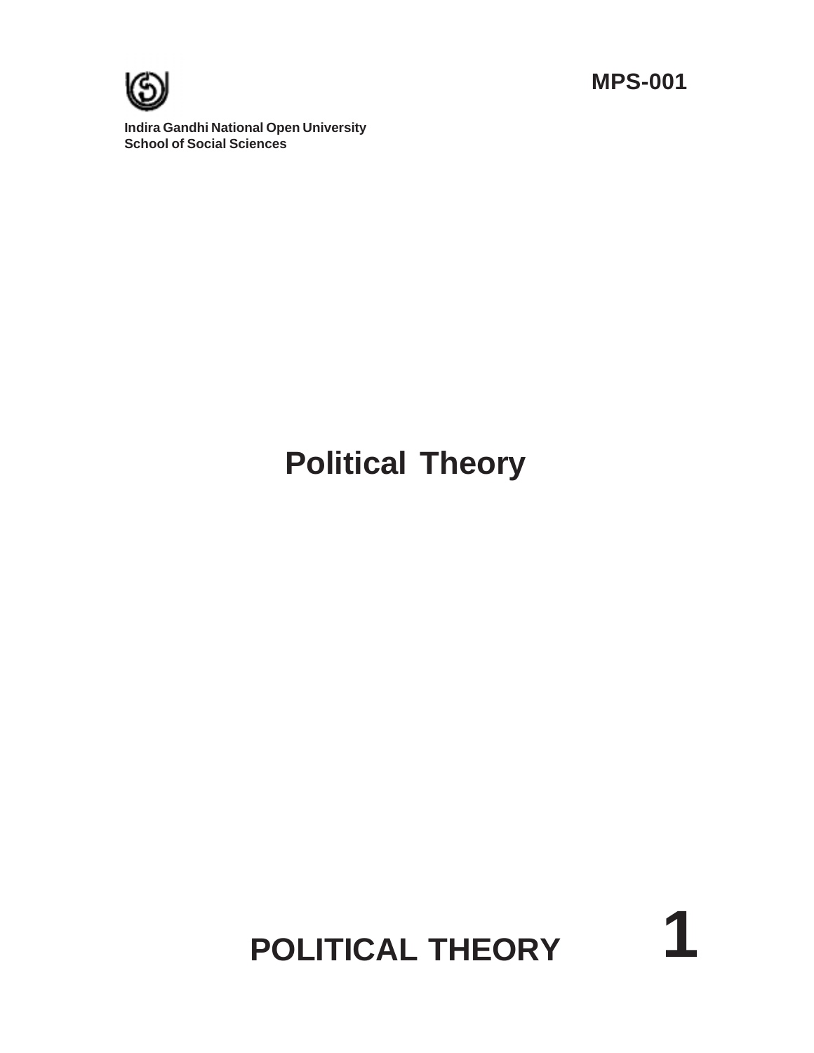MPS-001

Indira Gandhi National Open University
School of Social Sciences

# Political Theory

# POLITICAL THEORY 1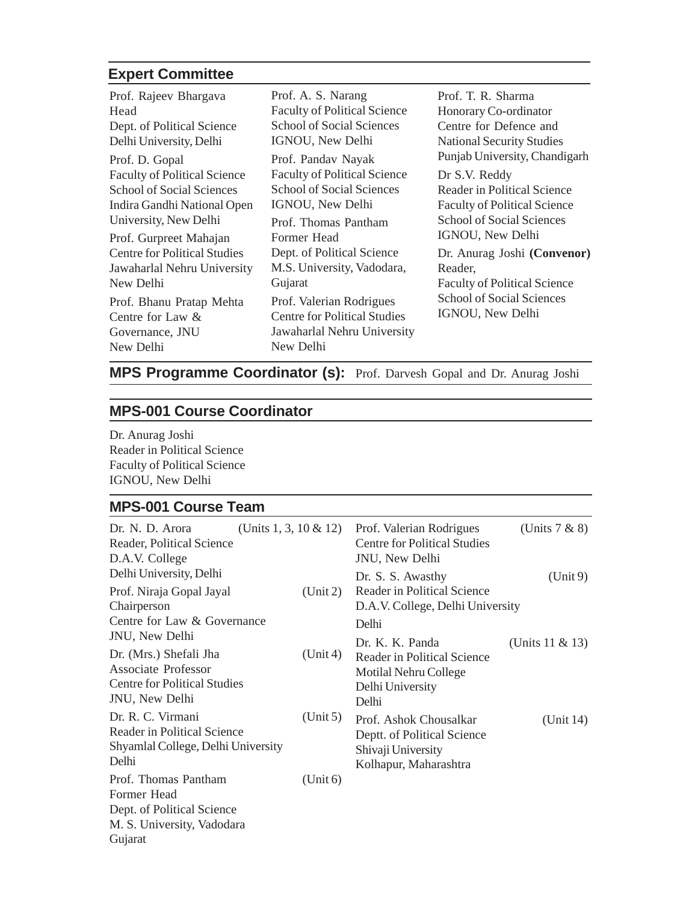## Expert Committee

Prof. Rajeev Bhargava
Head
Dept. of Political Science
Delhi University, Delhi

Prof. D. Gopal
Faculty of Political Science
School of Social Sciences
Indira Gandhi National Open University, New Delhi

Prof. Gurpreet Mahajan
Centre for Political Studies
Jawaharlal Nehru University
New Delhi

Prof. Bhanu Pratap Mehta
Centre for Law &
Governance, JNU
New Delhi

Prof. A. S. Narang
Faculty of Political Science
School of Social Sciences
IGNOU, New Delhi

Prof. Pandav Nayak
Faculty of Political Science
School of Social Sciences
IGNOU, New Delhi

Prof. Thomas Pantham
Former Head
Dept. of Political Science
M.S. University, Vadodara,
Gujarat

Prof. Valerian Rodrigues
Centre for Political Studies
Jawaharlal Nehru University
New Delhi

Prof. T. R. Sharma
Honorary Co-ordinator
Centre for Defence and
National Security Studies
Punjab University, Chandigarh

Dr S.V. Reddy
Reader in Political Science
Faculty of Political Science
School of Social Sciences
IGNOU, New Delhi

Dr. Anurag Joshi **(Convenor)**
Reader,
Faculty of Political Science
School of Social Sciences
IGNOU, New Delhi

**MPS Programme Coordinator (s):** Prof. Darvesh Gopal and Dr. Anurag Joshi

## MPS-001 Course Coordinator

Dr. Anurag Joshi
Reader in Political Science
Faculty of Political Science
IGNOU, New Delhi

## MPS-001 Course Team

Dr. N. D. Arora (Units 1, 3, 10 & 12)
Reader, Political Science
D.A.V. College
Delhi University, Delhi

Prof. Niraja Gopal Jayal (Unit 2)
Chairperson
Centre for Law & Governance
JNU, New Delhi

Dr. (Mrs.) Shefali Jha (Unit 4)
Associate Professor
Centre for Political Studies
JNU, New Delhi

Dr. R. C. Virmani (Unit 5)
Reader in Political Science
Shyamlal College, Delhi University
Delhi

Prof. Thomas Pantham (Unit 6)
Former Head
Dept. of Political Science
M. S. University, Vadodara
Gujarat

Prof. Valerian Rodrigues (Units 7 & 8)
Centre for Political Studies
JNU, New Delhi

Dr. S. S. Awasthy (Unit 9)
Reader in Political Science
D.A.V. College, Delhi University
Delhi

Dr. K. K. Panda (Units 11 & 13)
Reader in Political Science
Motilal Nehru College
Delhi University
Delhi

Prof. Ashok Chousalkar (Unit 14)
Deptt. of Political Science
Shivaji University
Kolhapur, Maharashtra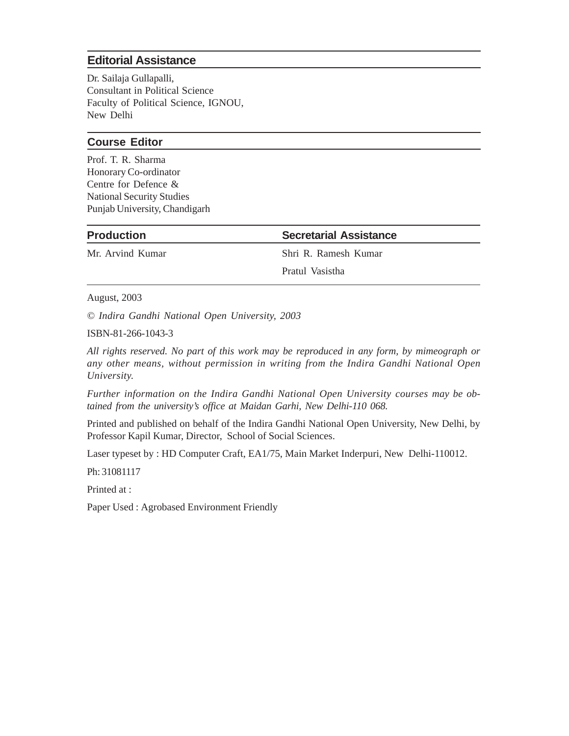## Editorial Assistance

Dr. Sailaja Gullapalli,
Consultant in Political Science
Faculty of Political Science, IGNOU,
New Delhi

## Course Editor

Prof. T. R. Sharma
Honorary Co-ordinator
Centre for Defence &
National Security Studies
Punjab University, Chandigarh

## Production

Mr. Arvind Kumar

## Secretarial Assistance

Shri R. Ramesh Kumar

Pratul Vasistha

---

August, 2003

*© Indira Gandhi National Open University, 2003*

ISBN-81-266-1043-3

*All rights reserved. No part of this work may be reproduced in any form, by mimeograph or any other means, without permission in writing from the Indira Gandhi National Open University.*

*Further information on the Indira Gandhi National Open University courses may be obtained from the university's office at Maidan Garhi, New Delhi-110 068.*

Printed and published on behalf of the Indira Gandhi National Open University, New Delhi, by Professor Kapil Kumar, Director, School of Social Sciences.

Laser typeset by : HD Computer Craft, EA1/75, Main Market Inderpuri, New Delhi-110012.

Ph: 31081117

Printed at :

Paper Used : Agrobased Environment Friendly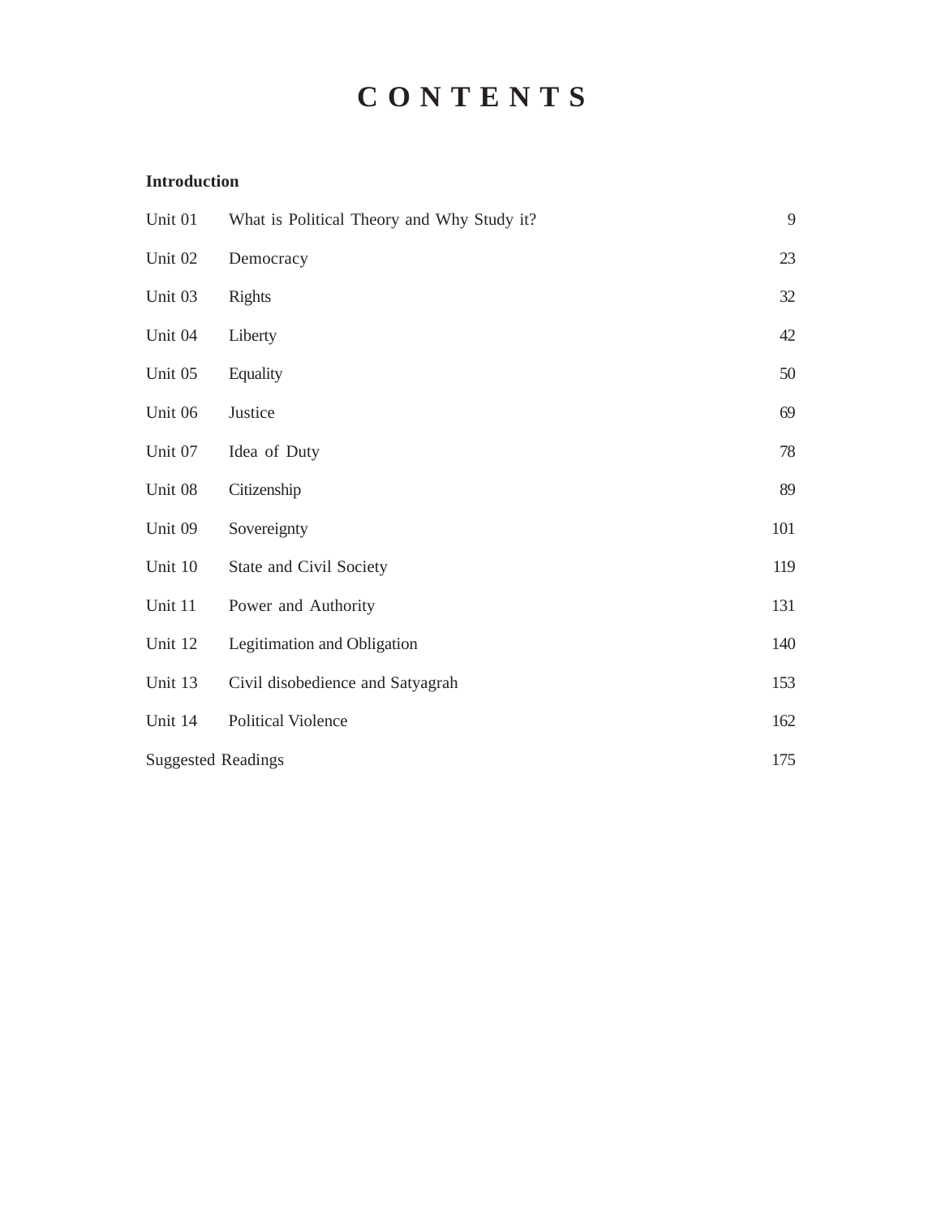# CONTENTS

**Introduction**

| | | |
|---|---|---|
| Unit 01 | What is Political Theory and Why Study it? | 9 |
| Unit 02 | Democracy | 23 |
| Unit 03 | Rights | 32 |
| Unit 04 | Liberty | 42 |
| Unit 05 | Equality | 50 |
| Unit 06 | Justice | 69 |
| Unit 07 | Idea of Duty | 78 |
| Unit 08 | Citizenship | 89 |
| Unit 09 | Sovereignty | 101 |
| Unit 10 | State and Civil Society | 119 |
| Unit 11 | Power and Authority | 131 |
| Unit 12 | Legitimation and Obligation | 140 |
| Unit 13 | Civil disobedience and Satyagrah | 153 |
| Unit 14 | Political Violence | 162 |
| Suggested Readings | | 175 |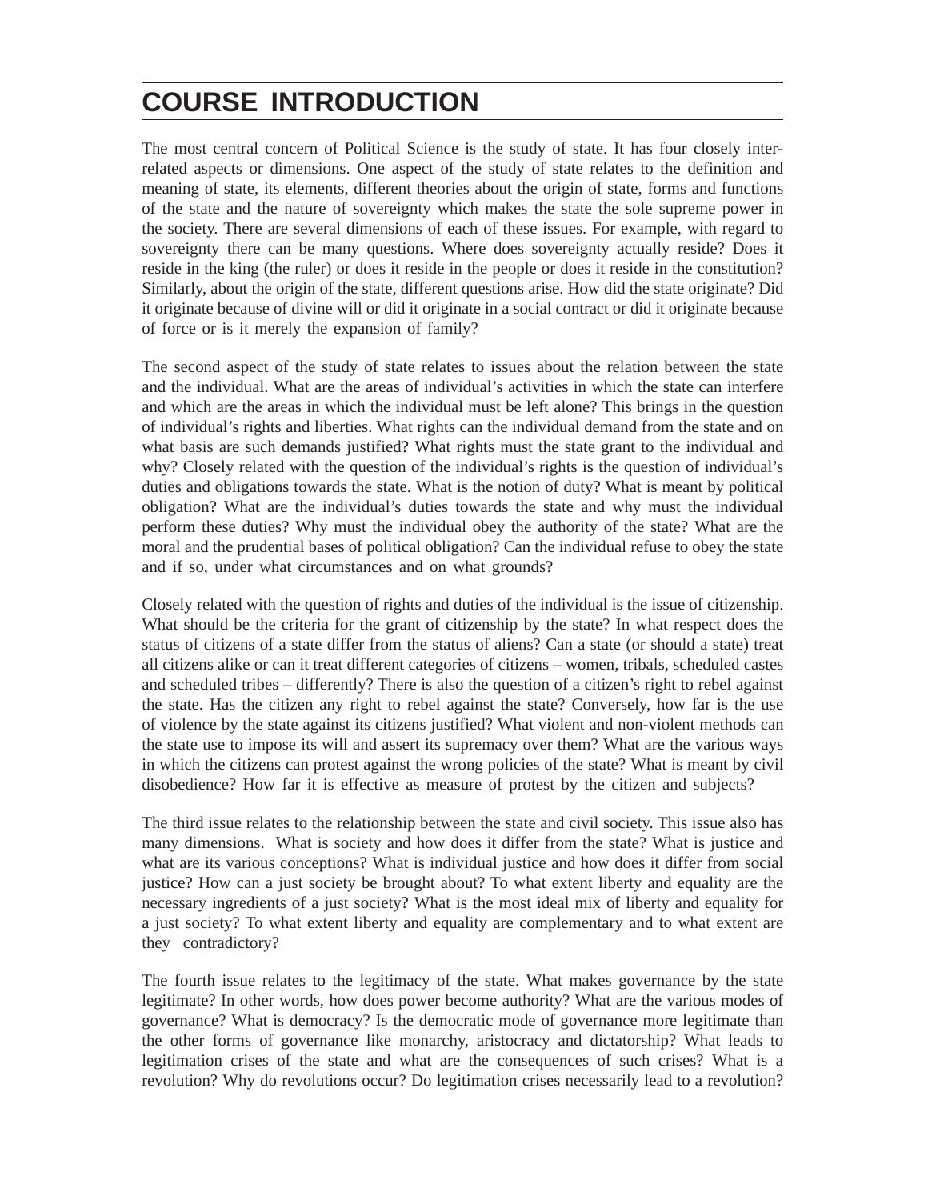# COURSE INTRODUCTION

The most central concern of Political Science is the study of state. It has four closely inter-related aspects or dimensions. One aspect of the study of state relates to the definition and meaning of state, its elements, different theories about the origin of state, forms and functions of the state and the nature of sovereignty which makes the state the sole supreme power in the society. There are several dimensions of each of these issues. For example, with regard to sovereignty there can be many questions. Where does sovereignty actually reside? Does it reside in the king (the ruler) or does it reside in the people or does it reside in the constitution? Similarly, about the origin of the state, different questions arise. How did the state originate? Did it originate because of divine will or did it originate in a social contract or did it originate because of force or is it merely the expansion of family?

The second aspect of the study of state relates to issues about the relation between the state and the individual. What are the areas of individual's activities in which the state can interfere and which are the areas in which the individual must be left alone? This brings in the question of individual's rights and liberties. What rights can the individual demand from the state and on what basis are such demands justified? What rights must the state grant to the individual and why? Closely related with the question of the individual's rights is the question of individual's duties and obligations towards the state. What is the notion of duty? What is meant by political obligation? What are the individual's duties towards the state and why must the individual perform these duties? Why must the individual obey the authority of the state? What are the moral and the prudential bases of political obligation? Can the individual refuse to obey the state and if so, under what circumstances and on what grounds?

Closely related with the question of rights and duties of the individual is the issue of citizenship. What should be the criteria for the grant of citizenship by the state? In what respect does the status of citizens of a state differ from the status of aliens? Can a state (or should a state) treat all citizens alike or can it treat different categories of citizens – women, tribals, scheduled castes and scheduled tribes – differently? There is also the question of a citizen's right to rebel against the state. Has the citizen any right to rebel against the state? Conversely, how far is the use of violence by the state against its citizens justified? What violent and non-violent methods can the state use to impose its will and assert its supremacy over them? What are the various ways in which the citizens can protest against the wrong policies of the state? What is meant by civil disobedience? How far it is effective as measure of protest by the citizen and subjects?

The third issue relates to the relationship between the state and civil society. This issue also has many dimensions. What is society and how does it differ from the state? What is justice and what are its various conceptions? What is individual justice and how does it differ from social justice? How can a just society be brought about? To what extent liberty and equality are the necessary ingredients of a just society? What is the most ideal mix of liberty and equality for a just society? To what extent liberty and equality are complementary and to what extent are they contradictory?

The fourth issue relates to the legitimacy of the state. What makes governance by the state legitimate? In other words, how does power become authority? What are the various modes of governance? What is democracy? Is the democratic mode of governance more legitimate than the other forms of governance like monarchy, aristocracy and dictatorship? What leads to legitimation crises of the state and what are the consequences of such crises? What is a revolution? Why do revolutions occur? Do legitimation crises necessarily lead to a revolution?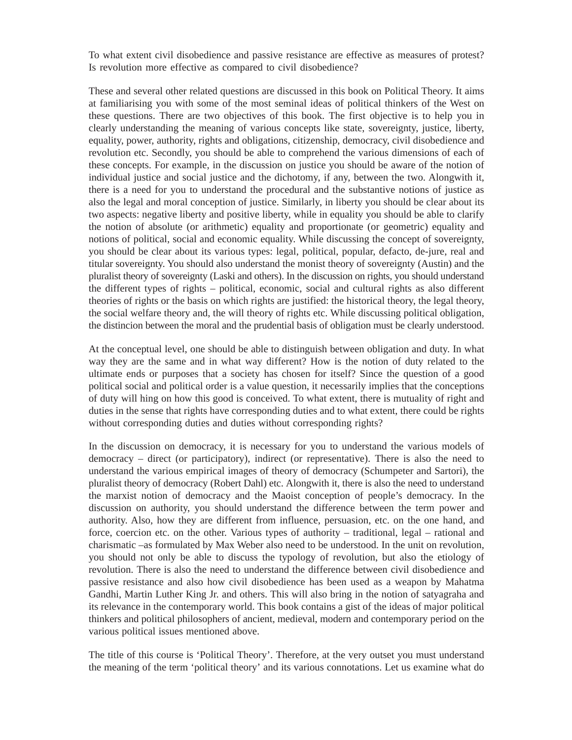To what extent civil disobedience and passive resistance are effective as measures of protest? Is revolution more effective as compared to civil disobedience?

These and several other related questions are discussed in this book on Political Theory. It aims at familiarising you with some of the most seminal ideas of political thinkers of the West on these questions. There are two objectives of this book. The first objective is to help you in clearly understanding the meaning of various concepts like state, sovereignty, justice, liberty, equality, power, authority, rights and obligations, citizenship, democracy, civil disobedience and revolution etc. Secondly, you should be able to comprehend the various dimensions of each of these concepts. For example, in the discussion on justice you should be aware of the notion of individual justice and social justice and the dichotomy, if any, between the two. Alongwith it, there is a need for you to understand the procedural and the substantive notions of justice as also the legal and moral conception of justice. Similarly, in liberty you should be clear about its two aspects: negative liberty and positive liberty, while in equality you should be able to clarify the notion of absolute (or arithmetic) equality and proportionate (or geometric) equality and notions of political, social and economic equality. While discussing the concept of sovereignty, you should be clear about its various types: legal, political, popular, defacto, de-jure, real and titular sovereignty. You should also understand the monist theory of sovereignty (Austin) and the pluralist theory of sovereignty (Laski and others). In the discussion on rights, you should understand the different types of rights – political, economic, social and cultural rights as also different theories of rights or the basis on which rights are justified: the historical theory, the legal theory, the social welfare theory and, the will theory of rights etc. While discussing political obligation, the distincion between the moral and the prudential basis of obligation must be clearly understood.

At the conceptual level, one should be able to distinguish between obligation and duty. In what way they are the same and in what way different? How is the notion of duty related to the ultimate ends or purposes that a society has chosen for itself? Since the question of a good political social and political order is a value question, it necessarily implies that the conceptions of duty will hing on how this good is conceived. To what extent, there is mutuality of right and duties in the sense that rights have corresponding duties and to what extent, there could be rights without corresponding duties and duties without corresponding rights?

In the discussion on democracy, it is necessary for you to understand the various models of democracy – direct (or participatory), indirect (or representative). There is also the need to understand the various empirical images of theory of democracy (Schumpeter and Sartori), the pluralist theory of democracy (Robert Dahl) etc. Alongwith it, there is also the need to understand the marxist notion of democracy and the Maoist conception of people's democracy. In the discussion on authority, you should understand the difference between the term power and authority. Also, how they are different from influence, persuasion, etc. on the one hand, and force, coercion etc. on the other. Various types of authority – traditional, legal – rational and charismatic –as formulated by Max Weber also need to be understood. In the unit on revolution, you should not only be able to discuss the typology of revolution, but also the etiology of revolution. There is also the need to understand the difference between civil disobedience and passive resistance and also how civil disobedience has been used as a weapon by Mahatma Gandhi, Martin Luther King Jr. and others. This will also bring in the notion of satyagraha and its relevance in the contemporary world. This book contains a gist of the ideas of major political thinkers and political philosophers of ancient, medieval, modern and contemporary period on the various political issues mentioned above.

The title of this course is 'Political Theory'. Therefore, at the very outset you must understand the meaning of the term 'political theory' and its various connotations. Let us examine what do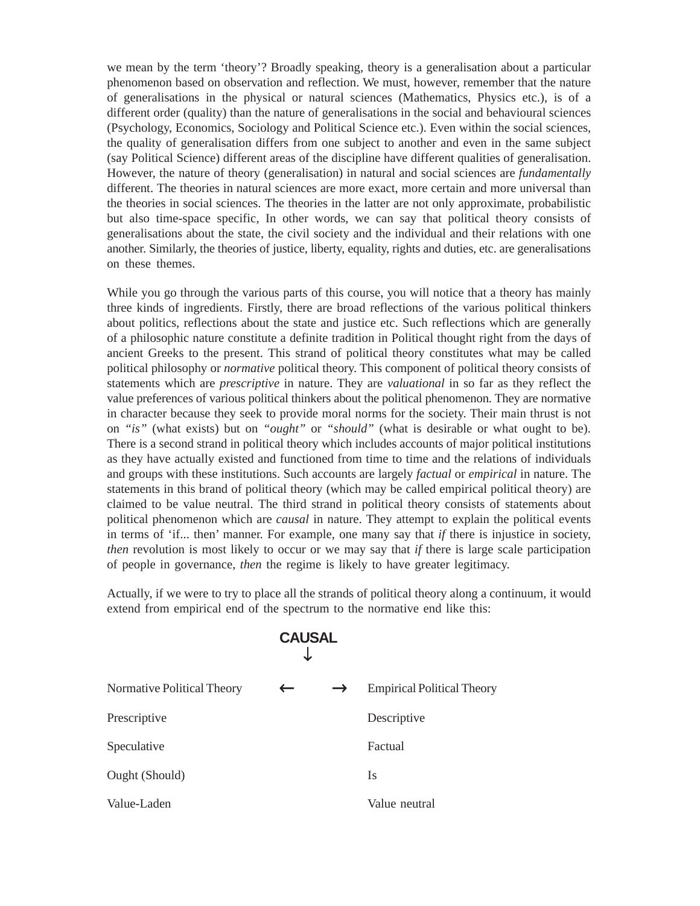we mean by the term 'theory'? Broadly speaking, theory is a generalisation about a particular phenomenon based on observation and reflection. We must, however, remember that the nature of generalisations in the physical or natural sciences (Mathematics, Physics etc.), is of a different order (quality) than the nature of generalisations in the social and behavioural sciences (Psychology, Economics, Sociology and Political Science etc.). Even within the social sciences, the quality of generalisation differs from one subject to another and even in the same subject (say Political Science) different areas of the discipline have different qualities of generalisation. However, the nature of theory (generalisation) in natural and social sciences are *fundamentally* different. The theories in natural sciences are more exact, more certain and more universal than the theories in social sciences. The theories in the latter are not only approximate, probabilistic but also time-space specific, In other words, we can say that political theory consists of generalisations about the state, the civil society and the individual and their relations with one another. Similarly, the theories of justice, liberty, equality, rights and duties, etc. are generalisations on these themes.

While you go through the various parts of this course, you will notice that a theory has mainly three kinds of ingredients. Firstly, there are broad reflections of the various political thinkers about politics, reflections about the state and justice etc. Such reflections which are generally of a philosophic nature constitute a definite tradition in Political thought right from the days of ancient Greeks to the present. This strand of political theory constitutes what may be called political philosophy or *normative* political theory. This component of political theory consists of statements which are *prescriptive* in nature. They are *valuational* in so far as they reflect the value preferences of various political thinkers about the political phenomenon. They are normative in character because they seek to provide moral norms for the society. Their main thrust is not on *"is"* (what exists) but on *"ought"* or *"should"* (what is desirable or what ought to be). There is a second strand in political theory which includes accounts of major political institutions as they have actually existed and functioned from time to time and the relations of individuals and groups with these institutions. Such accounts are largely *factual* or *empirical* in nature. The statements in this brand of political theory (which may be called empirical political theory) are claimed to be value neutral. The third strand in political theory consists of statements about political phenomenon which are *causal* in nature. They attempt to explain the political events in terms of 'if... then' manner. For example, one many say that *if* there is injustice in society, *then* revolution is most likely to occur or we may say that *if* there is large scale participation of people in governance, *then* the regime is likely to have greater legitimacy.

Actually, if we were to try to place all the strands of political theory along a continuum, it would extend from empirical end of the spectrum to the normative end like this:

| | CAUSAL ↓ | |
|---|---|---|
| Normative Political Theory | ← → | Empirical Political Theory |
| Prescriptive | | Descriptive |
| Speculative | | Factual |
| Ought (Should) | | Is |
| Value-Laden | | Value neutral |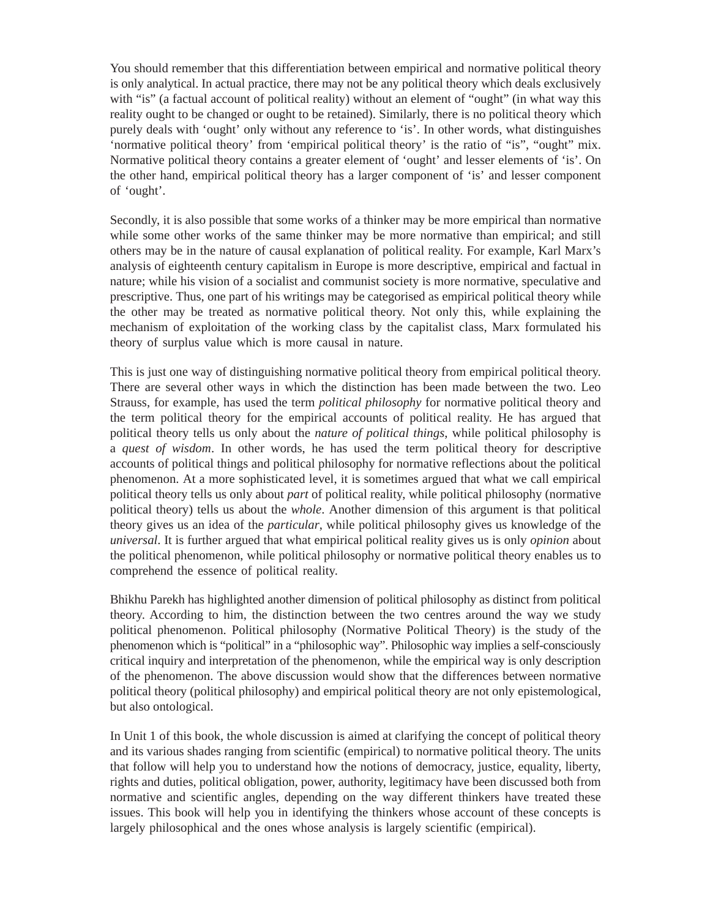You should remember that this differentiation between empirical and normative political theory is only analytical. In actual practice, there may not be any political theory which deals exclusively with "is" (a factual account of political reality) without an element of "ought" (in what way this reality ought to be changed or ought to be retained). Similarly, there is no political theory which purely deals with 'ought' only without any reference to 'is'. In other words, what distinguishes 'normative political theory' from 'empirical political theory' is the ratio of "is", "ought" mix. Normative political theory contains a greater element of 'ought' and lesser elements of 'is'. On the other hand, empirical political theory has a larger component of 'is' and lesser component of 'ought'.

Secondly, it is also possible that some works of a thinker may be more empirical than normative while some other works of the same thinker may be more normative than empirical; and still others may be in the nature of causal explanation of political reality. For example, Karl Marx's analysis of eighteenth century capitalism in Europe is more descriptive, empirical and factual in nature; while his vision of a socialist and communist society is more normative, speculative and prescriptive. Thus, one part of his writings may be categorised as empirical political theory while the other may be treated as normative political theory. Not only this, while explaining the mechanism of exploitation of the working class by the capitalist class, Marx formulated his theory of surplus value which is more causal in nature.

This is just one way of distinguishing normative political theory from empirical political theory. There are several other ways in which the distinction has been made between the two. Leo Strauss, for example, has used the term *political philosophy* for normative political theory and the term political theory for the empirical accounts of political reality. He has argued that political theory tells us only about the *nature of political things*, while political philosophy is a *quest of wisdom*. In other words, he has used the term political theory for descriptive accounts of political things and political philosophy for normative reflections about the political phenomenon. At a more sophisticated level, it is sometimes argued that what we call empirical political theory tells us only about *part* of political reality, while political philosophy (normative political theory) tells us about the *whole*. Another dimension of this argument is that political theory gives us an idea of the *particular*, while political philosophy gives us knowledge of the *universal*. It is further argued that what empirical political reality gives us is only *opinion* about the political phenomenon, while political philosophy or normative political theory enables us to comprehend the essence of political reality.

Bhikhu Parekh has highlighted another dimension of political philosophy as distinct from political theory. According to him, the distinction between the two centres around the way we study political phenomenon. Political philosophy (Normative Political Theory) is the study of the phenomenon which is "political" in a "philosophic way". Philosophic way implies a self-consciously critical inquiry and interpretation of the phenomenon, while the empirical way is only description of the phenomenon. The above discussion would show that the differences between normative political theory (political philosophy) and empirical political theory are not only epistemological, but also ontological.

In Unit 1 of this book, the whole discussion is aimed at clarifying the concept of political theory and its various shades ranging from scientific (empirical) to normative political theory. The units that follow will help you to understand how the notions of democracy, justice, equality, liberty, rights and duties, political obligation, power, authority, legitimacy have been discussed both from normative and scientific angles, depending on the way different thinkers have treated these issues. This book will help you in identifying the thinkers whose account of these concepts is largely philosophical and the ones whose analysis is largely scientific (empirical).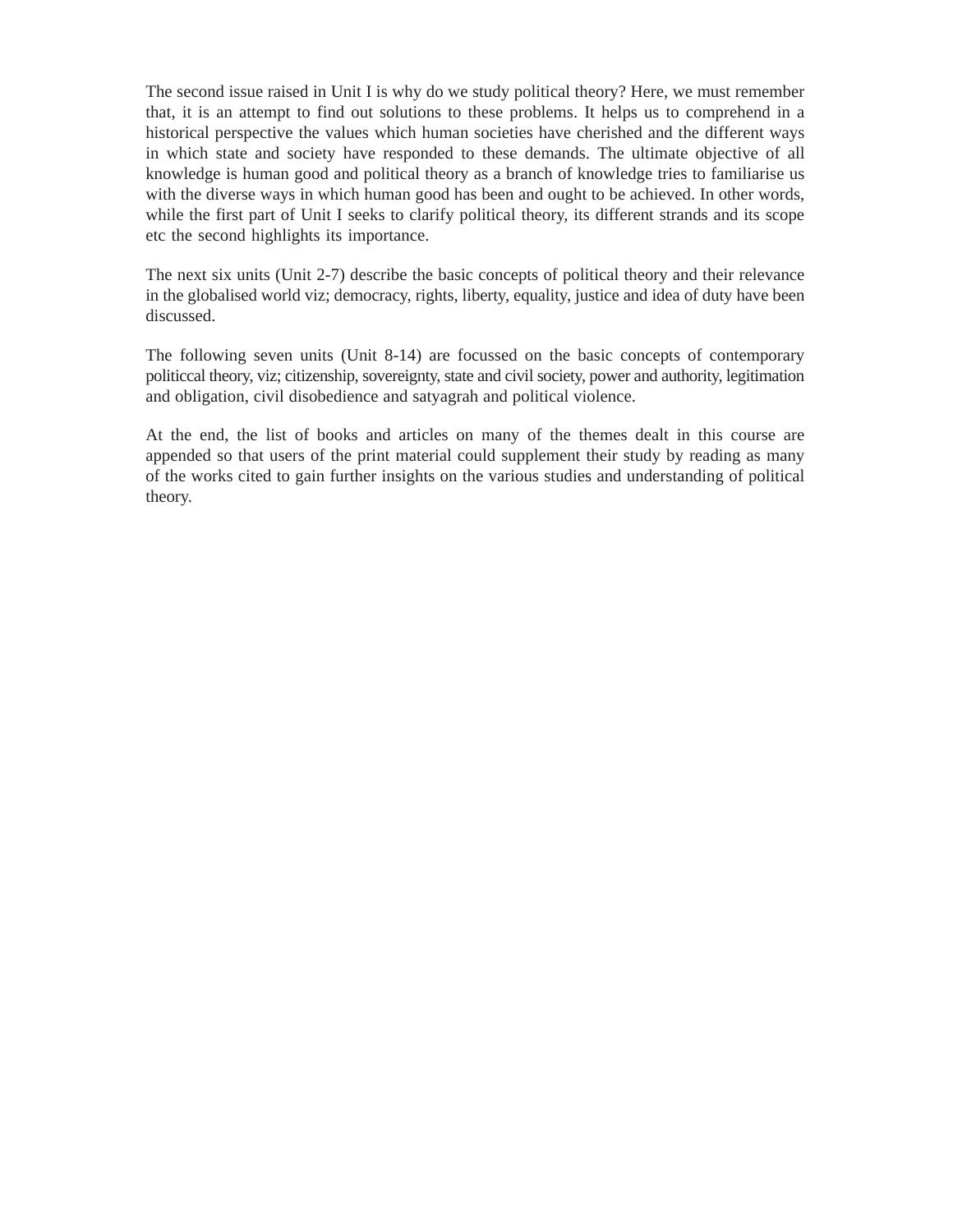The second issue raised in Unit I is why do we study political theory? Here, we must remember that, it is an attempt to find out solutions to these problems. It helps us to comprehend in a historical perspective the values which human societies have cherished and the different ways in which state and society have responded to these demands. The ultimate objective of all knowledge is human good and political theory as a branch of knowledge tries to familiarise us with the diverse ways in which human good has been and ought to be achieved. In other words, while the first part of Unit I seeks to clarify political theory, its different strands and its scope etc the second highlights its importance.

The next six units (Unit 2-7) describe the basic concepts of political theory and their relevance in the globalised world viz; democracy, rights, liberty, equality, justice and idea of duty have been discussed.

The following seven units (Unit 8-14) are focussed on the basic concepts of contemporary politiccal theory, viz; citizenship, sovereignty, state and civil society, power and authority, legitimation and obligation, civil disobedience and satyagrah and political violence.

At the end, the list of books and articles on many of the themes dealt in this course are appended so that users of the print material could supplement their study by reading as many of the works cited to gain further insights on the various studies and understanding of political theory.